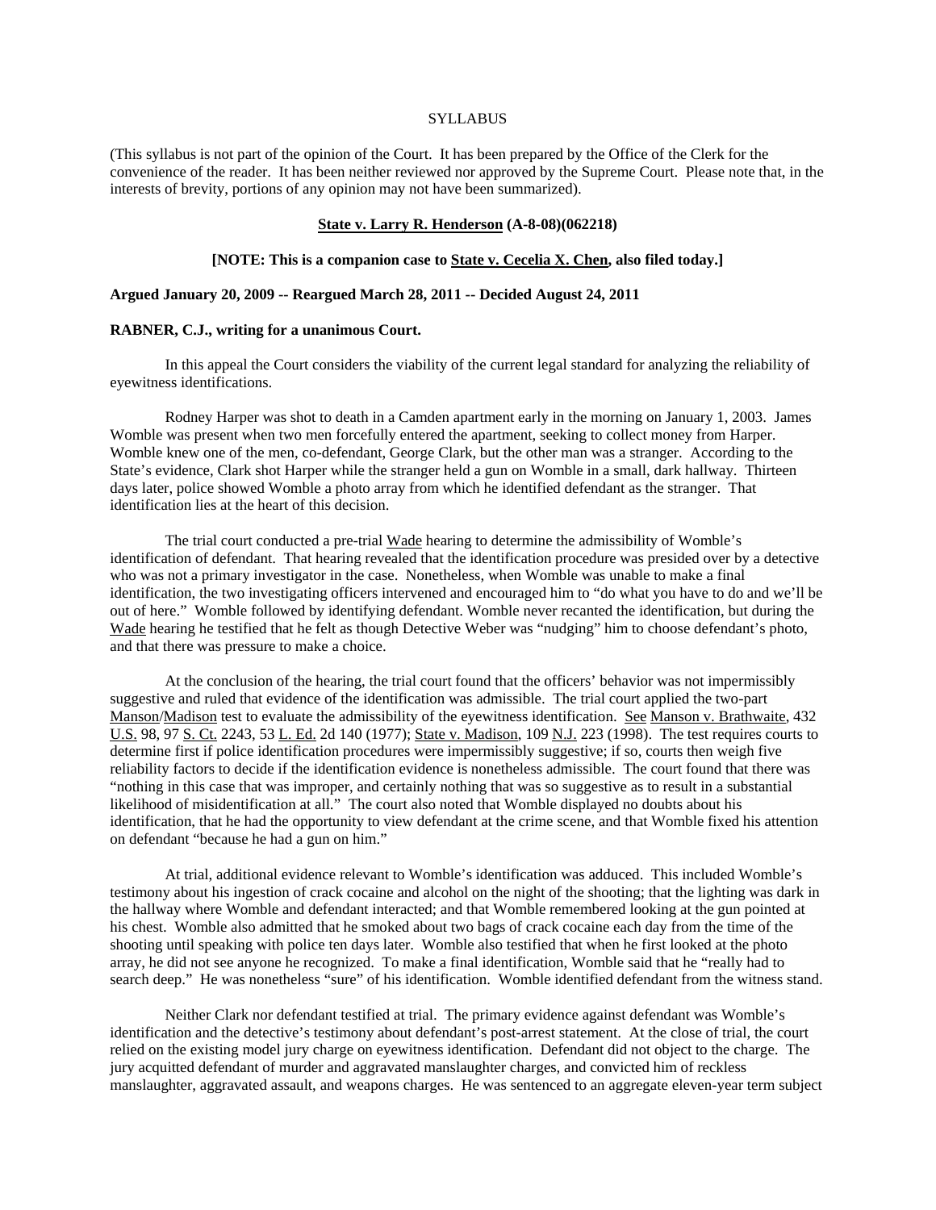SYLLABUS

(This syllabus is not part of the opinion of the Court. It has been prepared by the Office of the Clerk for the convenience of the reader. It has been neither reviewed nor approved by the Supreme Court. Please note that, in the interests of brevity, portions of any opinion may not have been summarized).

**State v. Larry R. Henderson (A-8-08)(062218)**

**[NOTE: This is a companion case to State v. Cecelia X. Chen, also filed today.]**

**Argued January 20, 2009 -- Reargued March 28, 2011 -- Decided August 24, 2011**

**RABNER, C.J., writing for a unanimous Court.**

In this appeal the Court considers the viability of the current legal standard for analyzing the reliability of eyewitness identifications.

Rodney Harper was shot to death in a Camden apartment early in the morning on January 1, 2003. James Womble was present when two men forcefully entered the apartment, seeking to collect money from Harper. Womble knew one of the men, co-defendant, George Clark, but the other man was a stranger. According to the State's evidence, Clark shot Harper while the stranger held a gun on Womble in a small, dark hallway. Thirteen days later, police showed Womble a photo array from which he identified defendant as the stranger. That identification lies at the heart of this decision.

The trial court conducted a pre-trial Wade hearing to determine the admissibility of Womble's identification of defendant. That hearing revealed that the identification procedure was presided over by a detective who was not a primary investigator in the case. Nonetheless, when Womble was unable to make a final identification, the two investigating officers intervened and encouraged him to "do what you have to do and we'll be out of here." Womble followed by identifying defendant. Womble never recanted the identification, but during the Wade hearing he testified that he felt as though Detective Weber was "nudging" him to choose defendant's photo, and that there was pressure to make a choice.

At the conclusion of the hearing, the trial court found that the officers' behavior was not impermissibly suggestive and ruled that evidence of the identification was admissible. The trial court applied the two-part Manson/Madison test to evaluate the admissibility of the eyewitness identification. See Manson v. Brathwaite, 432 U.S. 98, 97 S. Ct. 2243, 53 L. Ed. 2d 140 (1977); State v. Madison, 109 N.J. 223 (1998). The test requires courts to determine first if police identification procedures were impermissibly suggestive; if so, courts then weigh five reliability factors to decide if the identification evidence is nonetheless admissible. The court found that there was "nothing in this case that was improper, and certainly nothing that was so suggestive as to result in a substantial likelihood of misidentification at all." The court also noted that Womble displayed no doubts about his identification, that he had the opportunity to view defendant at the crime scene, and that Womble fixed his attention on defendant "because he had a gun on him."

At trial, additional evidence relevant to Womble's identification was adduced. This included Womble's testimony about his ingestion of crack cocaine and alcohol on the night of the shooting; that the lighting was dark in the hallway where Womble and defendant interacted; and that Womble remembered looking at the gun pointed at his chest. Womble also admitted that he smoked about two bags of crack cocaine each day from the time of the shooting until speaking with police ten days later. Womble also testified that when he first looked at the photo array, he did not see anyone he recognized. To make a final identification, Womble said that he "really had to search deep." He was nonetheless "sure" of his identification. Womble identified defendant from the witness stand.

Neither Clark nor defendant testified at trial. The primary evidence against defendant was Womble's identification and the detective's testimony about defendant's post-arrest statement. At the close of trial, the court relied on the existing model jury charge on eyewitness identification. Defendant did not object to the charge. The jury acquitted defendant of murder and aggravated manslaughter charges, and convicted him of reckless manslaughter, aggravated assault, and weapons charges. He was sentenced to an aggregate eleven-year term subject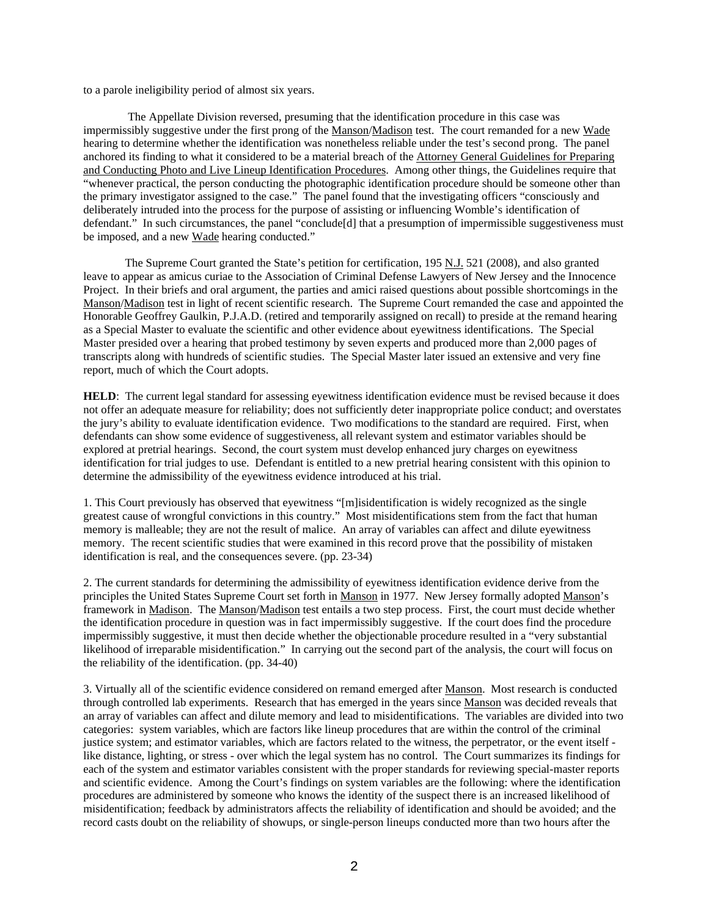to a parole ineligibility period of almost six years.

The Appellate Division reversed, presuming that the identification procedure in this case was impermissibly suggestive under the first prong of the Manson/Madison test. The court remanded for a new Wade hearing to determine whether the identification was nonetheless reliable under the test's second prong. The panel anchored its finding to what it considered to be a material breach of the Attorney General Guidelines for Preparing and Conducting Photo and Live Lineup Identification Procedures. Among other things, the Guidelines require that "whenever practical, the person conducting the photographic identification procedure should be someone other than the primary investigator assigned to the case." The panel found that the investigating officers "consciously and deliberately intruded into the process for the purpose of assisting or influencing Womble's identification of defendant." In such circumstances, the panel "conclude[d] that a presumption of impermissible suggestiveness must be imposed, and a new Wade hearing conducted."

The Supreme Court granted the State's petition for certification, 195 N.J. 521 (2008), and also granted leave to appear as amicus curiae to the Association of Criminal Defense Lawyers of New Jersey and the Innocence Project. In their briefs and oral argument, the parties and amici raised questions about possible shortcomings in the Manson/Madison test in light of recent scientific research. The Supreme Court remanded the case and appointed the Honorable Geoffrey Gaulkin, P.J.A.D. (retired and temporarily assigned on recall) to preside at the remand hearing as a Special Master to evaluate the scientific and other evidence about eyewitness identifications. The Special Master presided over a hearing that probed testimony by seven experts and produced more than 2,000 pages of transcripts along with hundreds of scientific studies. The Special Master later issued an extensive and very fine report, much of which the Court adopts.

**HELD**: The current legal standard for assessing eyewitness identification evidence must be revised because it does not offer an adequate measure for reliability; does not sufficiently deter inappropriate police conduct; and overstates the jury's ability to evaluate identification evidence. Two modifications to the standard are required. First, when defendants can show some evidence of suggestiveness, all relevant system and estimator variables should be explored at pretrial hearings. Second, the court system must develop enhanced jury charges on eyewitness identification for trial judges to use. Defendant is entitled to a new pretrial hearing consistent with this opinion to determine the admissibility of the eyewitness evidence introduced at his trial.

1. This Court previously has observed that eyewitness "[m]isidentification is widely recognized as the single greatest cause of wrongful convictions in this country." Most misidentifications stem from the fact that human memory is malleable; they are not the result of malice. An array of variables can affect and dilute eyewitness memory. The recent scientific studies that were examined in this record prove that the possibility of mistaken identification is real, and the consequences severe. (pp. 23-34)

2. The current standards for determining the admissibility of eyewitness identification evidence derive from the principles the United States Supreme Court set forth in Manson in 1977. New Jersey formally adopted Manson's framework in Madison. The Manson/Madison test entails a two step process. First, the court must decide whether the identification procedure in question was in fact impermissibly suggestive. If the court does find the procedure impermissibly suggestive, it must then decide whether the objectionable procedure resulted in a "very substantial likelihood of irreparable misidentification." In carrying out the second part of the analysis, the court will focus on the reliability of the identification. (pp. 34-40)

3. Virtually all of the scientific evidence considered on remand emerged after Manson. Most research is conducted through controlled lab experiments. Research that has emerged in the years since Manson was decided reveals that an array of variables can affect and dilute memory and lead to misidentifications. The variables are divided into two categories: system variables, which are factors like lineup procedures that are within the control of the criminal justice system; and estimator variables, which are factors related to the witness, the perpetrator, or the event itself - like distance, lighting, or stress - over which the legal system has no control. The Court summarizes its findings for each of the system and estimator variables consistent with the proper standards for reviewing special-master reports and scientific evidence. Among the Court's findings on system variables are the following: where the identification procedures are administered by someone who knows the identity of the suspect there is an increased likelihood of misidentification; feedback by administrators affects the reliability of identification and should be avoided; and the record casts doubt on the reliability of showups, or single-person lineups conducted more than two hours after the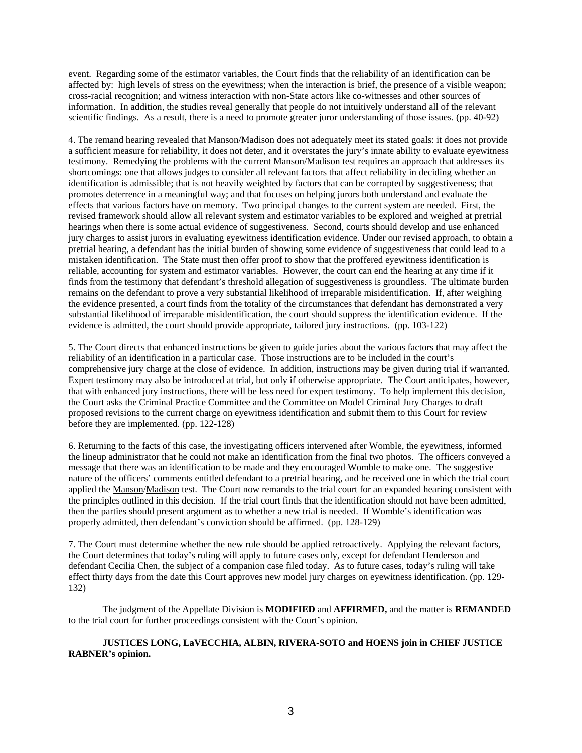event. Regarding some of the estimator variables, the Court finds that the reliability of an identification can be affected by: high levels of stress on the eyewitness; when the interaction is brief, the presence of a visible weapon; cross-racial recognition; and witness interaction with non-State actors like co-witnesses and other sources of information. In addition, the studies reveal generally that people do not intuitively understand all of the relevant scientific findings. As a result, there is a need to promote greater juror understanding of those issues. (pp. 40-92)

4. The remand hearing revealed that Manson/Madison does not adequately meet its stated goals: it does not provide a sufficient measure for reliability, it does not deter, and it overstates the jury's innate ability to evaluate eyewitness testimony. Remedying the problems with the current Manson/Madison test requires an approach that addresses its shortcomings: one that allows judges to consider all relevant factors that affect reliability in deciding whether an identification is admissible; that is not heavily weighted by factors that can be corrupted by suggestiveness; that promotes deterrence in a meaningful way; and that focuses on helping jurors both understand and evaluate the effects that various factors have on memory. Two principal changes to the current system are needed. First, the revised framework should allow all relevant system and estimator variables to be explored and weighed at pretrial hearings when there is some actual evidence of suggestiveness. Second, courts should develop and use enhanced jury charges to assist jurors in evaluating eyewitness identification evidence. Under our revised approach, to obtain a pretrial hearing, a defendant has the initial burden of showing some evidence of suggestiveness that could lead to a mistaken identification. The State must then offer proof to show that the proffered eyewitness identification is reliable, accounting for system and estimator variables. However, the court can end the hearing at any time if it finds from the testimony that defendant's threshold allegation of suggestiveness is groundless. The ultimate burden remains on the defendant to prove a very substantial likelihood of irreparable misidentification. If, after weighing the evidence presented, a court finds from the totality of the circumstances that defendant has demonstrated a very substantial likelihood of irreparable misidentification, the court should suppress the identification evidence. If the evidence is admitted, the court should provide appropriate, tailored jury instructions. (pp. 103-122)

5. The Court directs that enhanced instructions be given to guide juries about the various factors that may affect the reliability of an identification in a particular case. Those instructions are to be included in the court's comprehensive jury charge at the close of evidence. In addition, instructions may be given during trial if warranted. Expert testimony may also be introduced at trial, but only if otherwise appropriate. The Court anticipates, however, that with enhanced jury instructions, there will be less need for expert testimony. To help implement this decision, the Court asks the Criminal Practice Committee and the Committee on Model Criminal Jury Charges to draft proposed revisions to the current charge on eyewitness identification and submit them to this Court for review before they are implemented. (pp. 122-128)

6. Returning to the facts of this case, the investigating officers intervened after Womble, the eyewitness, informed the lineup administrator that he could not make an identification from the final two photos. The officers conveyed a message that there was an identification to be made and they encouraged Womble to make one. The suggestive nature of the officers' comments entitled defendant to a pretrial hearing, and he received one in which the trial court applied the Manson/Madison test. The Court now remands to the trial court for an expanded hearing consistent with the principles outlined in this decision. If the trial court finds that the identification should not have been admitted, then the parties should present argument as to whether a new trial is needed. If Womble's identification was properly admitted, then defendant's conviction should be affirmed. (pp. 128-129)

7. The Court must determine whether the new rule should be applied retroactively. Applying the relevant factors, the Court determines that today's ruling will apply to future cases only, except for defendant Henderson and defendant Cecilia Chen, the subject of a companion case filed today. As to future cases, today's ruling will take effect thirty days from the date this Court approves new model jury charges on eyewitness identification. (pp. 129-132)

The judgment of the Appellate Division is **MODIFIED** and **AFFIRMED,** and the matter is **REMANDED** to the trial court for further proceedings consistent with the Court's opinion.

**JUSTICES LONG, LaVECCHIA, ALBIN, RIVERA-SOTO and HOENS join in CHIEF JUSTICE RABNER's opinion.**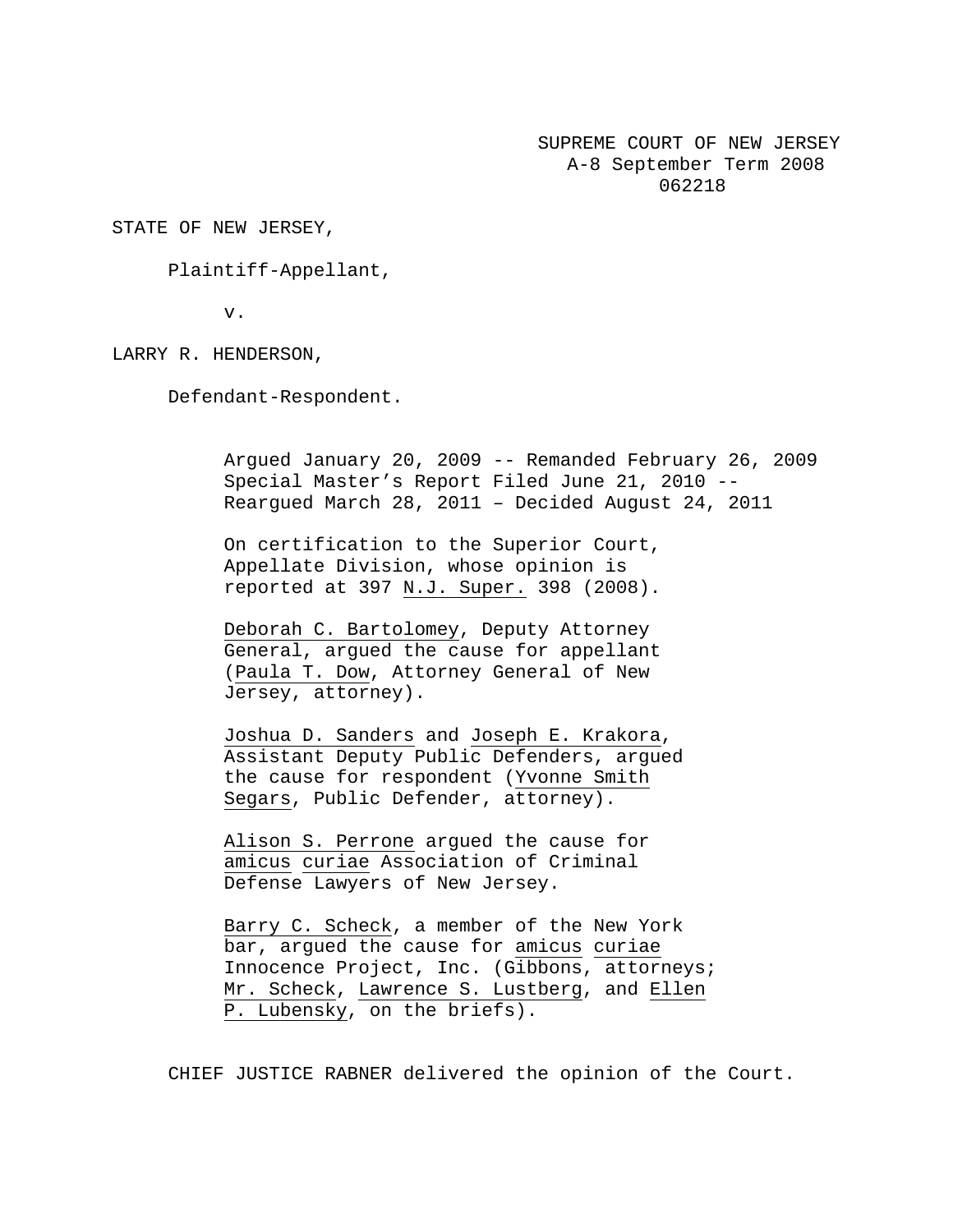SUPREME COURT OF NEW JERSEY
A-8 September Term 2008
062218

STATE OF NEW JERSEY,

Plaintiff-Appellant,

v.

LARRY R. HENDERSON,

Defendant-Respondent.

Argued January 20, 2009 -- Remanded February 26, 2009
Special Master's Report Filed June 21, 2010 --
Reargued March 28, 2011 – Decided August 24, 2011

On certification to the Superior Court, Appellate Division, whose opinion is reported at 397 N.J. Super. 398 (2008).

Deborah C. Bartolomey, Deputy Attorney General, argued the cause for appellant (Paula T. Dow, Attorney General of New Jersey, attorney).

Joshua D. Sanders and Joseph E. Krakora, Assistant Deputy Public Defenders, argued the cause for respondent (Yvonne Smith Segars, Public Defender, attorney).

Alison S. Perrone argued the cause for amicus curiae Association of Criminal Defense Lawyers of New Jersey.

Barry C. Scheck, a member of the New York bar, argued the cause for amicus curiae Innocence Project, Inc. (Gibbons, attorneys; Mr. Scheck, Lawrence S. Lustberg, and Ellen P. Lubensky, on the briefs).

CHIEF JUSTICE RABNER delivered the opinion of the Court.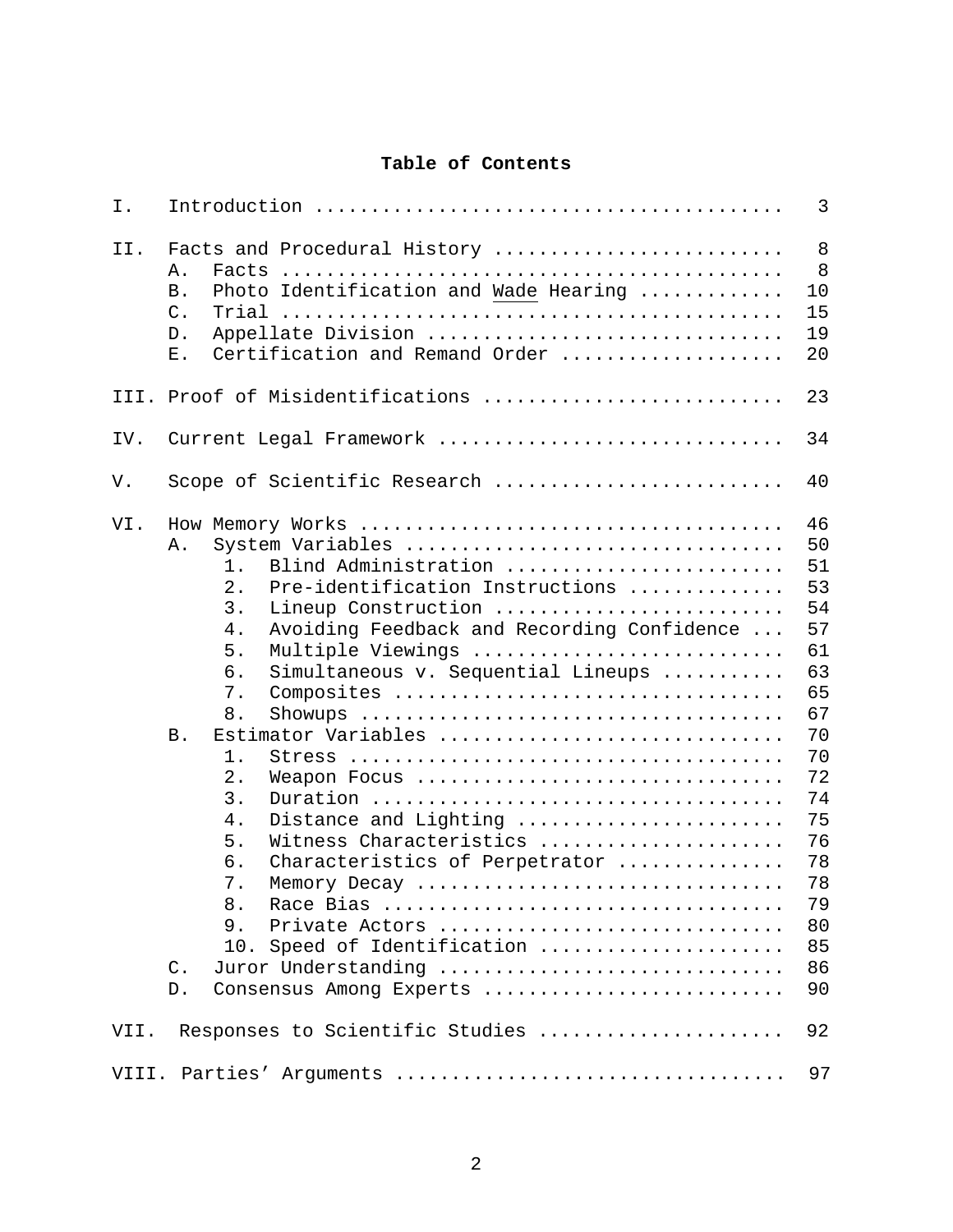**Table of Contents**

| | | |
|---|---|---|
| I. | Introduction | 3 |
| II. | Facts and Procedural History | 8 |
| | A. Facts | 8 |
| | B. Photo Identification and <u>Wade</u> Hearing | 10 |
| | C. Trial | 15 |
| | D. Appellate Division | 19 |
| | E. Certification and Remand Order | 20 |
| III. | Proof of Misidentifications | 23 |
| IV. | Current Legal Framework | 34 |
| V. | Scope of Scientific Research | 40 |
| VI. | How Memory Works | 46 |
| | A. System Variables | 50 |
| | 1. Blind Administration | 51 |
| | 2. Pre-identification Instructions | 53 |
| | 3. Lineup Construction | 54 |
| | 4. Avoiding Feedback and Recording Confidence | 57 |
| | 5. Multiple Viewings | 61 |
| | 6. Simultaneous v. Sequential Lineups | 63 |
| | 7. Composites | 65 |
| | 8. Showups | 67 |
| | B. Estimator Variables | 70 |
| | 1. Stress | 70 |
| | 2. Weapon Focus | 72 |
| | 3. Duration | 74 |
| | 4. Distance and Lighting | 75 |
| | 5. Witness Characteristics | 76 |
| | 6. Characteristics of Perpetrator | 78 |
| | 7. Memory Decay | 78 |
| | 8. Race Bias | 79 |
| | 9. Private Actors | 80 |
| | 10. Speed of Identification | 85 |
| | C. Juror Understanding | 86 |
| | D. Consensus Among Experts | 90 |
| VII. | Responses to Scientific Studies | 92 |
| VIII. | Parties' Arguments | 97 |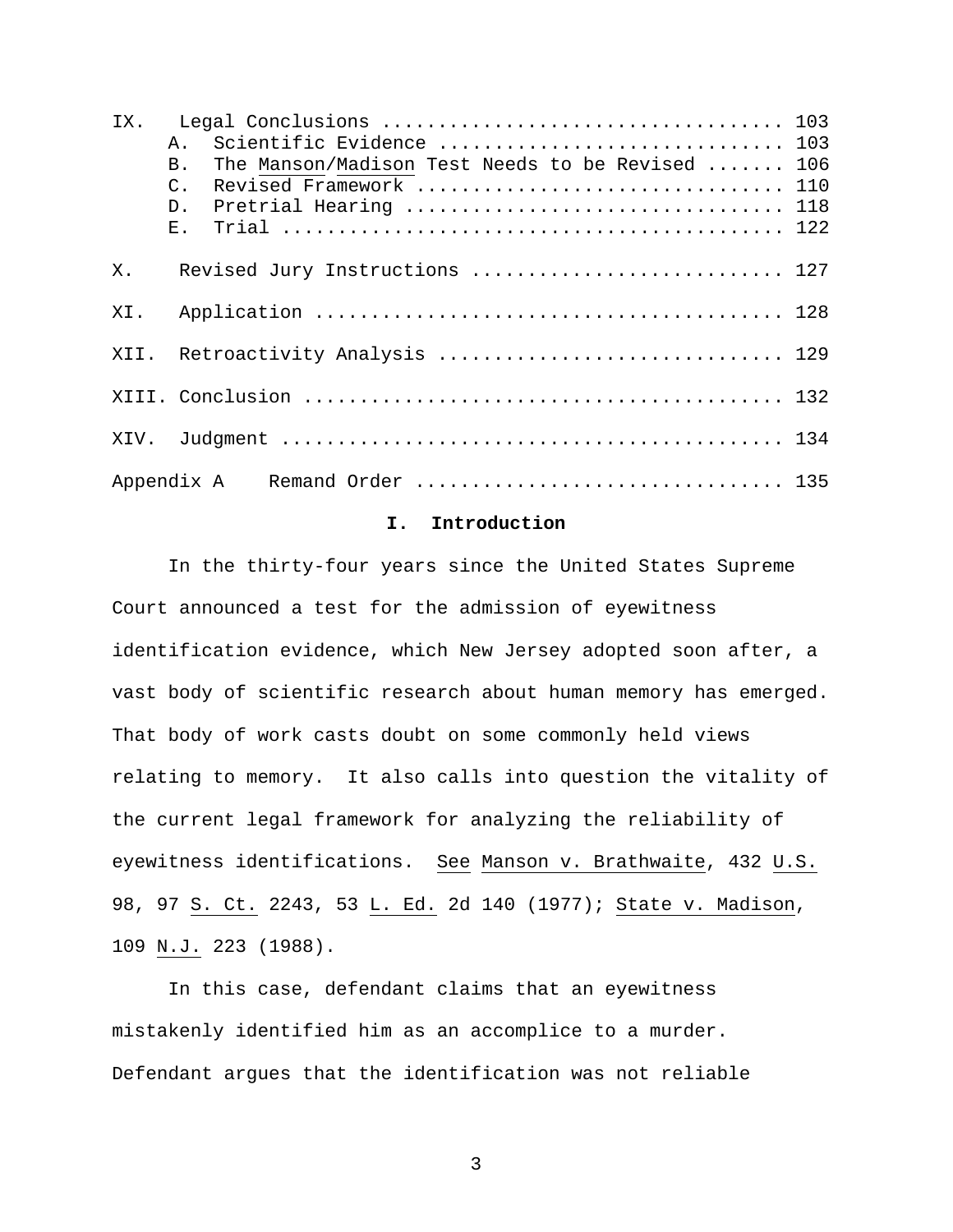IX. Legal Conclusions .................................... 103
  A. Scientific Evidence .............................. 103
  B. The Manson/Madison Test Needs to be Revised ....... 106
  C. Revised Framework ................................ 110
  D. Pretrial Hearing ................................. 118
  E. Trial ............................................ 122

X. Revised Jury Instructions ........................... 127

XI. Application ........................................ 128

XII. Retroactivity Analysis ............................ 129

XIII. Conclusion ....................................... 132

XIV. Judgment .......................................... 134

Appendix A Remand Order ................................ 135

## I. Introduction

In the thirty-four years since the United States Supreme Court announced a test for the admission of eyewitness identification evidence, which New Jersey adopted soon after, a vast body of scientific research about human memory has emerged. That body of work casts doubt on some commonly held views relating to memory. It also calls into question the vitality of the current legal framework for analyzing the reliability of eyewitness identifications. See Manson v. Brathwaite, 432 U.S. 98, 97 S. Ct. 2243, 53 L. Ed. 2d 140 (1977); State v. Madison, 109 N.J. 223 (1988).

In this case, defendant claims that an eyewitness mistakenly identified him as an accomplice to a murder. Defendant argues that the identification was not reliable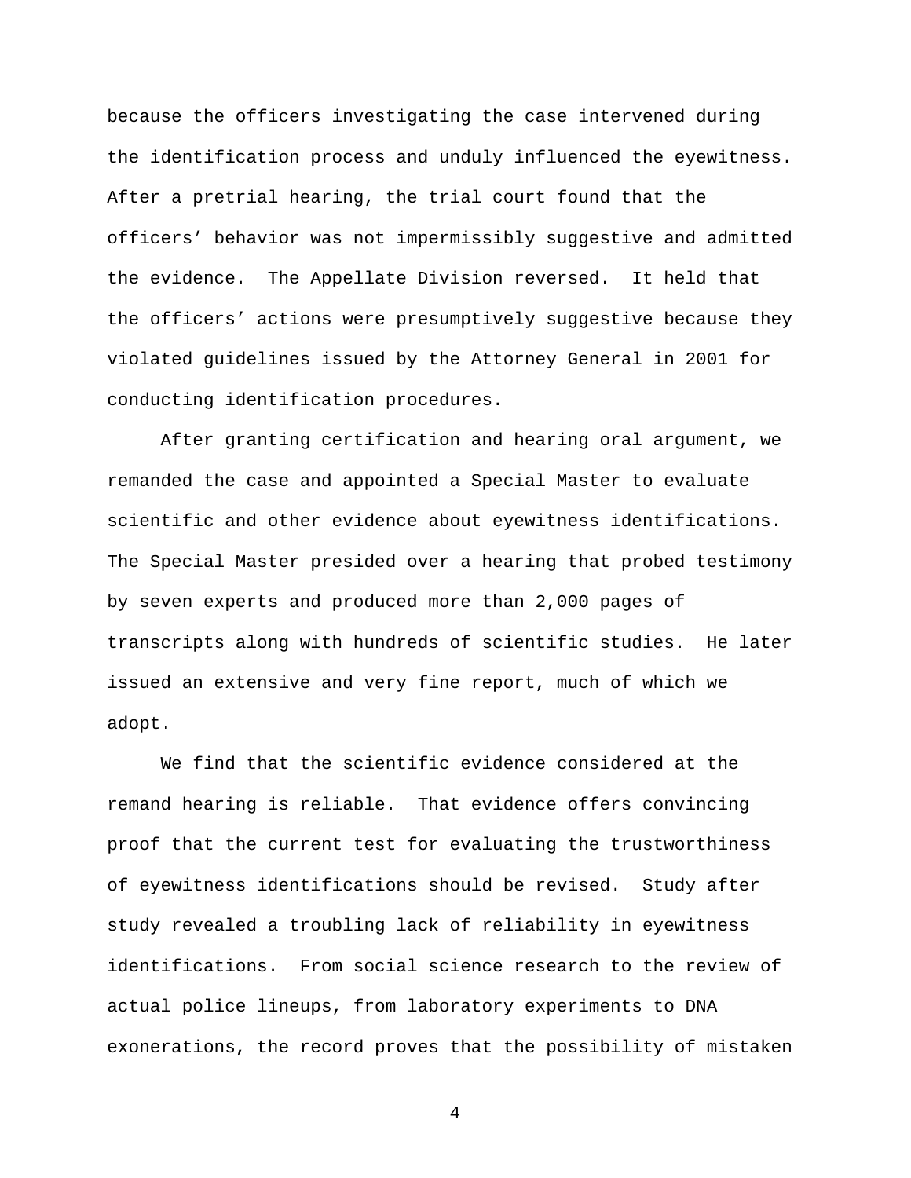because the officers investigating the case intervened during the identification process and unduly influenced the eyewitness. After a pretrial hearing, the trial court found that the officers' behavior was not impermissibly suggestive and admitted the evidence. The Appellate Division reversed. It held that the officers' actions were presumptively suggestive because they violated guidelines issued by the Attorney General in 2001 for conducting identification procedures.

After granting certification and hearing oral argument, we remanded the case and appointed a Special Master to evaluate scientific and other evidence about eyewitness identifications. The Special Master presided over a hearing that probed testimony by seven experts and produced more than 2,000 pages of transcripts along with hundreds of scientific studies. He later issued an extensive and very fine report, much of which we adopt.

We find that the scientific evidence considered at the remand hearing is reliable. That evidence offers convincing proof that the current test for evaluating the trustworthiness of eyewitness identifications should be revised. Study after study revealed a troubling lack of reliability in eyewitness identifications. From social science research to the review of actual police lineups, from laboratory experiments to DNA exonerations, the record proves that the possibility of mistaken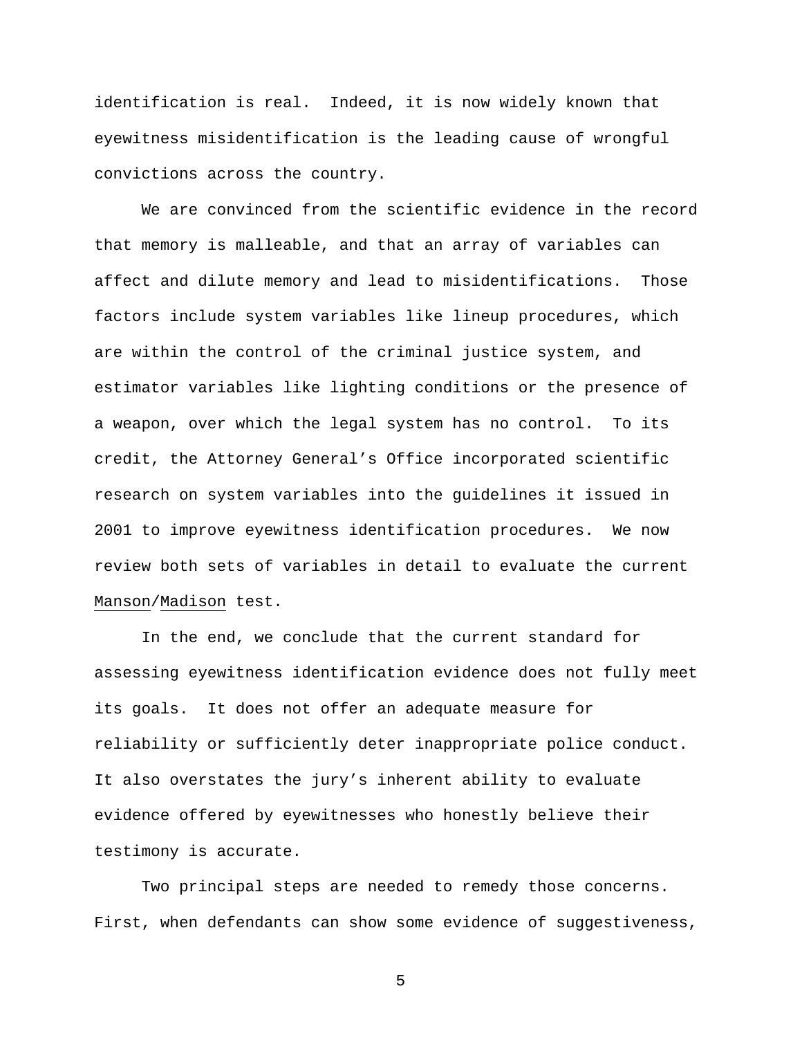identification is real. Indeed, it is now widely known that eyewitness misidentification is the leading cause of wrongful convictions across the country.

We are convinced from the scientific evidence in the record that memory is malleable, and that an array of variables can affect and dilute memory and lead to misidentifications. Those factors include system variables like lineup procedures, which are within the control of the criminal justice system, and estimator variables like lighting conditions or the presence of a weapon, over which the legal system has no control. To its credit, the Attorney General's Office incorporated scientific research on system variables into the guidelines it issued in 2001 to improve eyewitness identification procedures. We now review both sets of variables in detail to evaluate the current Manson/Madison test.

In the end, we conclude that the current standard for assessing eyewitness identification evidence does not fully meet its goals. It does not offer an adequate measure for reliability or sufficiently deter inappropriate police conduct. It also overstates the jury's inherent ability to evaluate evidence offered by eyewitnesses who honestly believe their testimony is accurate.

Two principal steps are needed to remedy those concerns. First, when defendants can show some evidence of suggestiveness,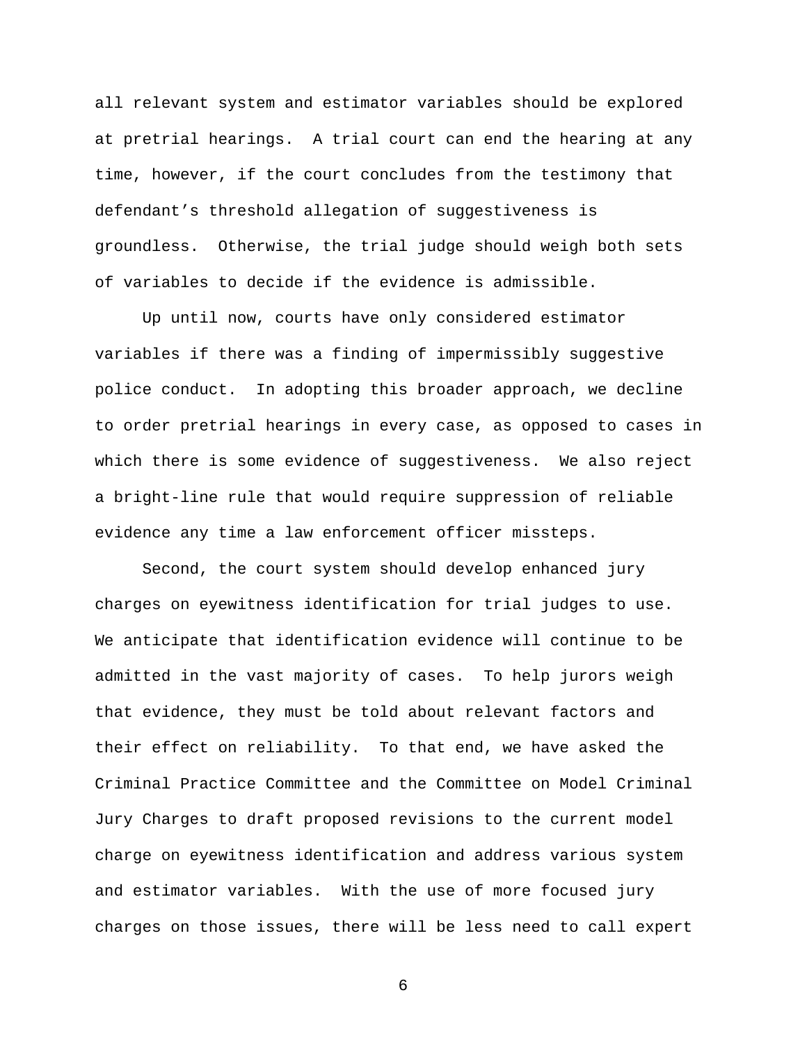all relevant system and estimator variables should be explored at pretrial hearings. A trial court can end the hearing at any time, however, if the court concludes from the testimony that defendant's threshold allegation of suggestiveness is groundless. Otherwise, the trial judge should weigh both sets of variables to decide if the evidence is admissible.

Up until now, courts have only considered estimator variables if there was a finding of impermissibly suggestive police conduct. In adopting this broader approach, we decline to order pretrial hearings in every case, as opposed to cases in which there is some evidence of suggestiveness. We also reject a bright-line rule that would require suppression of reliable evidence any time a law enforcement officer missteps.

Second, the court system should develop enhanced jury charges on eyewitness identification for trial judges to use. We anticipate that identification evidence will continue to be admitted in the vast majority of cases. To help jurors weigh that evidence, they must be told about relevant factors and their effect on reliability. To that end, we have asked the Criminal Practice Committee and the Committee on Model Criminal Jury Charges to draft proposed revisions to the current model charge on eyewitness identification and address various system and estimator variables. With the use of more focused jury charges on those issues, there will be less need to call expert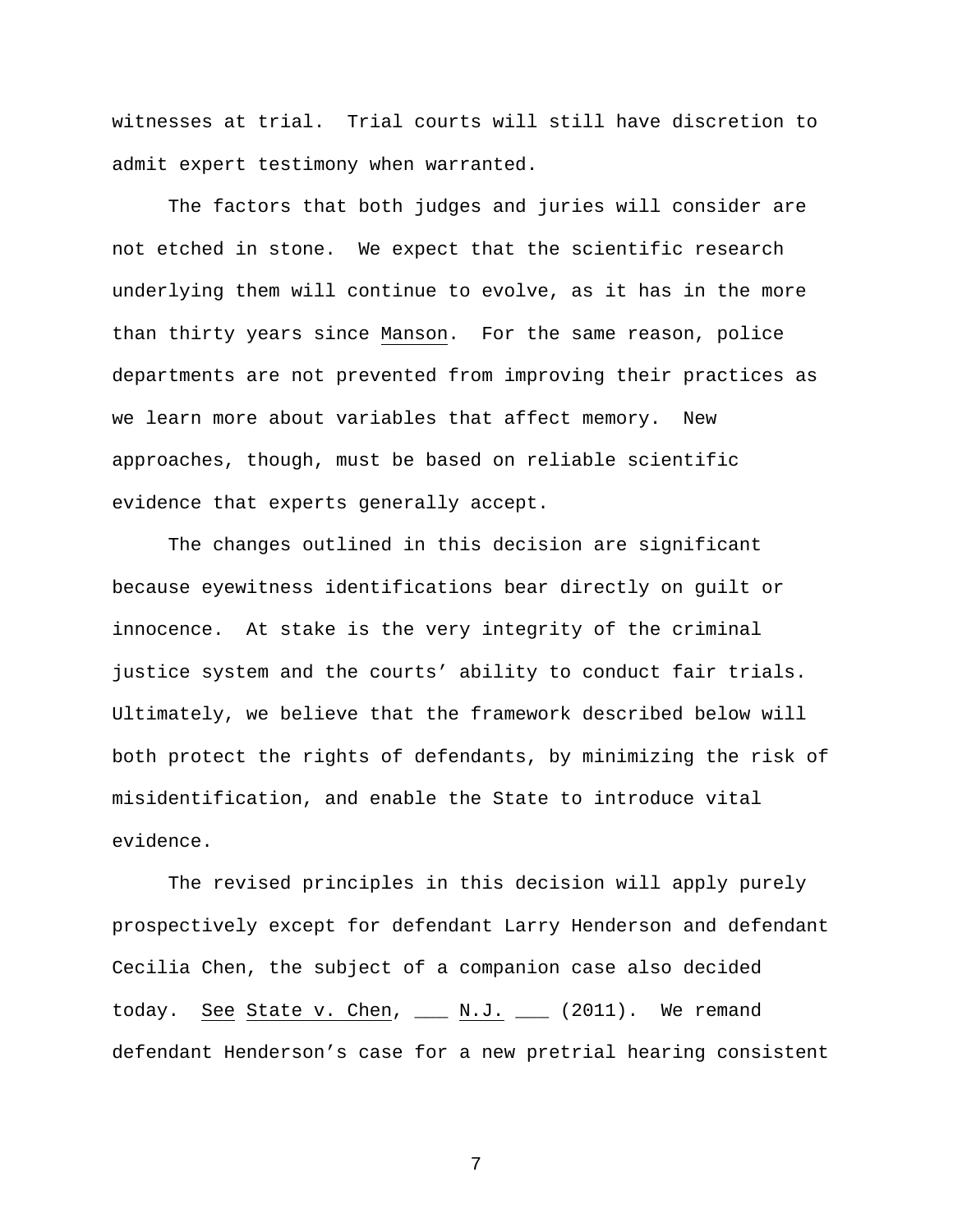witnesses at trial. Trial courts will still have discretion to admit expert testimony when warranted.

The factors that both judges and juries will consider are not etched in stone. We expect that the scientific research underlying them will continue to evolve, as it has in the more than thirty years since Manson. For the same reason, police departments are not prevented from improving their practices as we learn more about variables that affect memory. New approaches, though, must be based on reliable scientific evidence that experts generally accept.

The changes outlined in this decision are significant because eyewitness identifications bear directly on guilt or innocence. At stake is the very integrity of the criminal justice system and the courts' ability to conduct fair trials. Ultimately, we believe that the framework described below will both protect the rights of defendants, by minimizing the risk of misidentification, and enable the State to introduce vital evidence.

The revised principles in this decision will apply purely prospectively except for defendant Larry Henderson and defendant Cecilia Chen, the subject of a companion case also decided today. See State v. Chen, ___ N.J. ___ (2011). We remand defendant Henderson's case for a new pretrial hearing consistent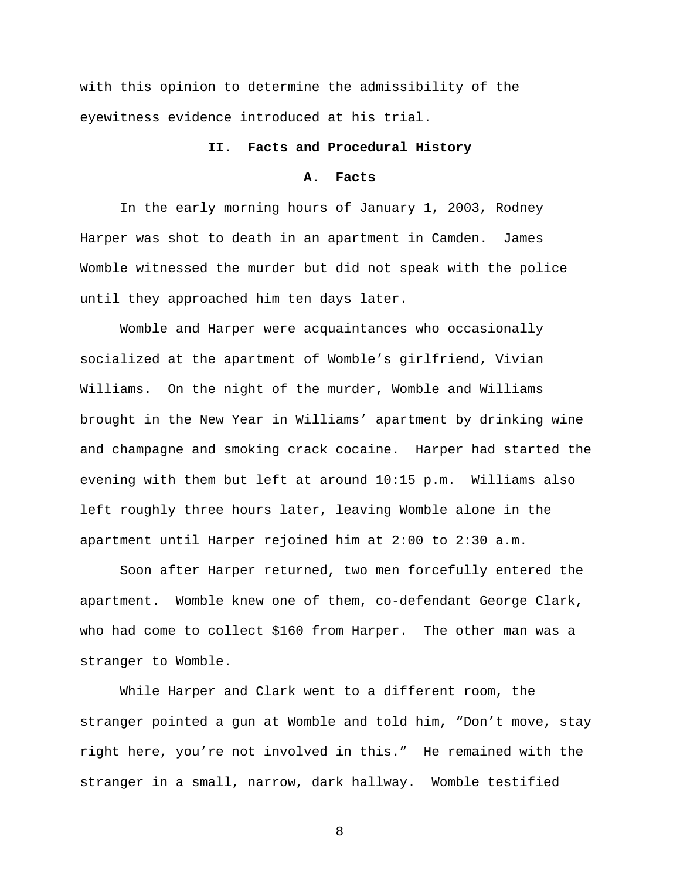with this opinion to determine the admissibility of the eyewitness evidence introduced at his trial.

## II. Facts and Procedural History

### A. Facts

In the early morning hours of January 1, 2003, Rodney Harper was shot to death in an apartment in Camden. James Womble witnessed the murder but did not speak with the police until they approached him ten days later.

Womble and Harper were acquaintances who occasionally socialized at the apartment of Womble's girlfriend, Vivian Williams. On the night of the murder, Womble and Williams brought in the New Year in Williams' apartment by drinking wine and champagne and smoking crack cocaine. Harper had started the evening with them but left at around 10:15 p.m. Williams also left roughly three hours later, leaving Womble alone in the apartment until Harper rejoined him at 2:00 to 2:30 a.m.

Soon after Harper returned, two men forcefully entered the apartment. Womble knew one of them, co-defendant George Clark, who had come to collect $160 from Harper. The other man was a stranger to Womble.

While Harper and Clark went to a different room, the stranger pointed a gun at Womble and told him, "Don't move, stay right here, you're not involved in this." He remained with the stranger in a small, narrow, dark hallway. Womble testified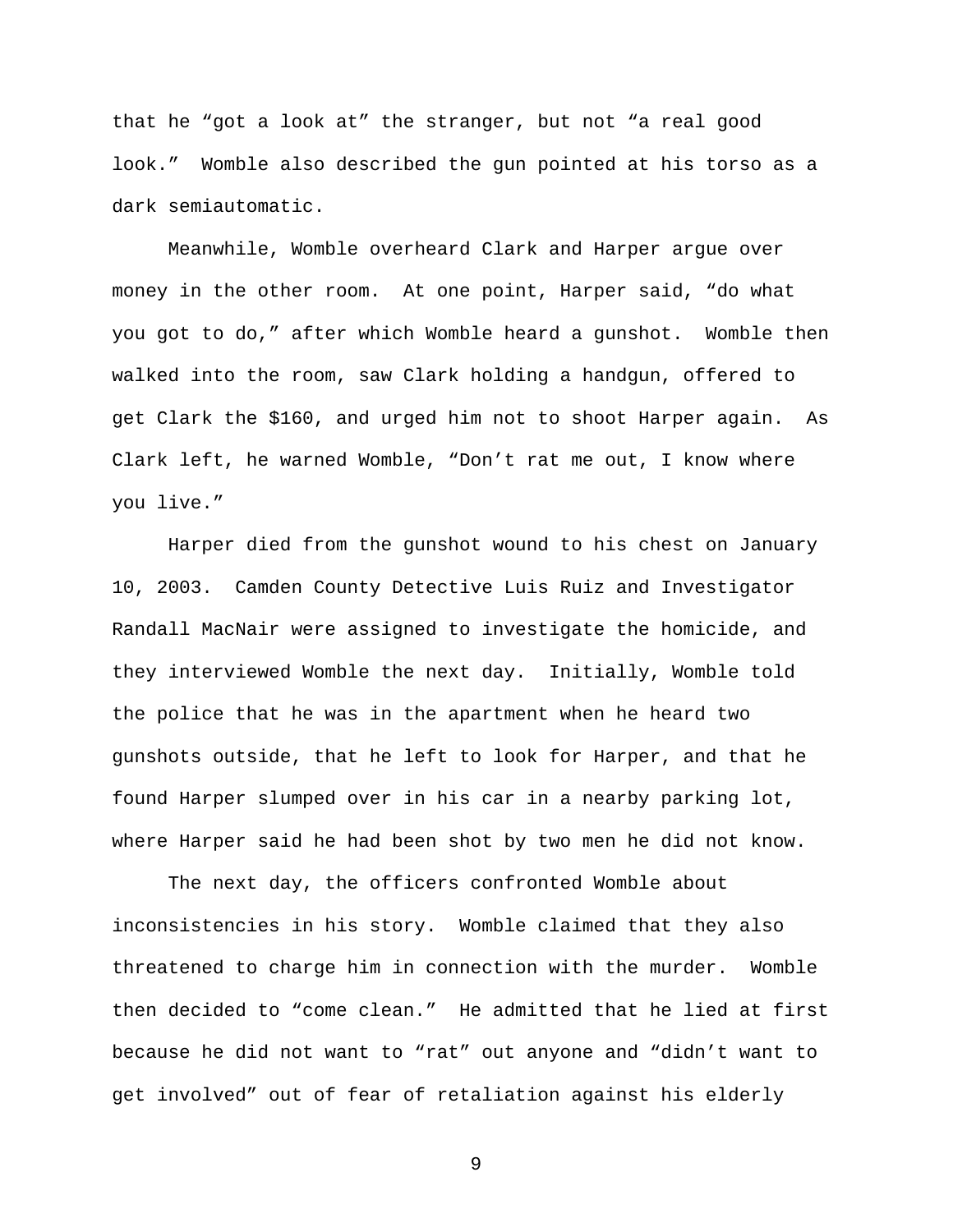that he "got a look at" the stranger, but not "a real good look." Womble also described the gun pointed at his torso as a dark semiautomatic.

Meanwhile, Womble overheard Clark and Harper argue over money in the other room. At one point, Harper said, "do what you got to do," after which Womble heard a gunshot. Womble then walked into the room, saw Clark holding a handgun, offered to get Clark the $160, and urged him not to shoot Harper again. As Clark left, he warned Womble, "Don't rat me out, I know where you live."

Harper died from the gunshot wound to his chest on January 10, 2003. Camden County Detective Luis Ruiz and Investigator Randall MacNair were assigned to investigate the homicide, and they interviewed Womble the next day. Initially, Womble told the police that he was in the apartment when he heard two gunshots outside, that he left to look for Harper, and that he found Harper slumped over in his car in a nearby parking lot, where Harper said he had been shot by two men he did not know.

The next day, the officers confronted Womble about inconsistencies in his story. Womble claimed that they also threatened to charge him in connection with the murder. Womble then decided to "come clean." He admitted that he lied at first because he did not want to "rat" out anyone and "didn't want to get involved" out of fear of retaliation against his elderly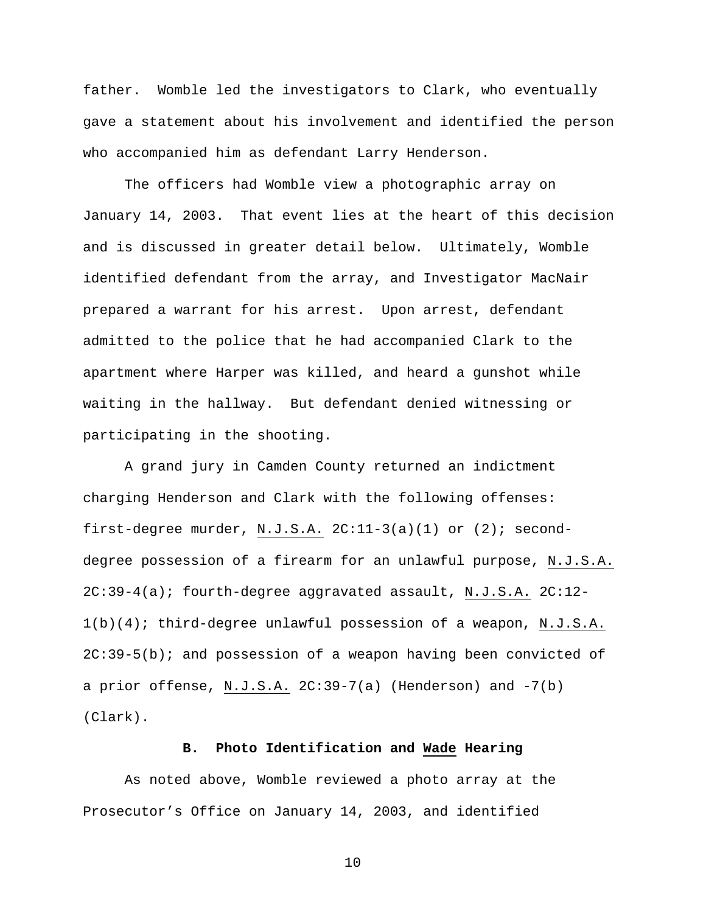father. Womble led the investigators to Clark, who eventually gave a statement about his involvement and identified the person who accompanied him as defendant Larry Henderson.

The officers had Womble view a photographic array on January 14, 2003. That event lies at the heart of this decision and is discussed in greater detail below. Ultimately, Womble identified defendant from the array, and Investigator MacNair prepared a warrant for his arrest. Upon arrest, defendant admitted to the police that he had accompanied Clark to the apartment where Harper was killed, and heard a gunshot while waiting in the hallway. But defendant denied witnessing or participating in the shooting.

A grand jury in Camden County returned an indictment charging Henderson and Clark with the following offenses: first-degree murder, N.J.S.A. 2C:11-3(a)(1) or (2); second-degree possession of a firearm for an unlawful purpose, N.J.S.A. 2C:39-4(a); fourth-degree aggravated assault, N.J.S.A. 2C:12-1(b)(4); third-degree unlawful possession of a weapon, N.J.S.A. 2C:39-5(b); and possession of a weapon having been convicted of a prior offense, N.J.S.A. 2C:39-7(a) (Henderson) and -7(b) (Clark).

### B. Photo Identification and Wade Hearing

As noted above, Womble reviewed a photo array at the Prosecutor's Office on January 14, 2003, and identified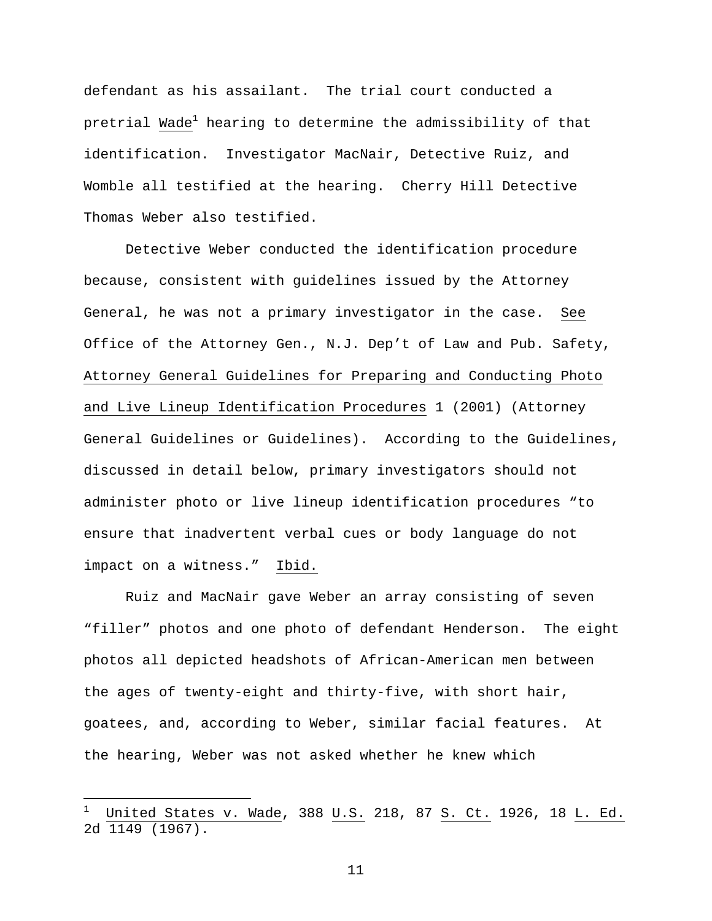defendant as his assailant. The trial court conducted a pretrial Wade[1] hearing to determine the admissibility of that identification. Investigator MacNair, Detective Ruiz, and Womble all testified at the hearing. Cherry Hill Detective Thomas Weber also testified.

Detective Weber conducted the identification procedure because, consistent with guidelines issued by the Attorney General, he was not a primary investigator in the case. See Office of the Attorney Gen., N.J. Dep't of Law and Pub. Safety, Attorney General Guidelines for Preparing and Conducting Photo and Live Lineup Identification Procedures 1 (2001) (Attorney General Guidelines or Guidelines). According to the Guidelines, discussed in detail below, primary investigators should not administer photo or live lineup identification procedures "to ensure that inadvertent verbal cues or body language do not impact on a witness." Ibid.

Ruiz and MacNair gave Weber an array consisting of seven "filler" photos and one photo of defendant Henderson. The eight photos all depicted headshots of African-American men between the ages of twenty-eight and thirty-five, with short hair, goatees, and, according to Weber, similar facial features. At the hearing, Weber was not asked whether he knew which

---

[1] United States v. Wade, 388 U.S. 218, 87 S. Ct. 1926, 18 L. Ed. 2d 1149 (1967).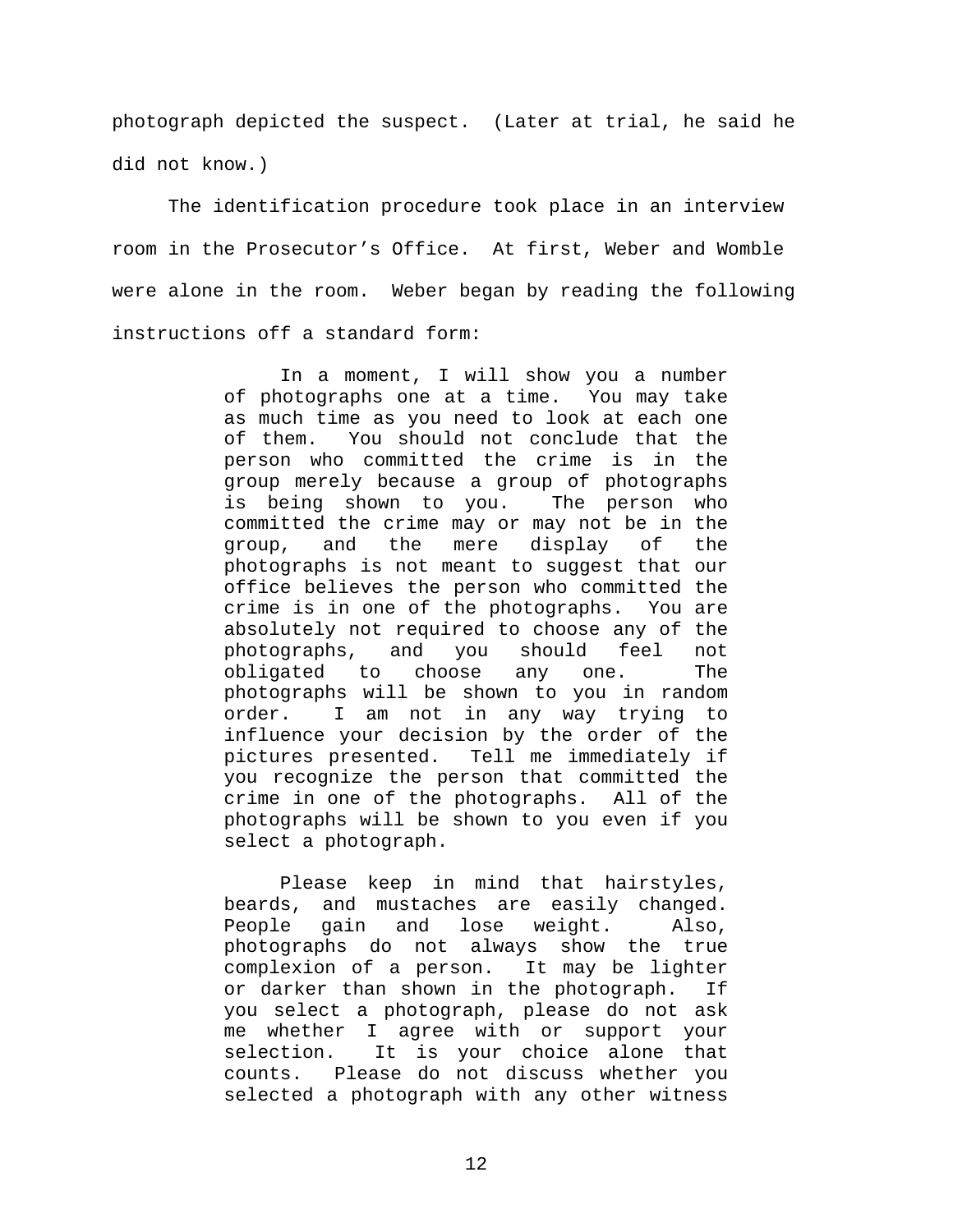photograph depicted the suspect. (Later at trial, he said he did not know.)

The identification procedure took place in an interview room in the Prosecutor's Office. At first, Weber and Womble were alone in the room. Weber began by reading the following instructions off a standard form:

> In a moment, I will show you a number of photographs one at a time. You may take as much time as you need to look at each one of them. You should not conclude that the person who committed the crime is in the group merely because a group of photographs is being shown to you. The person who committed the crime may or may not be in the group, and the mere display of the photographs is not meant to suggest that our office believes the person who committed the crime is in one of the photographs. You are absolutely not required to choose any of the photographs, and you should feel not obligated to choose any one. The photographs will be shown to you in random order. I am not in any way trying to influence your decision by the order of the pictures presented. Tell me immediately if you recognize the person that committed the crime in one of the photographs. All of the photographs will be shown to you even if you select a photograph.
>
> Please keep in mind that hairstyles, beards, and mustaches are easily changed. People gain and lose weight. Also, photographs do not always show the true complexion of a person. It may be lighter or darker than shown in the photograph. If you select a photograph, please do not ask me whether I agree with or support your selection. It is your choice alone that counts. Please do not discuss whether you selected a photograph with any other witness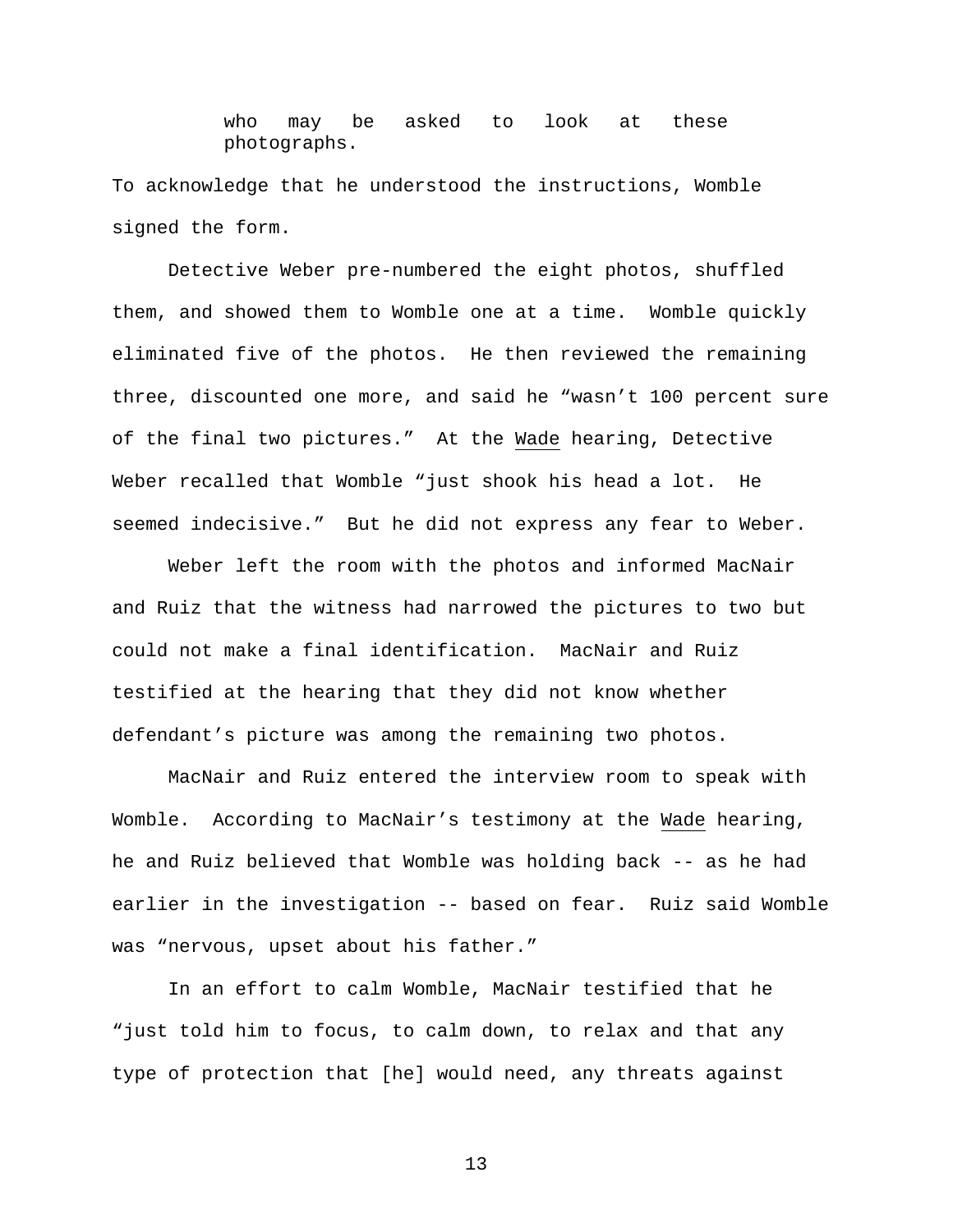> who may be asked to look at these photographs.

To acknowledge that he understood the instructions, Womble signed the form.

Detective Weber pre-numbered the eight photos, shuffled them, and showed them to Womble one at a time. Womble quickly eliminated five of the photos. He then reviewed the remaining three, discounted one more, and said he "wasn't 100 percent sure of the final two pictures." At the Wade hearing, Detective Weber recalled that Womble "just shook his head a lot. He seemed indecisive." But he did not express any fear to Weber.

Weber left the room with the photos and informed MacNair and Ruiz that the witness had narrowed the pictures to two but could not make a final identification. MacNair and Ruiz testified at the hearing that they did not know whether defendant's picture was among the remaining two photos.

MacNair and Ruiz entered the interview room to speak with Womble. According to MacNair's testimony at the Wade hearing, he and Ruiz believed that Womble was holding back -- as he had earlier in the investigation -- based on fear. Ruiz said Womble was "nervous, upset about his father."

In an effort to calm Womble, MacNair testified that he "just told him to focus, to calm down, to relax and that any type of protection that [he] would need, any threats against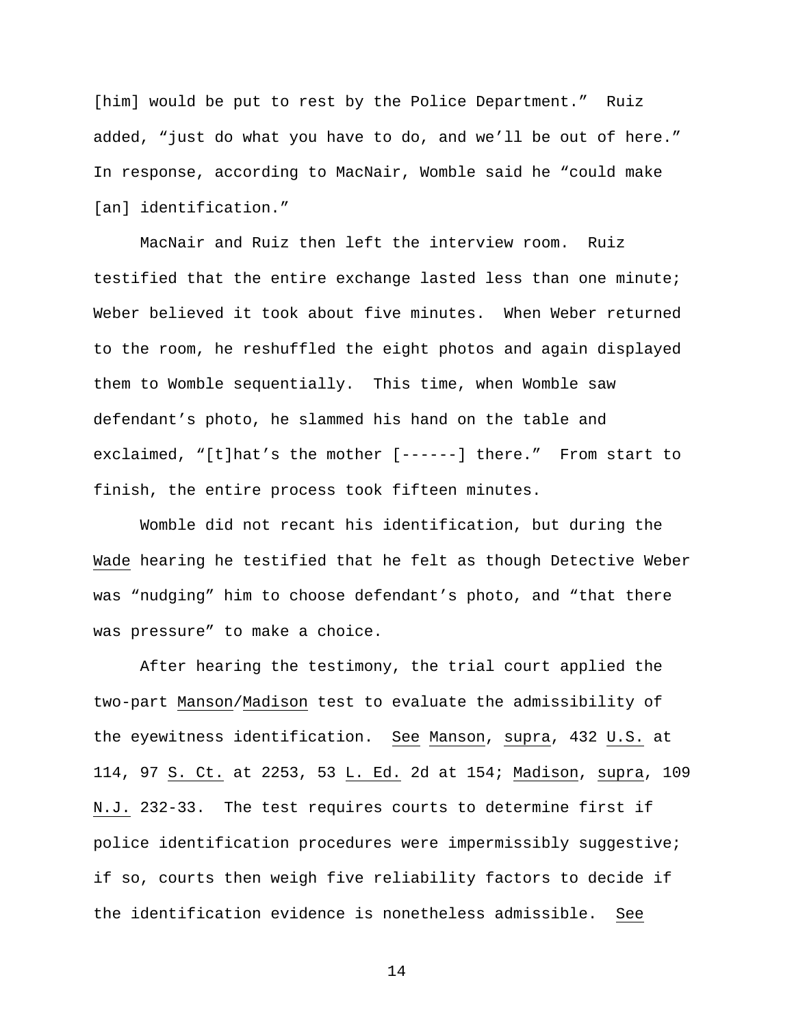[him] would be put to rest by the Police Department." Ruiz added, "just do what you have to do, and we'll be out of here." In response, according to MacNair, Womble said he "could make [an] identification."

MacNair and Ruiz then left the interview room. Ruiz testified that the entire exchange lasted less than one minute; Weber believed it took about five minutes. When Weber returned to the room, he reshuffled the eight photos and again displayed them to Womble sequentially. This time, when Womble saw defendant's photo, he slammed his hand on the table and exclaimed, "[t]hat's the mother [------] there." From start to finish, the entire process took fifteen minutes.

Womble did not recant his identification, but during the Wade hearing he testified that he felt as though Detective Weber was "nudging" him to choose defendant's photo, and "that there was pressure" to make a choice.

After hearing the testimony, the trial court applied the two-part Manson/Madison test to evaluate the admissibility of the eyewitness identification. See Manson, supra, 432 U.S. at 114, 97 S. Ct. at 2253, 53 L. Ed. 2d at 154; Madison, supra, 109 N.J. 232-33. The test requires courts to determine first if police identification procedures were impermissibly suggestive; if so, courts then weigh five reliability factors to decide if the identification evidence is nonetheless admissible. See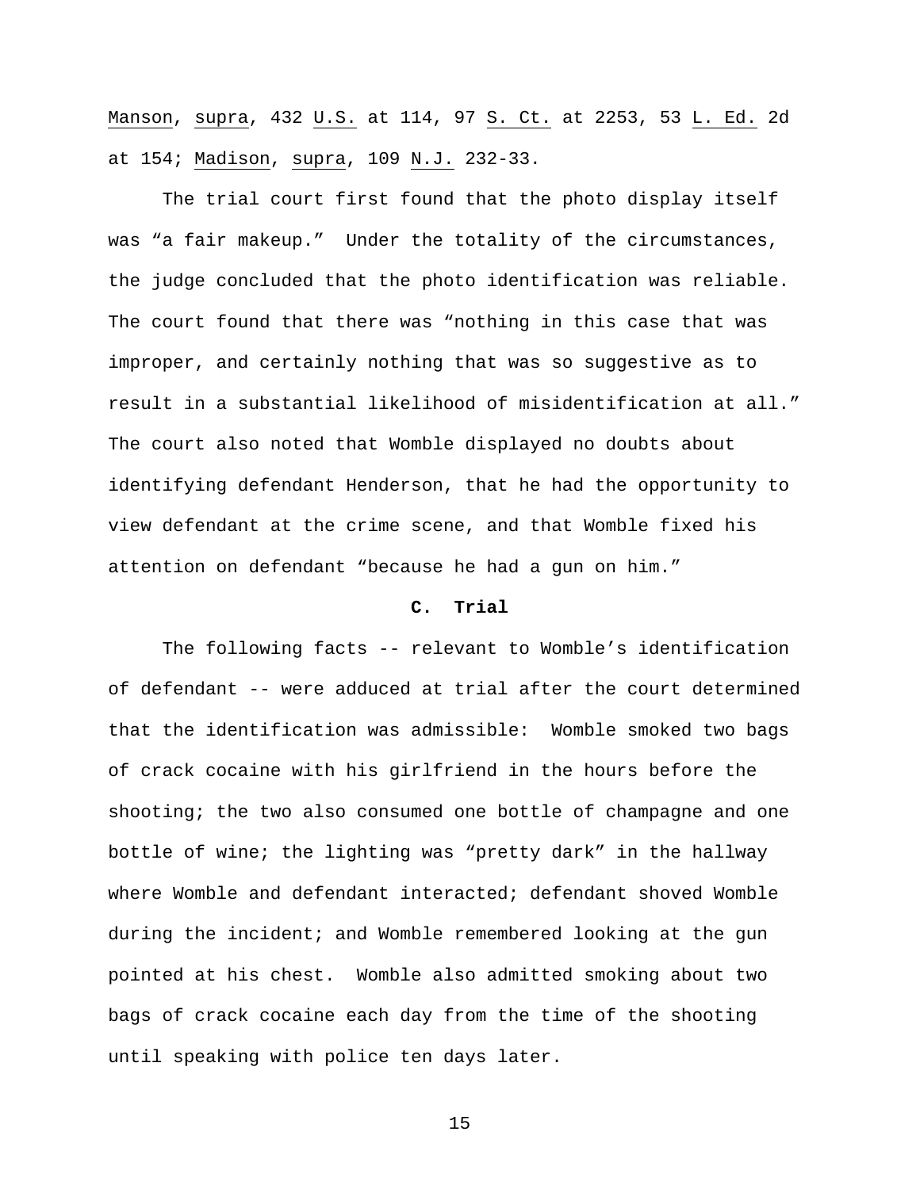Manson, supra, 432 U.S. at 114, 97 S. Ct. at 2253, 53 L. Ed. 2d at 154; Madison, supra, 109 N.J. 232-33.

The trial court first found that the photo display itself was "a fair makeup." Under the totality of the circumstances, the judge concluded that the photo identification was reliable. The court found that there was "nothing in this case that was improper, and certainly nothing that was so suggestive as to result in a substantial likelihood of misidentification at all." The court also noted that Womble displayed no doubts about identifying defendant Henderson, that he had the opportunity to view defendant at the crime scene, and that Womble fixed his attention on defendant "because he had a gun on him."

### C. Trial

The following facts -- relevant to Womble's identification of defendant -- were adduced at trial after the court determined that the identification was admissible: Womble smoked two bags of crack cocaine with his girlfriend in the hours before the shooting; the two also consumed one bottle of champagne and one bottle of wine; the lighting was "pretty dark" in the hallway where Womble and defendant interacted; defendant shoved Womble during the incident; and Womble remembered looking at the gun pointed at his chest. Womble also admitted smoking about two bags of crack cocaine each day from the time of the shooting until speaking with police ten days later.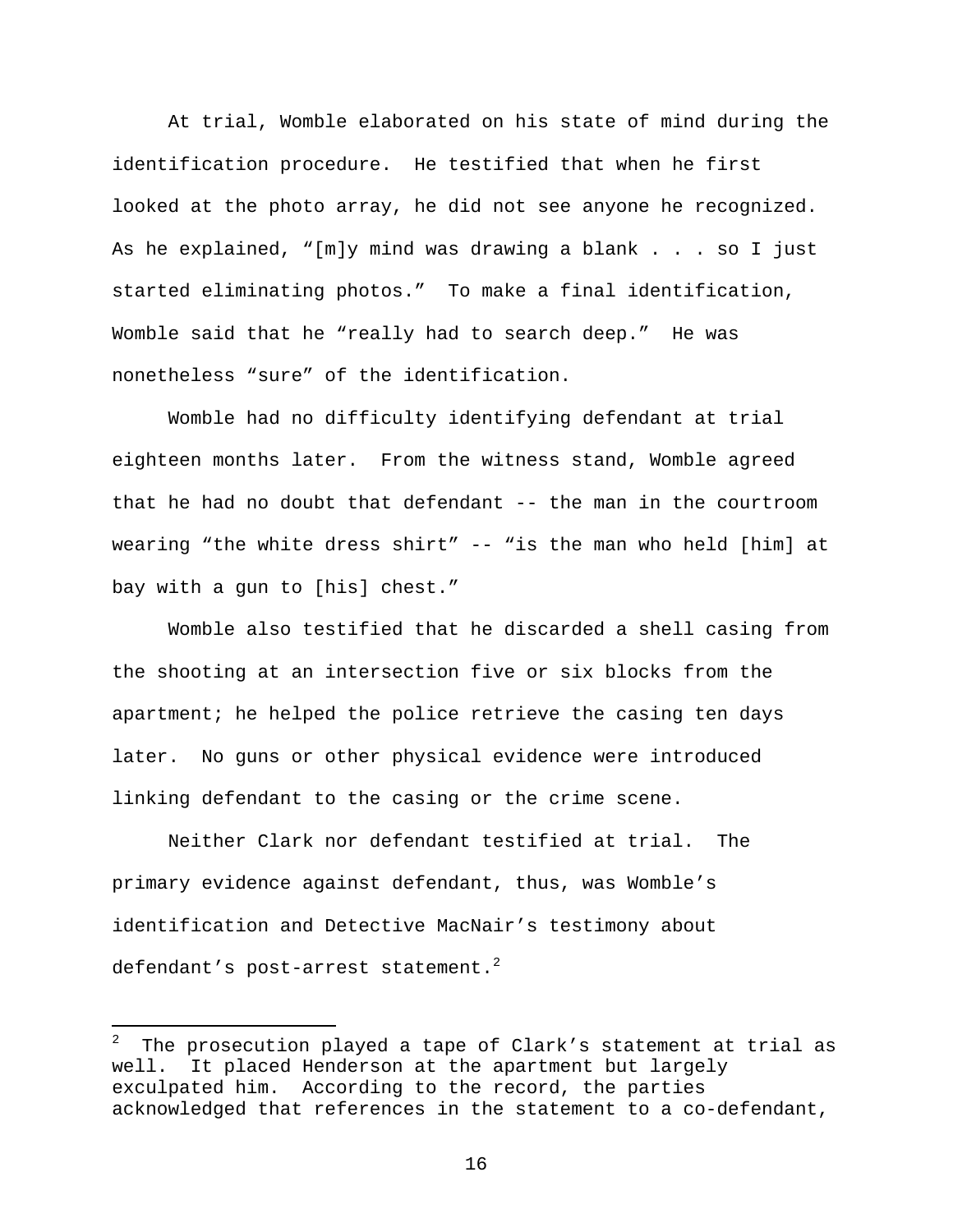At trial, Womble elaborated on his state of mind during the identification procedure. He testified that when he first looked at the photo array, he did not see anyone he recognized. As he explained, "[m]y mind was drawing a blank . . . so I just started eliminating photos." To make a final identification, Womble said that he "really had to search deep." He was nonetheless "sure" of the identification.

Womble had no difficulty identifying defendant at trial eighteen months later. From the witness stand, Womble agreed that he had no doubt that defendant -- the man in the courtroom wearing "the white dress shirt" -- "is the man who held [him] at bay with a gun to [his] chest."

Womble also testified that he discarded a shell casing from the shooting at an intersection five or six blocks from the apartment; he helped the police retrieve the casing ten days later. No guns or other physical evidence were introduced linking defendant to the casing or the crime scene.

Neither Clark nor defendant testified at trial. The primary evidence against defendant, thus, was Womble's identification and Detective MacNair's testimony about defendant's post-arrest statement.[2]

---

[2] The prosecution played a tape of Clark's statement at trial as well. It placed Henderson at the apartment but largely exculpated him. According to the record, the parties acknowledged that references in the statement to a co-defendant,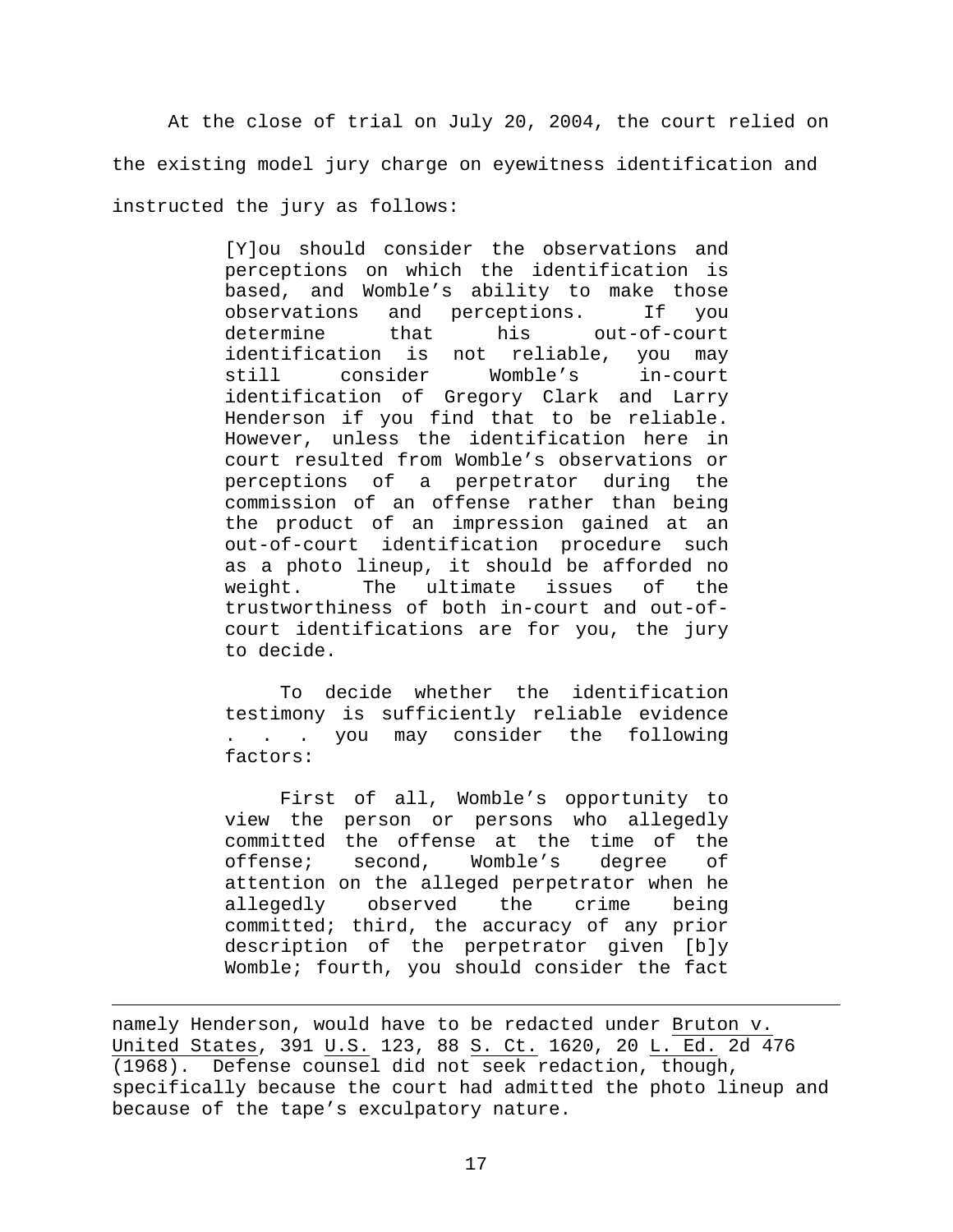At the close of trial on July 20, 2004, the court relied on the existing model jury charge on eyewitness identification and instructed the jury as follows:

> [Y]ou should consider the observations and perceptions on which the identification is based, and Womble's ability to make those observations and perceptions. If you determine that his out-of-court identification is not reliable, you may still consider Womble's in-court identification of Gregory Clark and Larry Henderson if you find that to be reliable. However, unless the identification here in court resulted from Womble's observations or perceptions of a perpetrator during the commission of an offense rather than being the product of an impression gained at an out-of-court identification procedure such as a photo lineup, it should be afforded no weight. The ultimate issues of the trustworthiness of both in-court and out-of-court identifications are for you, the jury to decide.
>
> To decide whether the identification testimony is sufficiently reliable evidence . . . you may consider the following factors:
>
> First of all, Womble's opportunity to view the person or persons who allegedly committed the offense at the time of the offense; second, Womble's degree of attention on the alleged perpetrator when he allegedly observed the crime being committed; third, the accuracy of any prior description of the perpetrator given [b]y Womble; fourth, you should consider the fact

---

namely Henderson, would have to be redacted under Bruton v. United States, 391 U.S. 123, 88 S. Ct. 1620, 20 L. Ed. 2d 476 (1968). Defense counsel did not seek redaction, though, specifically because the court had admitted the photo lineup and because of the tape's exculpatory nature.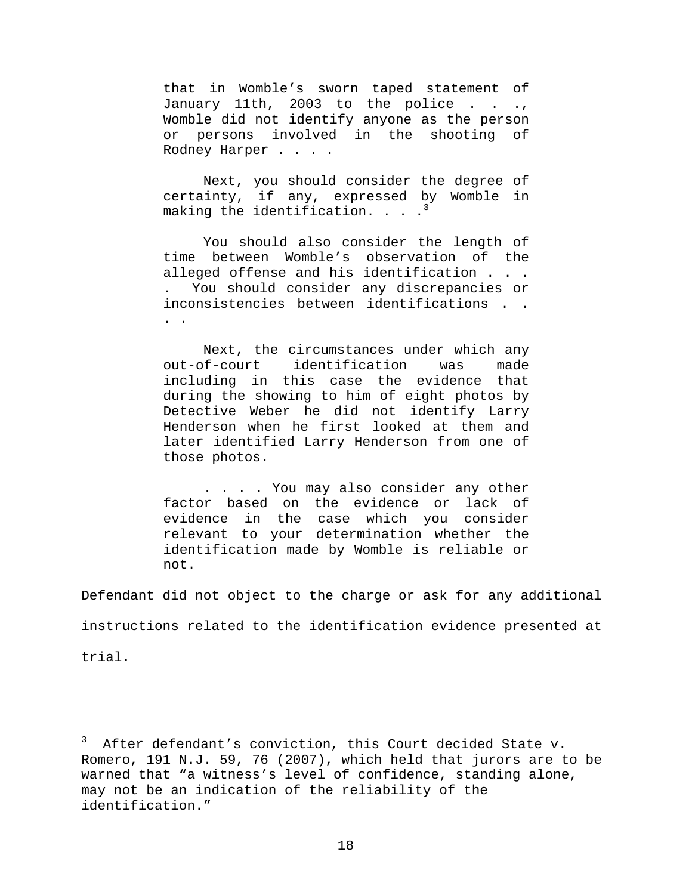> that in Womble's sworn taped statement of January 11th, 2003 to the police . . ., Womble did not identify anyone as the person or persons involved in the shooting of Rodney Harper . . . .
>
> Next, you should consider the degree of certainty, if any, expressed by Womble in making the identification. . . .[3]
>
> You should also consider the length of time between Womble's observation of the alleged offense and his identification . . . . You should consider any discrepancies or inconsistencies between identifications . . . .
>
> Next, the circumstances under which any out-of-court identification was made including in this case the evidence that during the showing to him of eight photos by Detective Weber he did not identify Larry Henderson when he first looked at them and later identified Larry Henderson from one of those photos.
>
> . . . . You may also consider any other factor based on the evidence or lack of evidence in the case which you consider relevant to your determination whether the identification made by Womble is reliable or not.

Defendant did not object to the charge or ask for any additional instructions related to the identification evidence presented at trial.

---

[3] After defendant's conviction, this Court decided State v. Romero, 191 N.J. 59, 76 (2007), which held that jurors are to be warned that "a witness's level of confidence, standing alone, may not be an indication of the reliability of the identification."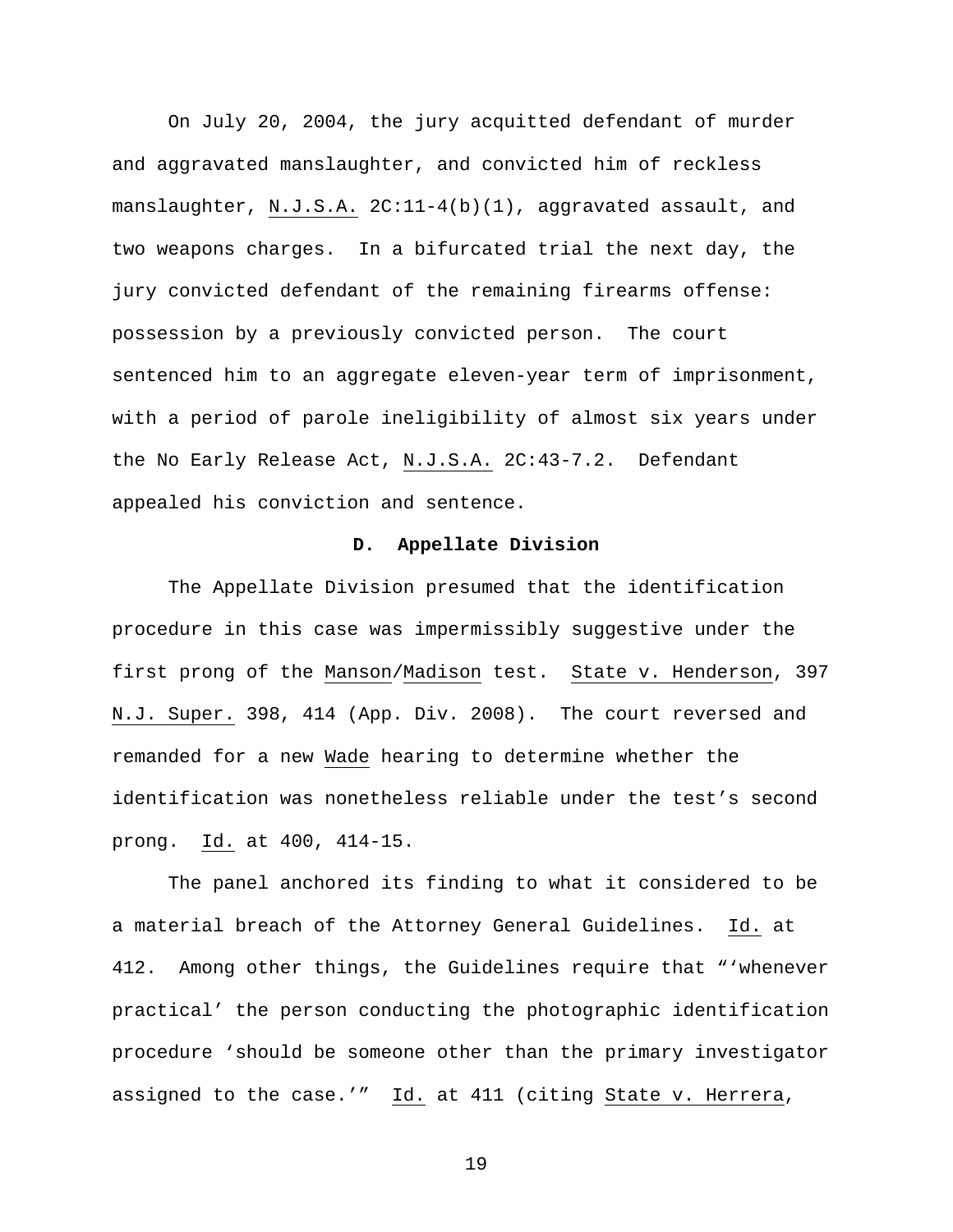On July 20, 2004, the jury acquitted defendant of murder and aggravated manslaughter, and convicted him of reckless manslaughter, N.J.S.A. 2C:11-4(b)(1), aggravated assault, and two weapons charges. In a bifurcated trial the next day, the jury convicted defendant of the remaining firearms offense: possession by a previously convicted person. The court sentenced him to an aggregate eleven-year term of imprisonment, with a period of parole ineligibility of almost six years under the No Early Release Act, N.J.S.A. 2C:43-7.2. Defendant appealed his conviction and sentence.

### D. Appellate Division

The Appellate Division presumed that the identification procedure in this case was impermissibly suggestive under the first prong of the Manson/Madison test. State v. Henderson, 397 N.J. Super. 398, 414 (App. Div. 2008). The court reversed and remanded for a new Wade hearing to determine whether the identification was nonetheless reliable under the test's second prong. Id. at 400, 414-15.

The panel anchored its finding to what it considered to be a material breach of the Attorney General Guidelines. Id. at 412. Among other things, the Guidelines require that "'whenever practical' the person conducting the photographic identification procedure 'should be someone other than the primary investigator assigned to the case.'" Id. at 411 (citing State v. Herrera,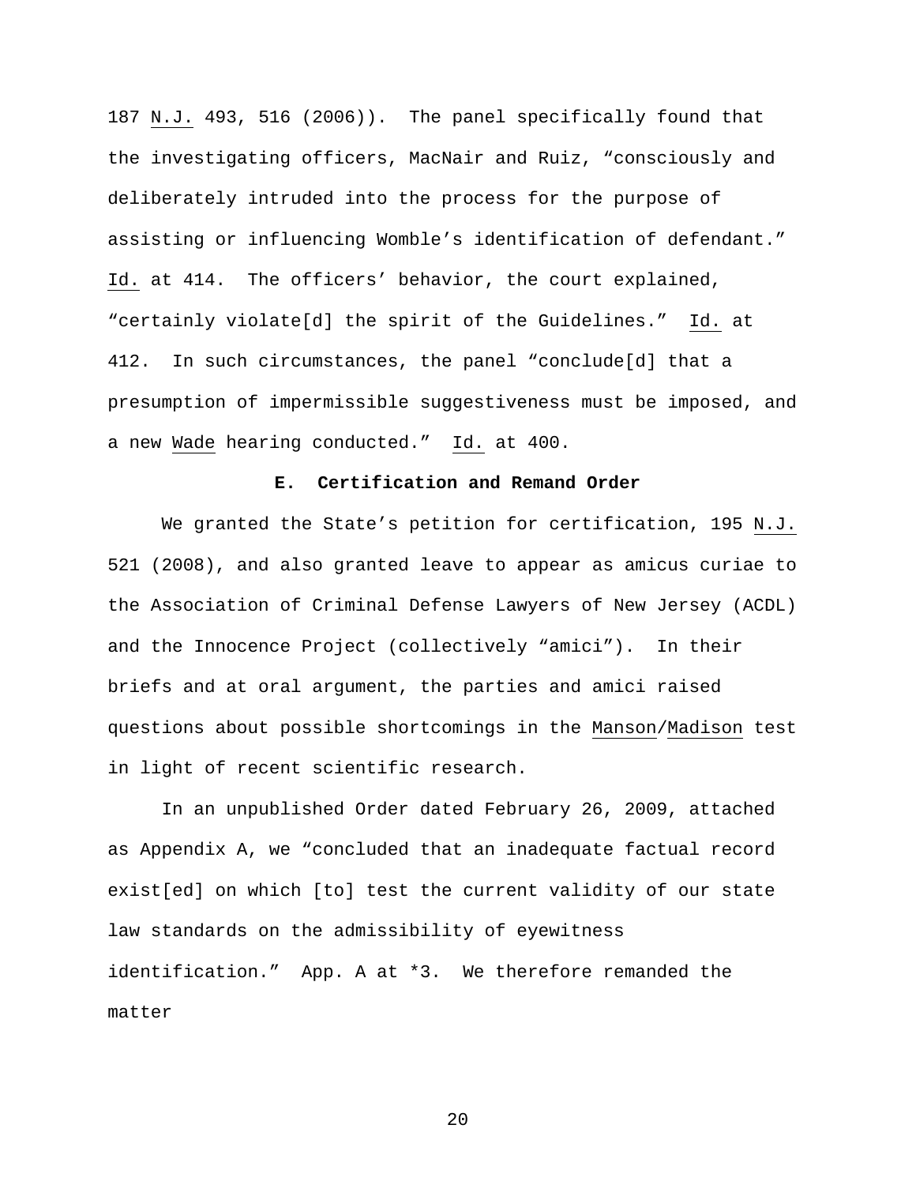187 N.J. 493, 516 (2006)). The panel specifically found that the investigating officers, MacNair and Ruiz, "consciously and deliberately intruded into the process for the purpose of assisting or influencing Womble's identification of defendant." Id. at 414. The officers' behavior, the court explained, "certainly violate[d] the spirit of the Guidelines." Id. at 412. In such circumstances, the panel "conclude[d] that a presumption of impermissible suggestiveness must be imposed, and a new Wade hearing conducted." Id. at 400.

### E. Certification and Remand Order

We granted the State's petition for certification, 195 N.J. 521 (2008), and also granted leave to appear as amicus curiae to the Association of Criminal Defense Lawyers of New Jersey (ACDL) and the Innocence Project (collectively "amici"). In their briefs and at oral argument, the parties and amici raised questions about possible shortcomings in the Manson/Madison test in light of recent scientific research.

In an unpublished Order dated February 26, 2009, attached as Appendix A, we "concluded that an inadequate factual record exist[ed] on which [to] test the current validity of our state law standards on the admissibility of eyewitness identification." App. A at *3. We therefore remanded the matter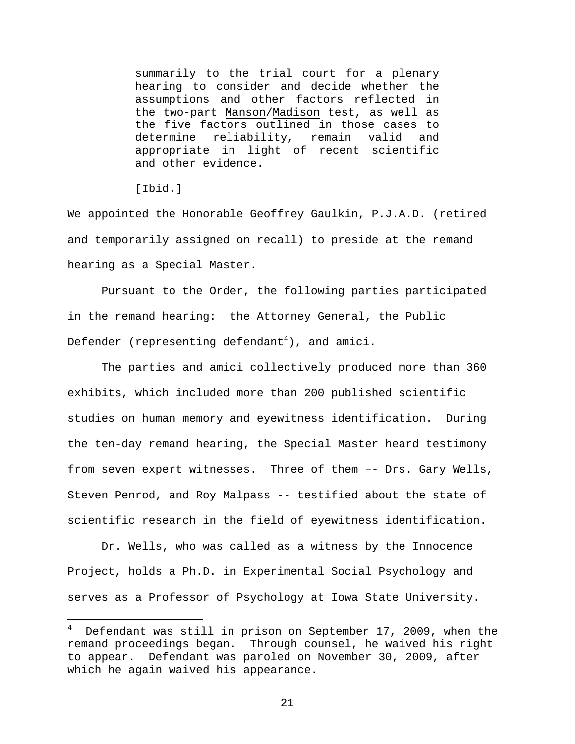> summarily to the trial court for a plenary hearing to consider and decide whether the assumptions and other factors reflected in the two-part Manson/Madison test, as well as the five factors outlined in those cases to determine reliability, remain valid and appropriate in light of recent scientific and other evidence.
>
> [Ibid.]

We appointed the Honorable Geoffrey Gaulkin, P.J.A.D. (retired and temporarily assigned on recall) to preside at the remand hearing as a Special Master.

Pursuant to the Order, the following parties participated in the remand hearing: the Attorney General, the Public Defender (representing defendant[4]), and amici.

The parties and amici collectively produced more than 360 exhibits, which included more than 200 published scientific studies on human memory and eyewitness identification. During the ten-day remand hearing, the Special Master heard testimony from seven expert witnesses. Three of them –- Drs. Gary Wells, Steven Penrod, and Roy Malpass -- testified about the state of scientific research in the field of eyewitness identification.

Dr. Wells, who was called as a witness by the Innocence Project, holds a Ph.D. in Experimental Social Psychology and serves as a Professor of Psychology at Iowa State University.

---

[4] Defendant was still in prison on September 17, 2009, when the remand proceedings began. Through counsel, he waived his right to appear. Defendant was paroled on November 30, 2009, after which he again waived his appearance.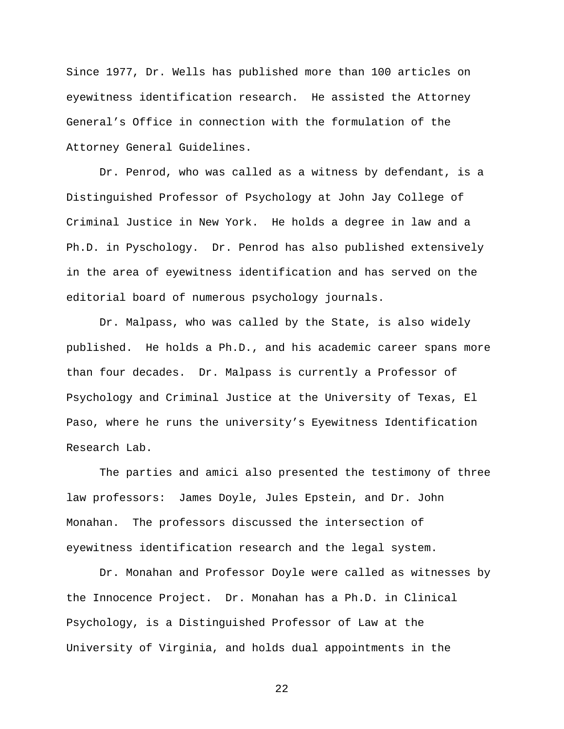Since 1977, Dr. Wells has published more than 100 articles on eyewitness identification research. He assisted the Attorney General's Office in connection with the formulation of the Attorney General Guidelines.

Dr. Penrod, who was called as a witness by defendant, is a Distinguished Professor of Psychology at John Jay College of Criminal Justice in New York. He holds a degree in law and a Ph.D. in Pyschology. Dr. Penrod has also published extensively in the area of eyewitness identification and has served on the editorial board of numerous psychology journals.

Dr. Malpass, who was called by the State, is also widely published. He holds a Ph.D., and his academic career spans more than four decades. Dr. Malpass is currently a Professor of Psychology and Criminal Justice at the University of Texas, El Paso, where he runs the university's Eyewitness Identification Research Lab.

The parties and amici also presented the testimony of three law professors: James Doyle, Jules Epstein, and Dr. John Monahan. The professors discussed the intersection of eyewitness identification research and the legal system.

Dr. Monahan and Professor Doyle were called as witnesses by the Innocence Project. Dr. Monahan has a Ph.D. in Clinical Psychology, is a Distinguished Professor of Law at the University of Virginia, and holds dual appointments in the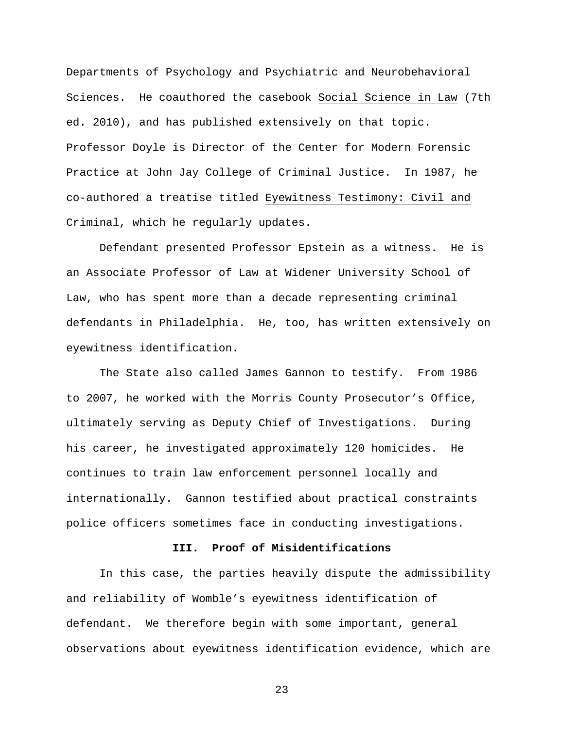Departments of Psychology and Psychiatric and Neurobehavioral Sciences. He coauthored the casebook Social Science in Law (7th ed. 2010), and has published extensively on that topic. Professor Doyle is Director of the Center for Modern Forensic Practice at John Jay College of Criminal Justice. In 1987, he co-authored a treatise titled Eyewitness Testimony: Civil and Criminal, which he regularly updates.

Defendant presented Professor Epstein as a witness. He is an Associate Professor of Law at Widener University School of Law, who has spent more than a decade representing criminal defendants in Philadelphia. He, too, has written extensively on eyewitness identification.

The State also called James Gannon to testify. From 1986 to 2007, he worked with the Morris County Prosecutor's Office, ultimately serving as Deputy Chief of Investigations. During his career, he investigated approximately 120 homicides. He continues to train law enforcement personnel locally and internationally. Gannon testified about practical constraints police officers sometimes face in conducting investigations.

## III. Proof of Misidentifications

In this case, the parties heavily dispute the admissibility and reliability of Womble's eyewitness identification of defendant. We therefore begin with some important, general observations about eyewitness identification evidence, which are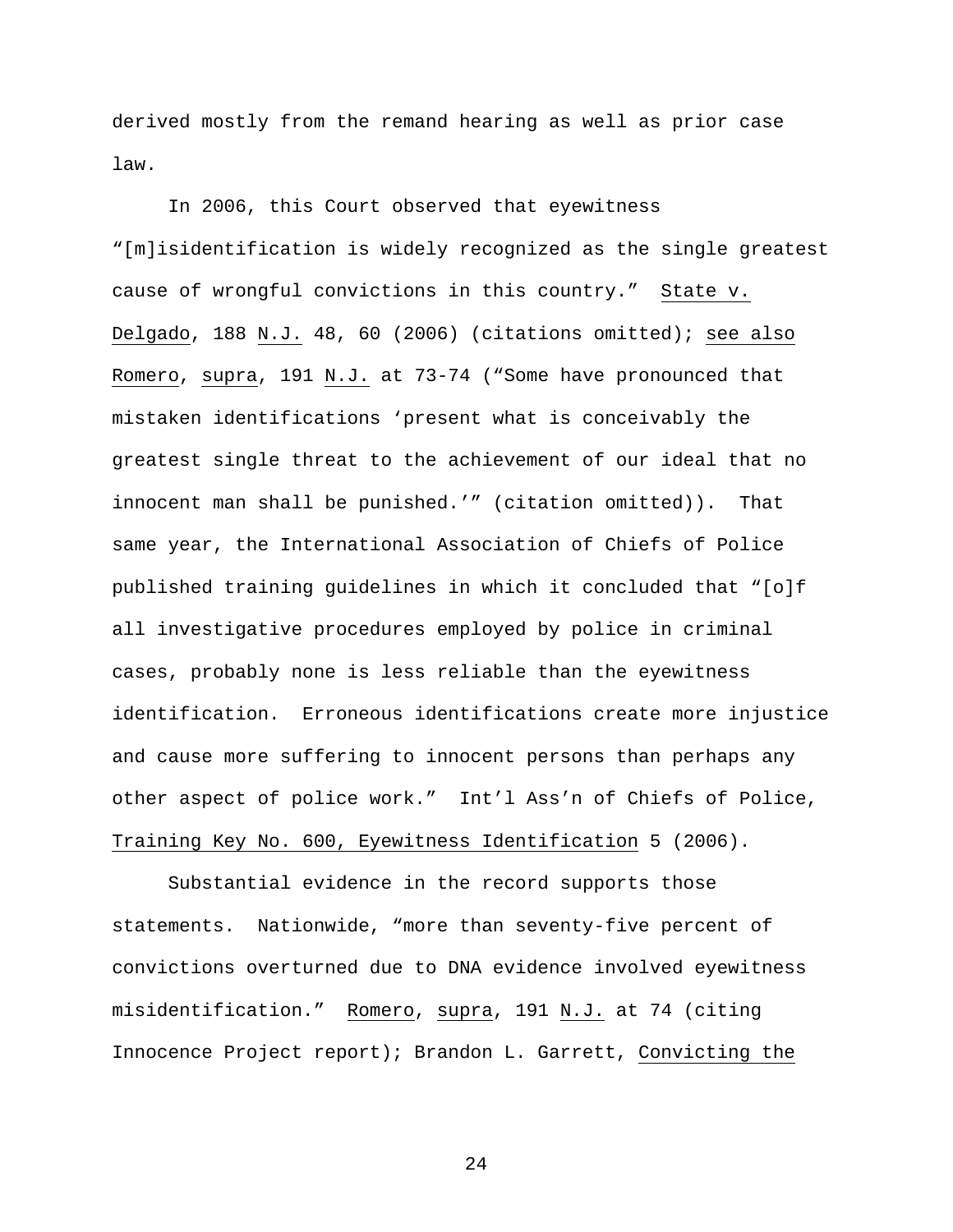derived mostly from the remand hearing as well as prior case law.

In 2006, this Court observed that eyewitness "[m]isidentification is widely recognized as the single greatest cause of wrongful convictions in this country." State v. Delgado, 188 N.J. 48, 60 (2006) (citations omitted); see also Romero, supra, 191 N.J. at 73-74 ("Some have pronounced that mistaken identifications 'present what is conceivably the greatest single threat to the achievement of our ideal that no innocent man shall be punished.'" (citation omitted)). That same year, the International Association of Chiefs of Police published training guidelines in which it concluded that "[o]f all investigative procedures employed by police in criminal cases, probably none is less reliable than the eyewitness identification. Erroneous identifications create more injustice and cause more suffering to innocent persons than perhaps any other aspect of police work." Int'l Ass'n of Chiefs of Police, Training Key No. 600, Eyewitness Identification 5 (2006).

Substantial evidence in the record supports those statements. Nationwide, "more than seventy-five percent of convictions overturned due to DNA evidence involved eyewitness misidentification." Romero, supra, 191 N.J. at 74 (citing Innocence Project report); Brandon L. Garrett, Convicting the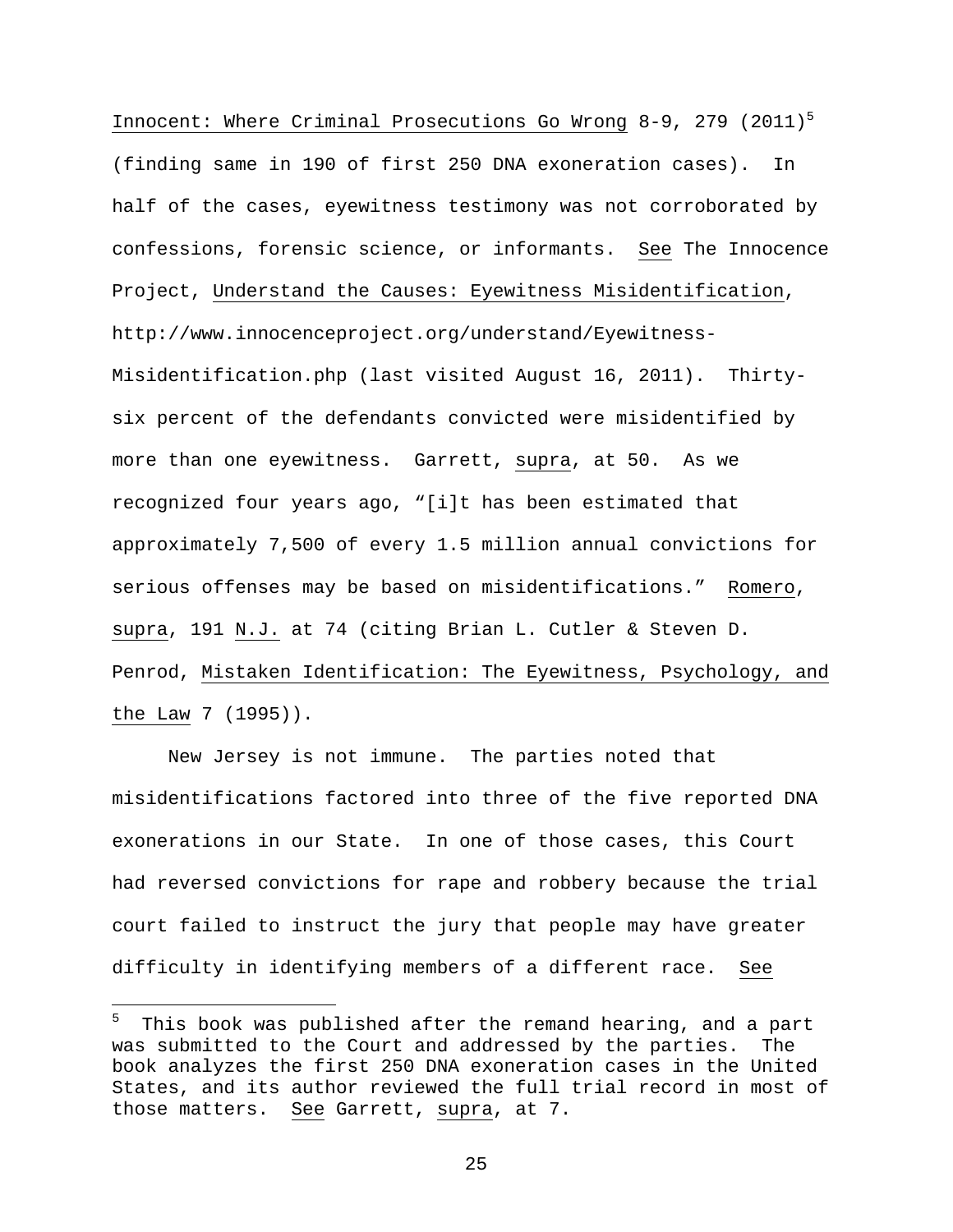Innocent: Where Criminal Prosecutions Go Wrong 8-9, 279 (2011)[5] (finding same in 190 of first 250 DNA exoneration cases). In half of the cases, eyewitness testimony was not corroborated by confessions, forensic science, or informants. See The Innocence Project, Understand the Causes: Eyewitness Misidentification, http://www.innocenceproject.org/understand/Eyewitness-Misidentification.php (last visited August 16, 2011). Thirty-six percent of the defendants convicted were misidentified by more than one eyewitness. Garrett, supra, at 50. As we recognized four years ago, "[i]t has been estimated that approximately 7,500 of every 1.5 million annual convictions for serious offenses may be based on misidentifications." Romero, supra, 191 N.J. at 74 (citing Brian L. Cutler & Steven D. Penrod, Mistaken Identification: The Eyewitness, Psychology, and the Law 7 (1995)).

New Jersey is not immune. The parties noted that misidentifications factored into three of the five reported DNA exonerations in our State. In one of those cases, this Court had reversed convictions for rape and robbery because the trial court failed to instruct the jury that people may have greater difficulty in identifying members of a different race. See

---

[5] This book was published after the remand hearing, and a part was submitted to the Court and addressed by the parties. The book analyzes the first 250 DNA exoneration cases in the United States, and its author reviewed the full trial record in most of those matters. See Garrett, supra, at 7.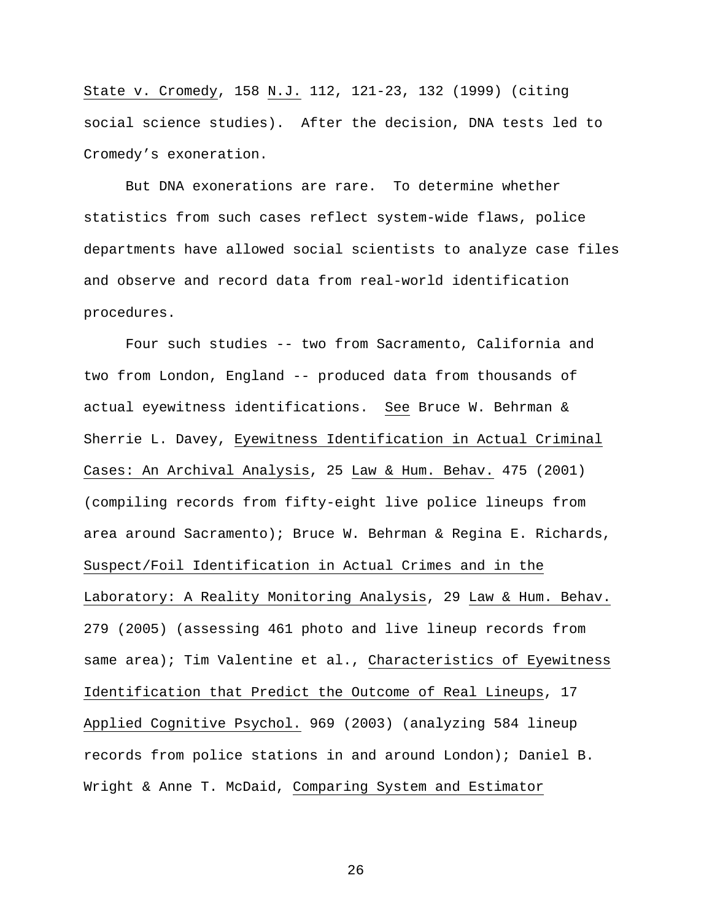State v. Cromedy, 158 N.J. 112, 121-23, 132 (1999) (citing social science studies). After the decision, DNA tests led to Cromedy's exoneration.

But DNA exonerations are rare. To determine whether statistics from such cases reflect system-wide flaws, police departments have allowed social scientists to analyze case files and observe and record data from real-world identification procedures.

Four such studies -- two from Sacramento, California and two from London, England -- produced data from thousands of actual eyewitness identifications. See Bruce W. Behrman & Sherrie L. Davey, Eyewitness Identification in Actual Criminal Cases: An Archival Analysis, 25 Law & Hum. Behav. 475 (2001) (compiling records from fifty-eight live police lineups from area around Sacramento); Bruce W. Behrman & Regina E. Richards, Suspect/Foil Identification in Actual Crimes and in the Laboratory: A Reality Monitoring Analysis, 29 Law & Hum. Behav. 279 (2005) (assessing 461 photo and live lineup records from same area); Tim Valentine et al., Characteristics of Eyewitness Identification that Predict the Outcome of Real Lineups, 17 Applied Cognitive Psychol. 969 (2003) (analyzing 584 lineup records from police stations in and around London); Daniel B. Wright & Anne T. McDaid, Comparing System and Estimator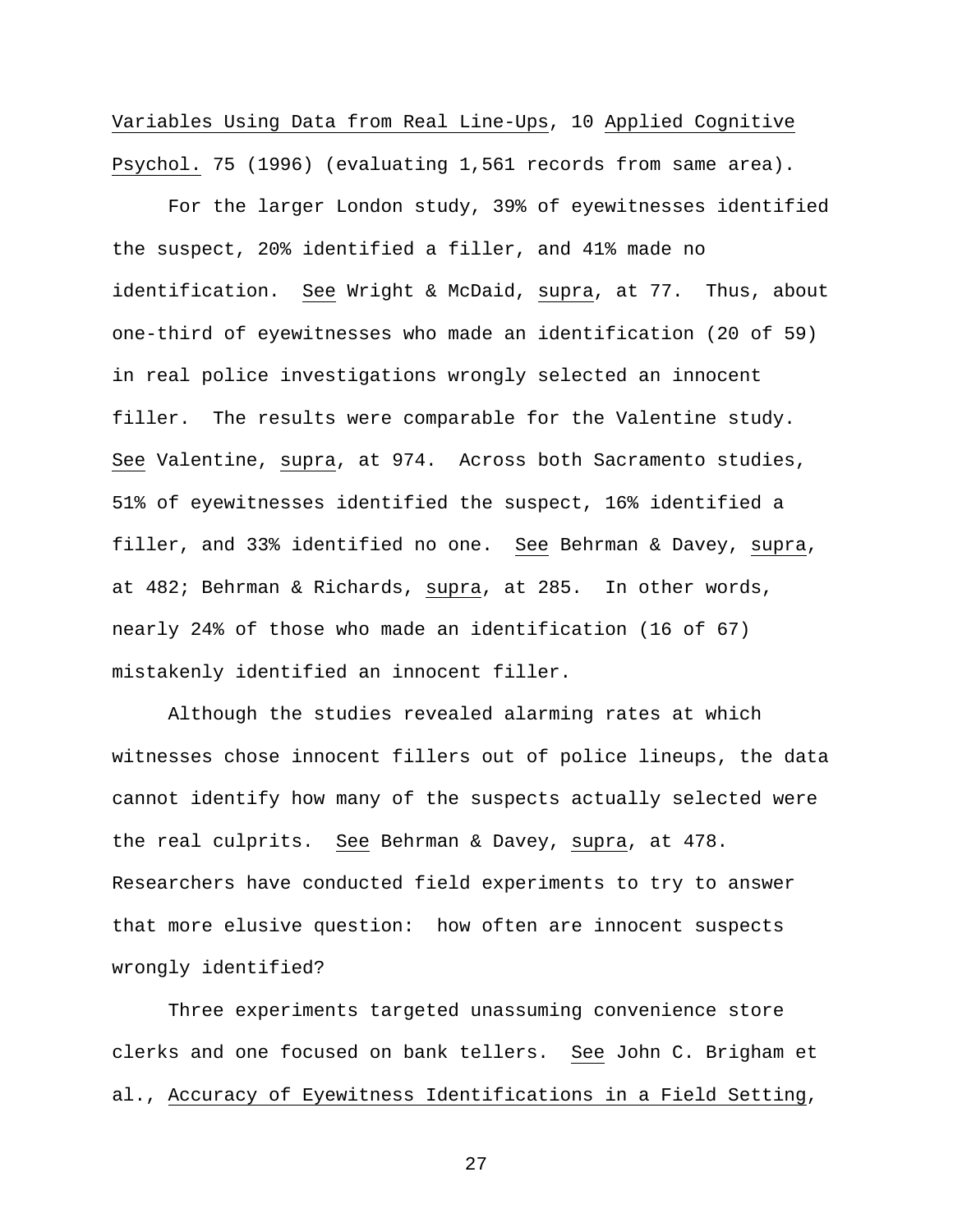Variables Using Data from Real Line-Ups, 10 Applied Cognitive Psychol. 75 (1996) (evaluating 1,561 records from same area).

For the larger London study, 39% of eyewitnesses identified the suspect, 20% identified a filler, and 41% made no identification. See Wright & McDaid, supra, at 77. Thus, about one-third of eyewitnesses who made an identification (20 of 59) in real police investigations wrongly selected an innocent filler. The results were comparable for the Valentine study. See Valentine, supra, at 974. Across both Sacramento studies, 51% of eyewitnesses identified the suspect, 16% identified a filler, and 33% identified no one. See Behrman & Davey, supra, at 482; Behrman & Richards, supra, at 285. In other words, nearly 24% of those who made an identification (16 of 67) mistakenly identified an innocent filler.

Although the studies revealed alarming rates at which witnesses chose innocent fillers out of police lineups, the data cannot identify how many of the suspects actually selected were the real culprits. See Behrman & Davey, supra, at 478. Researchers have conducted field experiments to try to answer that more elusive question: how often are innocent suspects wrongly identified?

Three experiments targeted unassuming convenience store clerks and one focused on bank tellers. See John C. Brigham et al., Accuracy of Eyewitness Identifications in a Field Setting,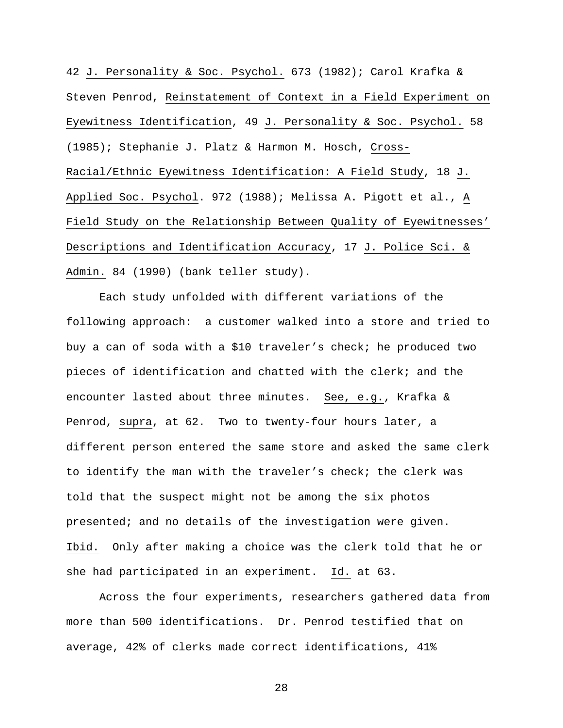42 _J. Personality & Soc. Psychol._ 673 (1982); Carol Krafka & Steven Penrod, _Reinstatement of Context in a Field Experiment on Eyewitness Identification_, 49 _J. Personality & Soc. Psychol._ 58 (1985); Stephanie J. Platz & Harmon M. Hosch, _Cross-Racial/Ethnic Eyewitness Identification: A Field Study_, 18 _J. Applied Soc. Psychol_. 972 (1988); Melissa A. Pigott et al., _A Field Study on the Relationship Between Quality of Eyewitnesses' Descriptions and Identification Accuracy_, 17 _J. Police Sci. & Admin._ 84 (1990) (bank teller study).

Each study unfolded with different variations of the following approach: a customer walked into a store and tried to buy a can of soda with a $10 traveler's check; he produced two pieces of identification and chatted with the clerk; and the encounter lasted about three minutes. _See, e.g._, Krafka & Penrod, _supra_, at 62. Two to twenty-four hours later, a different person entered the same store and asked the same clerk to identify the man with the traveler's check; the clerk was told that the suspect might not be among the six photos presented; and no details of the investigation were given. _Ibid._ Only after making a choice was the clerk told that he or she had participated in an experiment. _Id._ at 63.

Across the four experiments, researchers gathered data from more than 500 identifications. Dr. Penrod testified that on average, 42% of clerks made correct identifications, 41%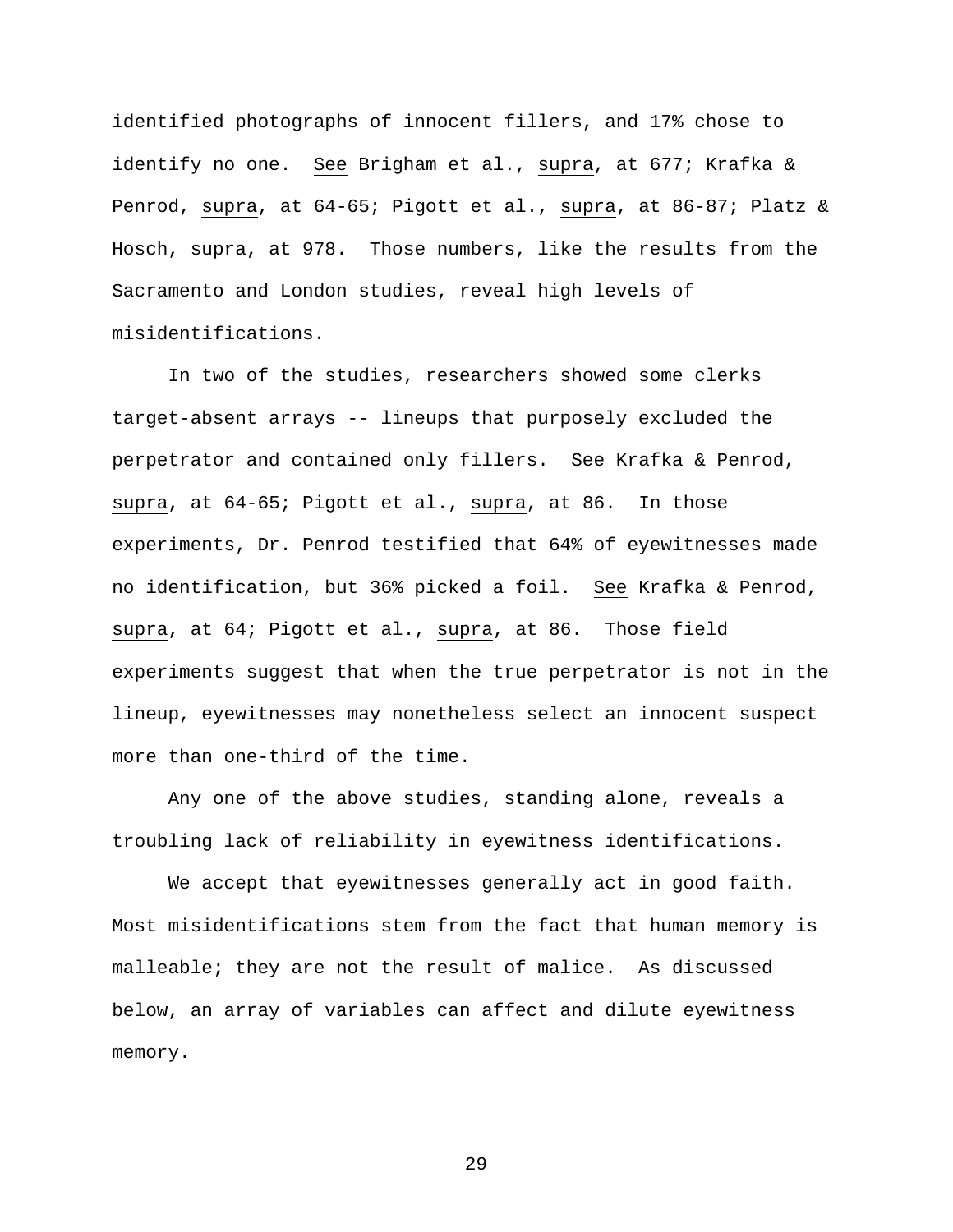identified photographs of innocent fillers, and 17% chose to identify no one. See Brigham et al., supra, at 677; Krafka & Penrod, supra, at 64-65; Pigott et al., supra, at 86-87; Platz & Hosch, supra, at 978. Those numbers, like the results from the Sacramento and London studies, reveal high levels of misidentifications.

In two of the studies, researchers showed some clerks target-absent arrays -- lineups that purposely excluded the perpetrator and contained only fillers. See Krafka & Penrod, supra, at 64-65; Pigott et al., supra, at 86. In those experiments, Dr. Penrod testified that 64% of eyewitnesses made no identification, but 36% picked a foil. See Krafka & Penrod, supra, at 64; Pigott et al., supra, at 86. Those field experiments suggest that when the true perpetrator is not in the lineup, eyewitnesses may nonetheless select an innocent suspect more than one-third of the time.

Any one of the above studies, standing alone, reveals a troubling lack of reliability in eyewitness identifications.

We accept that eyewitnesses generally act in good faith. Most misidentifications stem from the fact that human memory is malleable; they are not the result of malice. As discussed below, an array of variables can affect and dilute eyewitness memory.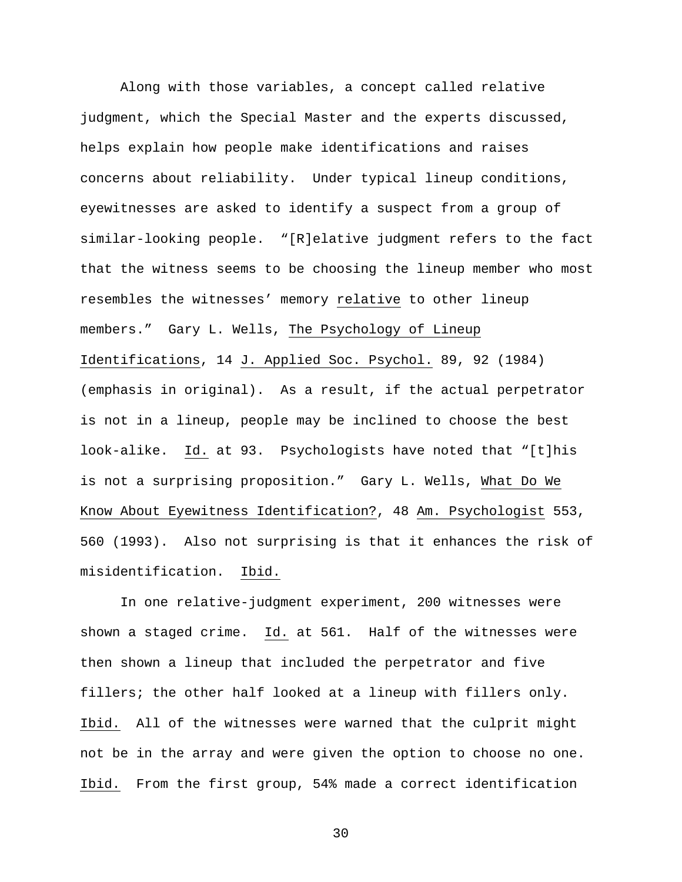Along with those variables, a concept called relative judgment, which the Special Master and the experts discussed, helps explain how people make identifications and raises concerns about reliability. Under typical lineup conditions, eyewitnesses are asked to identify a suspect from a group of similar-looking people. "[R]elative judgment refers to the fact that the witness seems to be choosing the lineup member who most resembles the witnesses' memory _relative_ to other lineup members." Gary L. Wells, _The Psychology of Lineup Identifications_, 14 _J. Applied Soc. Psychol._ 89, 92 (1984) (emphasis in original). As a result, if the actual perpetrator is not in a lineup, people may be inclined to choose the best look-alike. _Id._ at 93. Psychologists have noted that "[t]his is not a surprising proposition." Gary L. Wells, _What Do We Know About Eyewitness Identification?_, 48 _Am. Psychologist_ 553, 560 (1993). Also not surprising is that it enhances the risk of misidentification. _Ibid._

In one relative-judgment experiment, 200 witnesses were shown a staged crime. _Id._ at 561. Half of the witnesses were then shown a lineup that included the perpetrator and five fillers; the other half looked at a lineup with fillers only. _Ibid._ All of the witnesses were warned that the culprit might not be in the array and were given the option to choose no one. _Ibid._ From the first group, 54% made a correct identification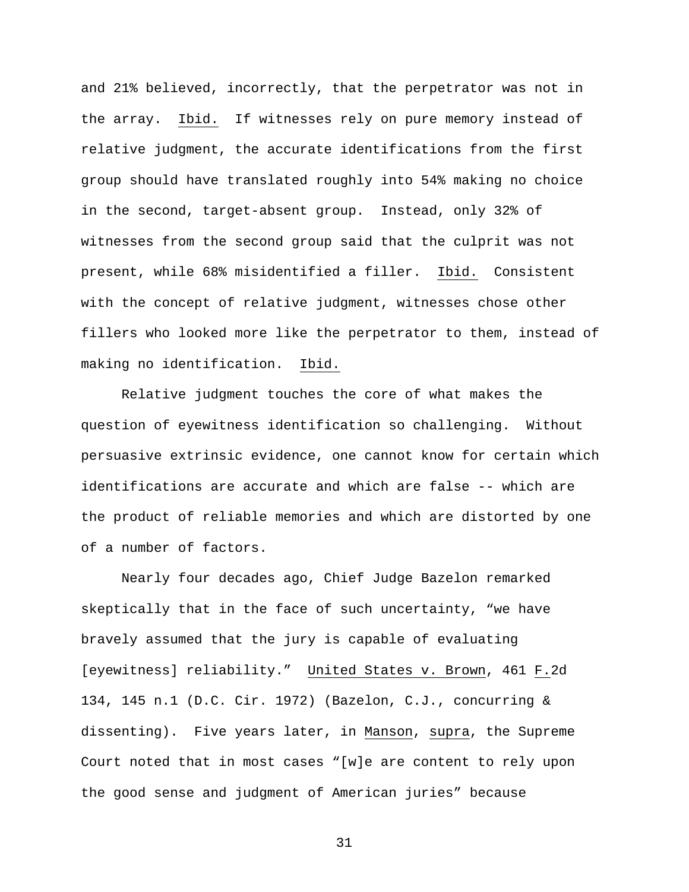and 21% believed, incorrectly, that the perpetrator was not in the array. Ibid. If witnesses rely on pure memory instead of relative judgment, the accurate identifications from the first group should have translated roughly into 54% making no choice in the second, target-absent group. Instead, only 32% of witnesses from the second group said that the culprit was not present, while 68% misidentified a filler. Ibid. Consistent with the concept of relative judgment, witnesses chose other fillers who looked more like the perpetrator to them, instead of making no identification. Ibid.

Relative judgment touches the core of what makes the question of eyewitness identification so challenging. Without persuasive extrinsic evidence, one cannot know for certain which identifications are accurate and which are false -- which are the product of reliable memories and which are distorted by one of a number of factors.

Nearly four decades ago, Chief Judge Bazelon remarked skeptically that in the face of such uncertainty, "we have bravely assumed that the jury is capable of evaluating [eyewitness] reliability." United States v. Brown, 461 F.2d 134, 145 n.1 (D.C. Cir. 1972) (Bazelon, C.J., concurring & dissenting). Five years later, in Manson, supra, the Supreme Court noted that in most cases "[w]e are content to rely upon the good sense and judgment of American juries" because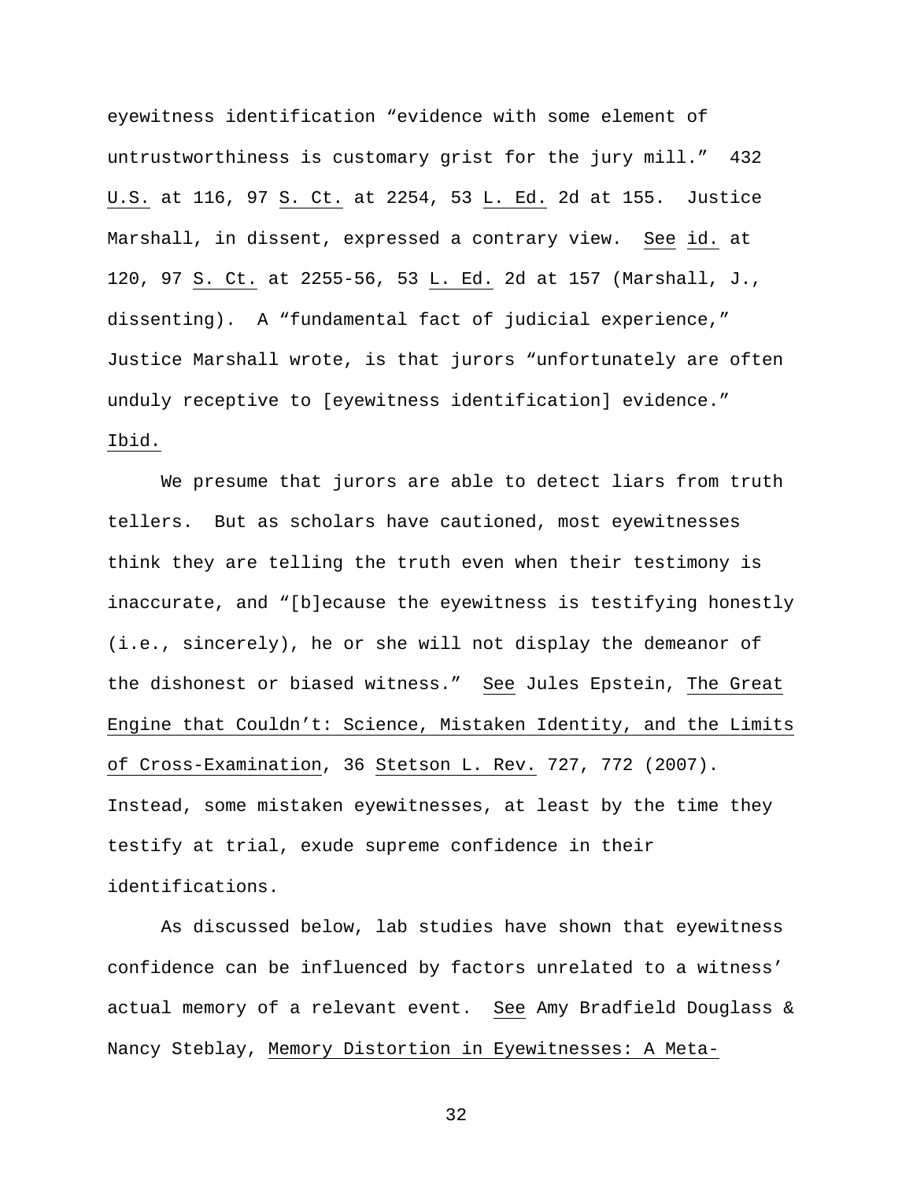eyewitness identification "evidence with some element of untrustworthiness is customary grist for the jury mill." 432 U.S. at 116, 97 S. Ct. at 2254, 53 L. Ed. 2d at 155. Justice Marshall, in dissent, expressed a contrary view. See id. at 120, 97 S. Ct. at 2255-56, 53 L. Ed. 2d at 157 (Marshall, J., dissenting). A "fundamental fact of judicial experience," Justice Marshall wrote, is that jurors "unfortunately are often unduly receptive to [eyewitness identification] evidence." Ibid.

We presume that jurors are able to detect liars from truth tellers. But as scholars have cautioned, most eyewitnesses think they are telling the truth even when their testimony is inaccurate, and "[b]ecause the eyewitness is testifying honestly (i.e., sincerely), he or she will not display the demeanor of the dishonest or biased witness." See Jules Epstein, The Great Engine that Couldn't: Science, Mistaken Identity, and the Limits of Cross-Examination, 36 Stetson L. Rev. 727, 772 (2007). Instead, some mistaken eyewitnesses, at least by the time they testify at trial, exude supreme confidence in their identifications.

As discussed below, lab studies have shown that eyewitness confidence can be influenced by factors unrelated to a witness' actual memory of a relevant event. See Amy Bradfield Douglass & Nancy Steblay, Memory Distortion in Eyewitnesses: A Meta-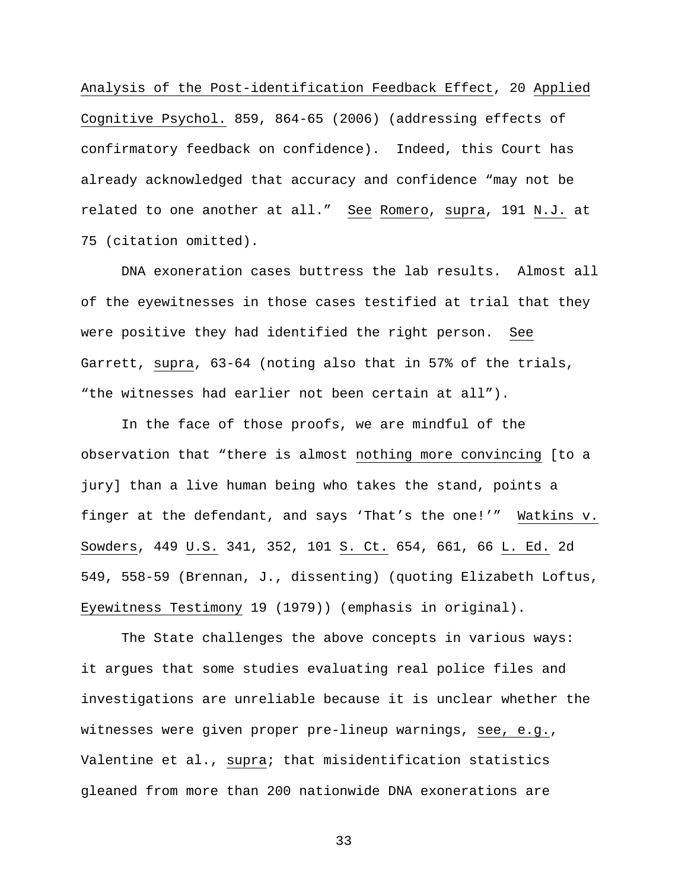Analysis of the Post-identification Feedback Effect, 20 Applied Cognitive Psychol. 859, 864-65 (2006) (addressing effects of confirmatory feedback on confidence). Indeed, this Court has already acknowledged that accuracy and confidence "may not be related to one another at all." See Romero, supra, 191 N.J. at 75 (citation omitted).

DNA exoneration cases buttress the lab results. Almost all of the eyewitnesses in those cases testified at trial that they were positive they had identified the right person. See Garrett, supra, 63-64 (noting also that in 57% of the trials, "the witnesses had earlier not been certain at all").

In the face of those proofs, we are mindful of the observation that "there is almost nothing more convincing [to a jury] than a live human being who takes the stand, points a finger at the defendant, and says 'That's the one!'" Watkins v. Sowders, 449 U.S. 341, 352, 101 S. Ct. 654, 661, 66 L. Ed. 2d 549, 558-59 (Brennan, J., dissenting) (quoting Elizabeth Loftus, Eyewitness Testimony 19 (1979)) (emphasis in original).

The State challenges the above concepts in various ways: it argues that some studies evaluating real police files and investigations are unreliable because it is unclear whether the witnesses were given proper pre-lineup warnings, see, e.g., Valentine et al., supra; that misidentification statistics gleaned from more than 200 nationwide DNA exonerations are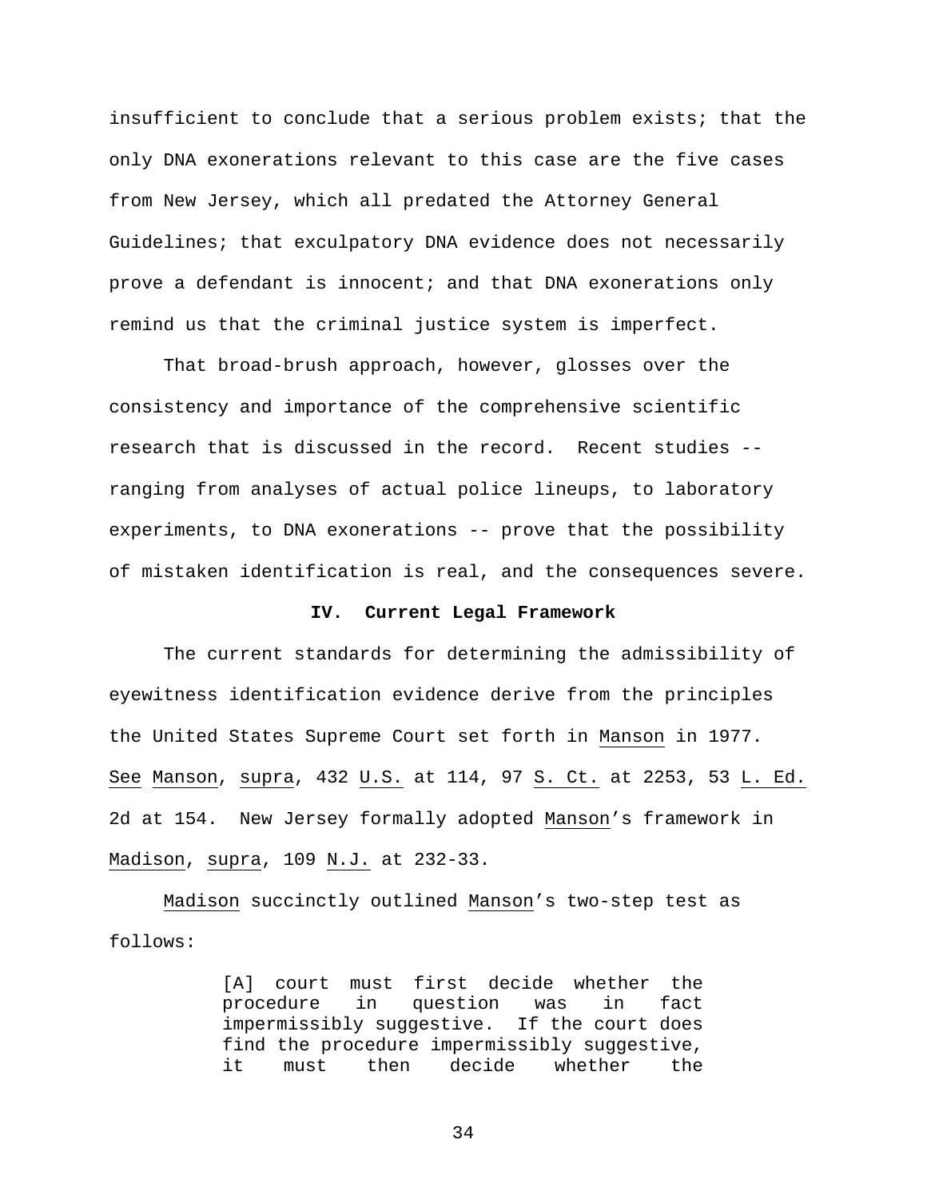insufficient to conclude that a serious problem exists; that the only DNA exonerations relevant to this case are the five cases from New Jersey, which all predated the Attorney General Guidelines; that exculpatory DNA evidence does not necessarily prove a defendant is innocent; and that DNA exonerations only remind us that the criminal justice system is imperfect.

That broad-brush approach, however, glosses over the consistency and importance of the comprehensive scientific research that is discussed in the record. Recent studies -- ranging from analyses of actual police lineups, to laboratory experiments, to DNA exonerations -- prove that the possibility of mistaken identification is real, and the consequences severe.

## IV. Current Legal Framework

The current standards for determining the admissibility of eyewitness identification evidence derive from the principles the United States Supreme Court set forth in Manson in 1977. See Manson, supra, 432 U.S. at 114, 97 S. Ct. at 2253, 53 L. Ed. 2d at 154. New Jersey formally adopted Manson's framework in Madison, supra, 109 N.J. at 232-33.

Madison succinctly outlined Manson's two-step test as follows:

> [A] court must first decide whether the procedure in question was in fact impermissibly suggestive. If the court does find the procedure impermissibly suggestive, it must then decide whether the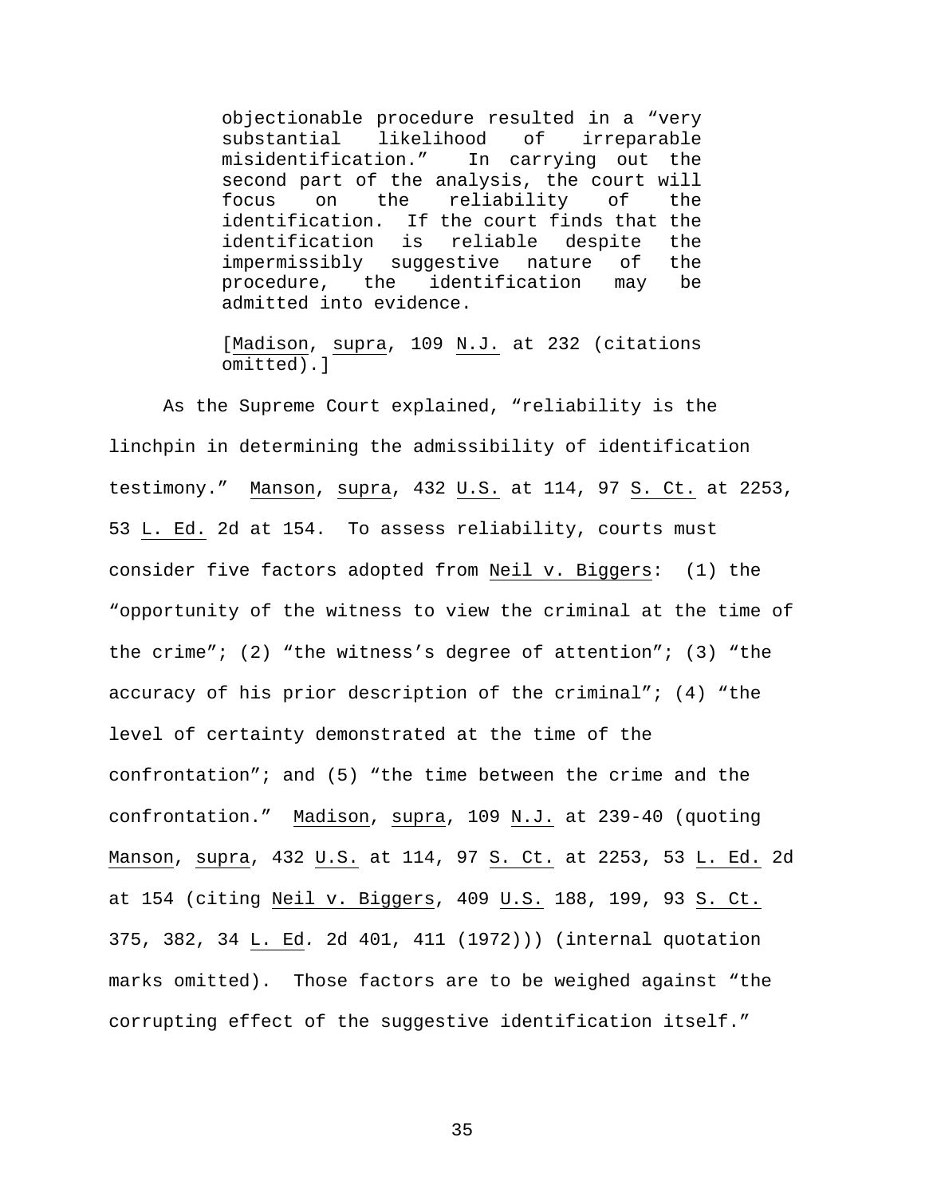> objectionable procedure resulted in a "very substantial likelihood of irreparable misidentification." In carrying out the second part of the analysis, the court will focus on the reliability of the identification. If the court finds that the identification is reliable despite the impermissibly suggestive nature of the procedure, the identification may be admitted into evidence.
>
> [Madison, supra, 109 N.J. at 232 (citations omitted).]

As the Supreme Court explained, "reliability is the linchpin in determining the admissibility of identification testimony." Manson, supra, 432 U.S. at 114, 97 S. Ct. at 2253, 53 L. Ed. 2d at 154. To assess reliability, courts must consider five factors adopted from Neil v. Biggers: (1) the "opportunity of the witness to view the criminal at the time of the crime"; (2) "the witness's degree of attention"; (3) "the accuracy of his prior description of the criminal"; (4) "the level of certainty demonstrated at the time of the confrontation"; and (5) "the time between the crime and the confrontation." Madison, supra, 109 N.J. at 239-40 (quoting Manson, supra, 432 U.S. at 114, 97 S. Ct. at 2253, 53 L. Ed. 2d at 154 (citing Neil v. Biggers, 409 U.S. 188, 199, 93 S. Ct. 375, 382, 34 L. Ed. 2d 401, 411 (1972))) (internal quotation marks omitted). Those factors are to be weighed against "the corrupting effect of the suggestive identification itself."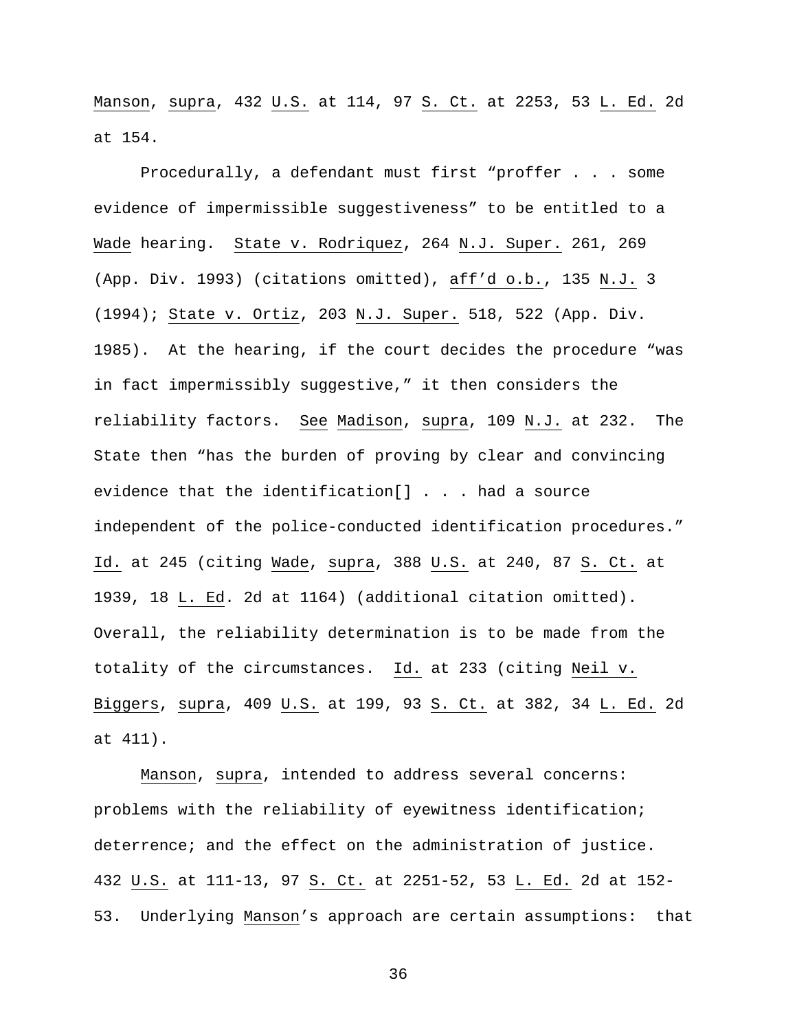Manson, supra, 432 U.S. at 114, 97 S. Ct. at 2253, 53 L. Ed. 2d at 154.

Procedurally, a defendant must first "proffer . . . some evidence of impermissible suggestiveness" to be entitled to a Wade hearing. State v. Rodriquez, 264 N.J. Super. 261, 269 (App. Div. 1993) (citations omitted), aff'd o.b., 135 N.J. 3 (1994); State v. Ortiz, 203 N.J. Super. 518, 522 (App. Div. 1985). At the hearing, if the court decides the procedure "was in fact impermissibly suggestive," it then considers the reliability factors. See Madison, supra, 109 N.J. at 232. The State then "has the burden of proving by clear and convincing evidence that the identification[] . . . had a source independent of the police-conducted identification procedures." Id. at 245 (citing Wade, supra, 388 U.S. at 240, 87 S. Ct. at 1939, 18 L. Ed. 2d at 1164) (additional citation omitted). Overall, the reliability determination is to be made from the totality of the circumstances. Id. at 233 (citing Neil v. Biggers, supra, 409 U.S. at 199, 93 S. Ct. at 382, 34 L. Ed. 2d at 411).

Manson, supra, intended to address several concerns: problems with the reliability of eyewitness identification; deterrence; and the effect on the administration of justice. 432 U.S. at 111-13, 97 S. Ct. at 2251-52, 53 L. Ed. 2d at 152-53. Underlying Manson's approach are certain assumptions: that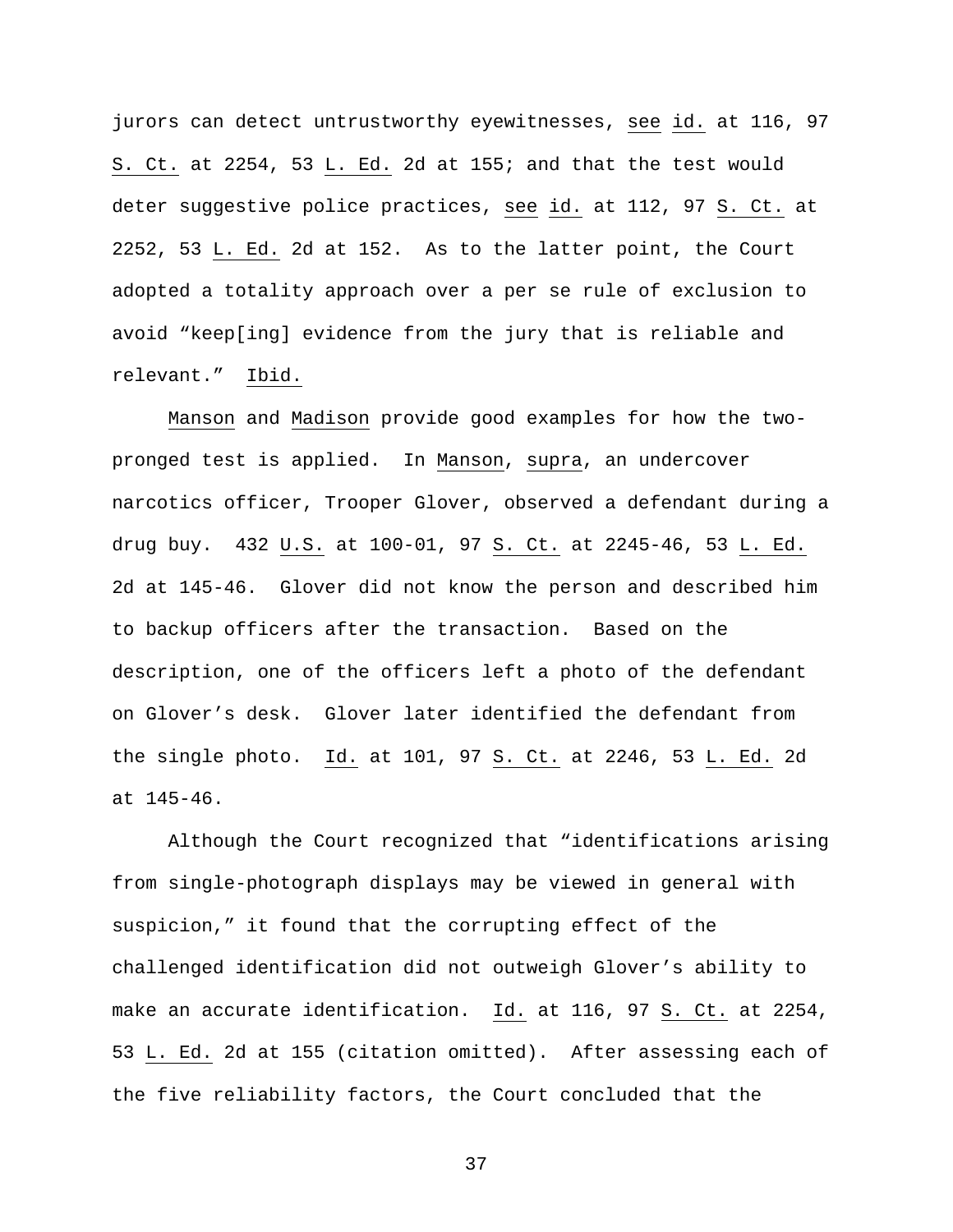jurors can detect untrustworthy eyewitnesses, see id. at 116, 97 S. Ct. at 2254, 53 L. Ed. 2d at 155; and that the test would deter suggestive police practices, see id. at 112, 97 S. Ct. at 2252, 53 L. Ed. 2d at 152. As to the latter point, the Court adopted a totality approach over a per se rule of exclusion to avoid "keep[ing] evidence from the jury that is reliable and relevant." Ibid.

Manson and Madison provide good examples for how the two-pronged test is applied. In Manson, supra, an undercover narcotics officer, Trooper Glover, observed a defendant during a drug buy. 432 U.S. at 100-01, 97 S. Ct. at 2245-46, 53 L. Ed. 2d at 145-46. Glover did not know the person and described him to backup officers after the transaction. Based on the description, one of the officers left a photo of the defendant on Glover's desk. Glover later identified the defendant from the single photo. Id. at 101, 97 S. Ct. at 2246, 53 L. Ed. 2d at 145-46.

Although the Court recognized that "identifications arising from single-photograph displays may be viewed in general with suspicion," it found that the corrupting effect of the challenged identification did not outweigh Glover's ability to make an accurate identification. Id. at 116, 97 S. Ct. at 2254, 53 L. Ed. 2d at 155 (citation omitted). After assessing each of the five reliability factors, the Court concluded that the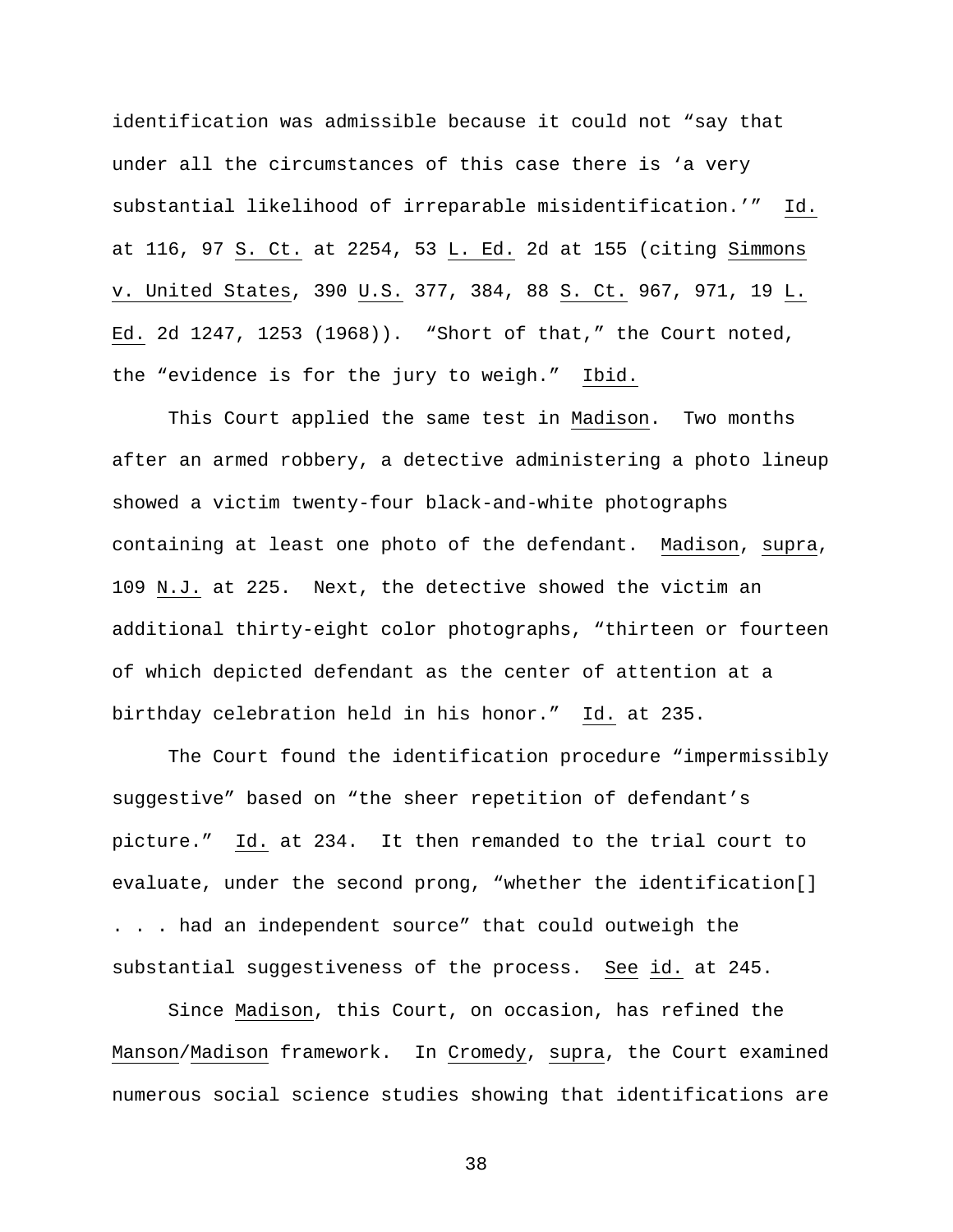identification was admissible because it could not "say that under all the circumstances of this case there is 'a very substantial likelihood of irreparable misidentification.'" Id. at 116, 97 S. Ct. at 2254, 53 L. Ed. 2d at 155 (citing Simmons v. United States, 390 U.S. 377, 384, 88 S. Ct. 967, 971, 19 L. Ed. 2d 1247, 1253 (1968)). "Short of that," the Court noted, the "evidence is for the jury to weigh." Ibid.

This Court applied the same test in Madison. Two months after an armed robbery, a detective administering a photo lineup showed a victim twenty-four black-and-white photographs containing at least one photo of the defendant. Madison, supra, 109 N.J. at 225. Next, the detective showed the victim an additional thirty-eight color photographs, "thirteen or fourteen of which depicted defendant as the center of attention at a birthday celebration held in his honor." Id. at 235.

The Court found the identification procedure "impermissibly suggestive" based on "the sheer repetition of defendant's picture." Id. at 234. It then remanded to the trial court to evaluate, under the second prong, "whether the identification[] . . . had an independent source" that could outweigh the substantial suggestiveness of the process. See id. at 245.

Since Madison, this Court, on occasion, has refined the Manson/Madison framework. In Cromedy, supra, the Court examined numerous social science studies showing that identifications are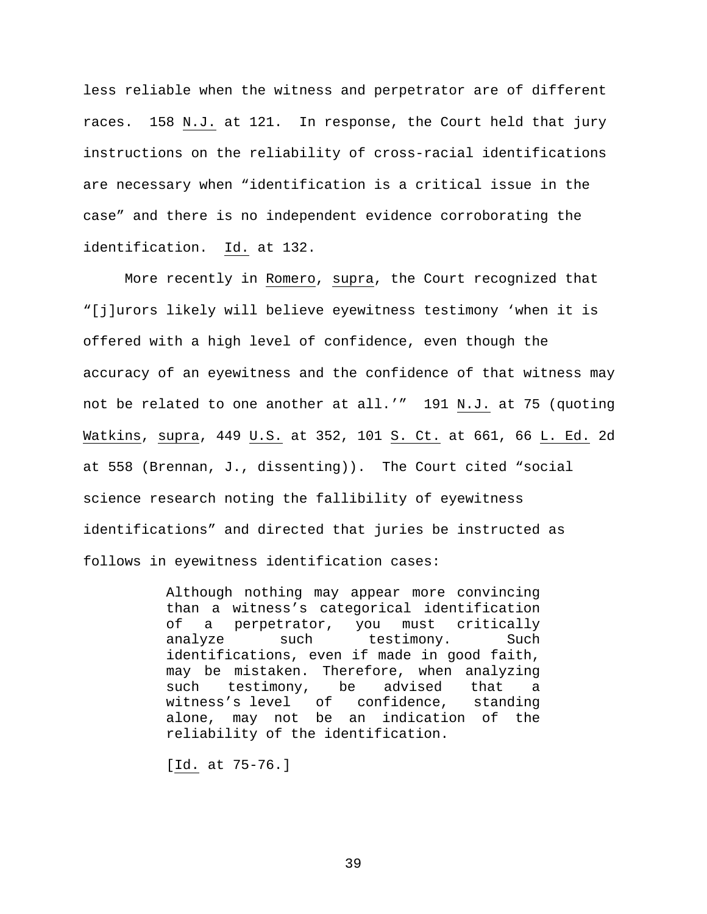less reliable when the witness and perpetrator are of different races. 158 N.J. at 121. In response, the Court held that jury instructions on the reliability of cross-racial identifications are necessary when “identification is a critical issue in the case” and there is no independent evidence corroborating the identification. Id. at 132.

More recently in Romero, supra, the Court recognized that “[j]urors likely will believe eyewitness testimony ‘when it is offered with a high level of confidence, even though the accuracy of an eyewitness and the confidence of that witness may not be related to one another at all.’” 191 N.J. at 75 (quoting Watkins, supra, 449 U.S. at 352, 101 S. Ct. at 661, 66 L. Ed. 2d at 558 (Brennan, J., dissenting)). The Court cited “social science research noting the fallibility of eyewitness identifications” and directed that juries be instructed as follows in eyewitness identification cases:

> Although nothing may appear more convincing than a witness’s categorical identification of a perpetrator, you must critically analyze such testimony. Such identifications, even if made in good faith, may be mistaken. Therefore, when analyzing such testimony, be advised that a witness’s level of confidence, standing alone, may not be an indication of the reliability of the identification.
>
> [Id. at 75-76.]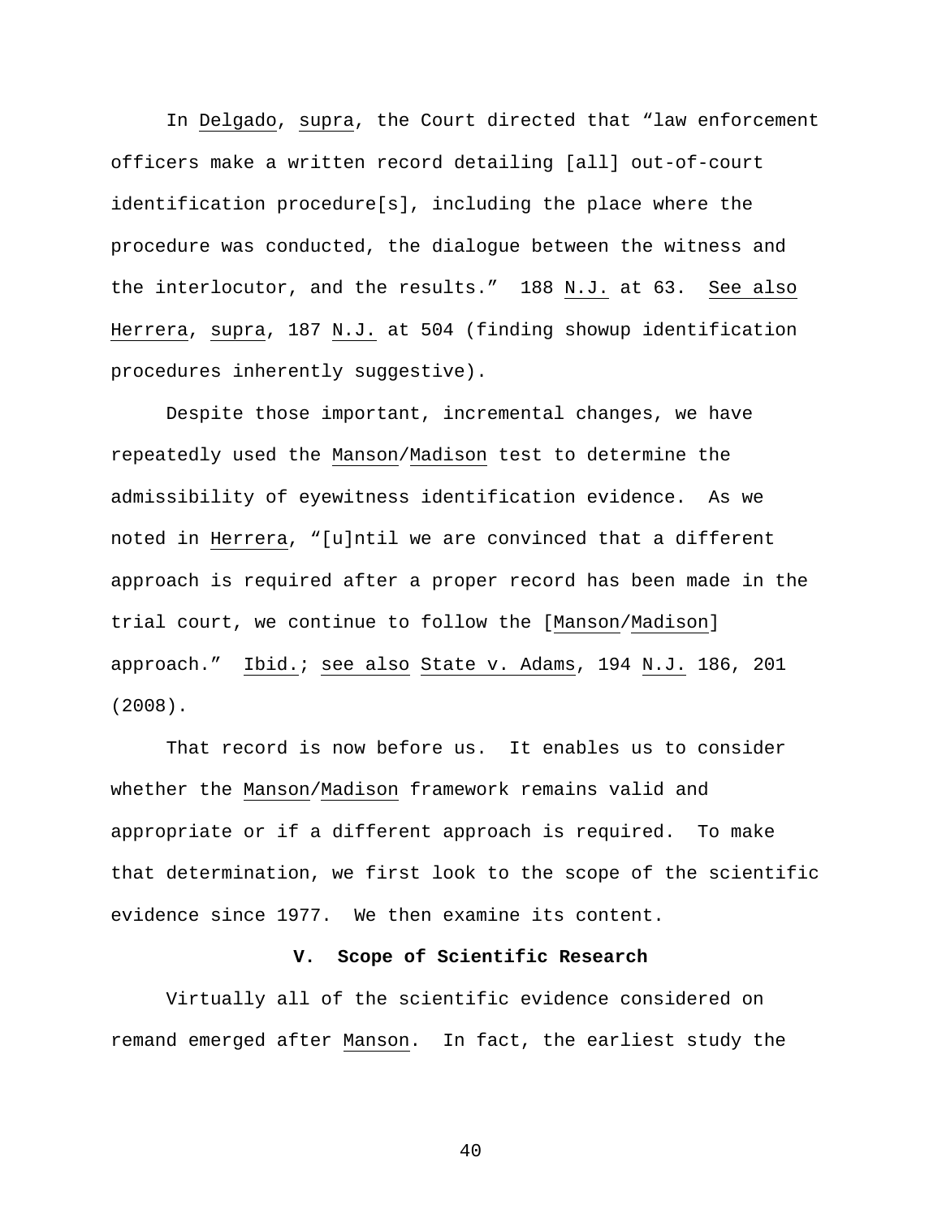In Delgado, supra, the Court directed that "law enforcement officers make a written record detailing [all] out-of-court identification procedure[s], including the place where the procedure was conducted, the dialogue between the witness and the interlocutor, and the results." 188 N.J. at 63. See also Herrera, supra, 187 N.J. at 504 (finding showup identification procedures inherently suggestive).

Despite those important, incremental changes, we have repeatedly used the Manson/Madison test to determine the admissibility of eyewitness identification evidence. As we noted in Herrera, "[u]ntil we are convinced that a different approach is required after a proper record has been made in the trial court, we continue to follow the [Manson/Madison] approach." Ibid.; see also State v. Adams, 194 N.J. 186, 201 (2008).

That record is now before us. It enables us to consider whether the Manson/Madison framework remains valid and appropriate or if a different approach is required. To make that determination, we first look to the scope of the scientific evidence since 1977. We then examine its content.

## V. Scope of Scientific Research

Virtually all of the scientific evidence considered on remand emerged after Manson. In fact, the earliest study the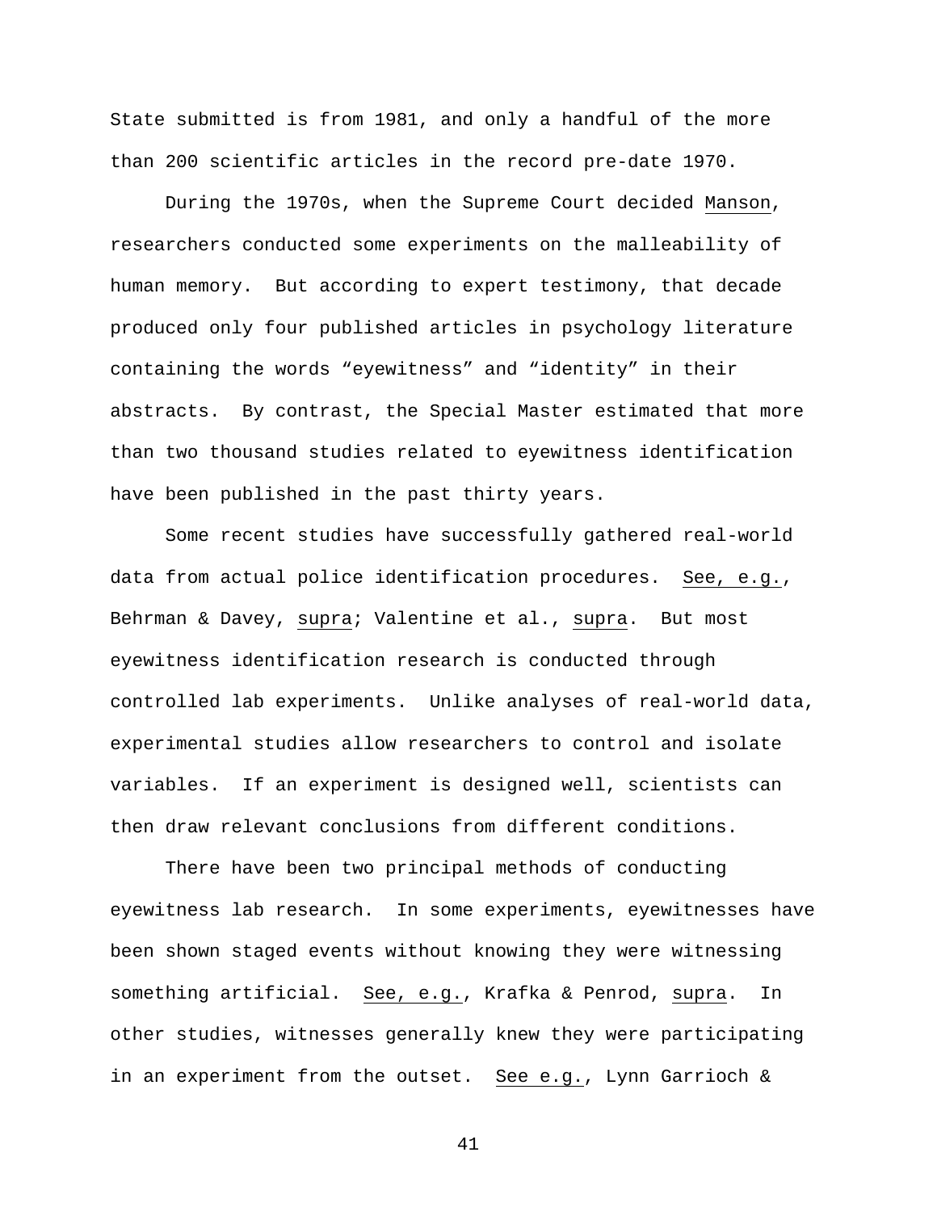State submitted is from 1981, and only a handful of the more than 200 scientific articles in the record pre-date 1970.

During the 1970s, when the Supreme Court decided Manson, researchers conducted some experiments on the malleability of human memory. But according to expert testimony, that decade produced only four published articles in psychology literature containing the words "eyewitness" and "identity" in their abstracts. By contrast, the Special Master estimated that more than two thousand studies related to eyewitness identification have been published in the past thirty years.

Some recent studies have successfully gathered real-world data from actual police identification procedures. See, e.g., Behrman & Davey, supra; Valentine et al., supra. But most eyewitness identification research is conducted through controlled lab experiments. Unlike analyses of real-world data, experimental studies allow researchers to control and isolate variables. If an experiment is designed well, scientists can then draw relevant conclusions from different conditions.

There have been two principal methods of conducting eyewitness lab research. In some experiments, eyewitnesses have been shown staged events without knowing they were witnessing something artificial. See, e.g., Krafka & Penrod, supra. In other studies, witnesses generally knew they were participating in an experiment from the outset. See e.g., Lynn Garrioch &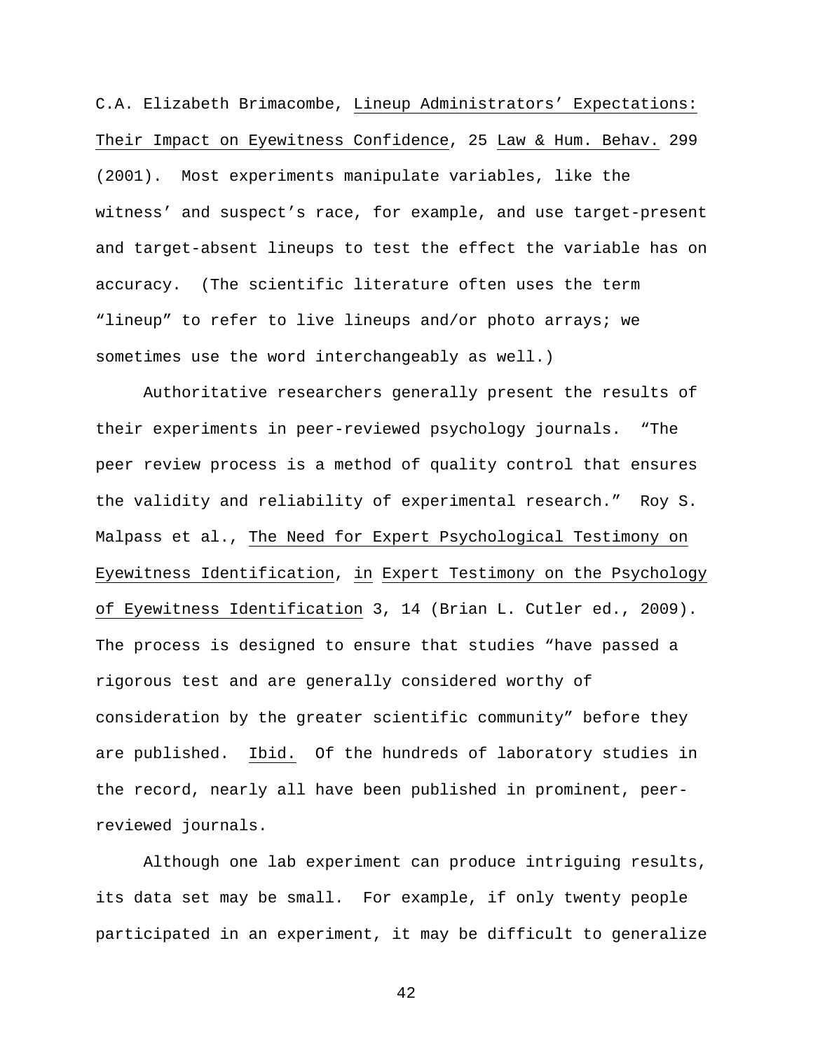C.A. Elizabeth Brimacombe, Lineup Administrators' Expectations: Their Impact on Eyewitness Confidence, 25 Law & Hum. Behav. 299 (2001). Most experiments manipulate variables, like the witness' and suspect's race, for example, and use target-present and target-absent lineups to test the effect the variable has on accuracy. (The scientific literature often uses the term "lineup" to refer to live lineups and/or photo arrays; we sometimes use the word interchangeably as well.)

Authoritative researchers generally present the results of their experiments in peer-reviewed psychology journals. "The peer review process is a method of quality control that ensures the validity and reliability of experimental research." Roy S. Malpass et al., The Need for Expert Psychological Testimony on Eyewitness Identification, in Expert Testimony on the Psychology of Eyewitness Identification 3, 14 (Brian L. Cutler ed., 2009). The process is designed to ensure that studies "have passed a rigorous test and are generally considered worthy of consideration by the greater scientific community" before they are published. Ibid. Of the hundreds of laboratory studies in the record, nearly all have been published in prominent, peer-reviewed journals.

Although one lab experiment can produce intriguing results, its data set may be small. For example, if only twenty people participated in an experiment, it may be difficult to generalize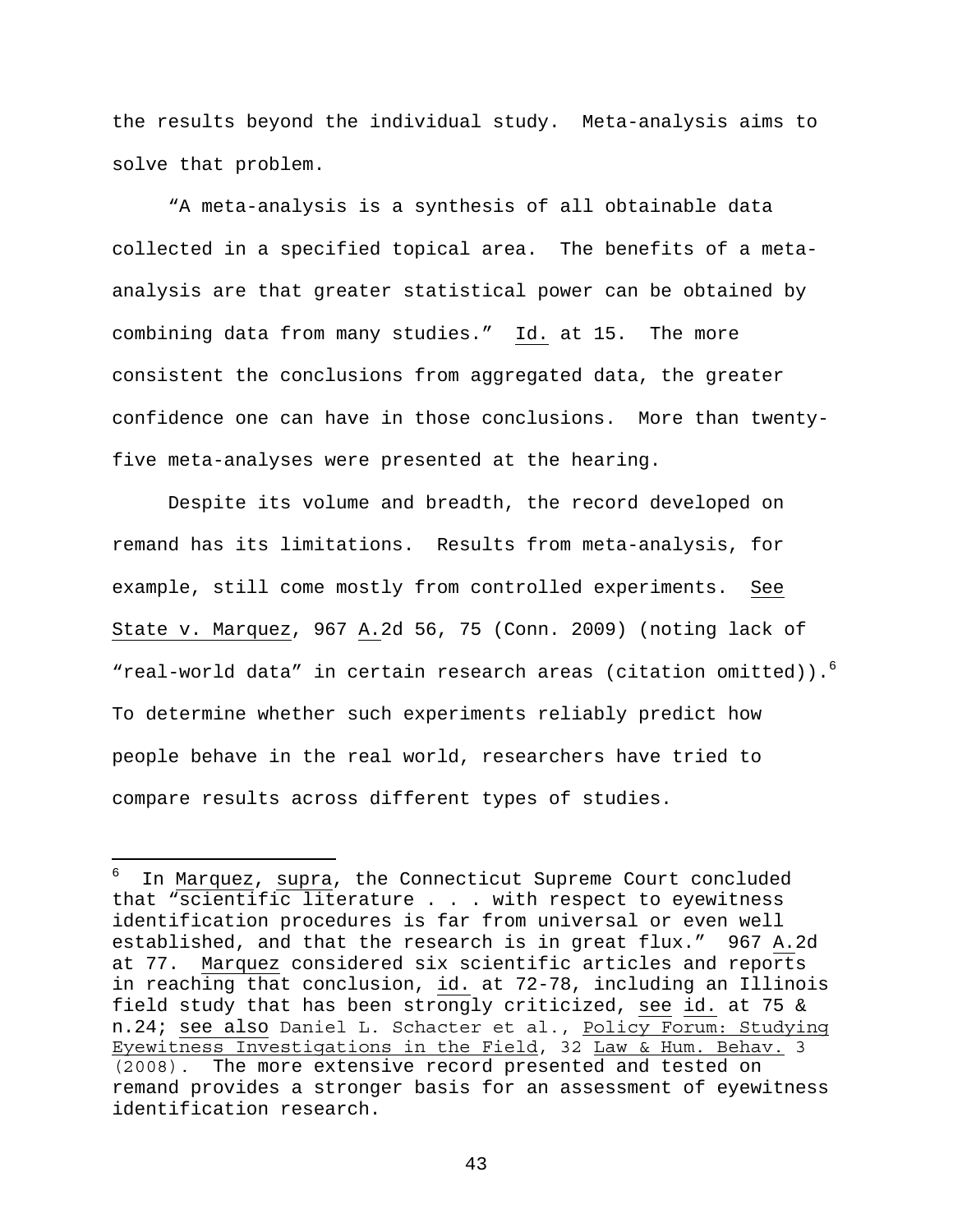the results beyond the individual study. Meta-analysis aims to solve that problem.

"A meta-analysis is a synthesis of all obtainable data collected in a specified topical area. The benefits of a meta-analysis are that greater statistical power can be obtained by combining data from many studies." Id. at 15. The more consistent the conclusions from aggregated data, the greater confidence one can have in those conclusions. More than twenty-five meta-analyses were presented at the hearing.

Despite its volume and breadth, the record developed on remand has its limitations. Results from meta-analysis, for example, still come mostly from controlled experiments. See State v. Marquez, 967 A.2d 56, 75 (Conn. 2009) (noting lack of "real-world data" in certain research areas (citation omitted)).[6] To determine whether such experiments reliably predict how people behave in the real world, researchers have tried to compare results across different types of studies.

---

[6] In Marquez, supra, the Connecticut Supreme Court concluded that "scientific literature . . . . with respect to eyewitness identification procedures is far from universal or even well established, and that the research is in great flux." 967 A.2d at 77. Marquez considered six scientific articles and reports in reaching that conclusion, id. at 72-78, including an Illinois field study that has been strongly criticized, see id. at 75 & n.24; see also Daniel L. Schacter et al., Policy Forum: Studying Eyewitness Investigations in the Field, 32 Law & Hum. Behav. 3 (2008). The more extensive record presented and tested on remand provides a stronger basis for an assessment of eyewitness identification research.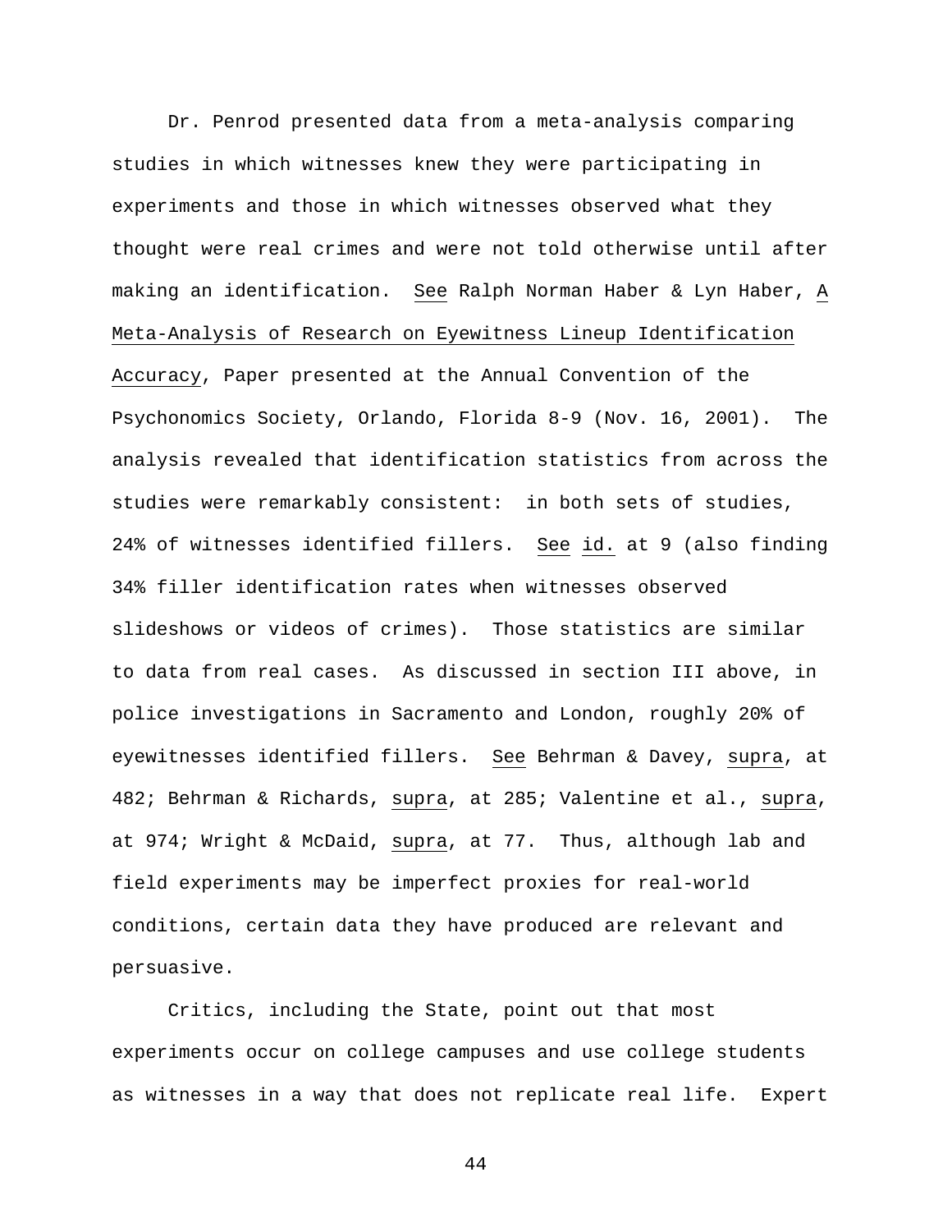Dr. Penrod presented data from a meta-analysis comparing studies in which witnesses knew they were participating in experiments and those in which witnesses observed what they thought were real crimes and were not told otherwise until after making an identification. _See_ Ralph Norman Haber & Lyn Haber, _A Meta-Analysis of Research on Eyewitness Lineup Identification Accuracy_, Paper presented at the Annual Convention of the Psychonomics Society, Orlando, Florida 8-9 (Nov. 16, 2001). The analysis revealed that identification statistics from across the studies were remarkably consistent: in both sets of studies, 24% of witnesses identified fillers. _See_ _id._ at 9 (also finding 34% filler identification rates when witnesses observed slideshows or videos of crimes). Those statistics are similar to data from real cases. As discussed in section III above, in police investigations in Sacramento and London, roughly 20% of eyewitnesses identified fillers. _See_ Behrman & Davey, _supra_, at 482; Behrman & Richards, _supra_, at 285; Valentine et al., _supra_, at 974; Wright & McDaid, _supra_, at 77. Thus, although lab and field experiments may be imperfect proxies for real-world conditions, certain data they have produced are relevant and persuasive.

Critics, including the State, point out that most experiments occur on college campuses and use college students as witnesses in a way that does not replicate real life. Expert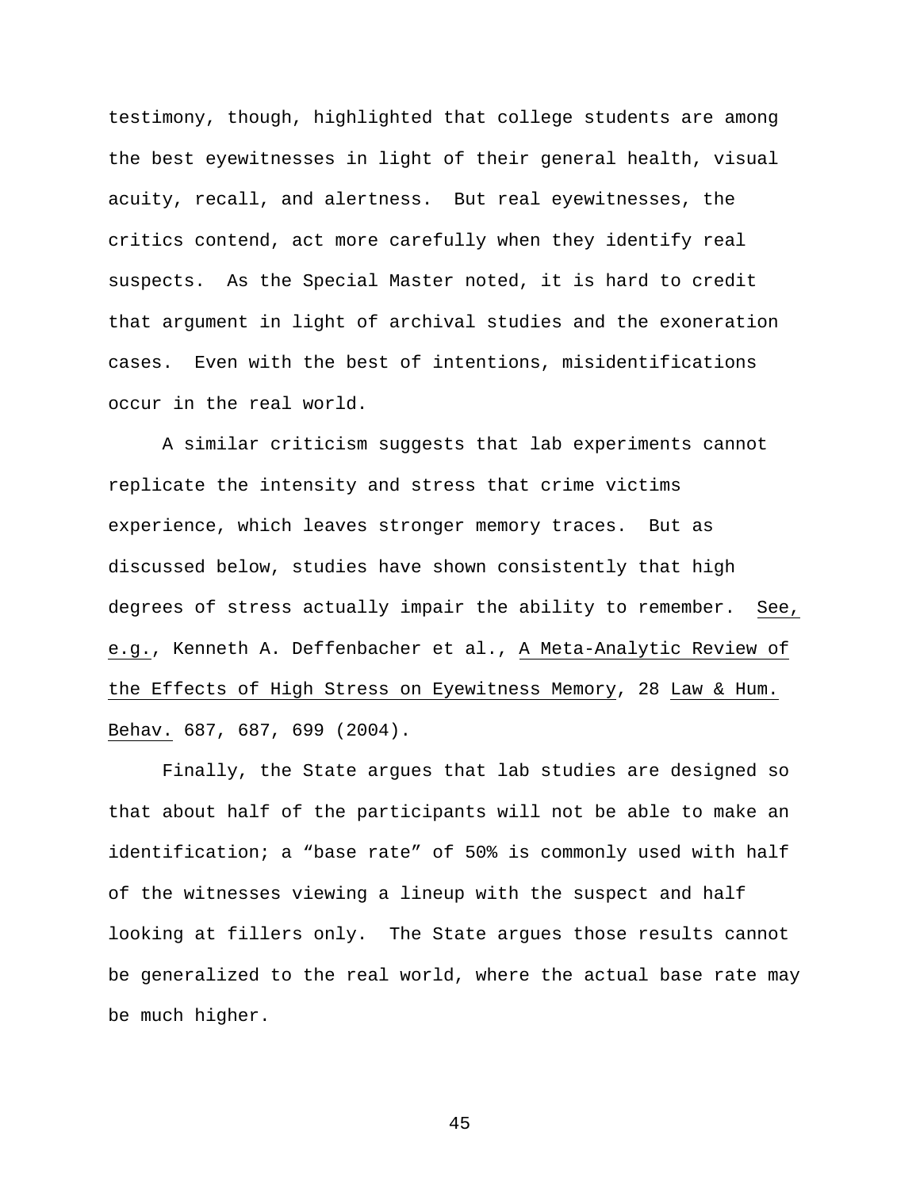testimony, though, highlighted that college students are among the best eyewitnesses in light of their general health, visual acuity, recall, and alertness. But real eyewitnesses, the critics contend, act more carefully when they identify real suspects. As the Special Master noted, it is hard to credit that argument in light of archival studies and the exoneration cases. Even with the best of intentions, misidentifications occur in the real world.

A similar criticism suggests that lab experiments cannot replicate the intensity and stress that crime victims experience, which leaves stronger memory traces. But as discussed below, studies have shown consistently that high degrees of stress actually impair the ability to remember. See, e.g., Kenneth A. Deffenbacher et al., A Meta-Analytic Review of the Effects of High Stress on Eyewitness Memory, 28 Law & Hum. Behav. 687, 687, 699 (2004).

Finally, the State argues that lab studies are designed so that about half of the participants will not be able to make an identification; a "base rate" of 50% is commonly used with half of the witnesses viewing a lineup with the suspect and half looking at fillers only. The State argues those results cannot be generalized to the real world, where the actual base rate may be much higher.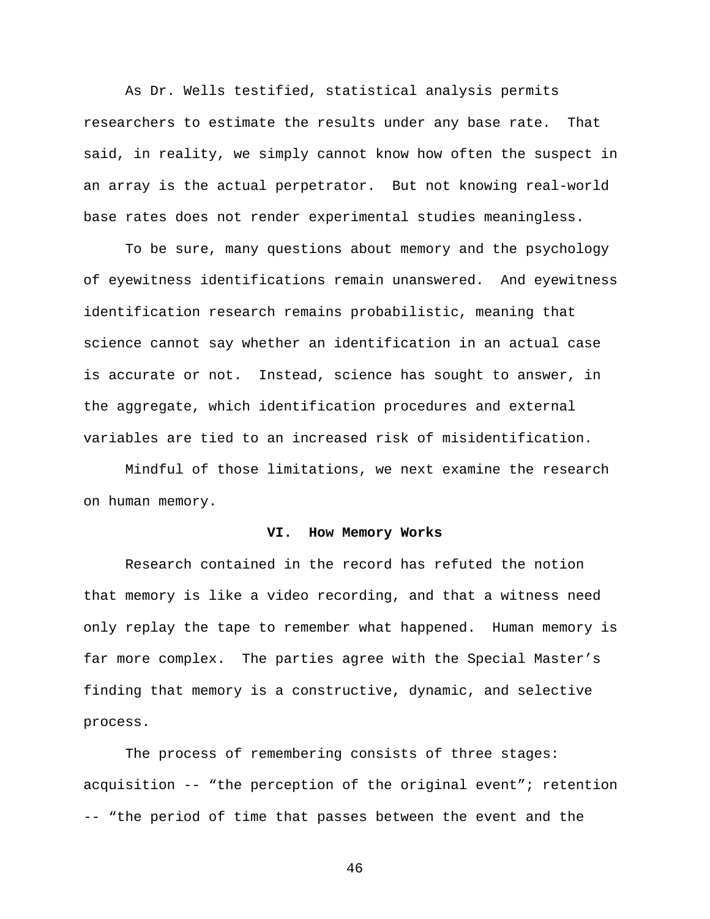As Dr. Wells testified, statistical analysis permits researchers to estimate the results under any base rate. That said, in reality, we simply cannot know how often the suspect in an array is the actual perpetrator. But not knowing real-world base rates does not render experimental studies meaningless.

To be sure, many questions about memory and the psychology of eyewitness identifications remain unanswered. And eyewitness identification research remains probabilistic, meaning that science cannot say whether an identification in an actual case is accurate or not. Instead, science has sought to answer, in the aggregate, which identification procedures and external variables are tied to an increased risk of misidentification.

Mindful of those limitations, we next examine the research on human memory.

## VI. How Memory Works

Research contained in the record has refuted the notion that memory is like a video recording, and that a witness need only replay the tape to remember what happened. Human memory is far more complex. The parties agree with the Special Master's finding that memory is a constructive, dynamic, and selective process.

The process of remembering consists of three stages: acquisition -- "the perception of the original event"; retention -- "the period of time that passes between the event and the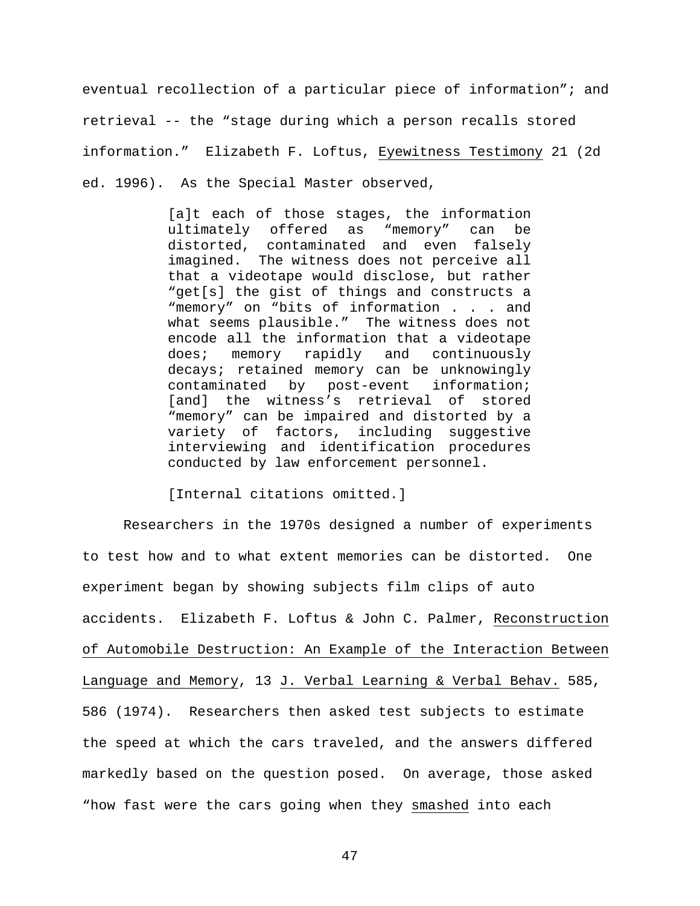eventual recollection of a particular piece of information"; and retrieval -- the "stage during which a person recalls stored information." Elizabeth F. Loftus, Eyewitness Testimony 21 (2d ed. 1996). As the Special Master observed,

> [a]t each of those stages, the information ultimately offered as "memory" can be distorted, contaminated and even falsely imagined. The witness does not perceive all that a videotape would disclose, but rather "get[s] the gist of things and constructs a "memory" on "bits of information . . . and what seems plausible." The witness does not encode all the information that a videotape does; memory rapidly and continuously decays; retained memory can be unknowingly contaminated by post-event information; [and] the witness's retrieval of stored "memory" can be impaired and distorted by a variety of factors, including suggestive interviewing and identification procedures conducted by law enforcement personnel.
>
> [Internal citations omitted.]

Researchers in the 1970s designed a number of experiments to test how and to what extent memories can be distorted. One experiment began by showing subjects film clips of auto accidents. Elizabeth F. Loftus & John C. Palmer, Reconstruction of Automobile Destruction: An Example of the Interaction Between Language and Memory, 13 J. Verbal Learning & Verbal Behav. 585, 586 (1974). Researchers then asked test subjects to estimate the speed at which the cars traveled, and the answers differed markedly based on the question posed. On average, those asked "how fast were the cars going when they smashed into each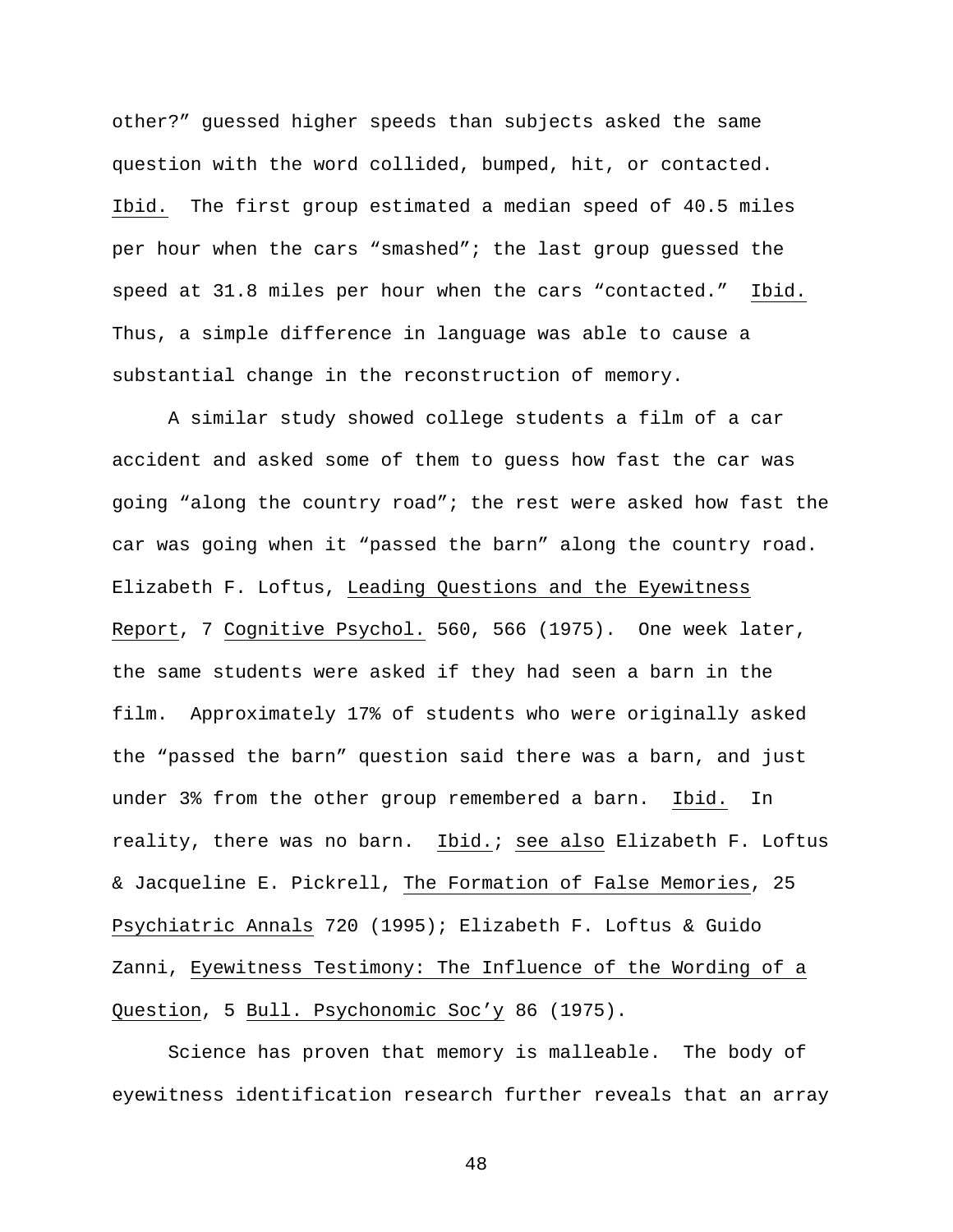other?" guessed higher speeds than subjects asked the same question with the word collided, bumped, hit, or contacted. Ibid. The first group estimated a median speed of 40.5 miles per hour when the cars "smashed"; the last group guessed the speed at 31.8 miles per hour when the cars "contacted." Ibid. Thus, a simple difference in language was able to cause a substantial change in the reconstruction of memory.

A similar study showed college students a film of a car accident and asked some of them to guess how fast the car was going "along the country road"; the rest were asked how fast the car was going when it "passed the barn" along the country road. Elizabeth F. Loftus, Leading Questions and the Eyewitness Report, 7 Cognitive Psychol. 560, 566 (1975). One week later, the same students were asked if they had seen a barn in the film. Approximately 17% of students who were originally asked the "passed the barn" question said there was a barn, and just under 3% from the other group remembered a barn. Ibid. In reality, there was no barn. Ibid.; see also Elizabeth F. Loftus & Jacqueline E. Pickrell, The Formation of False Memories, 25 Psychiatric Annals 720 (1995); Elizabeth F. Loftus & Guido Zanni, Eyewitness Testimony: The Influence of the Wording of a Question, 5 Bull. Psychonomic Soc'y 86 (1975).

Science has proven that memory is malleable. The body of eyewitness identification research further reveals that an array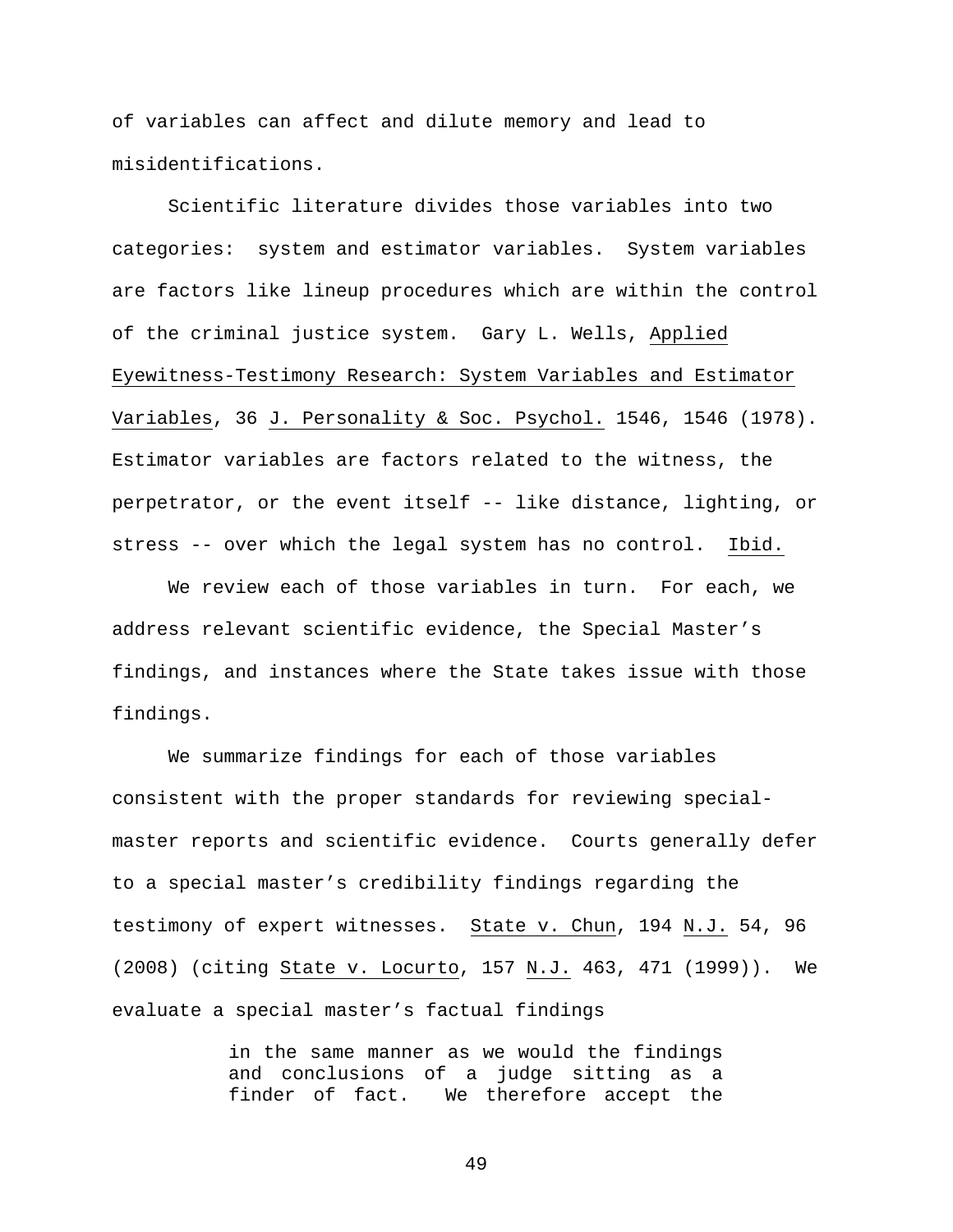of variables can affect and dilute memory and lead to misidentifications.

Scientific literature divides those variables into two categories: system and estimator variables. System variables are factors like lineup procedures which are within the control of the criminal justice system. Gary L. Wells, _Applied Eyewitness-Testimony Research: System Variables and Estimator Variables_, 36 _J. Personality & Soc. Psychol._ 1546, 1546 (1978). Estimator variables are factors related to the witness, the perpetrator, or the event itself -- like distance, lighting, or stress -- over which the legal system has no control. _Ibid._

We review each of those variables in turn. For each, we address relevant scientific evidence, the Special Master's findings, and instances where the State takes issue with those findings.

We summarize findings for each of those variables consistent with the proper standards for reviewing special-master reports and scientific evidence. Courts generally defer to a special master's credibility findings regarding the testimony of expert witnesses. _State v. Chun_, 194 _N.J._ 54, 96 (2008) (citing _State v. Locurto_, 157 _N.J._ 463, 471 (1999)). We evaluate a special master's factual findings

> in the same manner as we would the findings and conclusions of a judge sitting as a finder of fact. We therefore accept the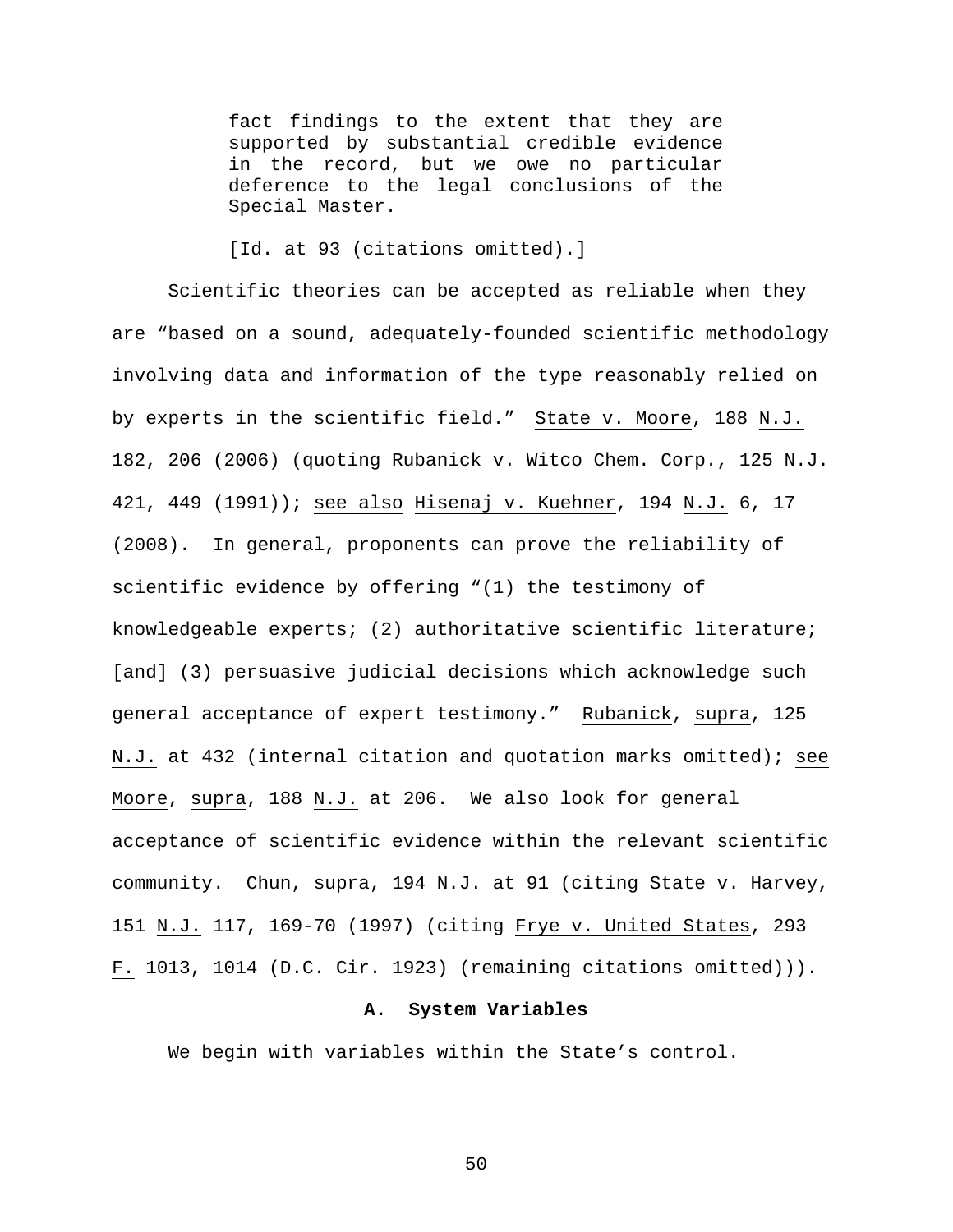> fact findings to the extent that they are supported by substantial credible evidence in the record, but we owe no particular deference to the legal conclusions of the Special Master.
>
> [Id. at 93 (citations omitted).]

Scientific theories can be accepted as reliable when they are "based on a sound, adequately-founded scientific methodology involving data and information of the type reasonably relied on by experts in the scientific field." State v. Moore, 188 N.J. 182, 206 (2006) (quoting Rubanick v. Witco Chem. Corp., 125 N.J. 421, 449 (1991)); see also Hisenaj v. Kuehner, 194 N.J. 6, 17 (2008). In general, proponents can prove the reliability of scientific evidence by offering "(1) the testimony of knowledgeable experts; (2) authoritative scientific literature; [and] (3) persuasive judicial decisions which acknowledge such general acceptance of expert testimony." Rubanick, supra, 125 N.J. at 432 (internal citation and quotation marks omitted); see Moore, supra, 188 N.J. at 206. We also look for general acceptance of scientific evidence within the relevant scientific community. Chun, supra, 194 N.J. at 91 (citing State v. Harvey, 151 N.J. 117, 169-70 (1997) (citing Frye v. United States, 293 F. 1013, 1014 (D.C. Cir. 1923) (remaining citations omitted))).

### A. System Variables

We begin with variables within the State's control.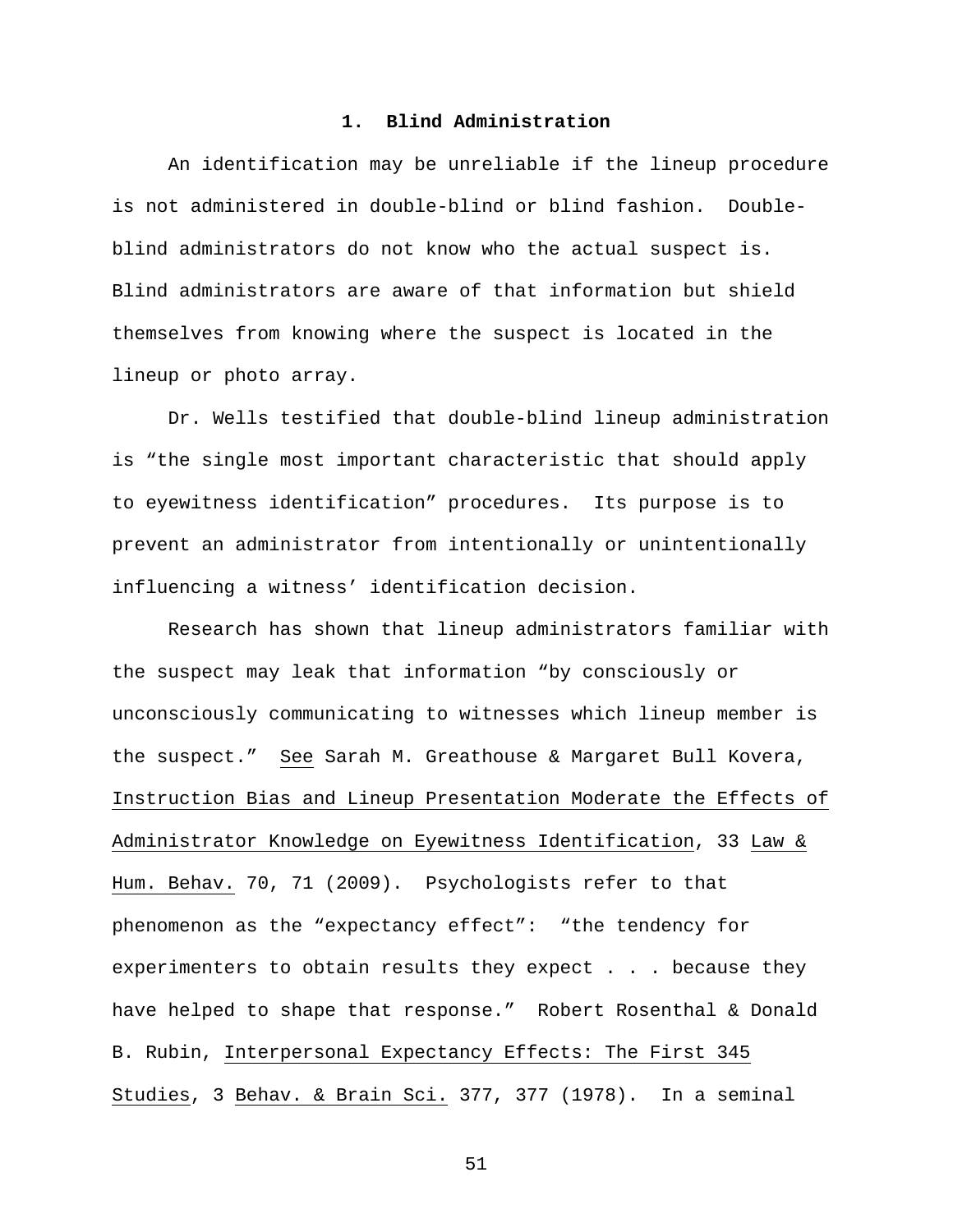### 1. Blind Administration

An identification may be unreliable if the lineup procedure is not administered in double-blind or blind fashion. Double-blind administrators do not know who the actual suspect is. Blind administrators are aware of that information but shield themselves from knowing where the suspect is located in the lineup or photo array.

Dr. Wells testified that double-blind lineup administration is "the single most important characteristic that should apply to eyewitness identification" procedures. Its purpose is to prevent an administrator from intentionally or unintentionally influencing a witness' identification decision.

Research has shown that lineup administrators familiar with the suspect may leak that information "by consciously or unconsciously communicating to witnesses which lineup member is the suspect." See Sarah M. Greathouse & Margaret Bull Kovera, Instruction Bias and Lineup Presentation Moderate the Effects of Administrator Knowledge on Eyewitness Identification, 33 Law & Hum. Behav. 70, 71 (2009). Psychologists refer to that phenomenon as the "expectancy effect": "the tendency for experimenters to obtain results they expect . . . because they have helped to shape that response." Robert Rosenthal & Donald B. Rubin, Interpersonal Expectancy Effects: The First 345 Studies, 3 Behav. & Brain Sci. 377, 377 (1978). In a seminal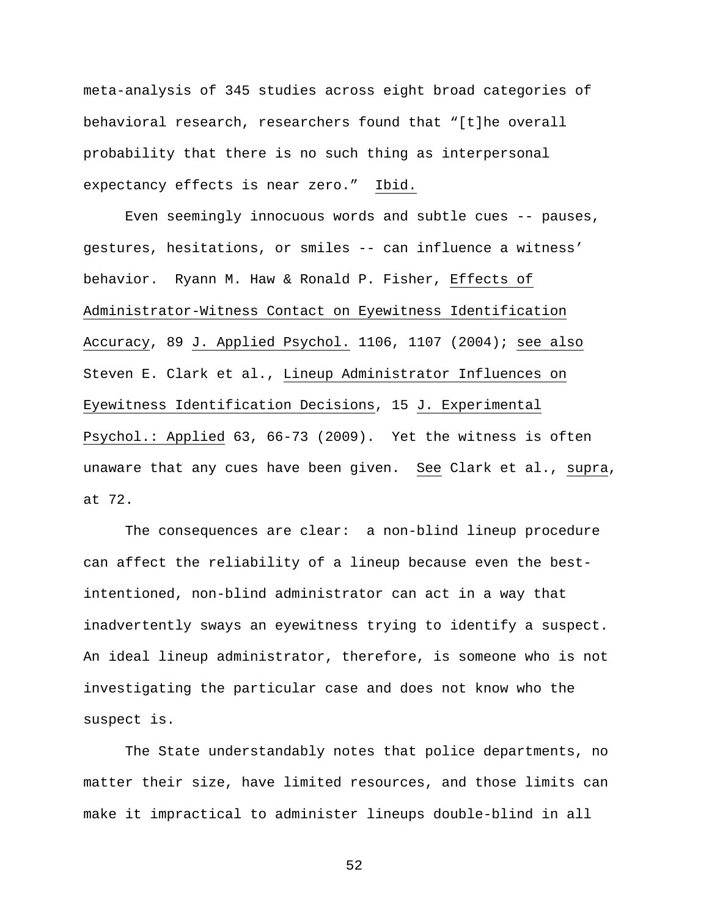meta-analysis of 345 studies across eight broad categories of behavioral research, researchers found that "[t]he overall probability that there is no such thing as interpersonal expectancy effects is near zero." Ibid.

Even seemingly innocuous words and subtle cues -- pauses, gestures, hesitations, or smiles -- can influence a witness' behavior. Ryann M. Haw & Ronald P. Fisher, Effects of Administrator-Witness Contact on Eyewitness Identification Accuracy, 89 J. Applied Psychol. 1106, 1107 (2004); see also Steven E. Clark et al., Lineup Administrator Influences on Eyewitness Identification Decisions, 15 J. Experimental Psychol.: Applied 63, 66-73 (2009). Yet the witness is often unaware that any cues have been given. See Clark et al., supra, at 72.

The consequences are clear: a non-blind lineup procedure can affect the reliability of a lineup because even the best-intentioned, non-blind administrator can act in a way that inadvertently sways an eyewitness trying to identify a suspect. An ideal lineup administrator, therefore, is someone who is not investigating the particular case and does not know who the suspect is.

The State understandably notes that police departments, no matter their size, have limited resources, and those limits can make it impractical to administer lineups double-blind in all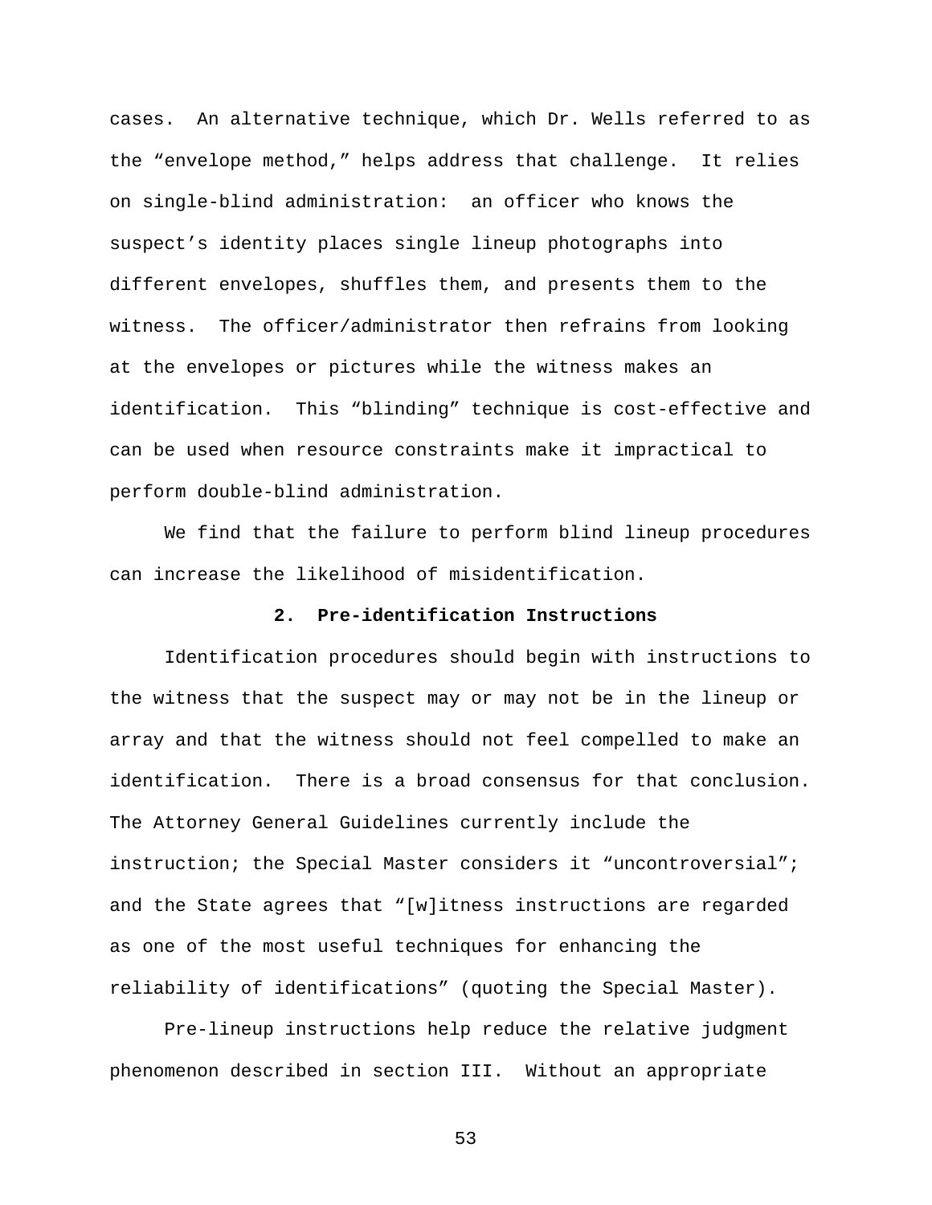cases. An alternative technique, which Dr. Wells referred to as the "envelope method," helps address that challenge. It relies on single-blind administration: an officer who knows the suspect's identity places single lineup photographs into different envelopes, shuffles them, and presents them to the witness. The officer/administrator then refrains from looking at the envelopes or pictures while the witness makes an identification. This "blinding" technique is cost-effective and can be used when resource constraints make it impractical to perform double-blind administration.

We find that the failure to perform blind lineup procedures can increase the likelihood of misidentification.

### 2. Pre-identification Instructions

Identification procedures should begin with instructions to the witness that the suspect may or may not be in the lineup or array and that the witness should not feel compelled to make an identification. There is a broad consensus for that conclusion. The Attorney General Guidelines currently include the instruction; the Special Master considers it "uncontroversial"; and the State agrees that "[w]itness instructions are regarded as one of the most useful techniques for enhancing the reliability of identifications" (quoting the Special Master).

Pre-lineup instructions help reduce the relative judgment phenomenon described in section III. Without an appropriate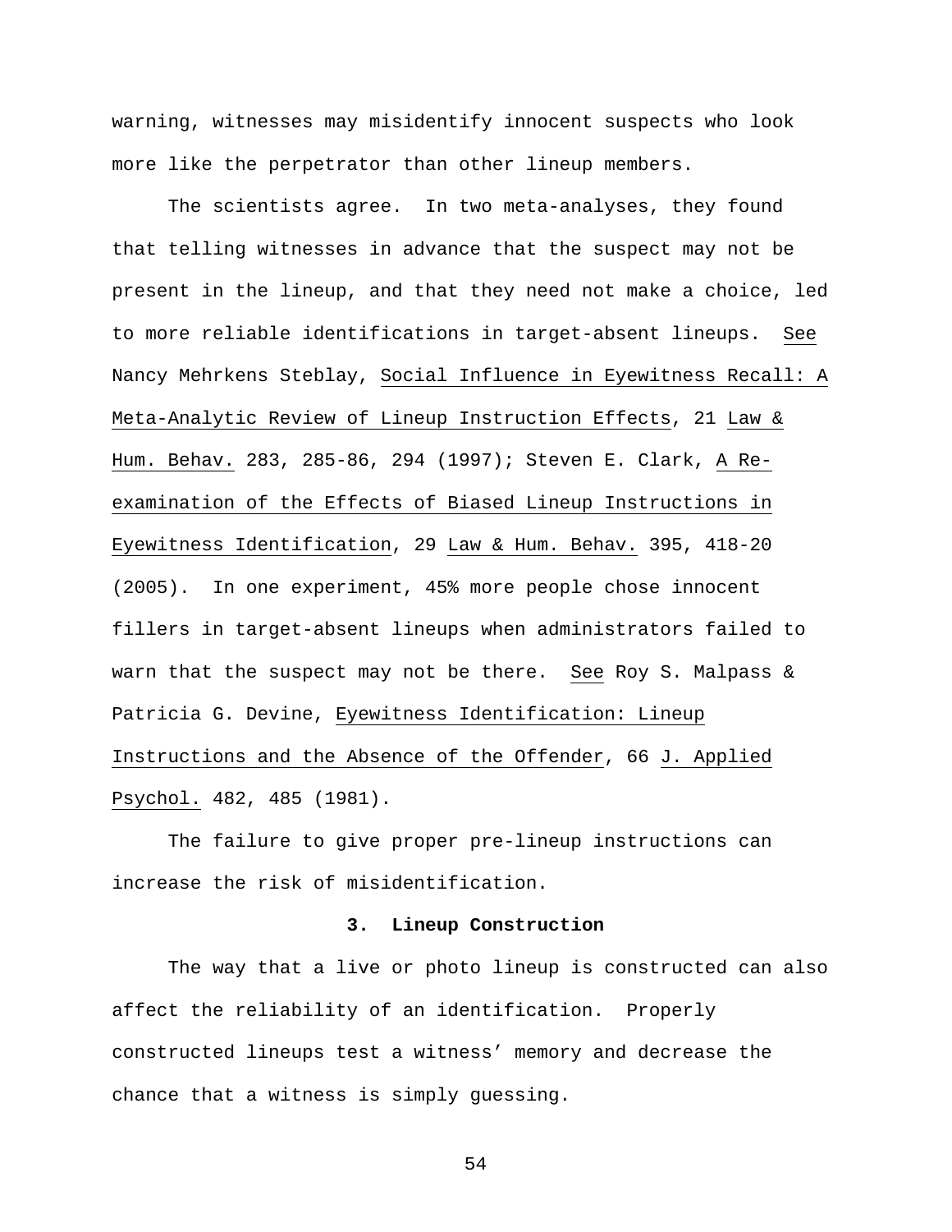warning, witnesses may misidentify innocent suspects who look more like the perpetrator than other lineup members.

The scientists agree. In two meta-analyses, they found that telling witnesses in advance that the suspect may not be present in the lineup, and that they need not make a choice, led to more reliable identifications in target-absent lineups. See Nancy Mehrkens Steblay, Social Influence in Eyewitness Recall: A Meta-Analytic Review of Lineup Instruction Effects, 21 Law & Hum. Behav. 283, 285-86, 294 (1997); Steven E. Clark, A Re-examination of the Effects of Biased Lineup Instructions in Eyewitness Identification, 29 Law & Hum. Behav. 395, 418-20 (2005). In one experiment, 45% more people chose innocent fillers in target-absent lineups when administrators failed to warn that the suspect may not be there. See Roy S. Malpass & Patricia G. Devine, Eyewitness Identification: Lineup Instructions and the Absence of the Offender, 66 J. Applied Psychol. 482, 485 (1981).

The failure to give proper pre-lineup instructions can increase the risk of misidentification.

### 3. Lineup Construction

The way that a live or photo lineup is constructed can also affect the reliability of an identification. Properly constructed lineups test a witness' memory and decrease the chance that a witness is simply guessing.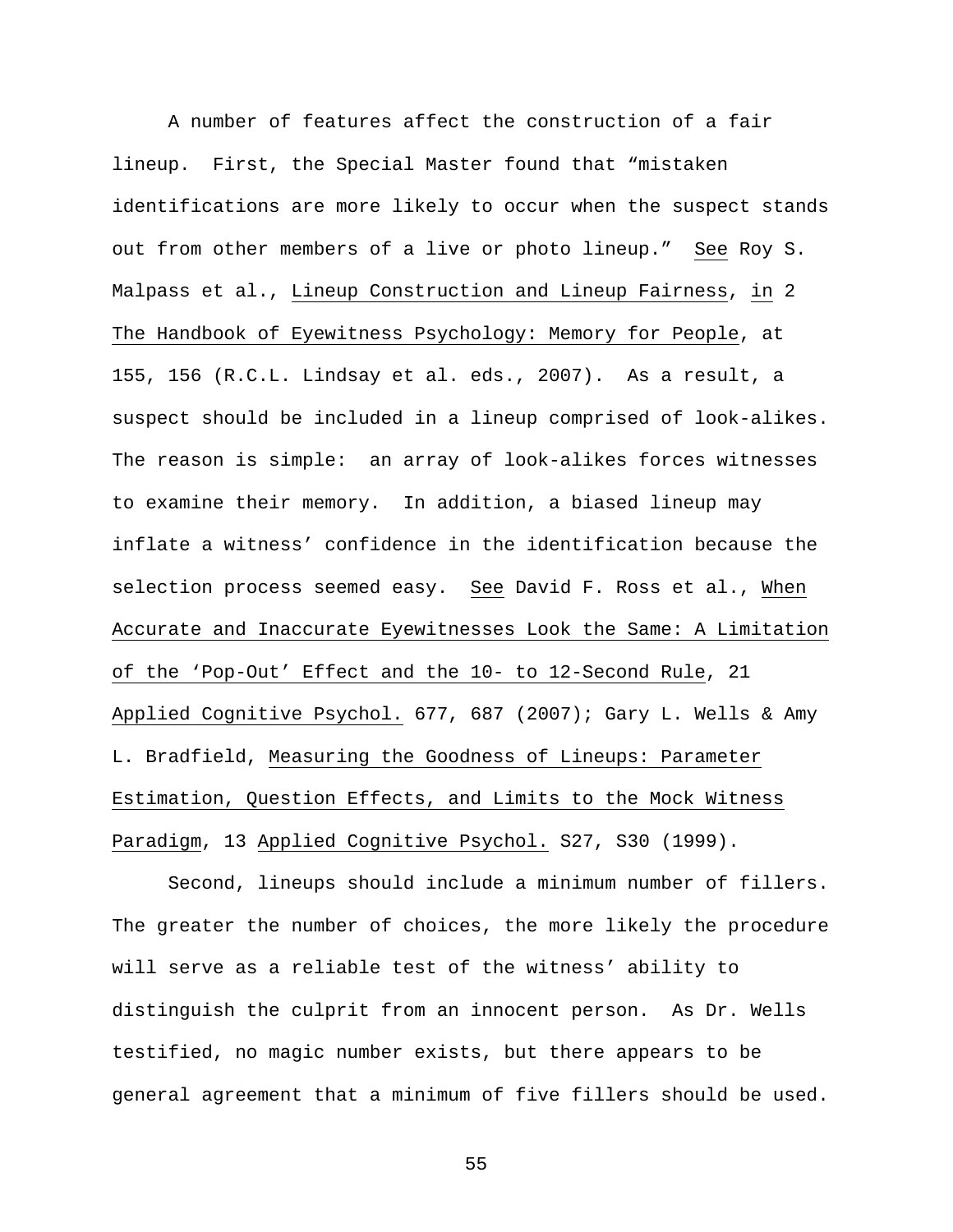A number of features affect the construction of a fair lineup. First, the Special Master found that "mistaken identifications are more likely to occur when the suspect stands out from other members of a live or photo lineup." See Roy S. Malpass et al., Lineup Construction and Lineup Fairness, in 2 The Handbook of Eyewitness Psychology: Memory for People, at 155, 156 (R.C.L. Lindsay et al. eds., 2007). As a result, a suspect should be included in a lineup comprised of look-alikes. The reason is simple: an array of look-alikes forces witnesses to examine their memory. In addition, a biased lineup may inflate a witness' confidence in the identification because the selection process seemed easy. See David F. Ross et al., When Accurate and Inaccurate Eyewitnesses Look the Same: A Limitation of the 'Pop-Out' Effect and the 10- to 12-Second Rule, 21 Applied Cognitive Psychol. 677, 687 (2007); Gary L. Wells & Amy L. Bradfield, Measuring the Goodness of Lineups: Parameter Estimation, Question Effects, and Limits to the Mock Witness Paradigm, 13 Applied Cognitive Psychol. S27, S30 (1999).

Second, lineups should include a minimum number of fillers. The greater the number of choices, the more likely the procedure will serve as a reliable test of the witness' ability to distinguish the culprit from an innocent person. As Dr. Wells testified, no magic number exists, but there appears to be general agreement that a minimum of five fillers should be used.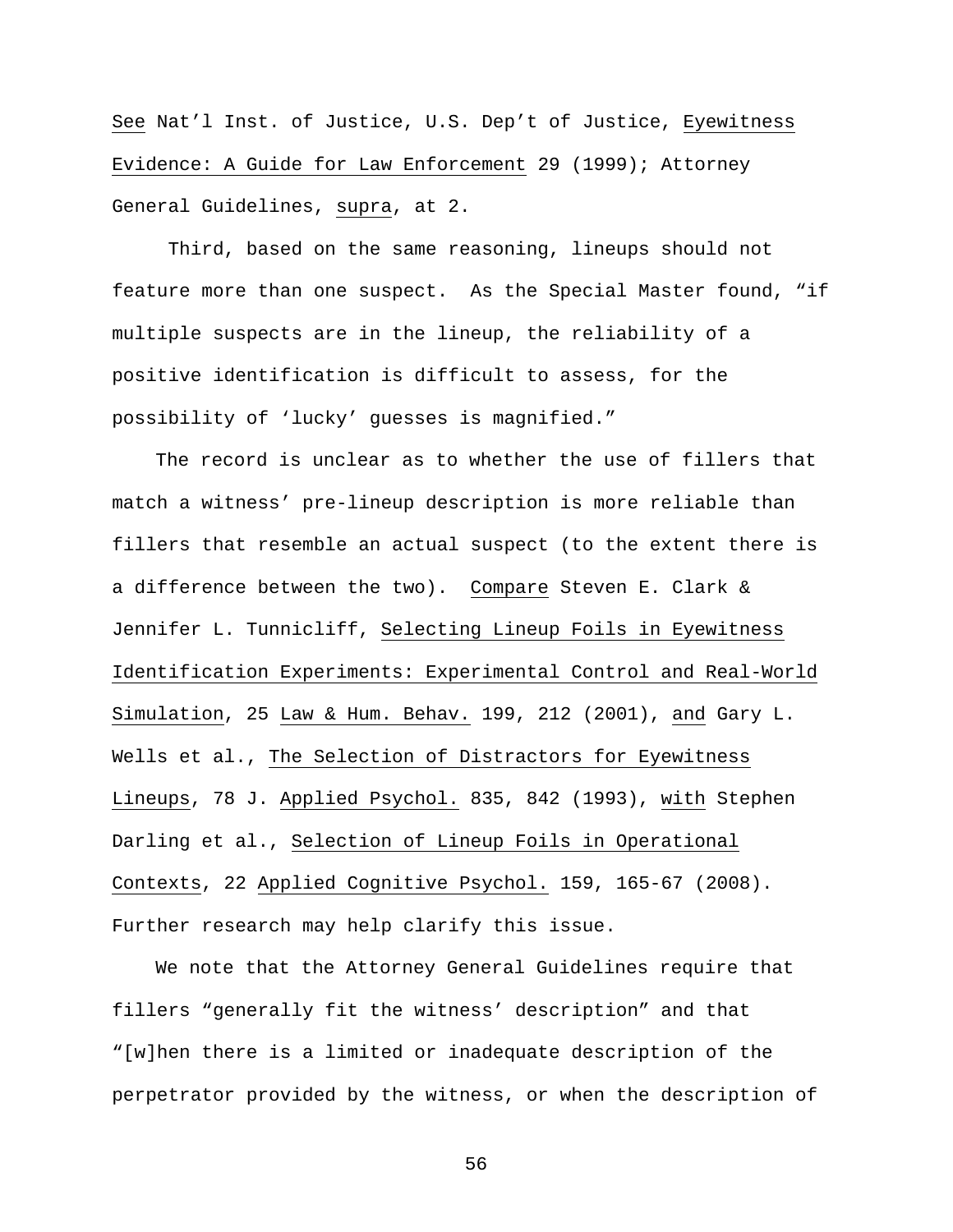See Nat'l Inst. of Justice, U.S. Dep't of Justice, Eyewitness Evidence: A Guide for Law Enforcement 29 (1999); Attorney General Guidelines, supra, at 2.

Third, based on the same reasoning, lineups should not feature more than one suspect. As the Special Master found, "if multiple suspects are in the lineup, the reliability of a positive identification is difficult to assess, for the possibility of 'lucky' guesses is magnified."

The record is unclear as to whether the use of fillers that match a witness' pre-lineup description is more reliable than fillers that resemble an actual suspect (to the extent there is a difference between the two). Compare Steven E. Clark & Jennifer L. Tunnicliff, Selecting Lineup Foils in Eyewitness Identification Experiments: Experimental Control and Real-World Simulation, 25 Law & Hum. Behav. 199, 212 (2001), and Gary L. Wells et al., The Selection of Distractors for Eyewitness Lineups, 78 J. Applied Psychol. 835, 842 (1993), with Stephen Darling et al., Selection of Lineup Foils in Operational Contexts, 22 Applied Cognitive Psychol. 159, 165-67 (2008). Further research may help clarify this issue.

We note that the Attorney General Guidelines require that fillers "generally fit the witness' description" and that "[w]hen there is a limited or inadequate description of the perpetrator provided by the witness, or when the description of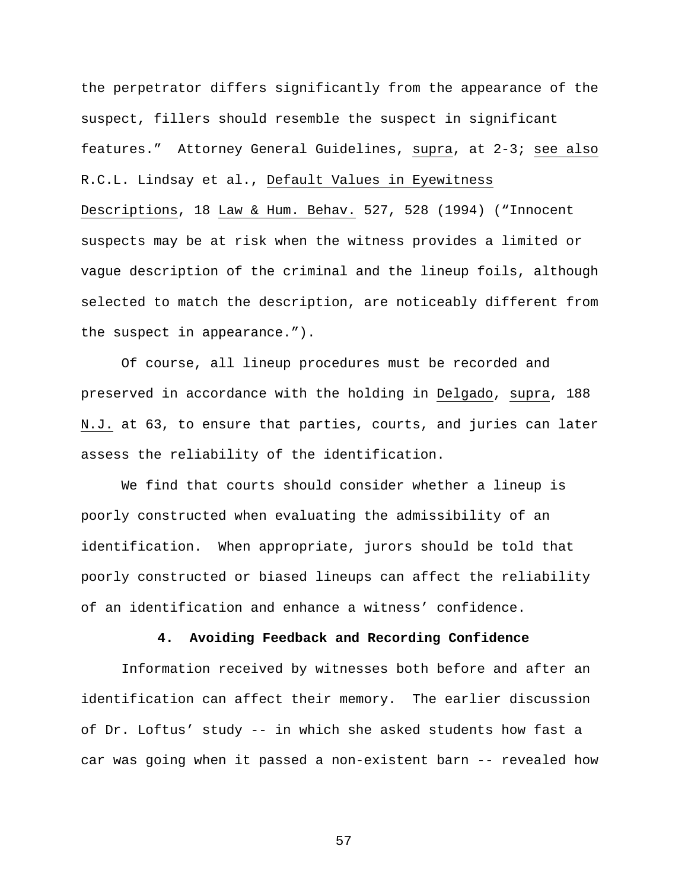the perpetrator differs significantly from the appearance of the suspect, fillers should resemble the suspect in significant features." Attorney General Guidelines, supra, at 2-3; see also R.C.L. Lindsay et al., Default Values in Eyewitness Descriptions, 18 Law & Hum. Behav. 527, 528 (1994) ("Innocent suspects may be at risk when the witness provides a limited or vague description of the criminal and the lineup foils, although selected to match the description, are noticeably different from the suspect in appearance.").

Of course, all lineup procedures must be recorded and preserved in accordance with the holding in Delgado, supra, 188 N.J. at 63, to ensure that parties, courts, and juries can later assess the reliability of the identification.

We find that courts should consider whether a lineup is poorly constructed when evaluating the admissibility of an identification. When appropriate, jurors should be told that poorly constructed or biased lineups can affect the reliability of an identification and enhance a witness' confidence.

**4. Avoiding Feedback and Recording Confidence**

Information received by witnesses both before and after an identification can affect their memory. The earlier discussion of Dr. Loftus' study -- in which she asked students how fast a car was going when it passed a non-existent barn -- revealed how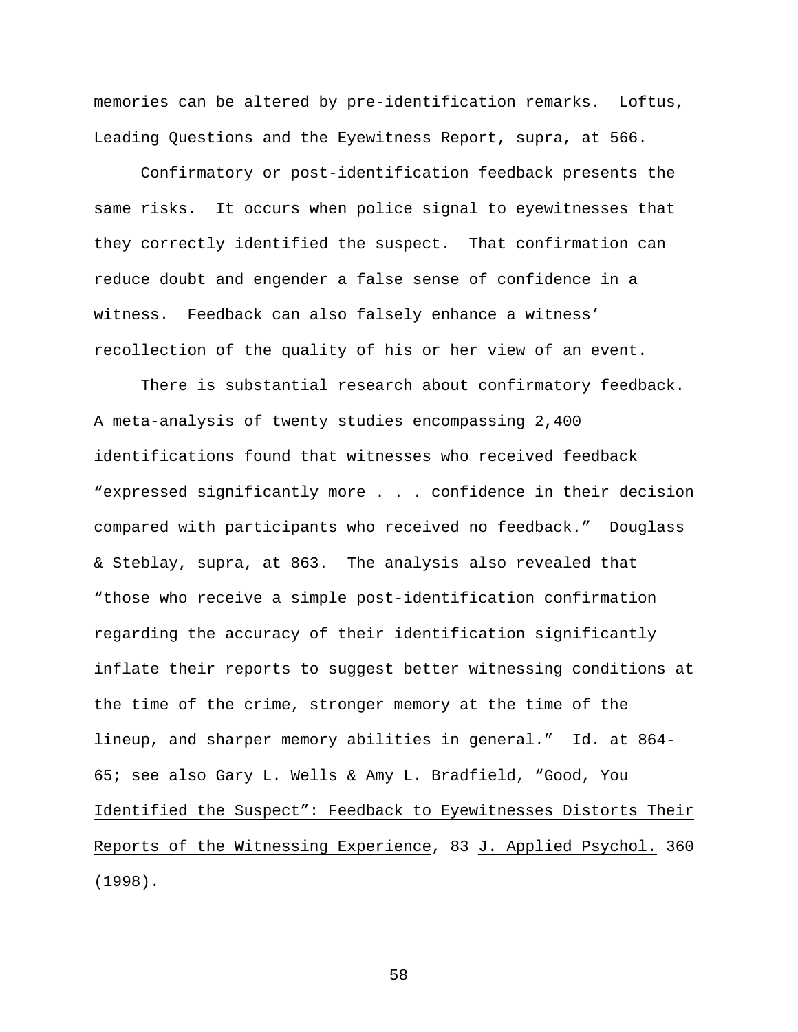memories can be altered by pre-identification remarks. Loftus, _Leading Questions and the Eyewitness Report_, _supra_, at 566.

Confirmatory or post-identification feedback presents the same risks. It occurs when police signal to eyewitnesses that they correctly identified the suspect. That confirmation can reduce doubt and engender a false sense of confidence in a witness. Feedback can also falsely enhance a witness' recollection of the quality of his or her view of an event.

There is substantial research about confirmatory feedback. A meta-analysis of twenty studies encompassing 2,400 identifications found that witnesses who received feedback "expressed significantly more . . . confidence in their decision compared with participants who received no feedback." Douglass & Steblay, _supra_, at 863. The analysis also revealed that "those who receive a simple post-identification confirmation regarding the accuracy of their identification significantly inflate their reports to suggest better witnessing conditions at the time of the crime, stronger memory at the time of the lineup, and sharper memory abilities in general." _Id._ at 864-65; _see also_ Gary L. Wells & Amy L. Bradfield, _"Good, You Identified the Suspect": Feedback to Eyewitnesses Distorts Their Reports of the Witnessing Experience_, 83 _J. Applied Psychol._ 360 (1998).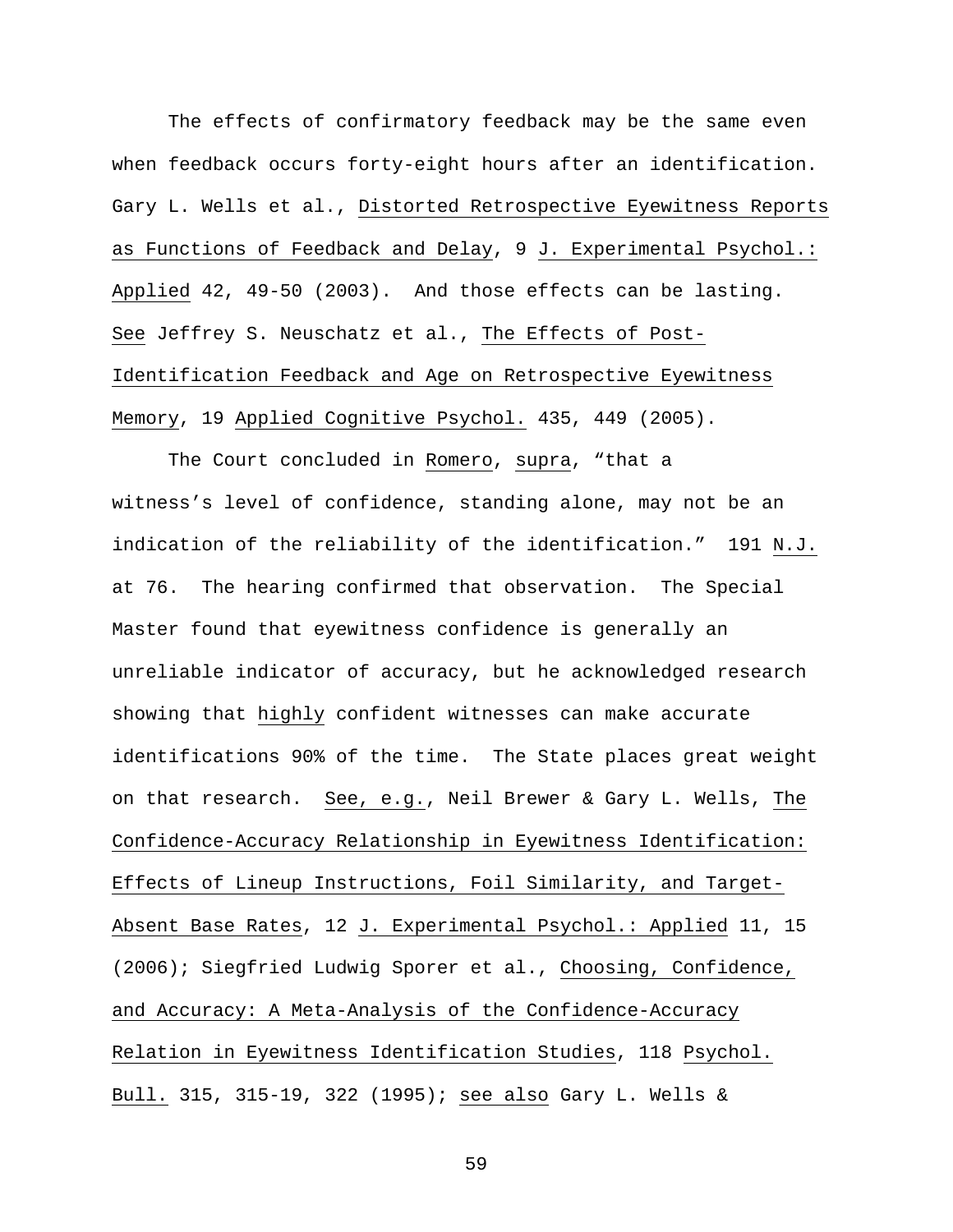The effects of confirmatory feedback may be the same even when feedback occurs forty-eight hours after an identification. Gary L. Wells et al., Distorted Retrospective Eyewitness Reports as Functions of Feedback and Delay, 9 J. Experimental Psychol.: Applied 42, 49-50 (2003). And those effects can be lasting. See Jeffrey S. Neuschatz et al., The Effects of Post-Identification Feedback and Age on Retrospective Eyewitness Memory, 19 Applied Cognitive Psychol. 435, 449 (2005).

The Court concluded in Romero, supra, "that a witness's level of confidence, standing alone, may not be an indication of the reliability of the identification." 191 N.J. at 76. The hearing confirmed that observation. The Special Master found that eyewitness confidence is generally an unreliable indicator of accuracy, but he acknowledged research showing that highly confident witnesses can make accurate identifications 90% of the time. The State places great weight on that research. See, e.g., Neil Brewer & Gary L. Wells, The Confidence-Accuracy Relationship in Eyewitness Identification: Effects of Lineup Instructions, Foil Similarity, and Target-Absent Base Rates, 12 J. Experimental Psychol.: Applied 11, 15 (2006); Siegfried Ludwig Sporer et al., Choosing, Confidence, and Accuracy: A Meta-Analysis of the Confidence-Accuracy Relation in Eyewitness Identification Studies, 118 Psychol. Bull. 315, 315-19, 322 (1995); see also Gary L. Wells &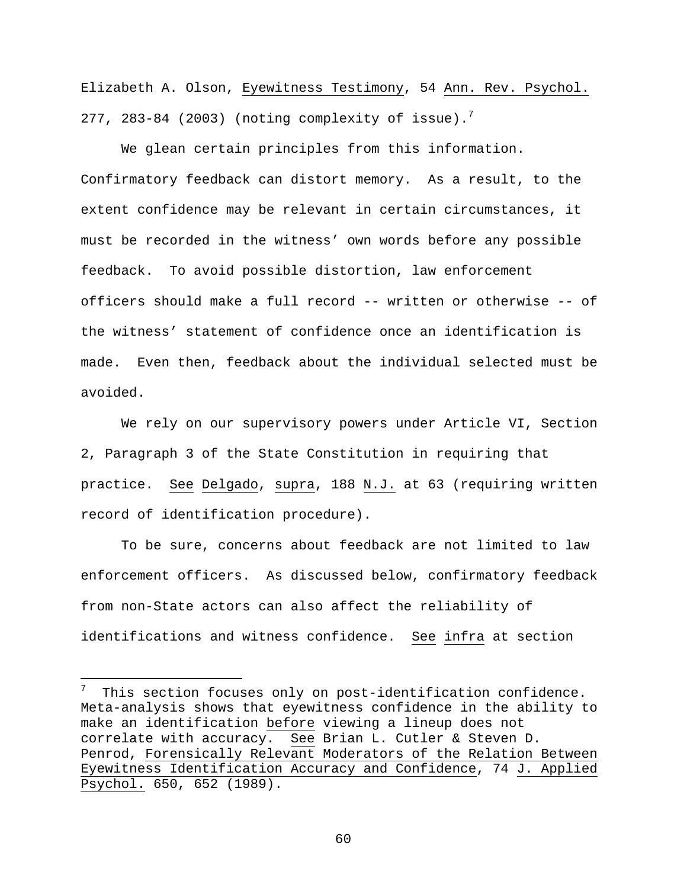Elizabeth A. Olson, Eyewitness Testimony, 54 Ann. Rev. Psychol. 277, 283-84 (2003) (noting complexity of issue).[7]

We glean certain principles from this information. Confirmatory feedback can distort memory. As a result, to the extent confidence may be relevant in certain circumstances, it must be recorded in the witness' own words before any possible feedback. To avoid possible distortion, law enforcement officers should make a full record -- written or otherwise -- of the witness' statement of confidence once an identification is made. Even then, feedback about the individual selected must be avoided.

We rely on our supervisory powers under Article VI, Section 2, Paragraph 3 of the State Constitution in requiring that practice. See Delgado, supra, 188 N.J. at 63 (requiring written record of identification procedure).

To be sure, concerns about feedback are not limited to law enforcement officers. As discussed below, confirmatory feedback from non-State actors can also affect the reliability of identifications and witness confidence. See infra at section

---

[7] This section focuses only on post-identification confidence. Meta-analysis shows that eyewitness confidence in the ability to make an identification before viewing a lineup does not correlate with accuracy. See Brian L. Cutler & Steven D. Penrod, Forensically Relevant Moderators of the Relation Between Eyewitness Identification Accuracy and Confidence, 74 J. Applied Psychol. 650, 652 (1989).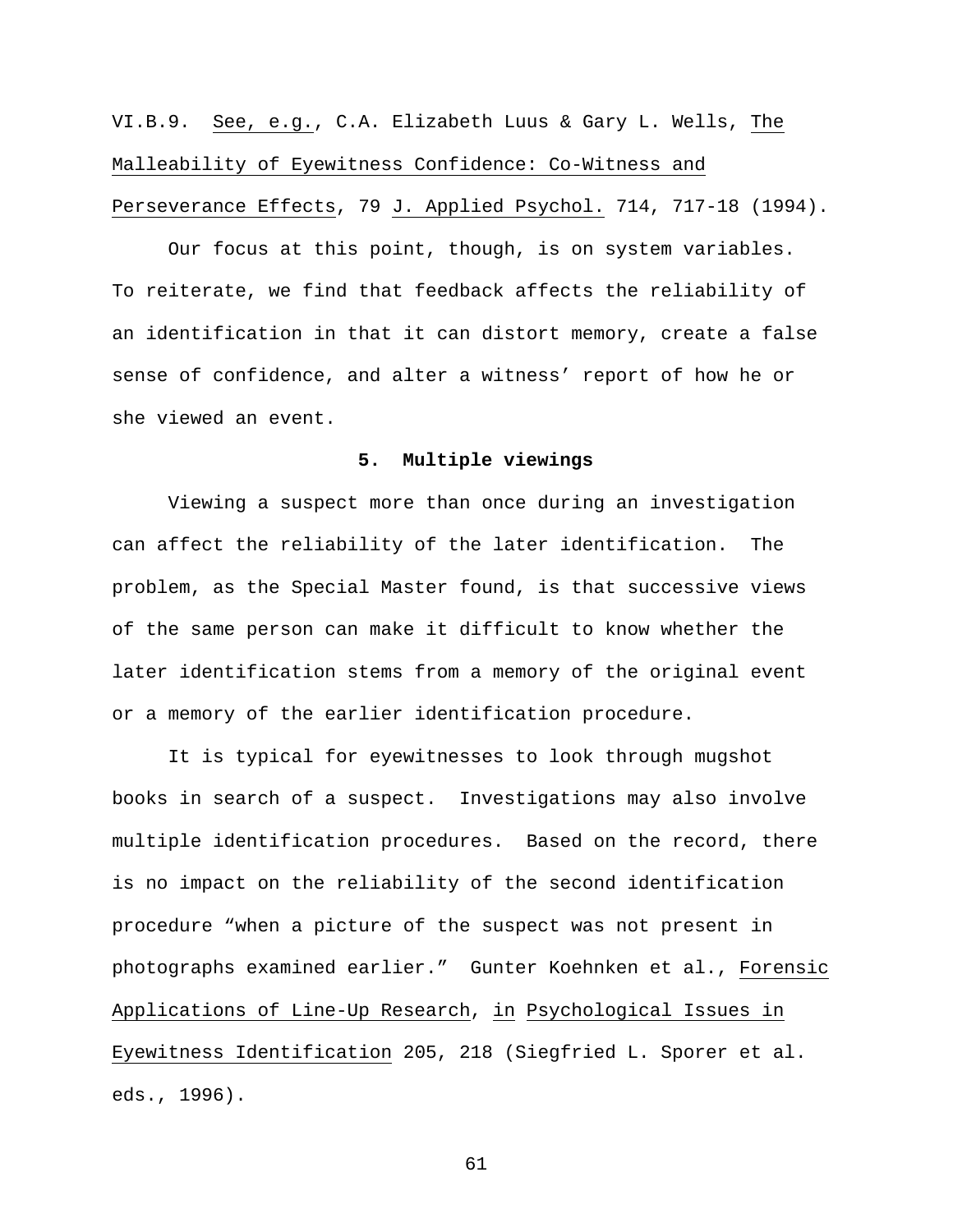VI.B.9. See, e.g., C.A. Elizabeth Luus & Gary L. Wells, The Malleability of Eyewitness Confidence: Co-Witness and Perseverance Effects, 79 J. Applied Psychol. 714, 717-18 (1994).

Our focus at this point, though, is on system variables. To reiterate, we find that feedback affects the reliability of an identification in that it can distort memory, create a false sense of confidence, and alter a witness' report of how he or she viewed an event.

**5. Multiple viewings**

Viewing a suspect more than once during an investigation can affect the reliability of the later identification. The problem, as the Special Master found, is that successive views of the same person can make it difficult to know whether the later identification stems from a memory of the original event or a memory of the earlier identification procedure.

It is typical for eyewitnesses to look through mugshot books in search of a suspect. Investigations may also involve multiple identification procedures. Based on the record, there is no impact on the reliability of the second identification procedure "when a picture of the suspect was not present in photographs examined earlier." Gunter Koehnken et al., Forensic Applications of Line-Up Research, in Psychological Issues in Eyewitness Identification 205, 218 (Siegfried L. Sporer et al. eds., 1996).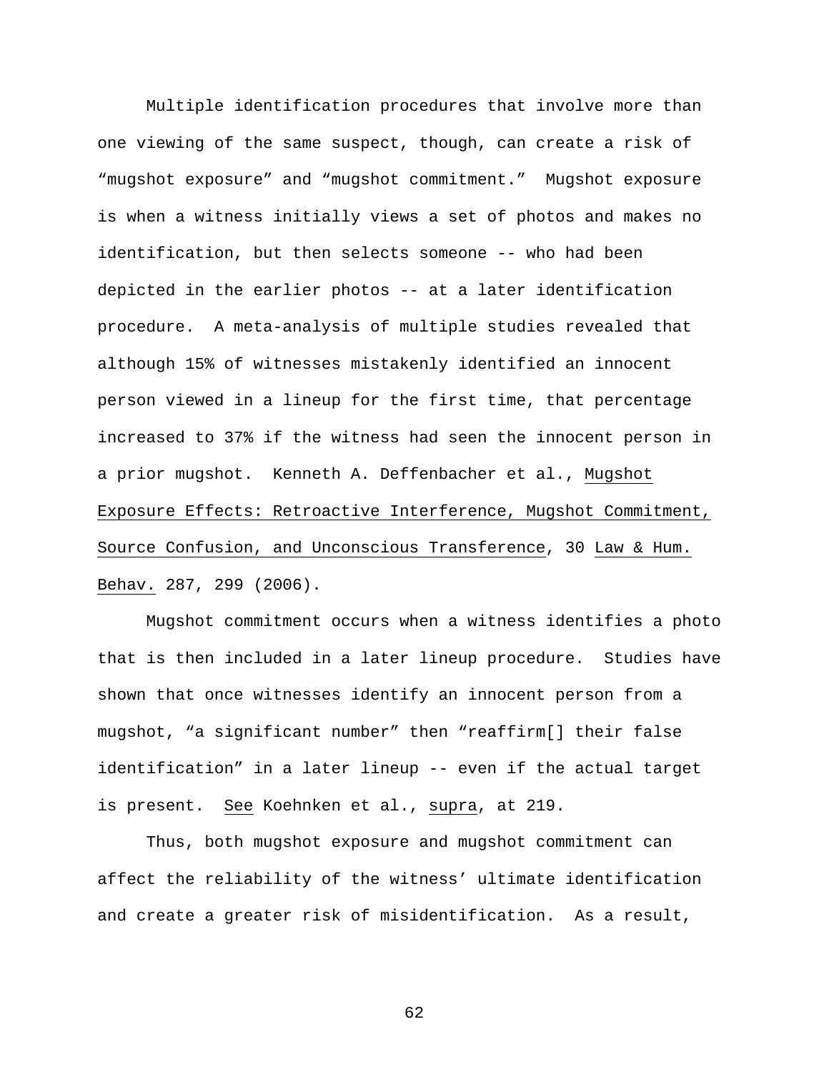Multiple identification procedures that involve more than one viewing of the same suspect, though, can create a risk of "mugshot exposure" and "mugshot commitment." Mugshot exposure is when a witness initially views a set of photos and makes no identification, but then selects someone -- who had been depicted in the earlier photos -- at a later identification procedure. A meta-analysis of multiple studies revealed that although 15% of witnesses mistakenly identified an innocent person viewed in a lineup for the first time, that percentage increased to 37% if the witness had seen the innocent person in a prior mugshot. Kenneth A. Deffenbacher et al., Mugshot Exposure Effects: Retroactive Interference, Mugshot Commitment, Source Confusion, and Unconscious Transference, 30 Law & Hum. Behav. 287, 299 (2006).

Mugshot commitment occurs when a witness identifies a photo that is then included in a later lineup procedure. Studies have shown that once witnesses identify an innocent person from a mugshot, "a significant number" then "reaffirm[] their false identification" in a later lineup -- even if the actual target is present. See Koehnken et al., supra, at 219.

Thus, both mugshot exposure and mugshot commitment can affect the reliability of the witness' ultimate identification and create a greater risk of misidentification. As a result,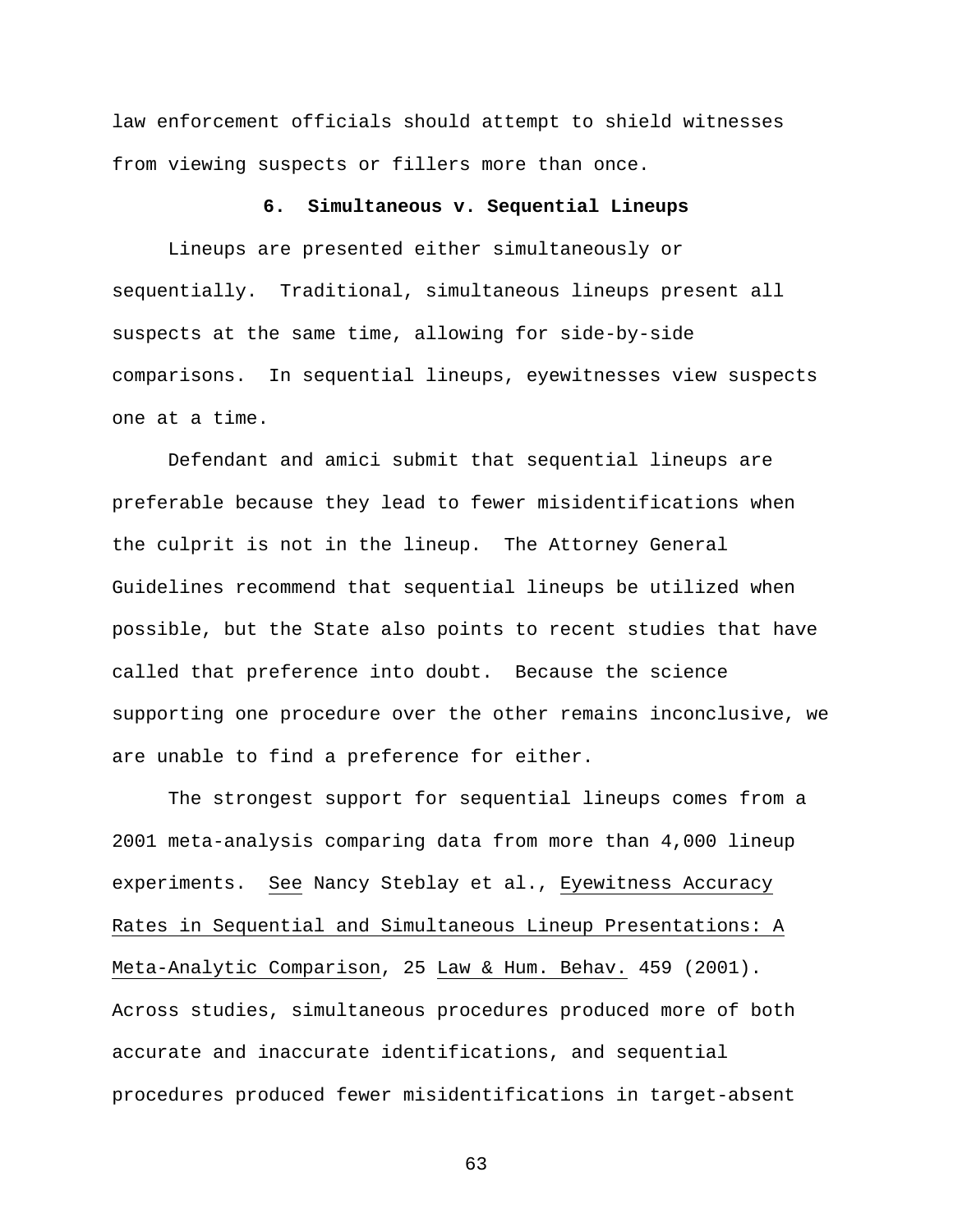law enforcement officials should attempt to shield witnesses from viewing suspects or fillers more than once.

### 6. Simultaneous v. Sequential Lineups

Lineups are presented either simultaneously or sequentially. Traditional, simultaneous lineups present all suspects at the same time, allowing for side-by-side comparisons. In sequential lineups, eyewitnesses view suspects one at a time.

Defendant and amici submit that sequential lineups are preferable because they lead to fewer misidentifications when the culprit is not in the lineup. The Attorney General Guidelines recommend that sequential lineups be utilized when possible, but the State also points to recent studies that have called that preference into doubt. Because the science supporting one procedure over the other remains inconclusive, we are unable to find a preference for either.

The strongest support for sequential lineups comes from a 2001 meta-analysis comparing data from more than 4,000 lineup experiments. See Nancy Steblay et al., Eyewitness Accuracy Rates in Sequential and Simultaneous Lineup Presentations: A Meta-Analytic Comparison, 25 Law & Hum. Behav. 459 (2001). Across studies, simultaneous procedures produced more of both accurate and inaccurate identifications, and sequential procedures produced fewer misidentifications in target-absent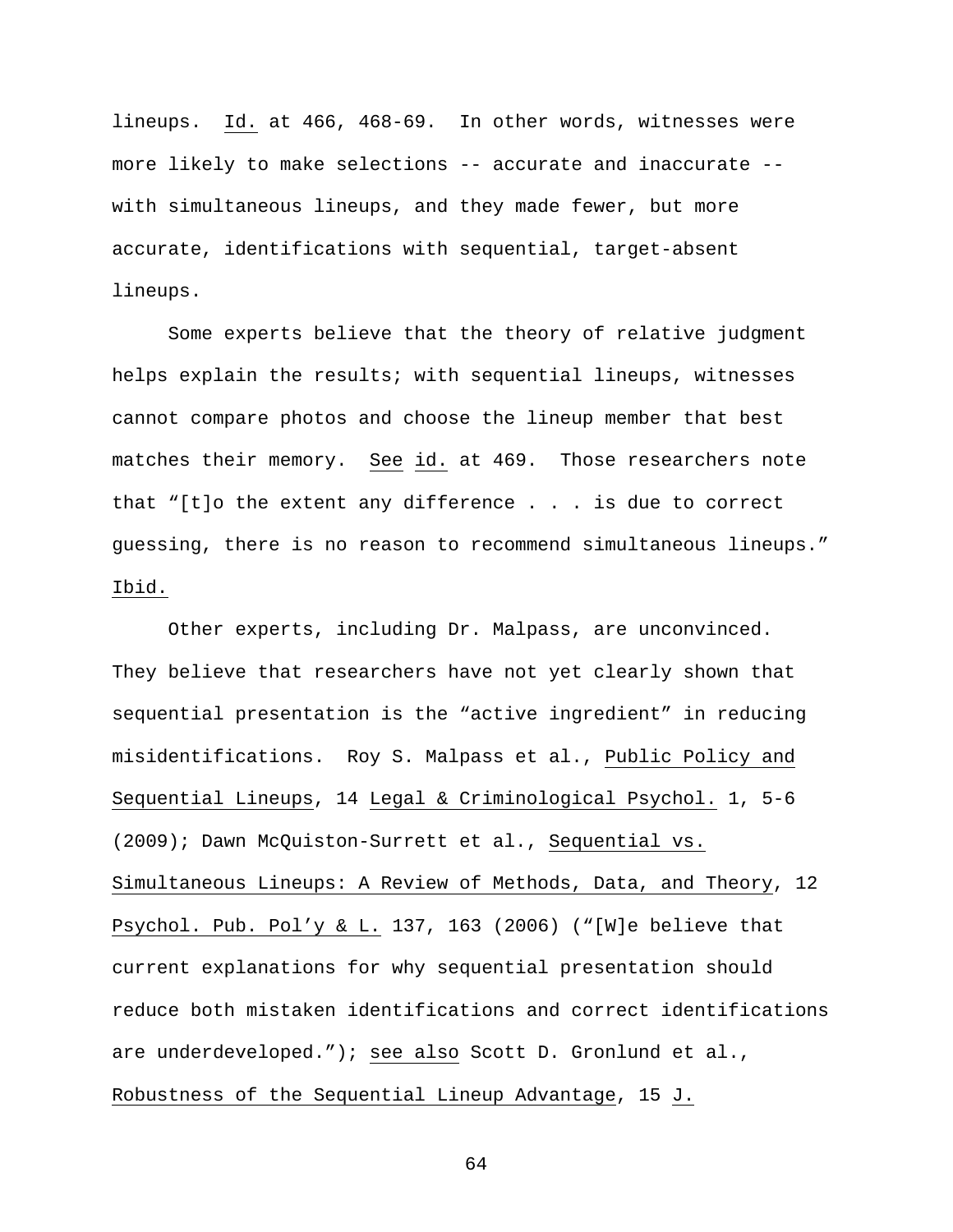lineups. Id. at 466, 468-69. In other words, witnesses were more likely to make selections -- accurate and inaccurate -- with simultaneous lineups, and they made fewer, but more accurate, identifications with sequential, target-absent lineups.

Some experts believe that the theory of relative judgment helps explain the results; with sequential lineups, witnesses cannot compare photos and choose the lineup member that best matches their memory. See id. at 469. Those researchers note that "[t]o the extent any difference . . . is due to correct guessing, there is no reason to recommend simultaneous lineups." Ibid.

Other experts, including Dr. Malpass, are unconvinced. They believe that researchers have not yet clearly shown that sequential presentation is the "active ingredient" in reducing misidentifications. Roy S. Malpass et al., Public Policy and Sequential Lineups, 14 Legal & Criminological Psychol. 1, 5-6 (2009); Dawn McQuiston-Surrett et al., Sequential vs. Simultaneous Lineups: A Review of Methods, Data, and Theory, 12 Psychol. Pub. Pol'y & L. 137, 163 (2006) ("[W]e believe that current explanations for why sequential presentation should reduce both mistaken identifications and correct identifications are underdeveloped."); see also Scott D. Gronlund et al., Robustness of the Sequential Lineup Advantage, 15 J.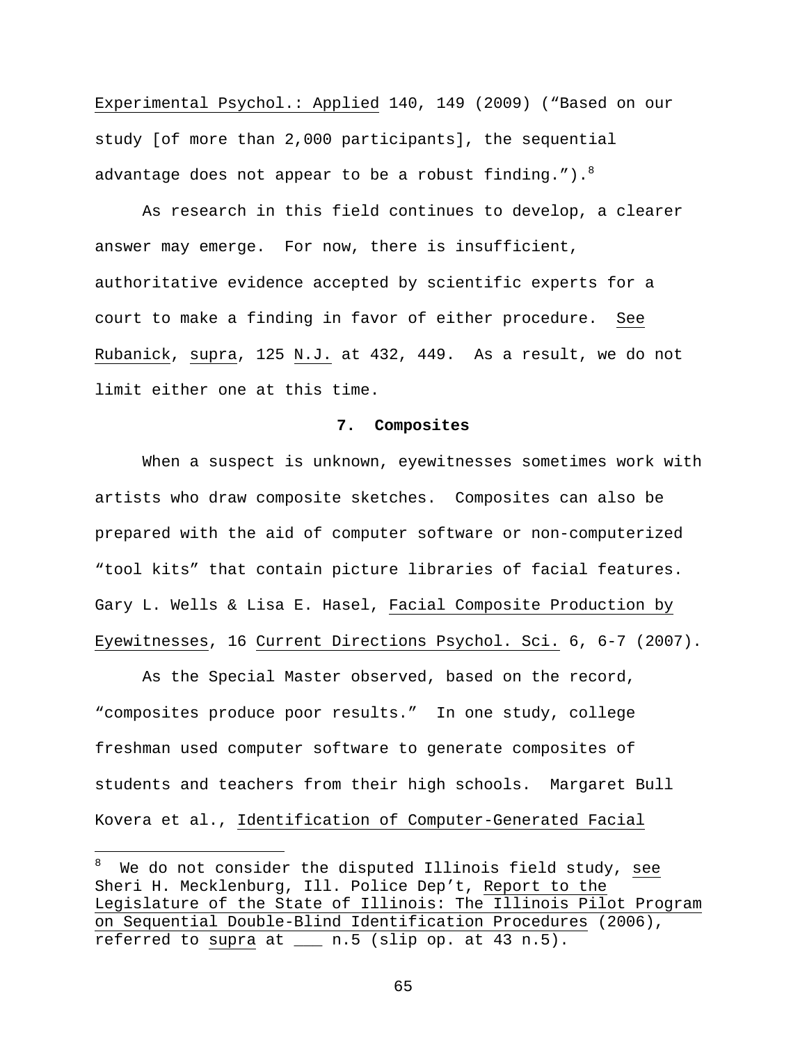Experimental Psychol.: Applied 140, 149 (2009) ("Based on our study [of more than 2,000 participants], the sequential advantage does not appear to be a robust finding.").[8]

As research in this field continues to develop, a clearer answer may emerge. For now, there is insufficient, authoritative evidence accepted by scientific experts for a court to make a finding in favor of either procedure. See Rubanick, supra, 125 N.J. at 432, 449. As a result, we do not limit either one at this time.

**7. Composites**

When a suspect is unknown, eyewitnesses sometimes work with artists who draw composite sketches. Composites can also be prepared with the aid of computer software or non-computerized "tool kits" that contain picture libraries of facial features. Gary L. Wells & Lisa E. Hasel, Facial Composite Production by Eyewitnesses, 16 Current Directions Psychol. Sci. 6, 6-7 (2007).

As the Special Master observed, based on the record, "composites produce poor results." In one study, college freshman used computer software to generate composites of students and teachers from their high schools. Margaret Bull Kovera et al., Identification of Computer-Generated Facial

---

[8] We do not consider the disputed Illinois field study, see Sheri H. Mecklenburg, Ill. Police Dep't, Report to the Legislature of the State of Illinois: The Illinois Pilot Program on Sequential Double-Blind Identification Procedures (2006), referred to supra at ___ n.5 (slip op. at 43 n.5).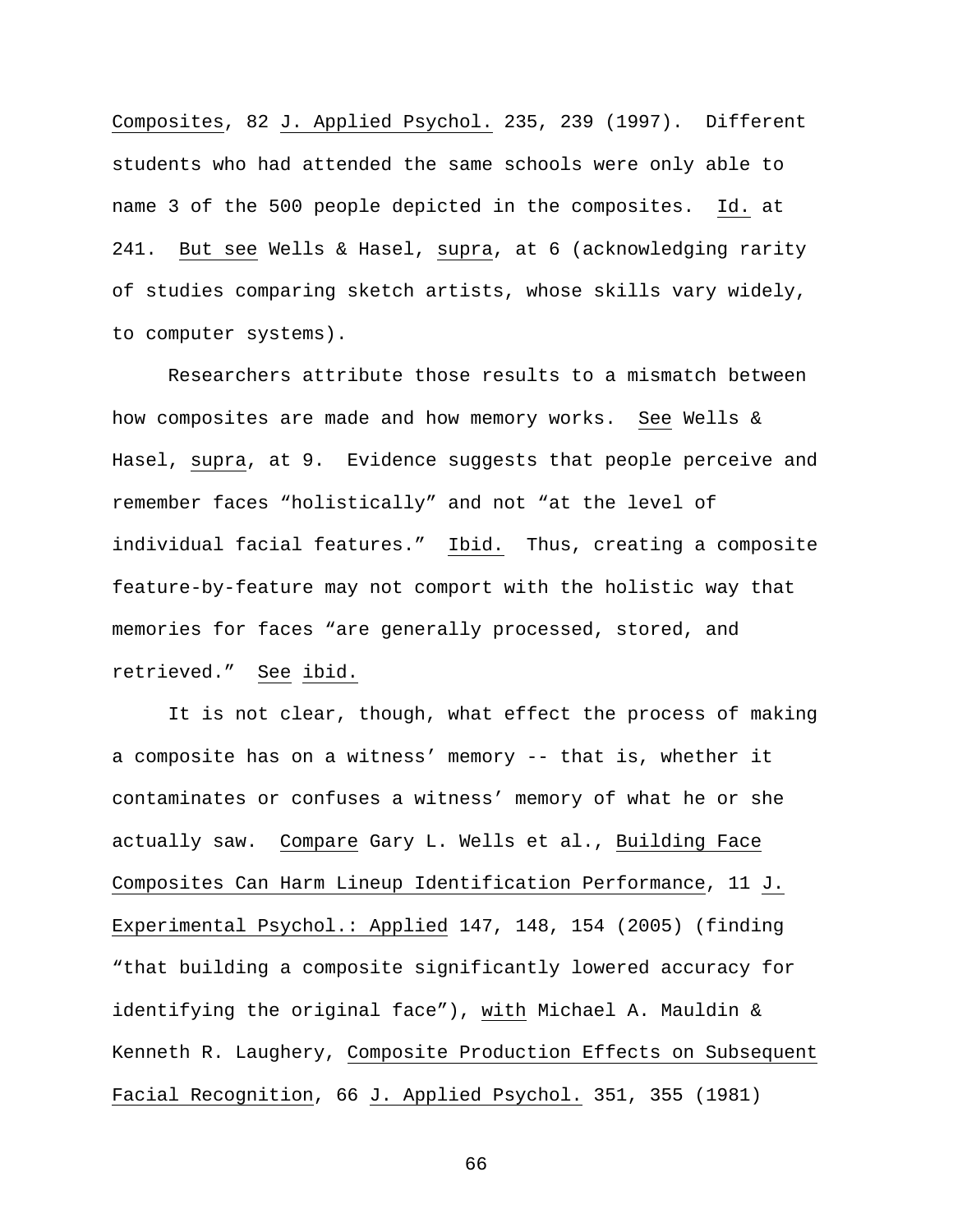Composites, 82 J. Applied Psychol. 235, 239 (1997). Different students who had attended the same schools were only able to name 3 of the 500 people depicted in the composites. Id. at 241. But see Wells & Hasel, supra, at 6 (acknowledging rarity of studies comparing sketch artists, whose skills vary widely, to computer systems).

Researchers attribute those results to a mismatch between how composites are made and how memory works. See Wells & Hasel, supra, at 9. Evidence suggests that people perceive and remember faces "holistically" and not "at the level of individual facial features." Ibid. Thus, creating a composite feature-by-feature may not comport with the holistic way that memories for faces "are generally processed, stored, and retrieved." See ibid.

It is not clear, though, what effect the process of making a composite has on a witness' memory -- that is, whether it contaminates or confuses a witness' memory of what he or she actually saw. Compare Gary L. Wells et al., Building Face Composites Can Harm Lineup Identification Performance, 11 J. Experimental Psychol.: Applied 147, 148, 154 (2005) (finding "that building a composite significantly lowered accuracy for identifying the original face"), with Michael A. Mauldin & Kenneth R. Laughery, Composite Production Effects on Subsequent Facial Recognition, 66 J. Applied Psychol. 351, 355 (1981)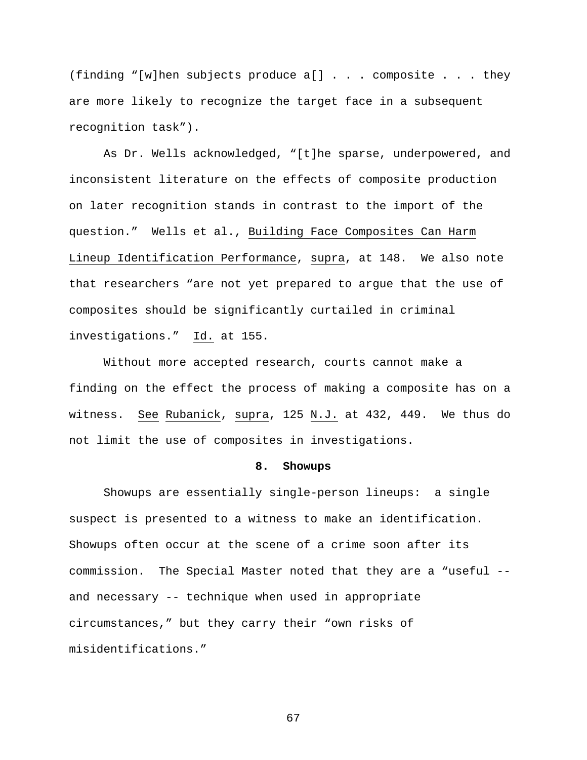(finding "[w]hen subjects produce a[] . . . composite . . . they are more likely to recognize the target face in a subsequent recognition task").

As Dr. Wells acknowledged, "[t]he sparse, underpowered, and inconsistent literature on the effects of composite production on later recognition stands in contrast to the import of the question." Wells et al., Building Face Composites Can Harm Lineup Identification Performance, supra, at 148. We also note that researchers "are not yet prepared to argue that the use of composites should be significantly curtailed in criminal investigations." Id. at 155.

Without more accepted research, courts cannot make a finding on the effect the process of making a composite has on a witness. See Rubanick, supra, 125 N.J. at 432, 449. We thus do not limit the use of composites in investigations.

**8. Showups**

Showups are essentially single-person lineups: a single suspect is presented to a witness to make an identification. Showups often occur at the scene of a crime soon after its commission. The Special Master noted that they are a "useful -- and necessary -- technique when used in appropriate circumstances," but they carry their "own risks of misidentifications."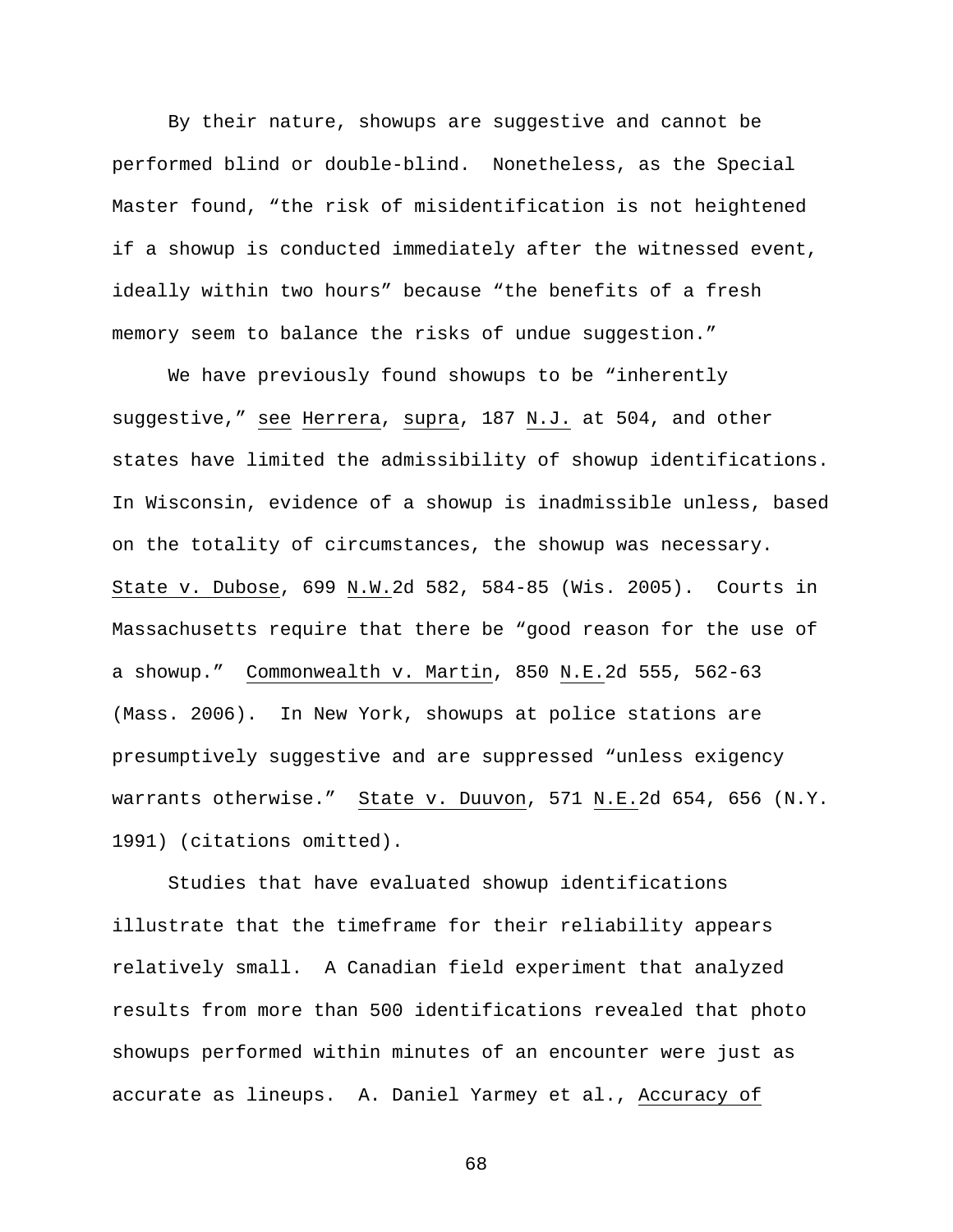By their nature, showups are suggestive and cannot be performed blind or double-blind. Nonetheless, as the Special Master found, “the risk of misidentification is not heightened if a showup is conducted immediately after the witnessed event, ideally within two hours” because “the benefits of a fresh memory seem to balance the risks of undue suggestion.”

We have previously found showups to be “inherently suggestive,” _see_ _Herrera_, _supra_, 187 _N.J._ at 504, and other states have limited the admissibility of showup identifications. In Wisconsin, evidence of a showup is inadmissible unless, based on the totality of circumstances, the showup was necessary. _State v. Dubose_, 699 _N.W._2d 582, 584-85 (Wis. 2005). Courts in Massachusetts require that there be “good reason for the use of a showup.” _Commonwealth v. Martin_, 850 _N.E._2d 555, 562-63 (Mass. 2006). In New York, showups at police stations are presumptively suggestive and are suppressed “unless exigency warrants otherwise.” _State v. Duuvon_, 571 _N.E._2d 654, 656 (N.Y. 1991) (citations omitted).

Studies that have evaluated showup identifications illustrate that the timeframe for their reliability appears relatively small. A Canadian field experiment that analyzed results from more than 500 identifications revealed that photo showups performed within minutes of an encounter were just as accurate as lineups. A. Daniel Yarmey et al., _Accuracy of_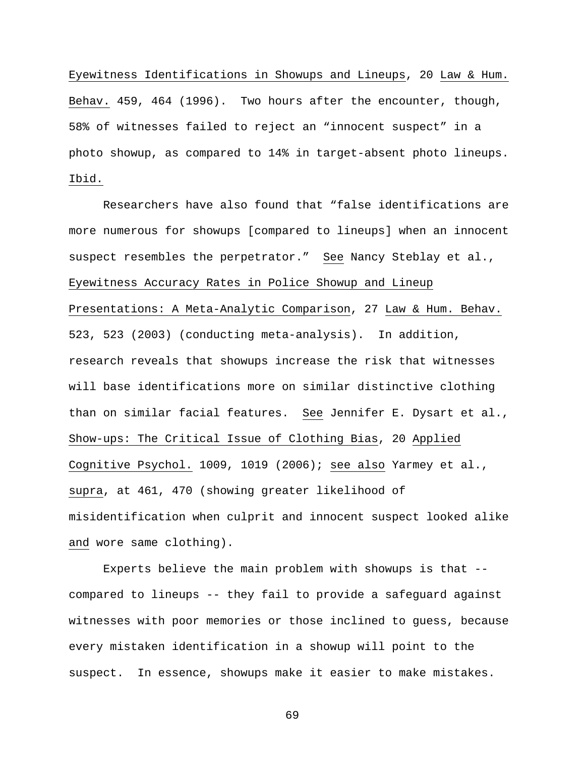Eyewitness Identifications in Showups and Lineups, 20 Law & Hum. Behav. 459, 464 (1996). Two hours after the encounter, though, 58% of witnesses failed to reject an "innocent suspect" in a photo showup, as compared to 14% in target-absent photo lineups. Ibid.

Researchers have also found that "false identifications are more numerous for showups [compared to lineups] when an innocent suspect resembles the perpetrator." See Nancy Steblay et al., Eyewitness Accuracy Rates in Police Showup and Lineup Presentations: A Meta-Analytic Comparison, 27 Law & Hum. Behav. 523, 523 (2003) (conducting meta-analysis). In addition, research reveals that showups increase the risk that witnesses will base identifications more on similar distinctive clothing than on similar facial features. See Jennifer E. Dysart et al., Show-ups: The Critical Issue of Clothing Bias, 20 Applied Cognitive Psychol. 1009, 1019 (2006); see also Yarmey et al., supra, at 461, 470 (showing greater likelihood of misidentification when culprit and innocent suspect looked alike and wore same clothing).

Experts believe the main problem with showups is that -- compared to lineups -- they fail to provide a safeguard against witnesses with poor memories or those inclined to guess, because every mistaken identification in a showup will point to the suspect. In essence, showups make it easier to make mistakes.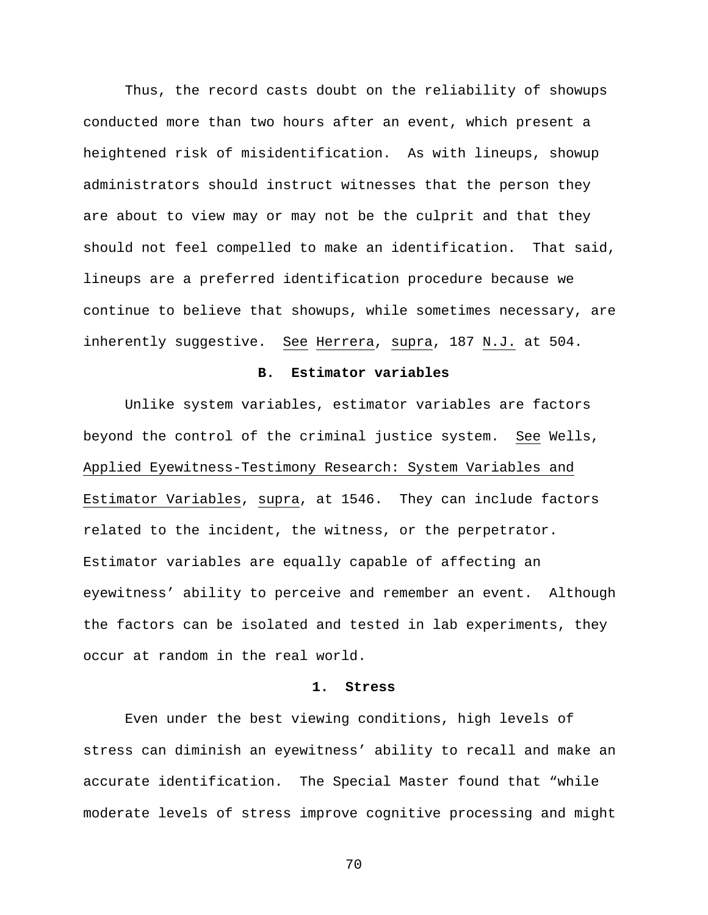Thus, the record casts doubt on the reliability of showups conducted more than two hours after an event, which present a heightened risk of misidentification. As with lineups, showup administrators should instruct witnesses that the person they are about to view may or may not be the culprit and that they should not feel compelled to make an identification. That said, lineups are a preferred identification procedure because we continue to believe that showups, while sometimes necessary, are inherently suggestive. See Herrera, supra, 187 N.J. at 504.

### B. Estimator variables

Unlike system variables, estimator variables are factors beyond the control of the criminal justice system. See Wells, Applied Eyewitness-Testimony Research: System Variables and Estimator Variables, supra, at 1546. They can include factors related to the incident, the witness, or the perpetrator. Estimator variables are equally capable of affecting an eyewitness' ability to perceive and remember an event. Although the factors can be isolated and tested in lab experiments, they occur at random in the real world.

#### 1. Stress

Even under the best viewing conditions, high levels of stress can diminish an eyewitness' ability to recall and make an accurate identification. The Special Master found that "while moderate levels of stress improve cognitive processing and might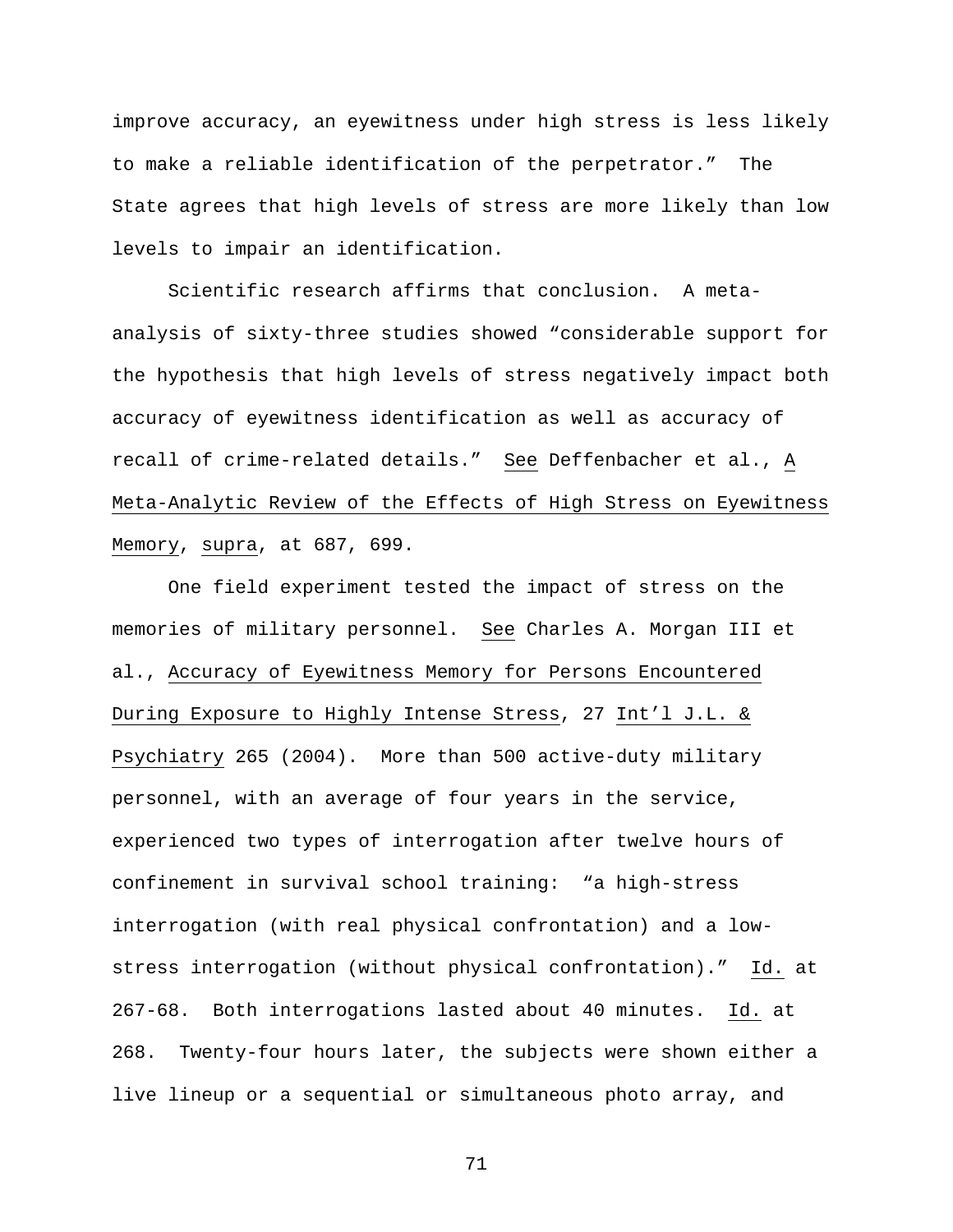improve accuracy, an eyewitness under high stress is less likely to make a reliable identification of the perpetrator." The State agrees that high levels of stress are more likely than low levels to impair an identification.

Scientific research affirms that conclusion. A meta-analysis of sixty-three studies showed "considerable support for the hypothesis that high levels of stress negatively impact both accuracy of eyewitness identification as well as accuracy of recall of crime-related details." See Deffenbacher et al., A Meta-Analytic Review of the Effects of High Stress on Eyewitness Memory, supra, at 687, 699.

One field experiment tested the impact of stress on the memories of military personnel. See Charles A. Morgan III et al., Accuracy of Eyewitness Memory for Persons Encountered During Exposure to Highly Intense Stress, 27 Int'l J.L. & Psychiatry 265 (2004). More than 500 active-duty military personnel, with an average of four years in the service, experienced two types of interrogation after twelve hours of confinement in survival school training: "a high-stress interrogation (with real physical confrontation) and a low-stress interrogation (without physical confrontation)." Id. at 267-68. Both interrogations lasted about 40 minutes. Id. at 268. Twenty-four hours later, the subjects were shown either a live lineup or a sequential or simultaneous photo array, and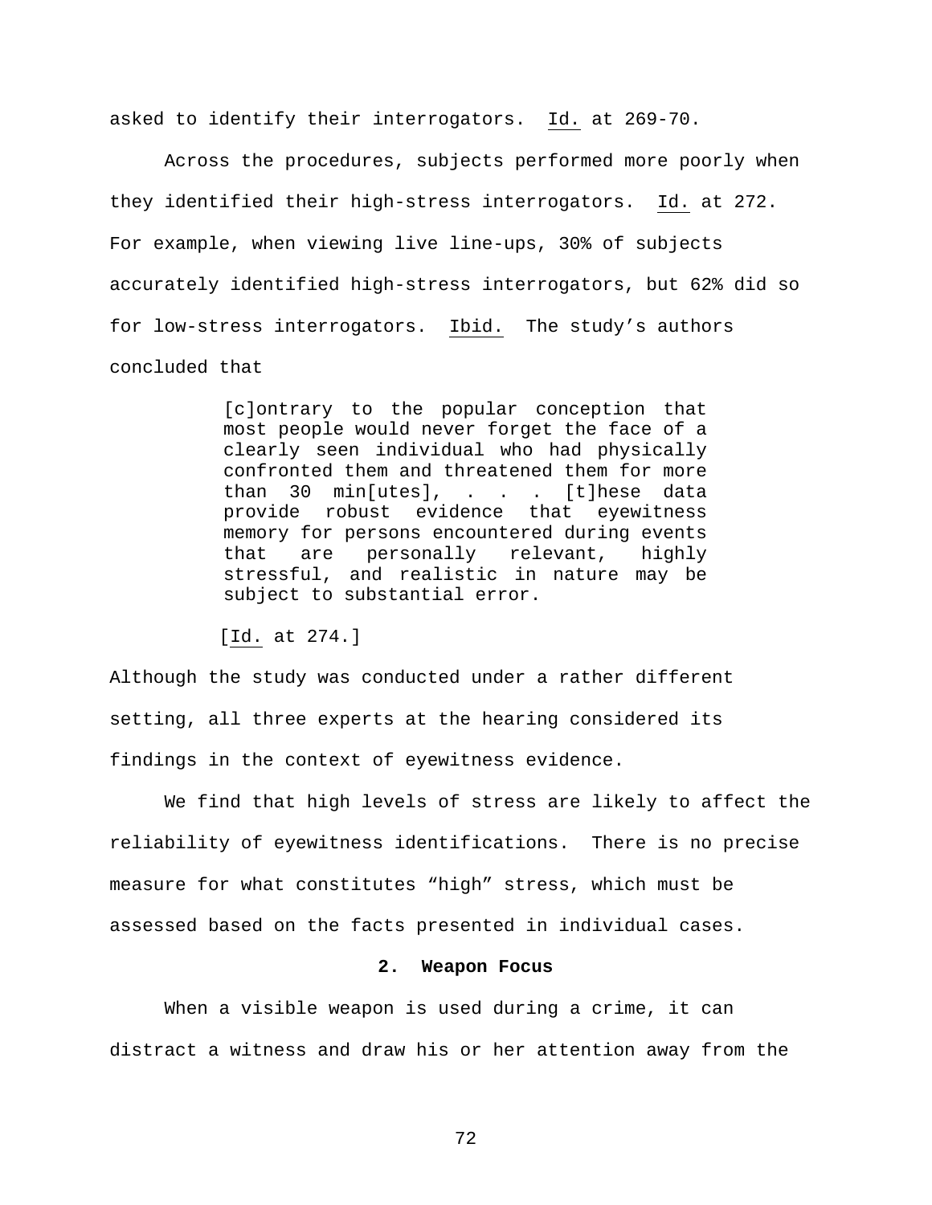asked to identify their interrogators. Id. at 269-70.

Across the procedures, subjects performed more poorly when they identified their high-stress interrogators. Id. at 272. For example, when viewing live line-ups, 30% of subjects accurately identified high-stress interrogators, but 62% did so for low-stress interrogators. Ibid. The study's authors concluded that

> [c]ontrary to the popular conception that most people would never forget the face of a clearly seen individual who had physically confronted them and threatened them for more than 30 min[utes], . . . [t]hese data provide robust evidence that eyewitness memory for persons encountered during events that are personally relevant, highly stressful, and realistic in nature may be subject to substantial error.
>
> [Id. at 274.]

Although the study was conducted under a rather different setting, all three experts at the hearing considered its findings in the context of eyewitness evidence.

We find that high levels of stress are likely to affect the reliability of eyewitness identifications. There is no precise measure for what constitutes "high" stress, which must be assessed based on the facts presented in individual cases.

**2. Weapon Focus**

When a visible weapon is used during a crime, it can distract a witness and draw his or her attention away from the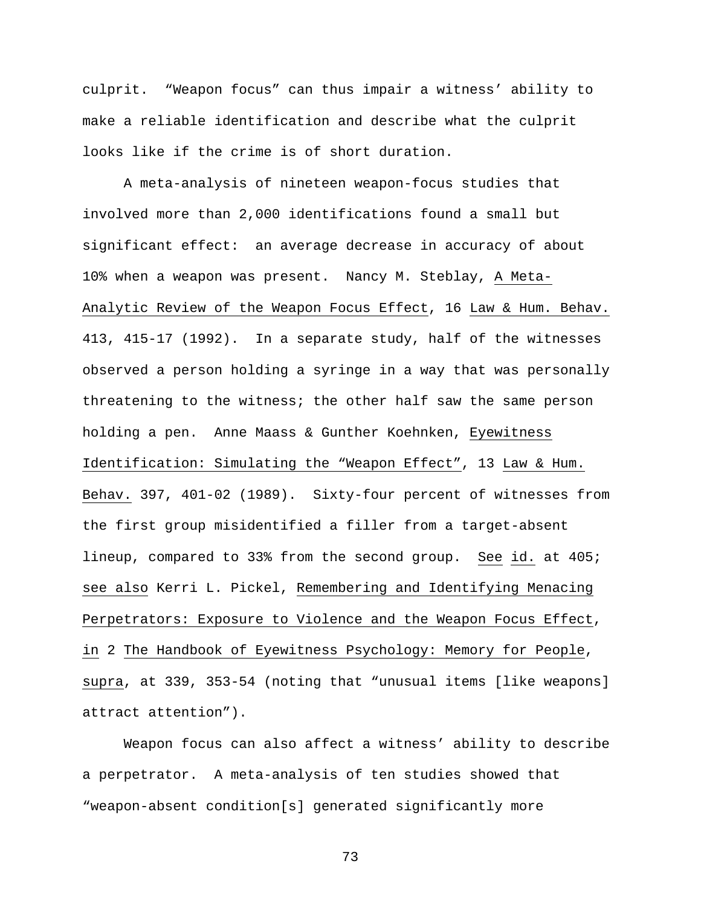culprit. "Weapon focus" can thus impair a witness' ability to make a reliable identification and describe what the culprit looks like if the crime is of short duration.

A meta-analysis of nineteen weapon-focus studies that involved more than 2,000 identifications found a small but significant effect: an average decrease in accuracy of about 10% when a weapon was present. Nancy M. Steblay, A Meta-Analytic Review of the Weapon Focus Effect, 16 Law & Hum. Behav. 413, 415-17 (1992). In a separate study, half of the witnesses observed a person holding a syringe in a way that was personally threatening to the witness; the other half saw the same person holding a pen. Anne Maass & Gunther Koehnken, Eyewitness Identification: Simulating the "Weapon Effect", 13 Law & Hum. Behav. 397, 401-02 (1989). Sixty-four percent of witnesses from the first group misidentified a filler from a target-absent lineup, compared to 33% from the second group. See id. at 405; see also Kerri L. Pickel, Remembering and Identifying Menacing Perpetrators: Exposure to Violence and the Weapon Focus Effect, in 2 The Handbook of Eyewitness Psychology: Memory for People, supra, at 339, 353-54 (noting that "unusual items [like weapons] attract attention").

Weapon focus can also affect a witness' ability to describe a perpetrator. A meta-analysis of ten studies showed that "weapon-absent condition[s] generated significantly more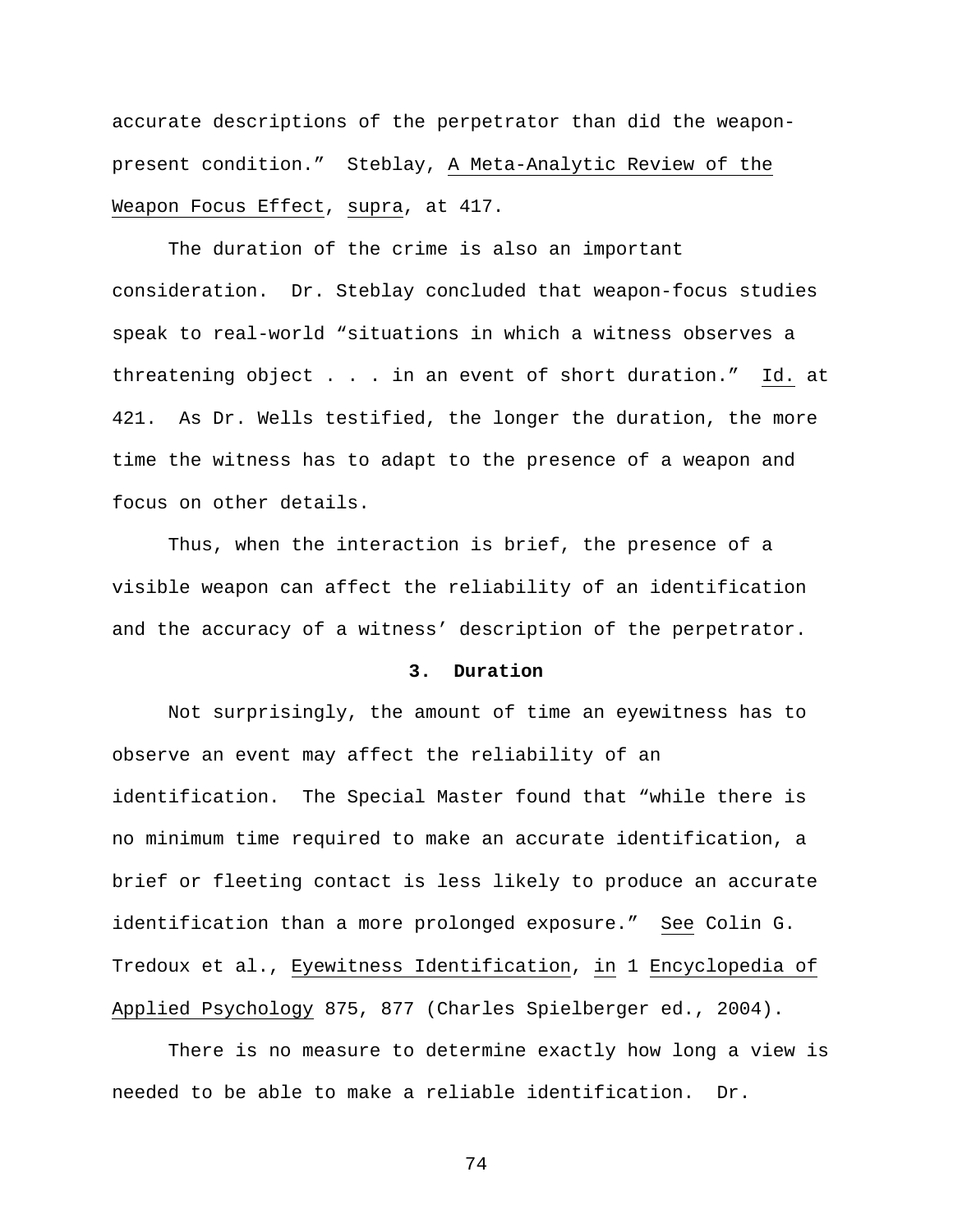accurate descriptions of the perpetrator than did the weapon-present condition." Steblay, A Meta-Analytic Review of the Weapon Focus Effect, supra, at 417.

The duration of the crime is also an important consideration. Dr. Steblay concluded that weapon-focus studies speak to real-world "situations in which a witness observes a threatening object . . . in an event of short duration." Id. at 421. As Dr. Wells testified, the longer the duration, the more time the witness has to adapt to the presence of a weapon and focus on other details.

Thus, when the interaction is brief, the presence of a visible weapon can affect the reliability of an identification and the accuracy of a witness' description of the perpetrator.

**3. Duration**

Not surprisingly, the amount of time an eyewitness has to observe an event may affect the reliability of an identification. The Special Master found that "while there is no minimum time required to make an accurate identification, a brief or fleeting contact is less likely to produce an accurate identification than a more prolonged exposure." See Colin G. Tredoux et al., Eyewitness Identification, in 1 Encyclopedia of Applied Psychology 875, 877 (Charles Spielberger ed., 2004).

There is no measure to determine exactly how long a view is needed to be able to make a reliable identification. Dr.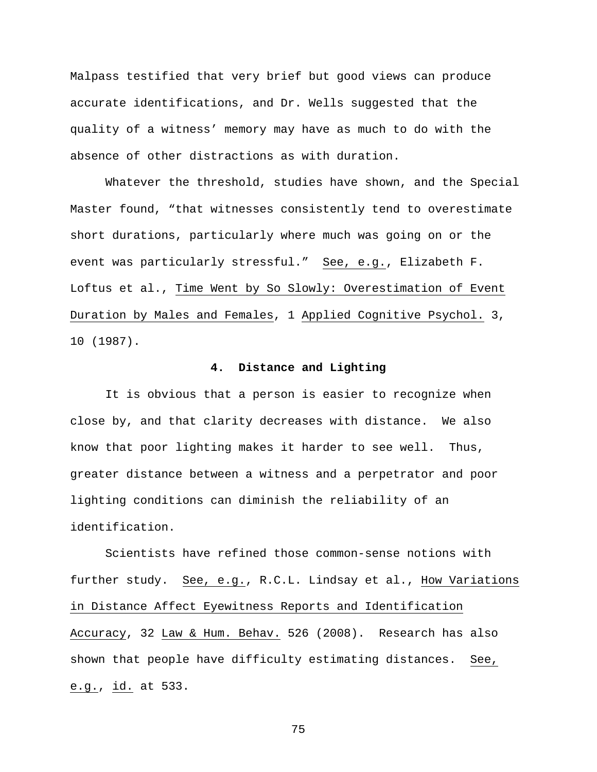Malpass testified that very brief but good views can produce accurate identifications, and Dr. Wells suggested that the quality of a witness' memory may have as much to do with the absence of other distractions as with duration.

Whatever the threshold, studies have shown, and the Special Master found, "that witnesses consistently tend to overestimate short durations, particularly where much was going on or the event was particularly stressful." See, e.g., Elizabeth F. Loftus et al., Time Went by So Slowly: Overestimation of Event Duration by Males and Females, 1 Applied Cognitive Psychol. 3, 10 (1987).

#### 4. Distance and Lighting

It is obvious that a person is easier to recognize when close by, and that clarity decreases with distance. We also know that poor lighting makes it harder to see well. Thus, greater distance between a witness and a perpetrator and poor lighting conditions can diminish the reliability of an identification.

Scientists have refined those common-sense notions with further study. See, e.g., R.C.L. Lindsay et al., How Variations in Distance Affect Eyewitness Reports and Identification Accuracy, 32 Law & Hum. Behav. 526 (2008). Research has also shown that people have difficulty estimating distances. See, e.g., id. at 533.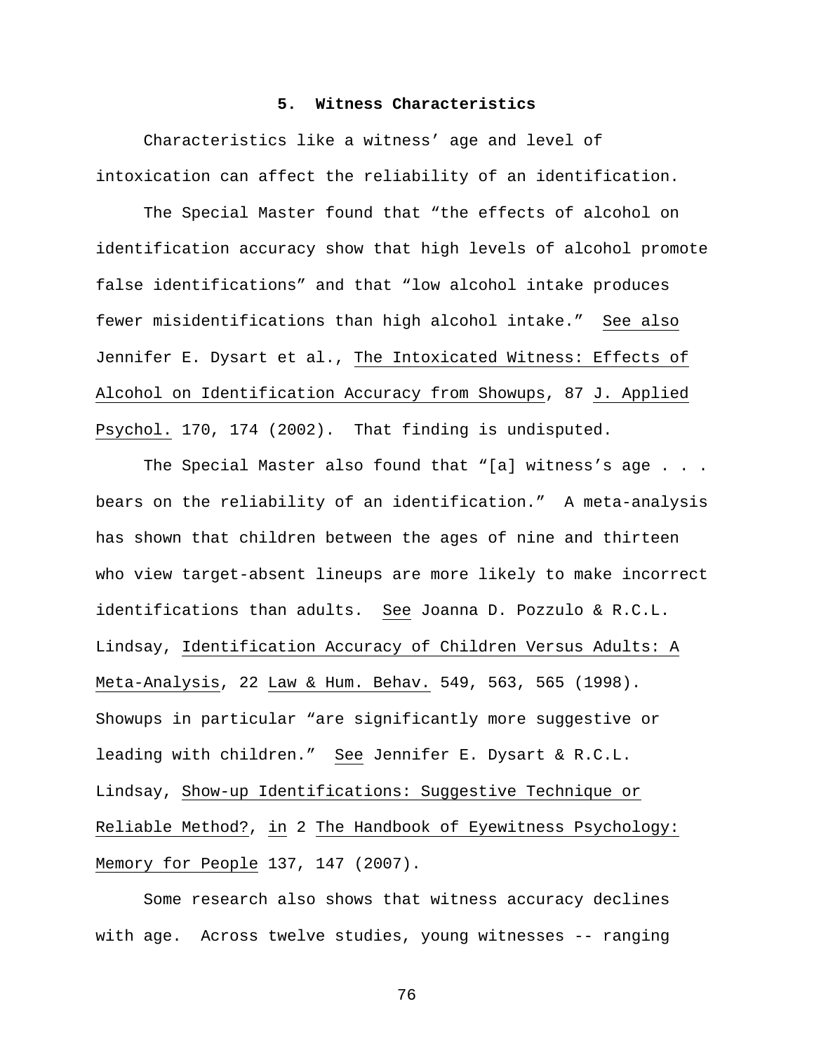### 5. Witness Characteristics

Characteristics like a witness' age and level of intoxication can affect the reliability of an identification.

The Special Master found that "the effects of alcohol on identification accuracy show that high levels of alcohol promote false identifications" and that "low alcohol intake produces fewer misidentifications than high alcohol intake." See also Jennifer E. Dysart et al., The Intoxicated Witness: Effects of Alcohol on Identification Accuracy from Showups, 87 J. Applied Psychol. 170, 174 (2002). That finding is undisputed.

The Special Master also found that "[a] witness's age . . . bears on the reliability of an identification." A meta-analysis has shown that children between the ages of nine and thirteen who view target-absent lineups are more likely to make incorrect identifications than adults. See Joanna D. Pozzulo & R.C.L. Lindsay, Identification Accuracy of Children Versus Adults: A Meta-Analysis, 22 Law & Hum. Behav. 549, 563, 565 (1998). Showups in particular "are significantly more suggestive or leading with children." See Jennifer E. Dysart & R.C.L. Lindsay, Show-up Identifications: Suggestive Technique or Reliable Method?, in 2 The Handbook of Eyewitness Psychology: Memory for People 137, 147 (2007).

Some research also shows that witness accuracy declines with age. Across twelve studies, young witnesses -- ranging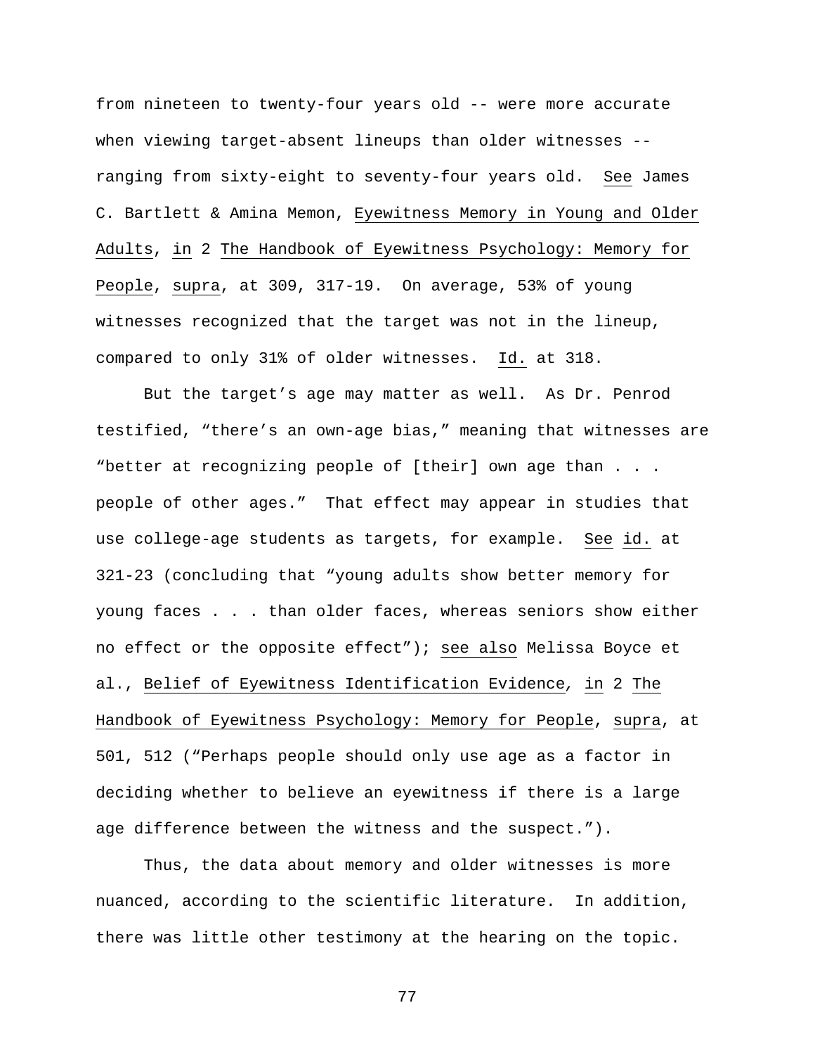from nineteen to twenty-four years old -- were more accurate when viewing target-absent lineups than older witnesses -- ranging from sixty-eight to seventy-four years old. _See_ James C. Bartlett & Amina Memon, _Eyewitness Memory in Young and Older Adults_, _in_ 2 _The Handbook of Eyewitness Psychology: Memory for People_, _supra_, at 309, 317-19. On average, 53% of young witnesses recognized that the target was not in the lineup, compared to only 31% of older witnesses. _Id._ at 318.

But the target's age may matter as well. As Dr. Penrod testified, "there's an own-age bias," meaning that witnesses are "better at recognizing people of [their] own age than . . . people of other ages." That effect may appear in studies that use college-age students as targets, for example. _See_ _id._ at 321-23 (concluding that "young adults show better memory for young faces . . . than older faces, whereas seniors show either no effect or the opposite effect"); _see also_ Melissa Boyce et al., _Belief of Eyewitness Identification Evidence_, _in_ 2 _The Handbook of Eyewitness Psychology: Memory for People_, _supra_, at 501, 512 ("Perhaps people should only use age as a factor in deciding whether to believe an eyewitness if there is a large age difference between the witness and the suspect.").

Thus, the data about memory and older witnesses is more nuanced, according to the scientific literature. In addition, there was little other testimony at the hearing on the topic.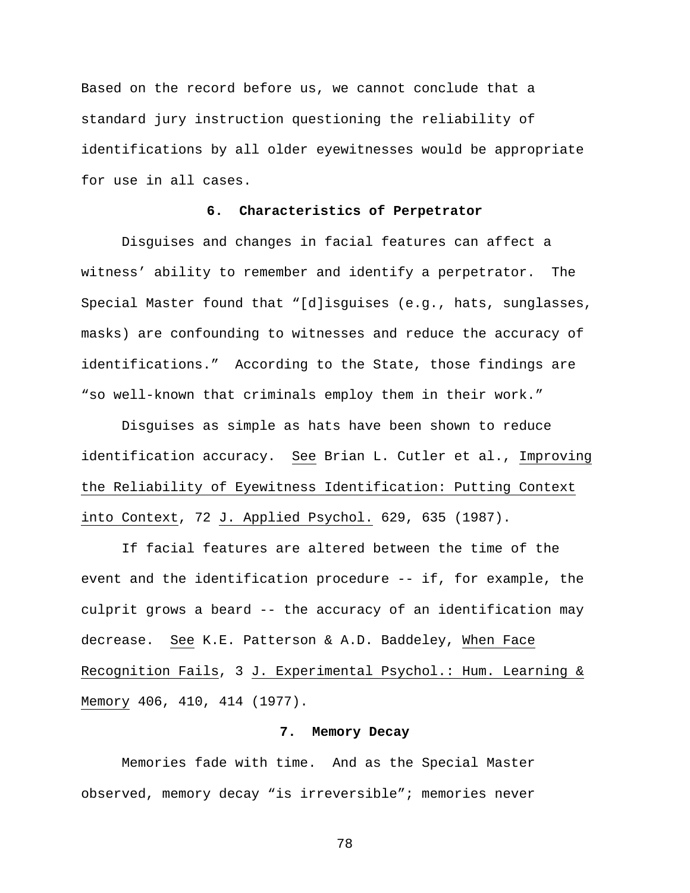Based on the record before us, we cannot conclude that a standard jury instruction questioning the reliability of identifications by all older eyewitnesses would be appropriate for use in all cases.

### 6. Characteristics of Perpetrator

Disguises and changes in facial features can affect a witness' ability to remember and identify a perpetrator. The Special Master found that "[d]isguises (e.g., hats, sunglasses, masks) are confounding to witnesses and reduce the accuracy of identifications." According to the State, those findings are "so well-known that criminals employ them in their work."

Disguises as simple as hats have been shown to reduce identification accuracy. See Brian L. Cutler et al., Improving the Reliability of Eyewitness Identification: Putting Context into Context, 72 J. Applied Psychol. 629, 635 (1987).

If facial features are altered between the time of the event and the identification procedure -- if, for example, the culprit grows a beard -- the accuracy of an identification may decrease. See K.E. Patterson & A.D. Baddeley, When Face Recognition Fails, 3 J. Experimental Psychol.: Hum. Learning & Memory 406, 410, 414 (1977).

### 7. Memory Decay

Memories fade with time. And as the Special Master observed, memory decay "is irreversible"; memories never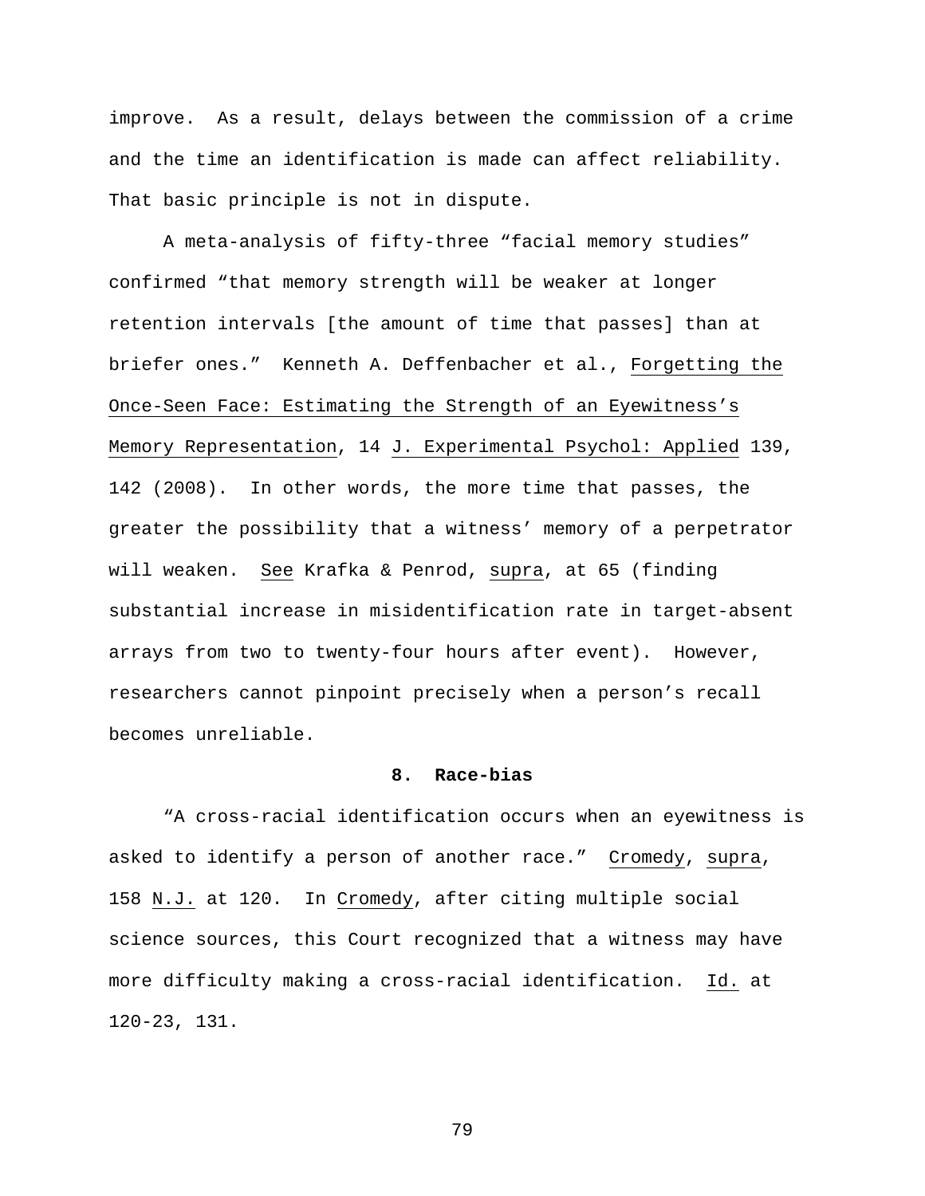improve. As a result, delays between the commission of a crime and the time an identification is made can affect reliability. That basic principle is not in dispute.

A meta-analysis of fifty-three "facial memory studies" confirmed "that memory strength will be weaker at longer retention intervals [the amount of time that passes] than at briefer ones." Kenneth A. Deffenbacher et al., Forgetting the Once-Seen Face: Estimating the Strength of an Eyewitness's Memory Representation, 14 J. Experimental Psychol: Applied 139, 142 (2008). In other words, the more time that passes, the greater the possibility that a witness' memory of a perpetrator will weaken. See Krafka & Penrod, supra, at 65 (finding substantial increase in misidentification rate in target-absent arrays from two to twenty-four hours after event). However, researchers cannot pinpoint precisely when a person's recall becomes unreliable.

### 8. Race-bias

"A cross-racial identification occurs when an eyewitness is asked to identify a person of another race." Cromedy, supra, 158 N.J. at 120. In Cromedy, after citing multiple social science sources, this Court recognized that a witness may have more difficulty making a cross-racial identification. Id. at 120-23, 131.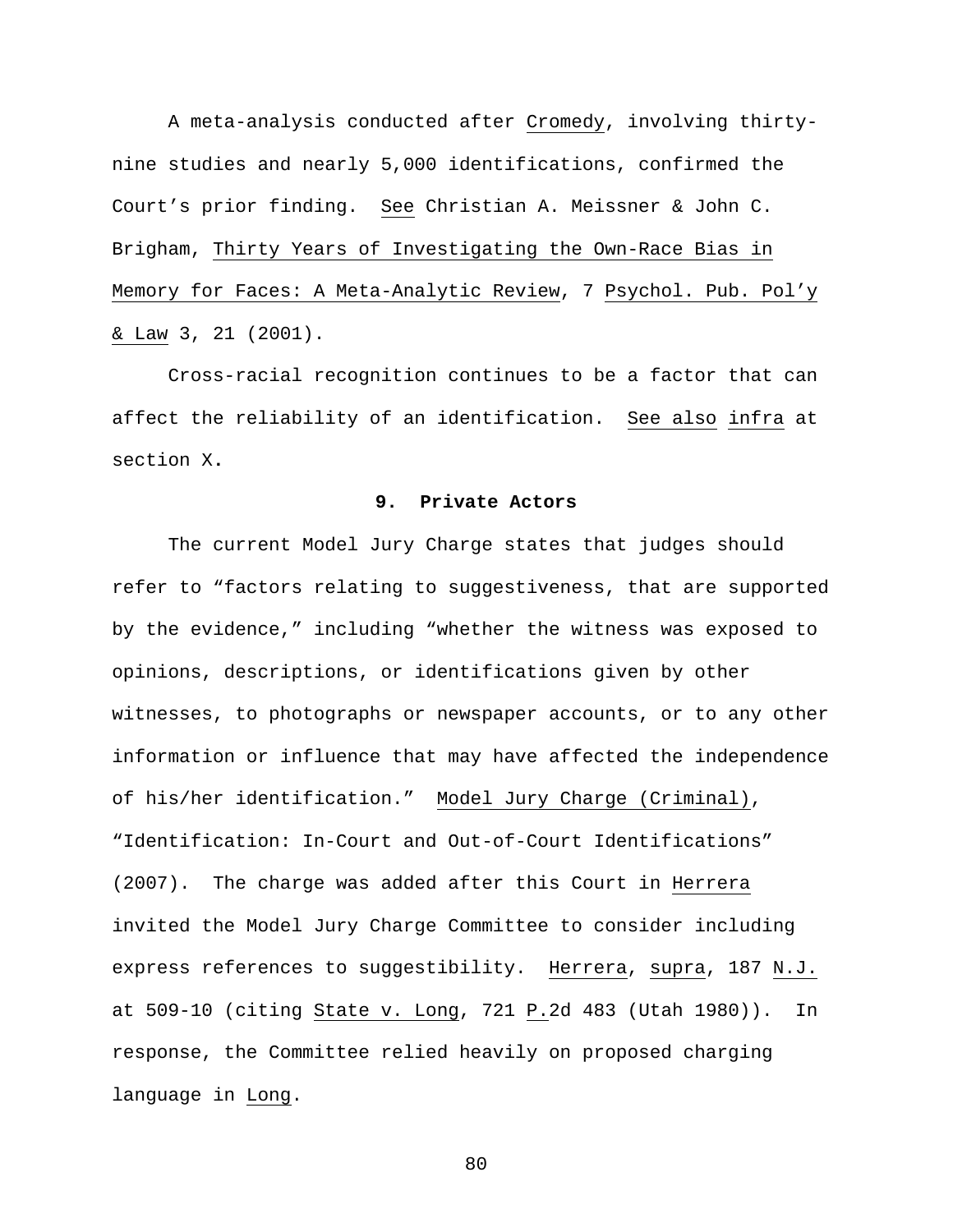A meta-analysis conducted after _Cromedy_, involving thirty-nine studies and nearly 5,000 identifications, confirmed the Court's prior finding. _See_ Christian A. Meissner & John C. Brigham, _Thirty Years of Investigating the Own-Race Bias in Memory for Faces: A Meta-Analytic Review_, 7 _Psychol. Pub. Pol'y & Law_ 3, 21 (2001).

Cross-racial recognition continues to be a factor that can affect the reliability of an identification. _See also_ _infra_ at section X.

### 9. Private Actors

The current Model Jury Charge states that judges should refer to "factors relating to suggestiveness, that are supported by the evidence," including "whether the witness was exposed to opinions, descriptions, or identifications given by other witnesses, to photographs or newspaper accounts, or to any other information or influence that may have affected the independence of his/her identification." _Model Jury Charge (Criminal)_, "Identification: In-Court and Out-of-Court Identifications" (2007). The charge was added after this Court in _Herrera_ invited the Model Jury Charge Committee to consider including express references to suggestibility. _Herrera_, _supra_, 187 _N.J._ at 509-10 (citing _State v. Long_, 721 _P._2d 483 (Utah 1980)). In response, the Committee relied heavily on proposed charging language in _Long_.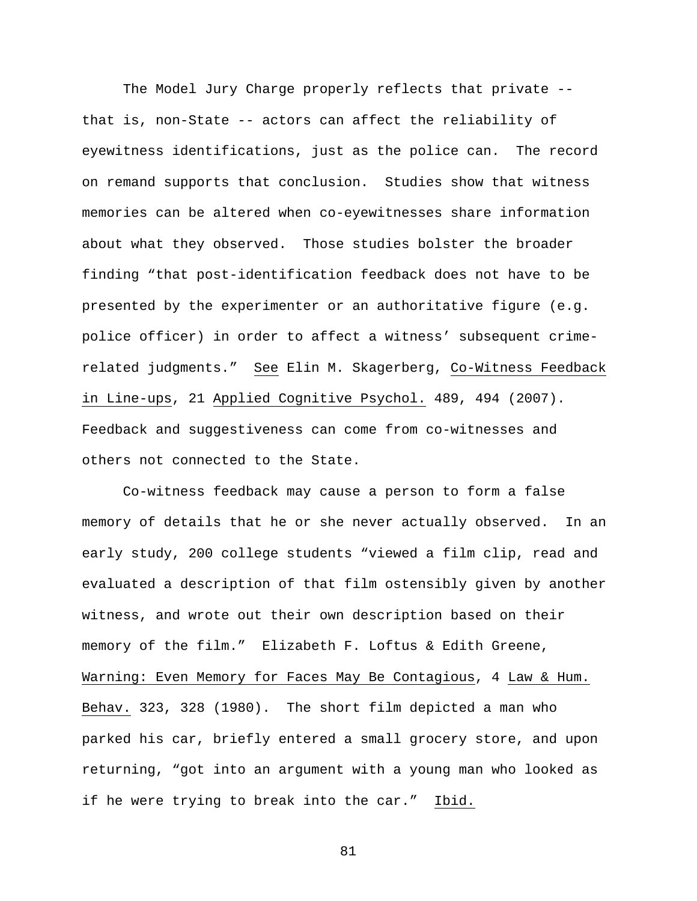The Model Jury Charge properly reflects that private -- that is, non-State -- actors can affect the reliability of eyewitness identifications, just as the police can. The record on remand supports that conclusion. Studies show that witness memories can be altered when co-eyewitnesses share information about what they observed. Those studies bolster the broader finding "that post-identification feedback does not have to be presented by the experimenter or an authoritative figure (e.g. police officer) in order to affect a witness' subsequent crime-related judgments." See Elin M. Skagerberg, Co-Witness Feedback in Line-ups, 21 Applied Cognitive Psychol. 489, 494 (2007). Feedback and suggestiveness can come from co-witnesses and others not connected to the State.

Co-witness feedback may cause a person to form a false memory of details that he or she never actually observed. In an early study, 200 college students "viewed a film clip, read and evaluated a description of that film ostensibly given by another witness, and wrote out their own description based on their memory of the film." Elizabeth F. Loftus & Edith Greene, Warning: Even Memory for Faces May Be Contagious, 4 Law & Hum. Behav. 323, 328 (1980). The short film depicted a man who parked his car, briefly entered a small grocery store, and upon returning, "got into an argument with a young man who looked as if he were trying to break into the car." Ibid.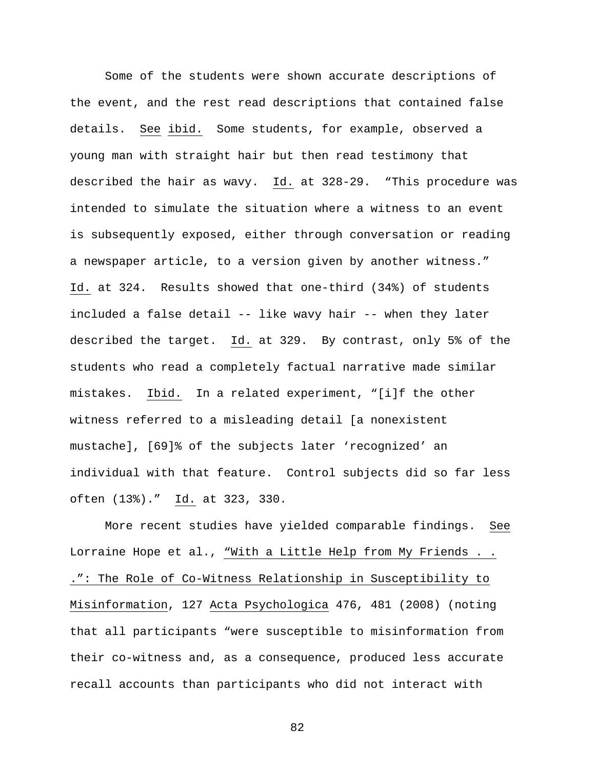Some of the students were shown accurate descriptions of the event, and the rest read descriptions that contained false details. See ibid. Some students, for example, observed a young man with straight hair but then read testimony that described the hair as wavy. Id. at 328-29. "This procedure was intended to simulate the situation where a witness to an event is subsequently exposed, either through conversation or reading a newspaper article, to a version given by another witness." Id. at 324. Results showed that one-third (34%) of students included a false detail -- like wavy hair -- when they later described the target. Id. at 329. By contrast, only 5% of the students who read a completely factual narrative made similar mistakes. Ibid. In a related experiment, "[i]f the other witness referred to a misleading detail [a nonexistent mustache], [69]% of the subjects later 'recognized' an individual with that feature. Control subjects did so far less often (13%)." Id. at 323, 330.

More recent studies have yielded comparable findings. See Lorraine Hope et al., "With a Little Help from My Friends . . .": The Role of Co-Witness Relationship in Susceptibility to Misinformation, 127 Acta Psychologica 476, 481 (2008) (noting that all participants "were susceptible to misinformation from their co-witness and, as a consequence, produced less accurate recall accounts than participants who did not interact with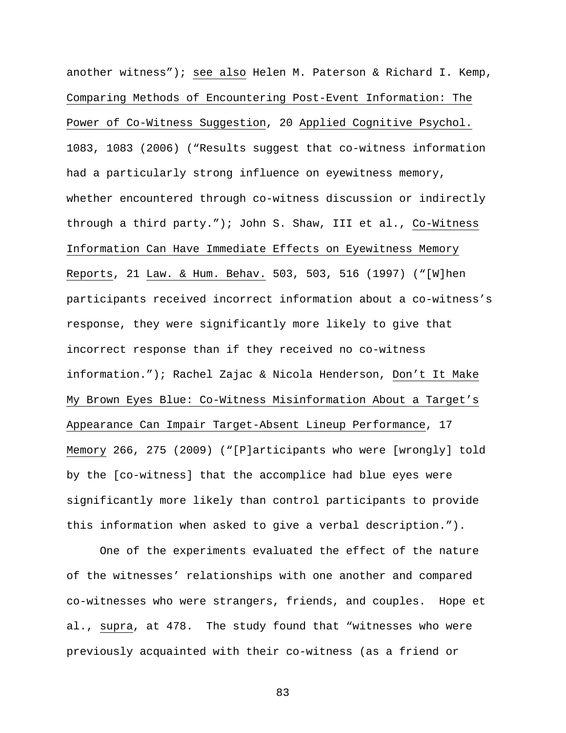another witness”); see also Helen M. Paterson & Richard I. Kemp, Comparing Methods of Encountering Post-Event Information: The Power of Co-Witness Suggestion, 20 Applied Cognitive Psychol. 1083, 1083 (2006) (“Results suggest that co-witness information had a particularly strong influence on eyewitness memory, whether encountered through co-witness discussion or indirectly through a third party.”); John S. Shaw, III et al., Co-Witness Information Can Have Immediate Effects on Eyewitness Memory Reports, 21 Law. & Hum. Behav. 503, 503, 516 (1997) (“[W]hen participants received incorrect information about a co-witness’s response, they were significantly more likely to give that incorrect response than if they received no co-witness information.”); Rachel Zajac & Nicola Henderson, Don’t It Make My Brown Eyes Blue: Co-Witness Misinformation About a Target’s Appearance Can Impair Target-Absent Lineup Performance, 17 Memory 266, 275 (2009) (“[P]articipants who were [wrongly] told by the [co-witness] that the accomplice had blue eyes were significantly more likely than control participants to provide this information when asked to give a verbal description.”).

One of the experiments evaluated the effect of the nature of the witnesses’ relationships with one another and compared co-witnesses who were strangers, friends, and couples. Hope et al., supra, at 478. The study found that “witnesses who were previously acquainted with their co-witness (as a friend or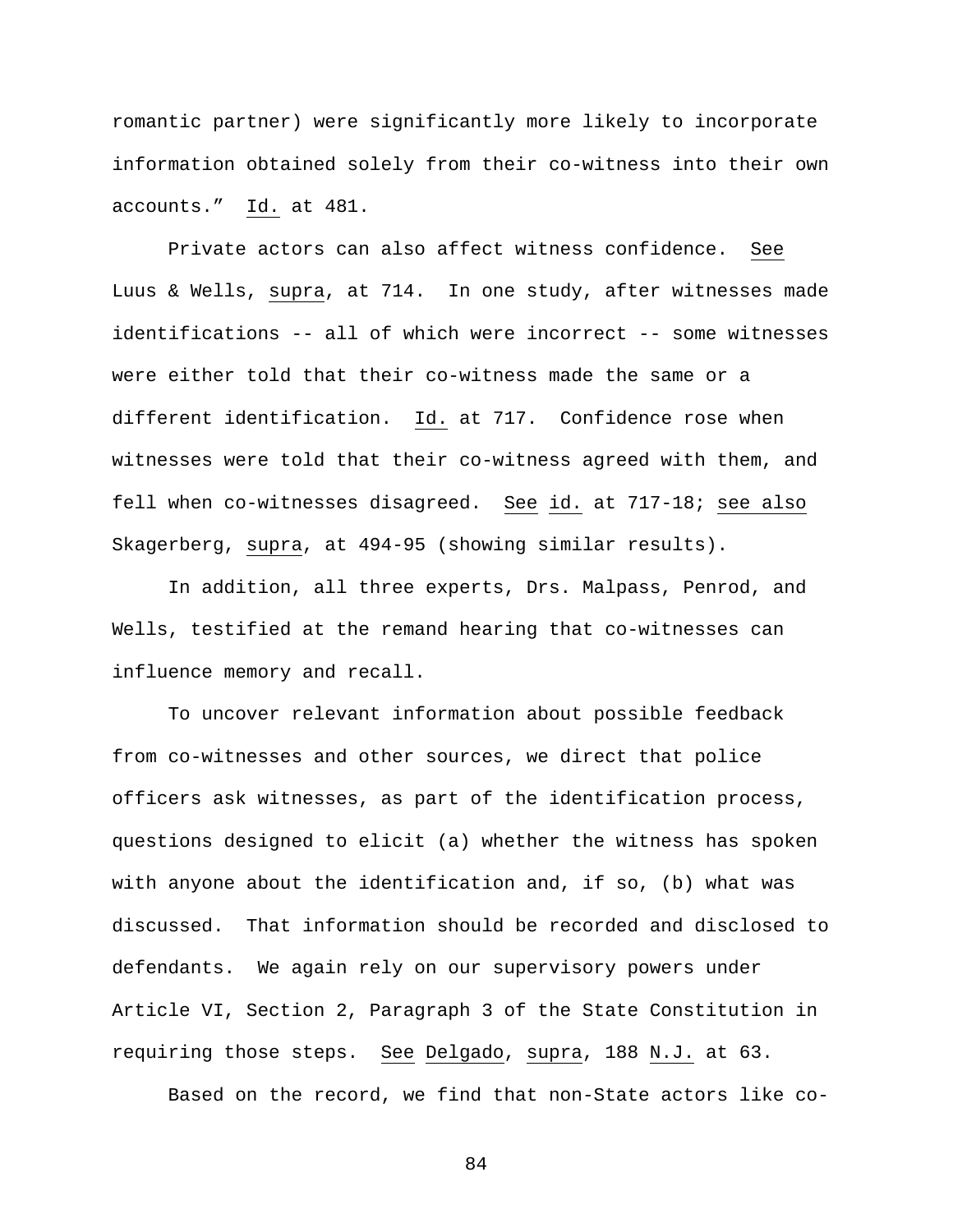romantic partner) were significantly more likely to incorporate information obtained solely from their co-witness into their own accounts." Id. at 481.

Private actors can also affect witness confidence. See Luus & Wells, supra, at 714. In one study, after witnesses made identifications -- all of which were incorrect -- some witnesses were either told that their co-witness made the same or a different identification. Id. at 717. Confidence rose when witnesses were told that their co-witness agreed with them, and fell when co-witnesses disagreed. See id. at 717-18; see also Skagerberg, supra, at 494-95 (showing similar results).

In addition, all three experts, Drs. Malpass, Penrod, and Wells, testified at the remand hearing that co-witnesses can influence memory and recall.

To uncover relevant information about possible feedback from co-witnesses and other sources, we direct that police officers ask witnesses, as part of the identification process, questions designed to elicit (a) whether the witness has spoken with anyone about the identification and, if so, (b) what was discussed. That information should be recorded and disclosed to defendants. We again rely on our supervisory powers under Article VI, Section 2, Paragraph 3 of the State Constitution in requiring those steps. See Delgado, supra, 188 N.J. at 63.

Based on the record, we find that non-State actors like co-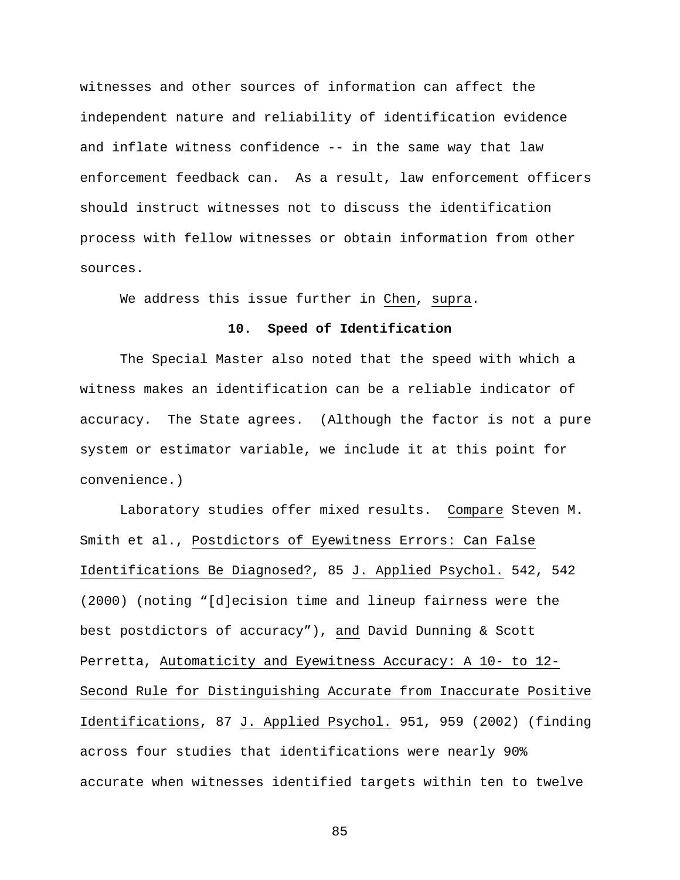witnesses and other sources of information can affect the independent nature and reliability of identification evidence and inflate witness confidence -- in the same way that law enforcement feedback can. As a result, law enforcement officers should instruct witnesses not to discuss the identification process with fellow witnesses or obtain information from other sources.

We address this issue further in Chen, supra.

**10. Speed of Identification**

The Special Master also noted that the speed with which a witness makes an identification can be a reliable indicator of accuracy. The State agrees. (Although the factor is not a pure system or estimator variable, we include it at this point for convenience.)

Laboratory studies offer mixed results. Compare Steven M. Smith et al., Postdictors of Eyewitness Errors: Can False Identifications Be Diagnosed?, 85 J. Applied Psychol. 542, 542 (2000) (noting "[d]ecision time and lineup fairness were the best postdictors of accuracy"), and David Dunning & Scott Perretta, Automaticity and Eyewitness Accuracy: A 10- to 12-Second Rule for Distinguishing Accurate from Inaccurate Positive Identifications, 87 J. Applied Psychol. 951, 959 (2002) (finding across four studies that identifications were nearly 90% accurate when witnesses identified targets within ten to twelve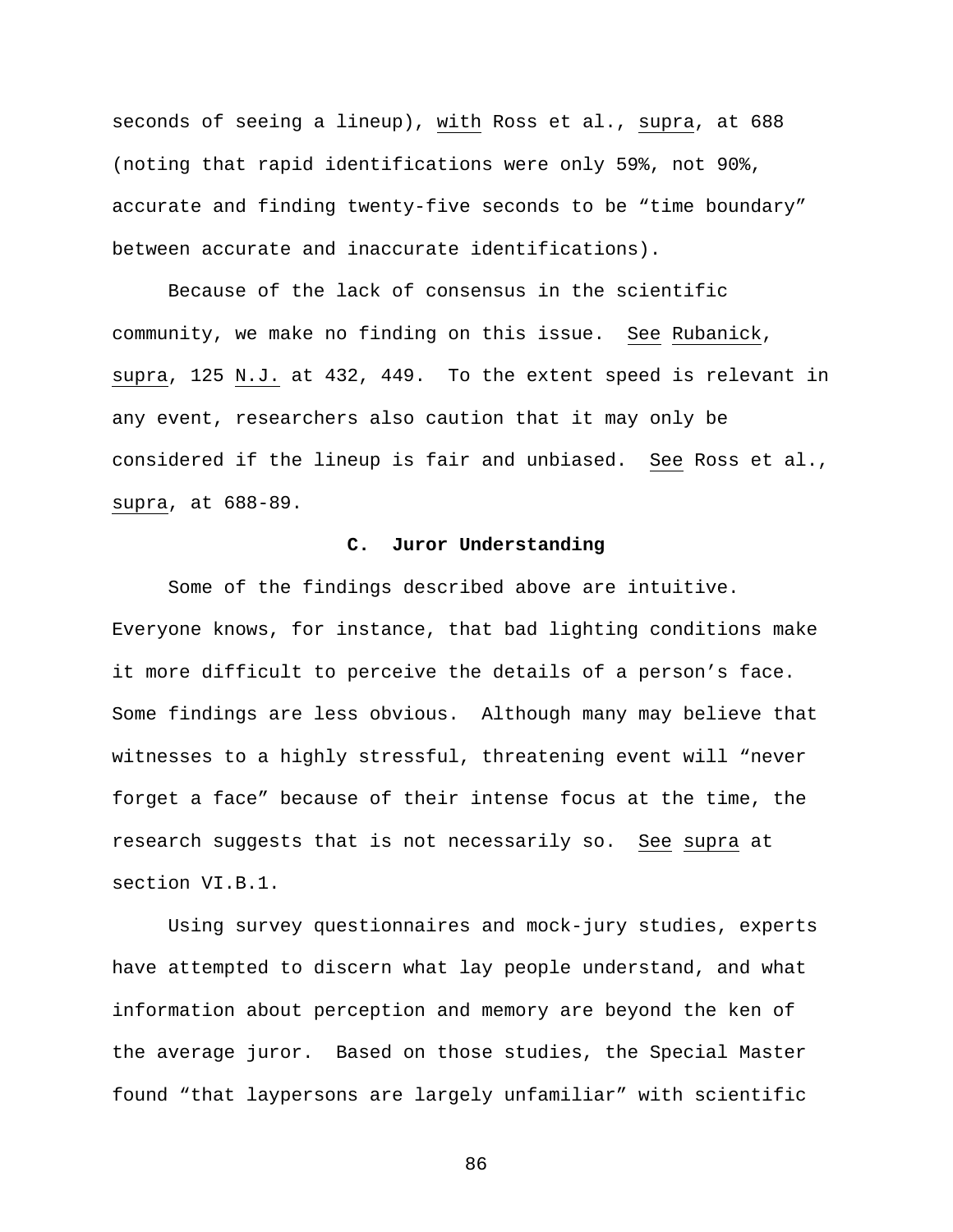seconds of seeing a lineup), _with_ Ross et al., _supra_, at 688 (noting that rapid identifications were only 59%, not 90%, accurate and finding twenty-five seconds to be "time boundary" between accurate and inaccurate identifications).

Because of the lack of consensus in the scientific community, we make no finding on this issue. _See_ _Rubanick_, _supra_, 125 _N.J._ at 432, 449. To the extent speed is relevant in any event, researchers also caution that it may only be considered if the lineup is fair and unbiased. _See_ Ross et al., _supra_, at 688-89.

### C. Juror Understanding

Some of the findings described above are intuitive. Everyone knows, for instance, that bad lighting conditions make it more difficult to perceive the details of a person's face. Some findings are less obvious. Although many may believe that witnesses to a highly stressful, threatening event will "never forget a face" because of their intense focus at the time, the research suggests that is not necessarily so. _See_ _supra_ at section VI.B.1.

Using survey questionnaires and mock-jury studies, experts have attempted to discern what lay people understand, and what information about perception and memory are beyond the ken of the average juror. Based on those studies, the Special Master found "that laypersons are largely unfamiliar" with scientific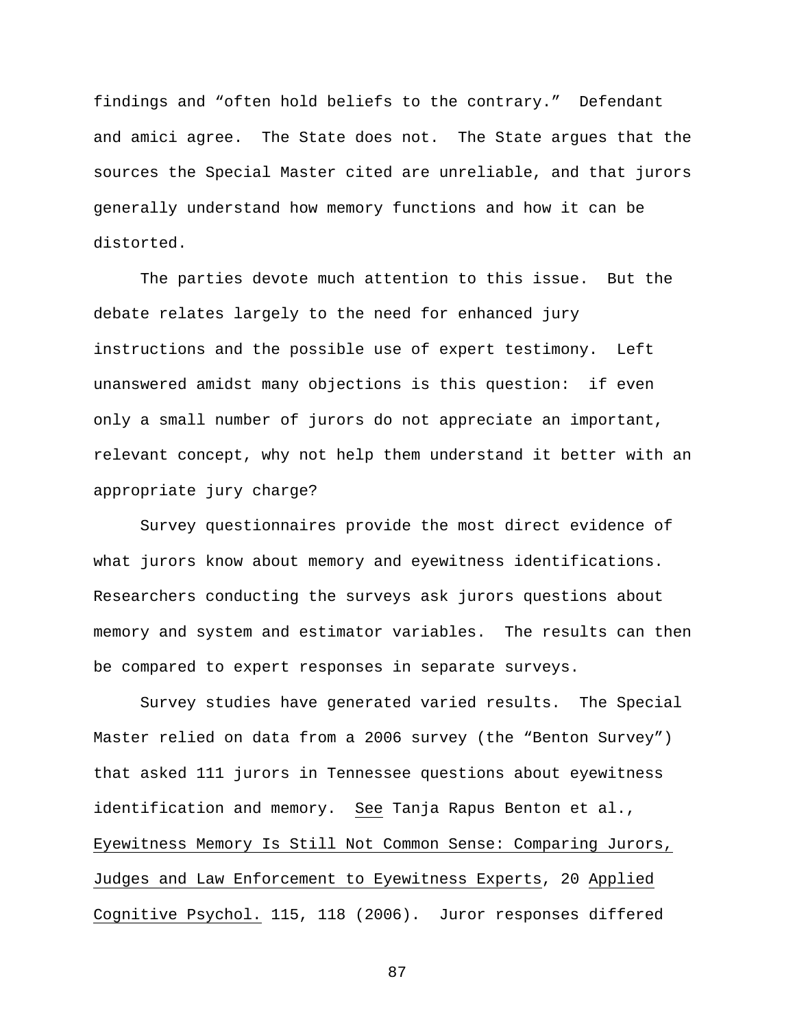findings and "often hold beliefs to the contrary." Defendant and amici agree. The State does not. The State argues that the sources the Special Master cited are unreliable, and that jurors generally understand how memory functions and how it can be distorted.

The parties devote much attention to this issue. But the debate relates largely to the need for enhanced jury instructions and the possible use of expert testimony. Left unanswered amidst many objections is this question: if even only a small number of jurors do not appreciate an important, relevant concept, why not help them understand it better with an appropriate jury charge?

Survey questionnaires provide the most direct evidence of what jurors know about memory and eyewitness identifications. Researchers conducting the surveys ask jurors questions about memory and system and estimator variables. The results can then be compared to expert responses in separate surveys.

Survey studies have generated varied results. The Special Master relied on data from a 2006 survey (the "Benton Survey") that asked 111 jurors in Tennessee questions about eyewitness identification and memory. See Tanja Rapus Benton et al., Eyewitness Memory Is Still Not Common Sense: Comparing Jurors, Judges and Law Enforcement to Eyewitness Experts, 20 Applied Cognitive Psychol. 115, 118 (2006). Juror responses differed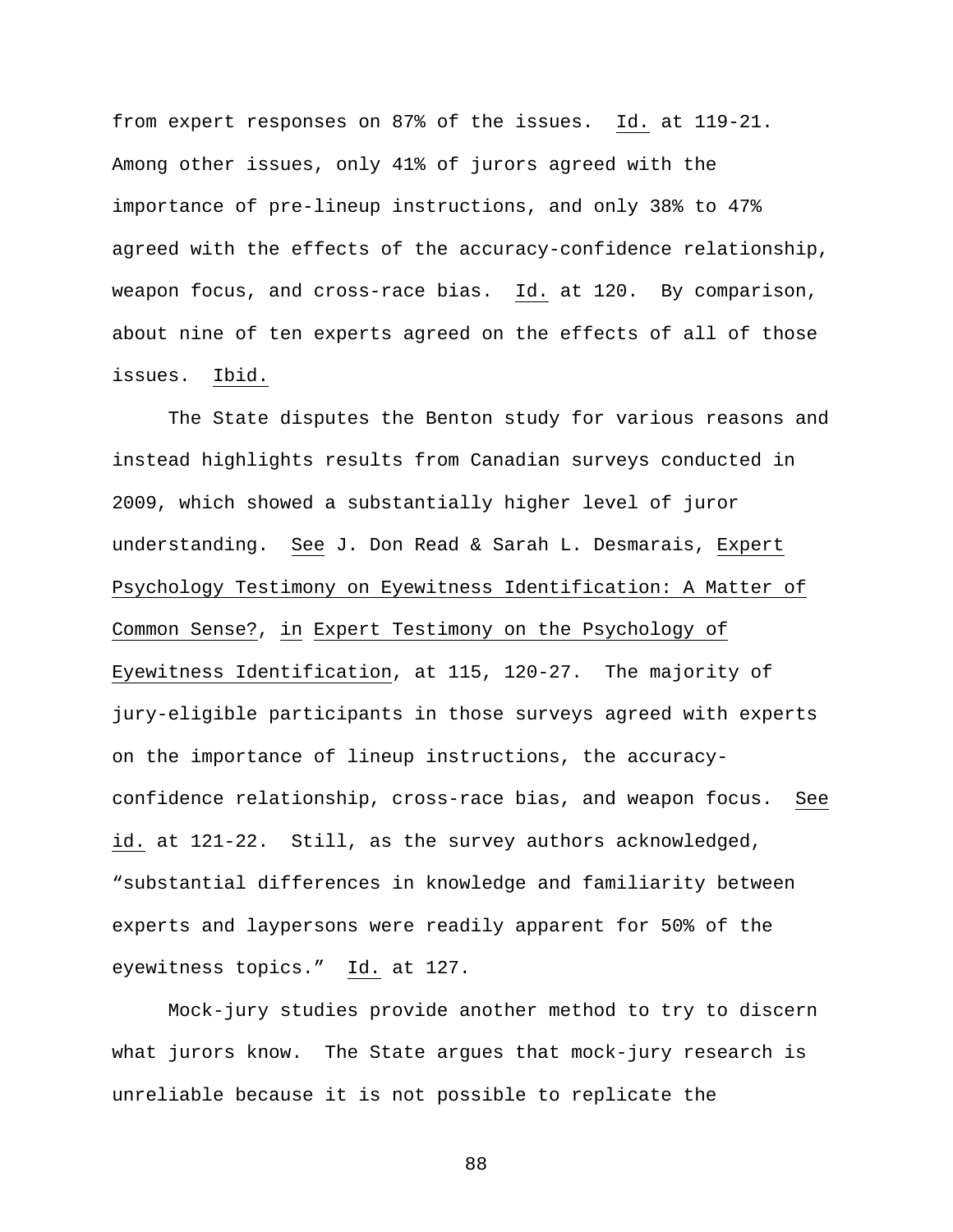from expert responses on 87% of the issues. _Id._ at 119-21. Among other issues, only 41% of jurors agreed with the importance of pre-lineup instructions, and only 38% to 47% agreed with the effects of the accuracy-confidence relationship, weapon focus, and cross-race bias. _Id._ at 120. By comparison, about nine of ten experts agreed on the effects of all of those issues. _Ibid._

The State disputes the Benton study for various reasons and instead highlights results from Canadian surveys conducted in 2009, which showed a substantially higher level of juror understanding. _See_ J. Don Read & Sarah L. Desmarais, _Expert Psychology Testimony on Eyewitness Identification: A Matter of Common Sense?_, _in_ _Expert Testimony on the Psychology of Eyewitness Identification_, at 115, 120-27. The majority of jury-eligible participants in those surveys agreed with experts on the importance of lineup instructions, the accuracy-confidence relationship, cross-race bias, and weapon focus. _See id._ at 121-22. Still, as the survey authors acknowledged, "substantial differences in knowledge and familiarity between experts and laypersons were readily apparent for 50% of the eyewitness topics." _Id._ at 127.

Mock-jury studies provide another method to try to discern what jurors know. The State argues that mock-jury research is unreliable because it is not possible to replicate the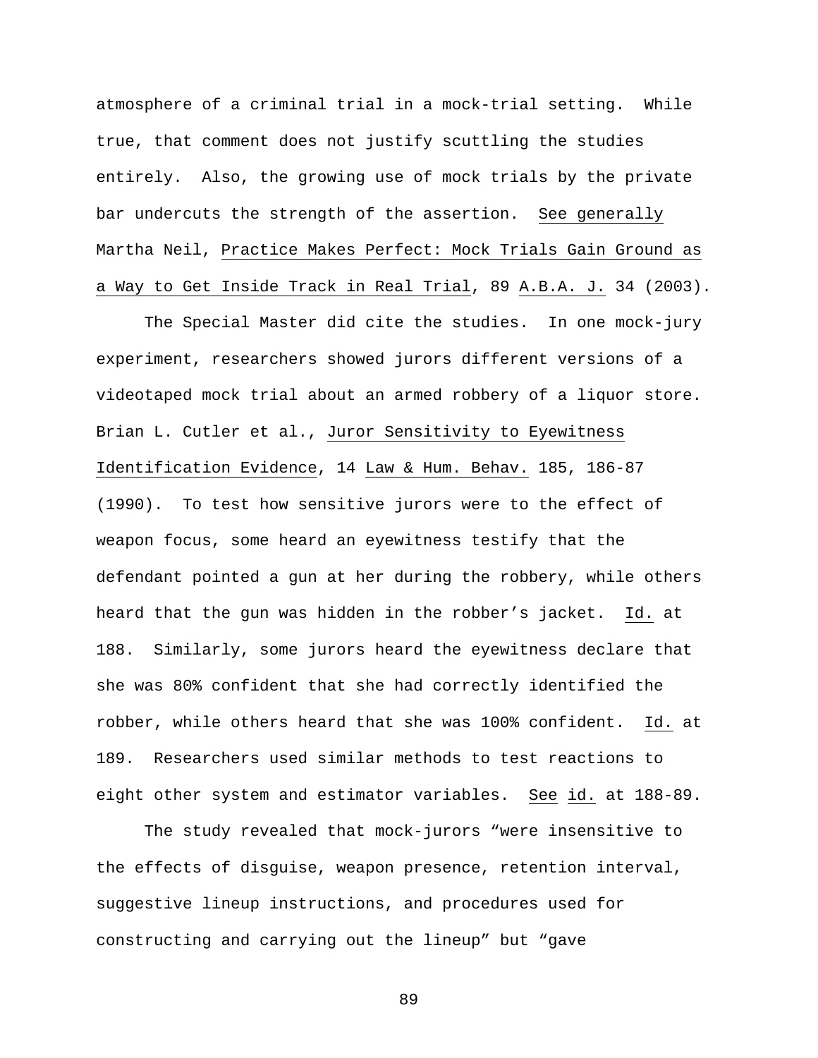atmosphere of a criminal trial in a mock-trial setting. While true, that comment does not justify scuttling the studies entirely. Also, the growing use of mock trials by the private bar undercuts the strength of the assertion. See generally Martha Neil, Practice Makes Perfect: Mock Trials Gain Ground as a Way to Get Inside Track in Real Trial, 89 A.B.A. J. 34 (2003).

The Special Master did cite the studies. In one mock-jury experiment, researchers showed jurors different versions of a videotaped mock trial about an armed robbery of a liquor store. Brian L. Cutler et al., Juror Sensitivity to Eyewitness Identification Evidence, 14 Law & Hum. Behav. 185, 186-87 (1990). To test how sensitive jurors were to the effect of weapon focus, some heard an eyewitness testify that the defendant pointed a gun at her during the robbery, while others heard that the gun was hidden in the robber's jacket. Id. at 188. Similarly, some jurors heard the eyewitness declare that she was 80% confident that she had correctly identified the robber, while others heard that she was 100% confident. Id. at 189. Researchers used similar methods to test reactions to eight other system and estimator variables. See id. at 188-89.

The study revealed that mock-jurors "were insensitive to the effects of disguise, weapon presence, retention interval, suggestive lineup instructions, and procedures used for constructing and carrying out the lineup" but "gave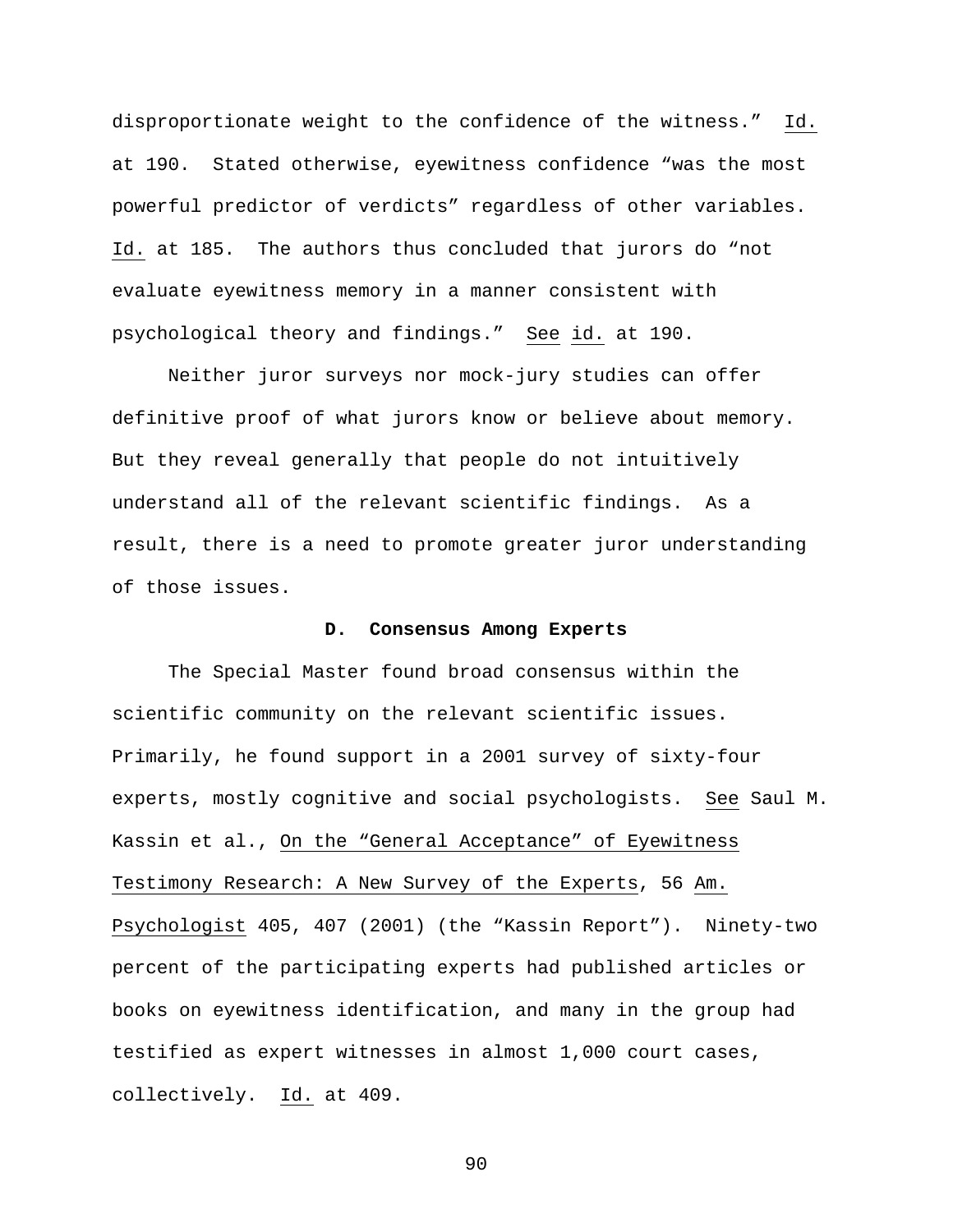disproportionate weight to the confidence of the witness." Id. at 190. Stated otherwise, eyewitness confidence "was the most powerful predictor of verdicts" regardless of other variables. Id. at 185. The authors thus concluded that jurors do "not evaluate eyewitness memory in a manner consistent with psychological theory and findings." See id. at 190.

Neither juror surveys nor mock-jury studies can offer definitive proof of what jurors know or believe about memory. But they reveal generally that people do not intuitively understand all of the relevant scientific findings. As a result, there is a need to promote greater juror understanding of those issues.

**D. Consensus Among Experts**

The Special Master found broad consensus within the scientific community on the relevant scientific issues. Primarily, he found support in a 2001 survey of sixty-four experts, mostly cognitive and social psychologists. See Saul M. Kassin et al., On the "General Acceptance" of Eyewitness Testimony Research: A New Survey of the Experts, 56 Am. Psychologist 405, 407 (2001) (the "Kassin Report"). Ninety-two percent of the participating experts had published articles or books on eyewitness identification, and many in the group had testified as expert witnesses in almost 1,000 court cases, collectively. Id. at 409.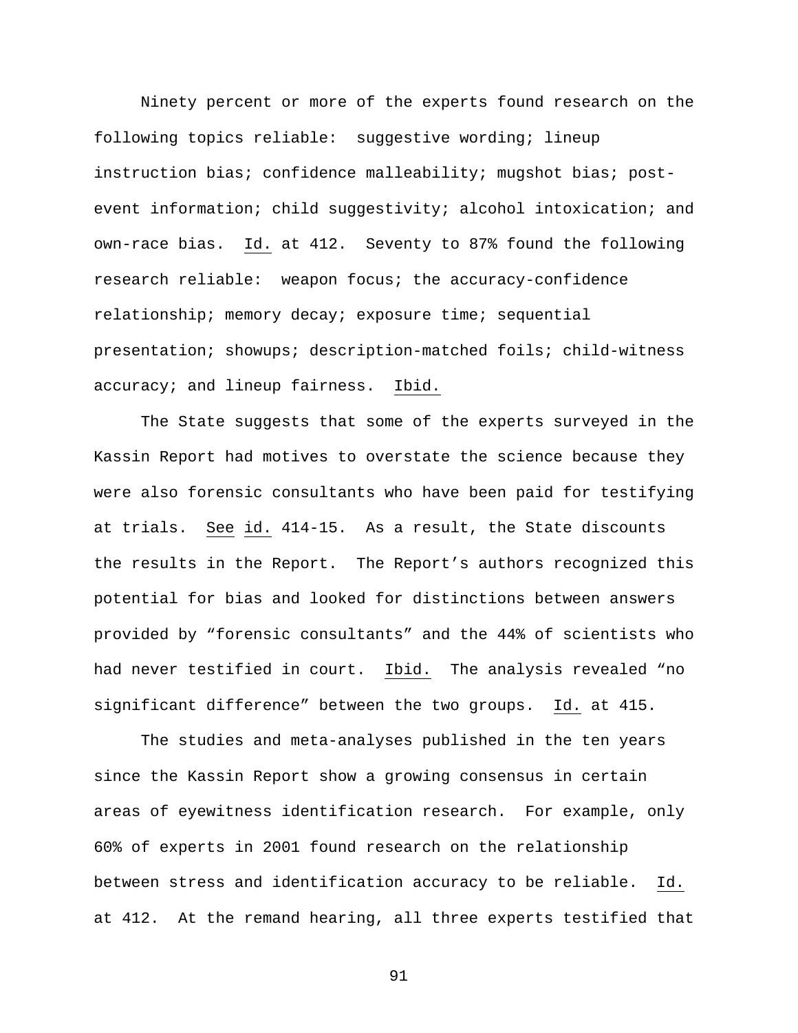Ninety percent or more of the experts found research on the following topics reliable: suggestive wording; lineup instruction bias; confidence malleability; mugshot bias; post-event information; child suggestivity; alcohol intoxication; and own-race bias. Id. at 412. Seventy to 87% found the following research reliable: weapon focus; the accuracy-confidence relationship; memory decay; exposure time; sequential presentation; showups; description-matched foils; child-witness accuracy; and lineup fairness. Ibid.

The State suggests that some of the experts surveyed in the Kassin Report had motives to overstate the science because they were also forensic consultants who have been paid for testifying at trials. See id. 414-15. As a result, the State discounts the results in the Report. The Report's authors recognized this potential for bias and looked for distinctions between answers provided by "forensic consultants" and the 44% of scientists who had never testified in court. Ibid. The analysis revealed "no significant difference" between the two groups. Id. at 415.

The studies and meta-analyses published in the ten years since the Kassin Report show a growing consensus in certain areas of eyewitness identification research. For example, only 60% of experts in 2001 found research on the relationship between stress and identification accuracy to be reliable. Id. at 412. At the remand hearing, all three experts testified that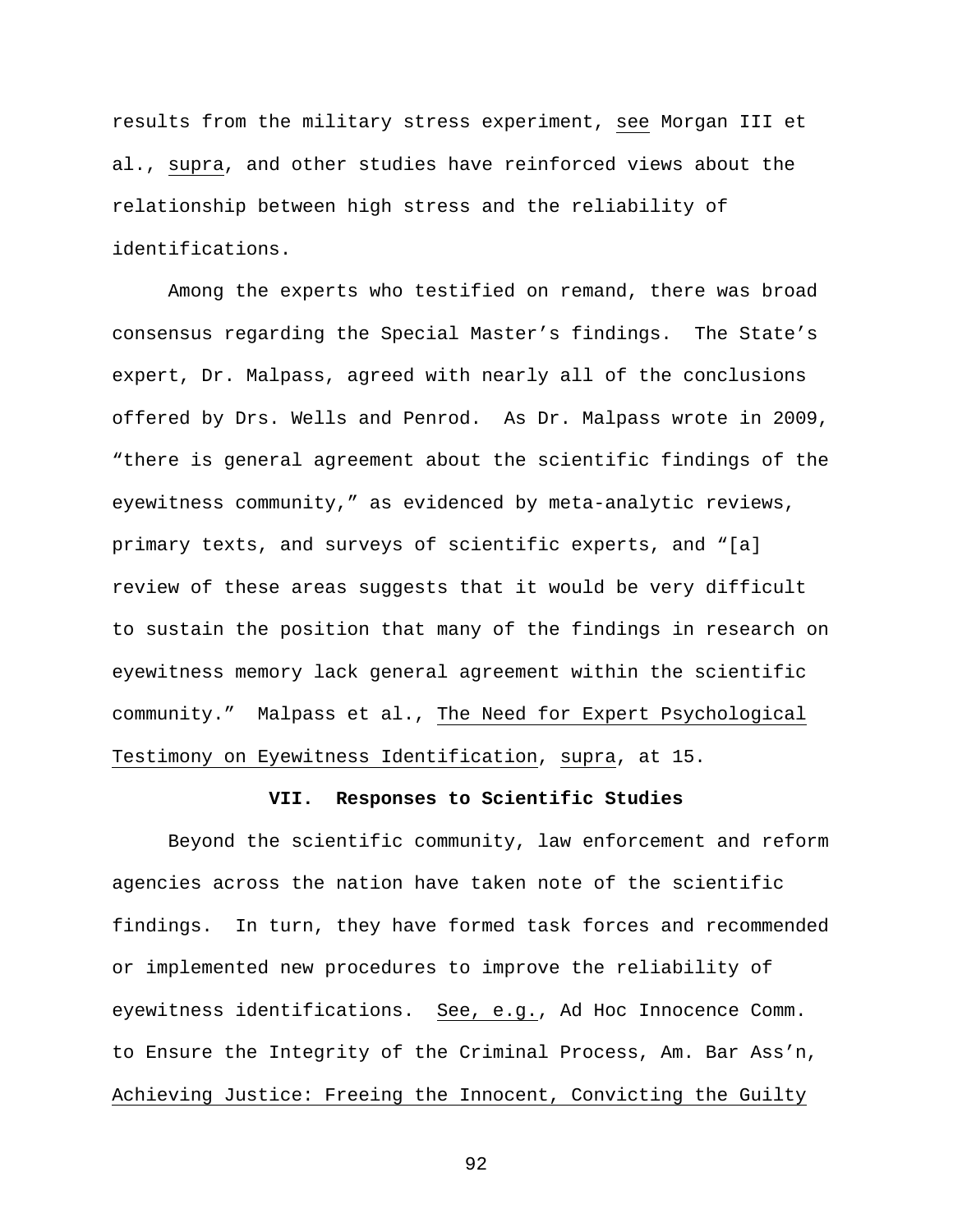results from the military stress experiment, see Morgan III et al., supra, and other studies have reinforced views about the relationship between high stress and the reliability of identifications.

Among the experts who testified on remand, there was broad consensus regarding the Special Master's findings. The State's expert, Dr. Malpass, agreed with nearly all of the conclusions offered by Drs. Wells and Penrod. As Dr. Malpass wrote in 2009, "there is general agreement about the scientific findings of the eyewitness community," as evidenced by meta-analytic reviews, primary texts, and surveys of scientific experts, and "[a] review of these areas suggests that it would be very difficult to sustain the position that many of the findings in research on eyewitness memory lack general agreement within the scientific community." Malpass et al., The Need for Expert Psychological Testimony on Eyewitness Identification, supra, at 15.

## VII. Responses to Scientific Studies

Beyond the scientific community, law enforcement and reform agencies across the nation have taken note of the scientific findings. In turn, they have formed task forces and recommended or implemented new procedures to improve the reliability of eyewitness identifications. See, e.g., Ad Hoc Innocence Comm. to Ensure the Integrity of the Criminal Process, Am. Bar Ass'n, Achieving Justice: Freeing the Innocent, Convicting the Guilty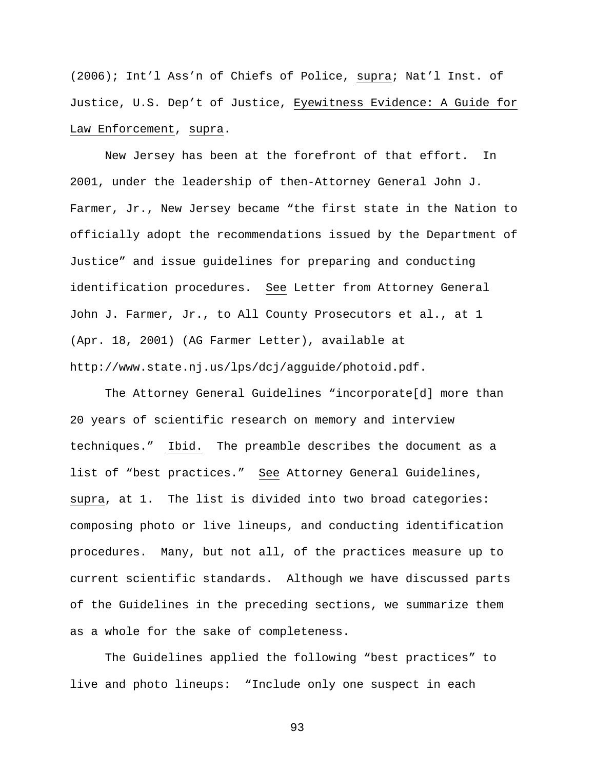(2006); Int'l Ass'n of Chiefs of Police, _supra_; Nat'l Inst. of Justice, U.S. Dep't of Justice, _Eyewitness Evidence: A Guide for Law Enforcement_, _supra_.

New Jersey has been at the forefront of that effort. In 2001, under the leadership of then-Attorney General John J. Farmer, Jr., New Jersey became "the first state in the Nation to officially adopt the recommendations issued by the Department of Justice" and issue guidelines for preparing and conducting identification procedures. _See_ Letter from Attorney General John J. Farmer, Jr., to All County Prosecutors et al., at 1 (Apr. 18, 2001) (AG Farmer Letter), available at http://www.state.nj.us/lps/dcj/agguide/photoid.pdf.

The Attorney General Guidelines "incorporate[d] more than 20 years of scientific research on memory and interview techniques." _Ibid._ The preamble describes the document as a list of "best practices." _See_ Attorney General Guidelines, _supra_, at 1. The list is divided into two broad categories: composing photo or live lineups, and conducting identification procedures. Many, but not all, of the practices measure up to current scientific standards. Although we have discussed parts of the Guidelines in the preceding sections, we summarize them as a whole for the sake of completeness.

The Guidelines applied the following "best practices" to live and photo lineups: "Include only one suspect in each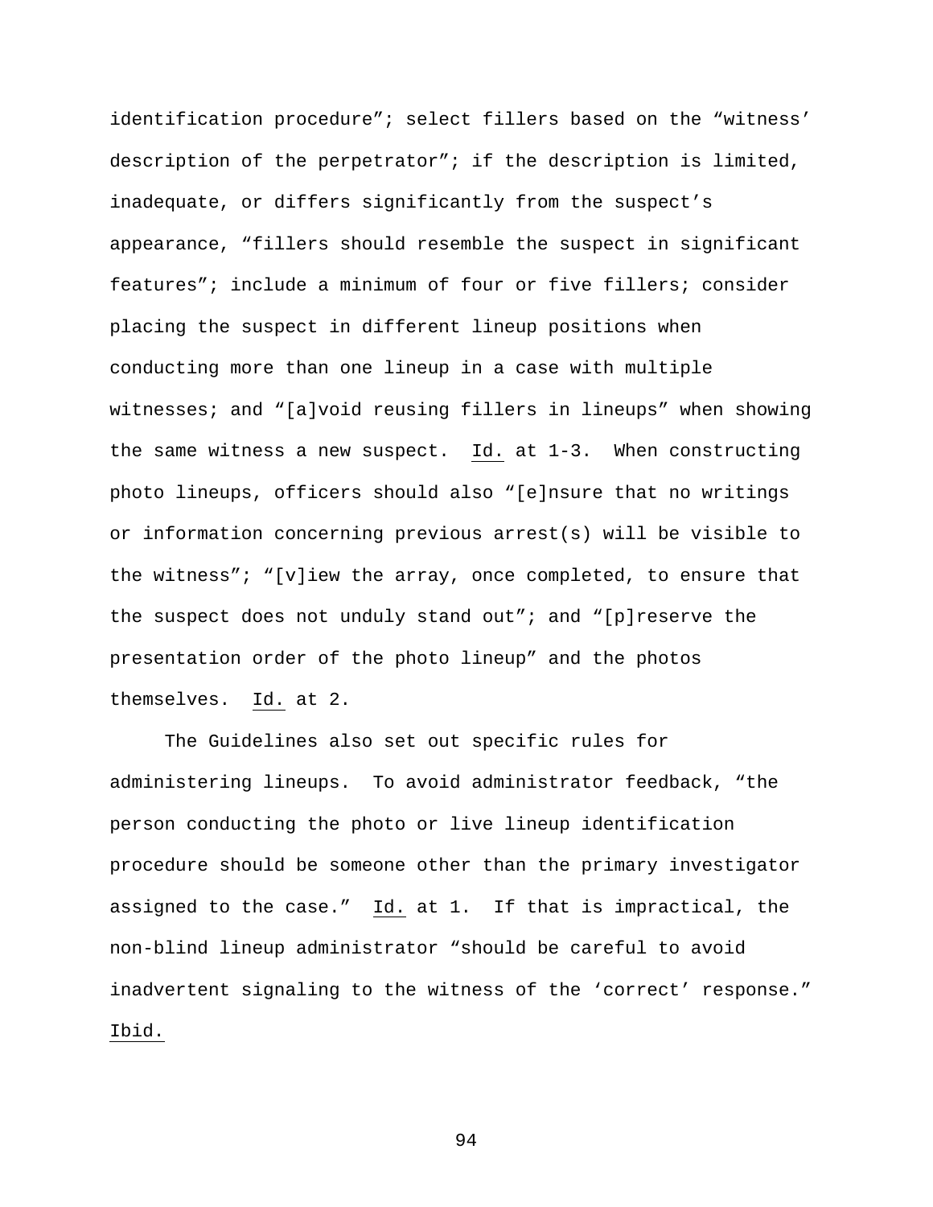identification procedure"; select fillers based on the "witness' description of the perpetrator"; if the description is limited, inadequate, or differs significantly from the suspect's appearance, "fillers should resemble the suspect in significant features"; include a minimum of four or five fillers; consider placing the suspect in different lineup positions when conducting more than one lineup in a case with multiple witnesses; and "[a]void reusing fillers in lineups" when showing the same witness a new suspect. Id. at 1-3. When constructing photo lineups, officers should also "[e]nsure that no writings or information concerning previous arrest(s) will be visible to the witness"; "[v]iew the array, once completed, to ensure that the suspect does not unduly stand out"; and "[p]reserve the presentation order of the photo lineup" and the photos themselves. Id. at 2.

The Guidelines also set out specific rules for administering lineups. To avoid administrator feedback, "the person conducting the photo or live lineup identification procedure should be someone other than the primary investigator assigned to the case." Id. at 1. If that is impractical, the non-blind lineup administrator "should be careful to avoid inadvertent signaling to the witness of the 'correct' response." Ibid.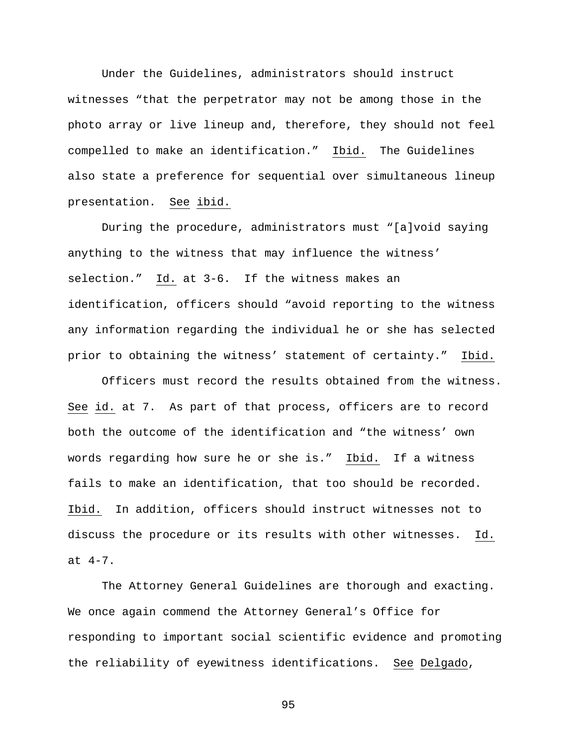Under the Guidelines, administrators should instruct witnesses "that the perpetrator may not be among those in the photo array or live lineup and, therefore, they should not feel compelled to make an identification." _Ibid._ The Guidelines also state a preference for sequential over simultaneous lineup presentation. _See_ _ibid._

During the procedure, administrators must "[a]void saying anything to the witness that may influence the witness' selection." _Id._ at 3-6. If the witness makes an identification, officers should "avoid reporting to the witness any information regarding the individual he or she has selected prior to obtaining the witness' statement of certainty." _Ibid._

Officers must record the results obtained from the witness. _See_ _id._ at 7. As part of that process, officers are to record both the outcome of the identification and "the witness' own words regarding how sure he or she is." _Ibid._ If a witness fails to make an identification, that too should be recorded. _Ibid._ In addition, officers should instruct witnesses not to discuss the procedure or its results with other witnesses. _Id._ at 4-7.

The Attorney General Guidelines are thorough and exacting. We once again commend the Attorney General's Office for responding to important social scientific evidence and promoting the reliability of eyewitness identifications. _See_ _Delgado_,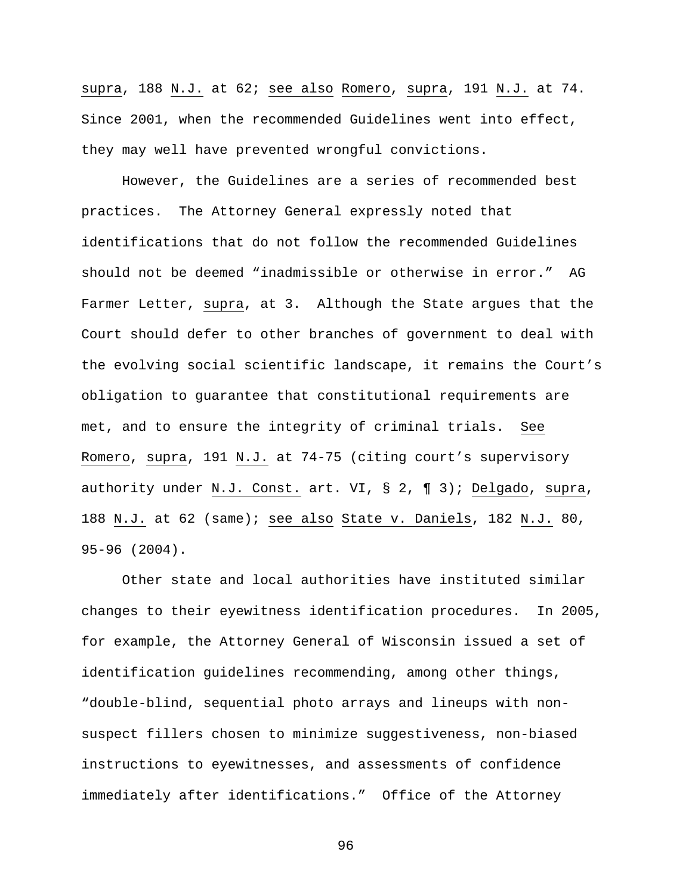supra, 188 N.J. at 62; see also Romero, supra, 191 N.J. at 74. Since 2001, when the recommended Guidelines went into effect, they may well have prevented wrongful convictions.

However, the Guidelines are a series of recommended best practices. The Attorney General expressly noted that identifications that do not follow the recommended Guidelines should not be deemed "inadmissible or otherwise in error." AG Farmer Letter, supra, at 3. Although the State argues that the Court should defer to other branches of government to deal with the evolving social scientific landscape, it remains the Court's obligation to guarantee that constitutional requirements are met, and to ensure the integrity of criminal trials. See Romero, supra, 191 N.J. at 74-75 (citing court's supervisory authority under N.J. Const. art. VI, § 2, ¶ 3); Delgado, supra, 188 N.J. at 62 (same); see also State v. Daniels, 182 N.J. 80, 95-96 (2004).

Other state and local authorities have instituted similar changes to their eyewitness identification procedures. In 2005, for example, the Attorney General of Wisconsin issued a set of identification guidelines recommending, among other things, "double-blind, sequential photo arrays and lineups with non-suspect fillers chosen to minimize suggestiveness, non-biased instructions to eyewitnesses, and assessments of confidence immediately after identifications." Office of the Attorney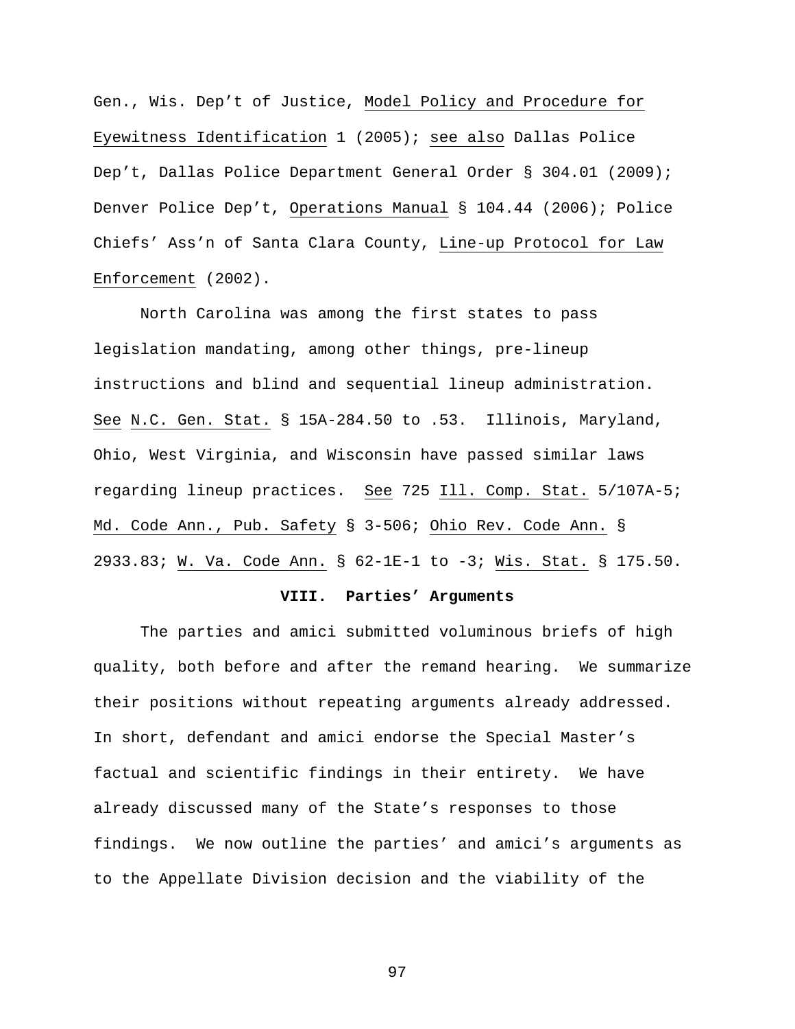Gen., Wis. Dep't of Justice, Model Policy and Procedure for Eyewitness Identification 1 (2005); see also Dallas Police Dep't, Dallas Police Department General Order § 304.01 (2009); Denver Police Dep't, Operations Manual § 104.44 (2006); Police Chiefs' Ass'n of Santa Clara County, Line-up Protocol for Law Enforcement (2002).

North Carolina was among the first states to pass legislation mandating, among other things, pre-lineup instructions and blind and sequential lineup administration. See N.C. Gen. Stat. § 15A-284.50 to .53. Illinois, Maryland, Ohio, West Virginia, and Wisconsin have passed similar laws regarding lineup practices. See 725 Ill. Comp. Stat. 5/107A-5; Md. Code Ann., Pub. Safety § 3-506; Ohio Rev. Code Ann. § 2933.83; W. Va. Code Ann. § 62-1E-1 to -3; Wis. Stat. § 175.50.

## VIII. Parties' Arguments

The parties and amici submitted voluminous briefs of high quality, both before and after the remand hearing. We summarize their positions without repeating arguments already addressed. In short, defendant and amici endorse the Special Master's factual and scientific findings in their entirety. We have already discussed many of the State's responses to those findings. We now outline the parties' and amici's arguments as to the Appellate Division decision and the viability of the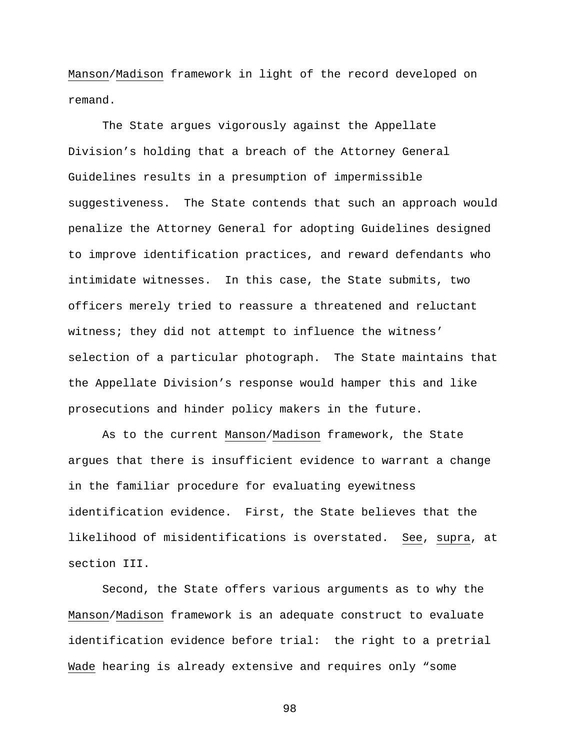Manson/Madison framework in light of the record developed on remand.

The State argues vigorously against the Appellate Division's holding that a breach of the Attorney General Guidelines results in a presumption of impermissible suggestiveness. The State contends that such an approach would penalize the Attorney General for adopting Guidelines designed to improve identification practices, and reward defendants who intimidate witnesses. In this case, the State submits, two officers merely tried to reassure a threatened and reluctant witness; they did not attempt to influence the witness' selection of a particular photograph. The State maintains that the Appellate Division's response would hamper this and like prosecutions and hinder policy makers in the future.

As to the current Manson/Madison framework, the State argues that there is insufficient evidence to warrant a change in the familiar procedure for evaluating eyewitness identification evidence. First, the State believes that the likelihood of misidentifications is overstated. See, supra, at section III.

Second, the State offers various arguments as to why the Manson/Madison framework is an adequate construct to evaluate identification evidence before trial: the right to a pretrial Wade hearing is already extensive and requires only "some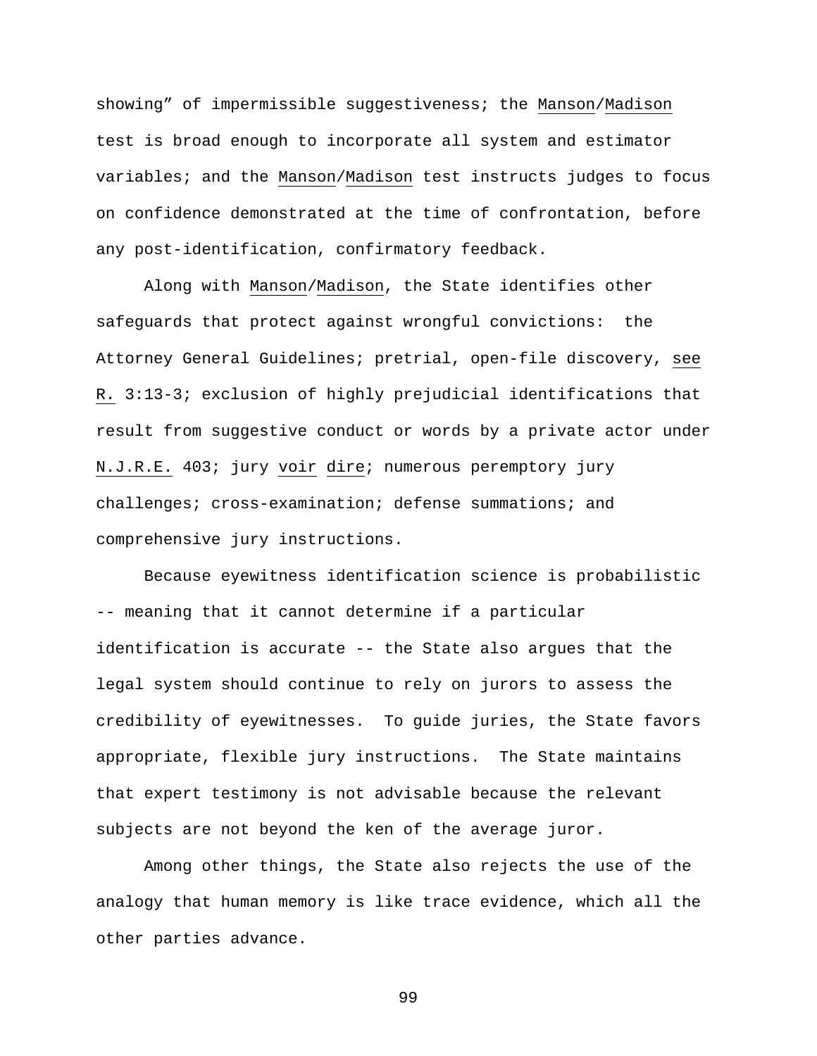showing" of impermissible suggestiveness; the Manson/Madison test is broad enough to incorporate all system and estimator variables; and the Manson/Madison test instructs judges to focus on confidence demonstrated at the time of confrontation, before any post-identification, confirmatory feedback.

Along with Manson/Madison, the State identifies other safeguards that protect against wrongful convictions: the Attorney General Guidelines; pretrial, open-file discovery, see R. 3:13-3; exclusion of highly prejudicial identifications that result from suggestive conduct or words by a private actor under N.J.R.E. 403; jury voir dire; numerous peremptory jury challenges; cross-examination; defense summations; and comprehensive jury instructions.

Because eyewitness identification science is probabilistic -- meaning that it cannot determine if a particular identification is accurate -- the State also argues that the legal system should continue to rely on jurors to assess the credibility of eyewitnesses. To guide juries, the State favors appropriate, flexible jury instructions. The State maintains that expert testimony is not advisable because the relevant subjects are not beyond the ken of the average juror.

Among other things, the State also rejects the use of the analogy that human memory is like trace evidence, which all the other parties advance.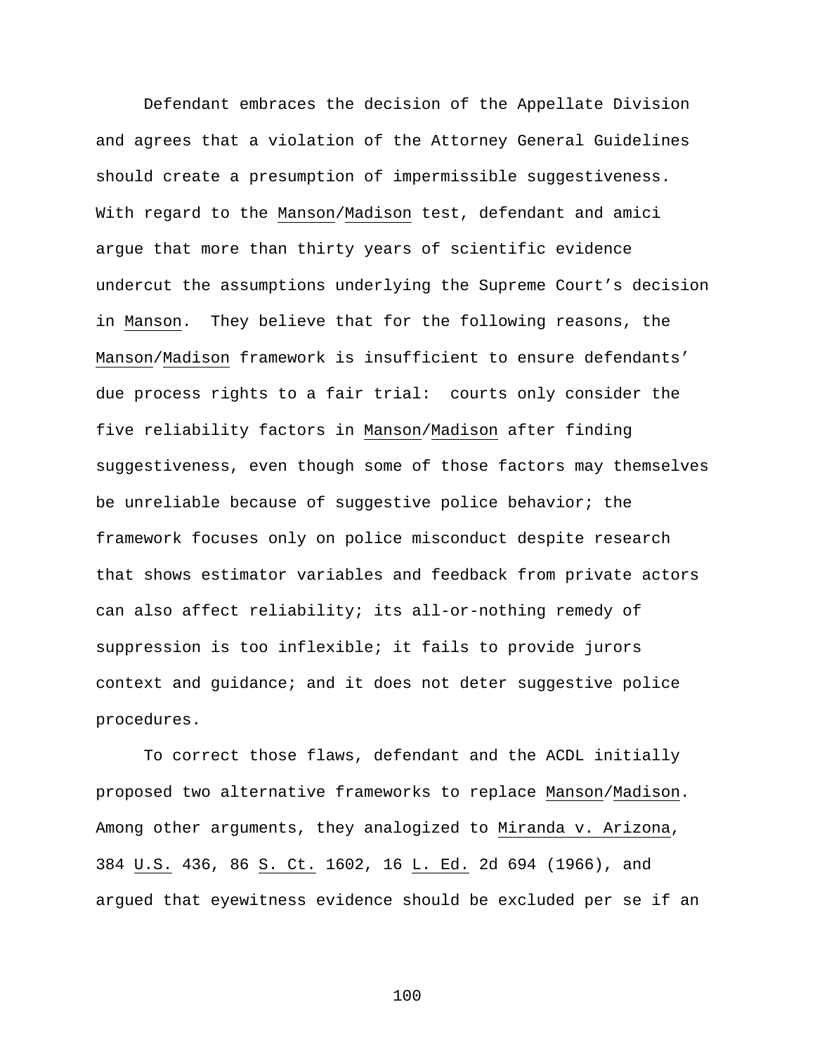Defendant embraces the decision of the Appellate Division and agrees that a violation of the Attorney General Guidelines should create a presumption of impermissible suggestiveness. With regard to the Manson/Madison test, defendant and amici argue that more than thirty years of scientific evidence undercut the assumptions underlying the Supreme Court's decision in Manson. They believe that for the following reasons, the Manson/Madison framework is insufficient to ensure defendants' due process rights to a fair trial: courts only consider the five reliability factors in Manson/Madison after finding suggestiveness, even though some of those factors may themselves be unreliable because of suggestive police behavior; the framework focuses only on police misconduct despite research that shows estimator variables and feedback from private actors can also affect reliability; its all-or-nothing remedy of suppression is too inflexible; it fails to provide jurors context and guidance; and it does not deter suggestive police procedures.

To correct those flaws, defendant and the ACDL initially proposed two alternative frameworks to replace Manson/Madison. Among other arguments, they analogized to Miranda v. Arizona, 384 U.S. 436, 86 S. Ct. 1602, 16 L. Ed. 2d 694 (1966), and argued that eyewitness evidence should be excluded per se if an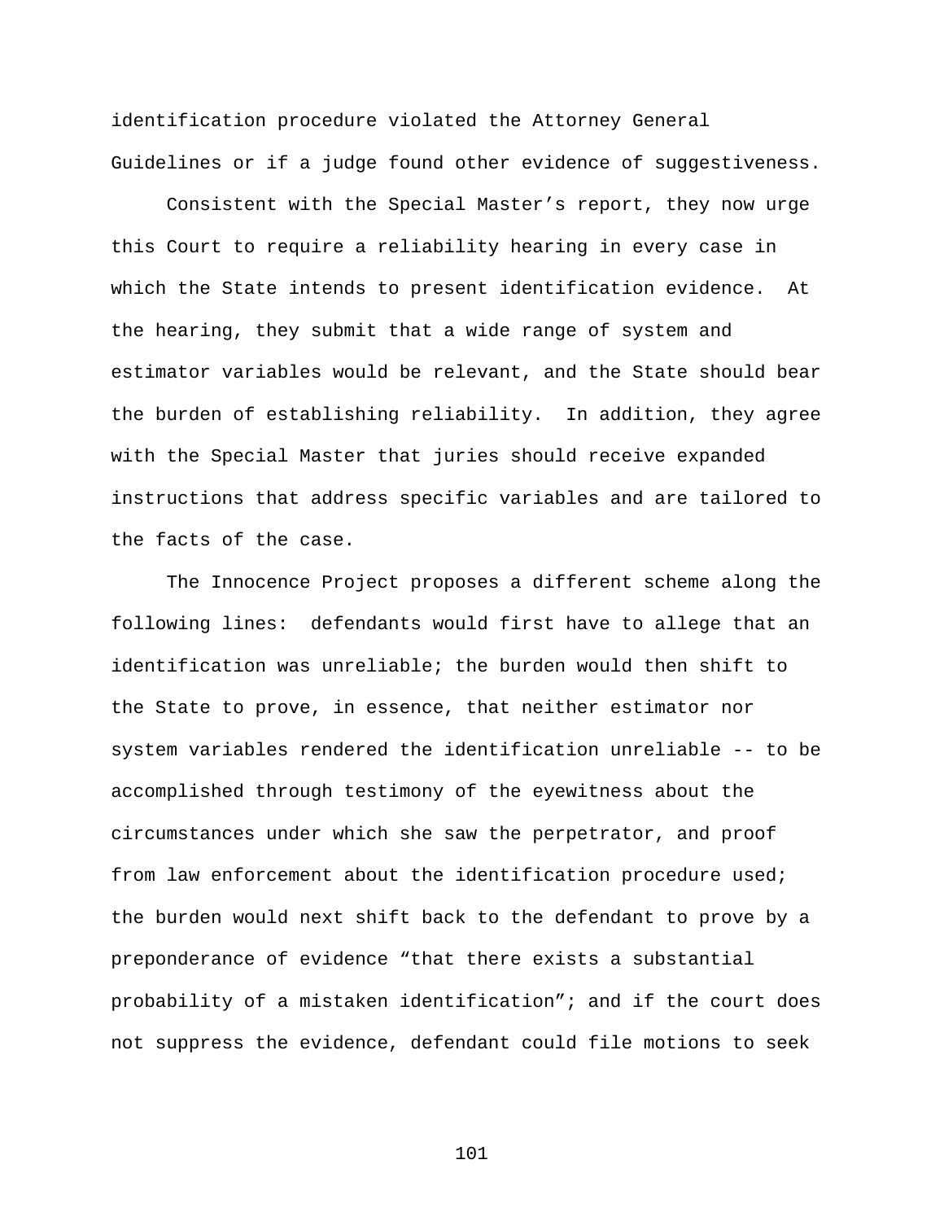identification procedure violated the Attorney General Guidelines or if a judge found other evidence of suggestiveness.

Consistent with the Special Master's report, they now urge this Court to require a reliability hearing in every case in which the State intends to present identification evidence. At the hearing, they submit that a wide range of system and estimator variables would be relevant, and the State should bear the burden of establishing reliability. In addition, they agree with the Special Master that juries should receive expanded instructions that address specific variables and are tailored to the facts of the case.

The Innocence Project proposes a different scheme along the following lines: defendants would first have to allege that an identification was unreliable; the burden would then shift to the State to prove, in essence, that neither estimator nor system variables rendered the identification unreliable -- to be accomplished through testimony of the eyewitness about the circumstances under which she saw the perpetrator, and proof from law enforcement about the identification procedure used; the burden would next shift back to the defendant to prove by a preponderance of evidence "that there exists a substantial probability of a mistaken identification"; and if the court does not suppress the evidence, defendant could file motions to seek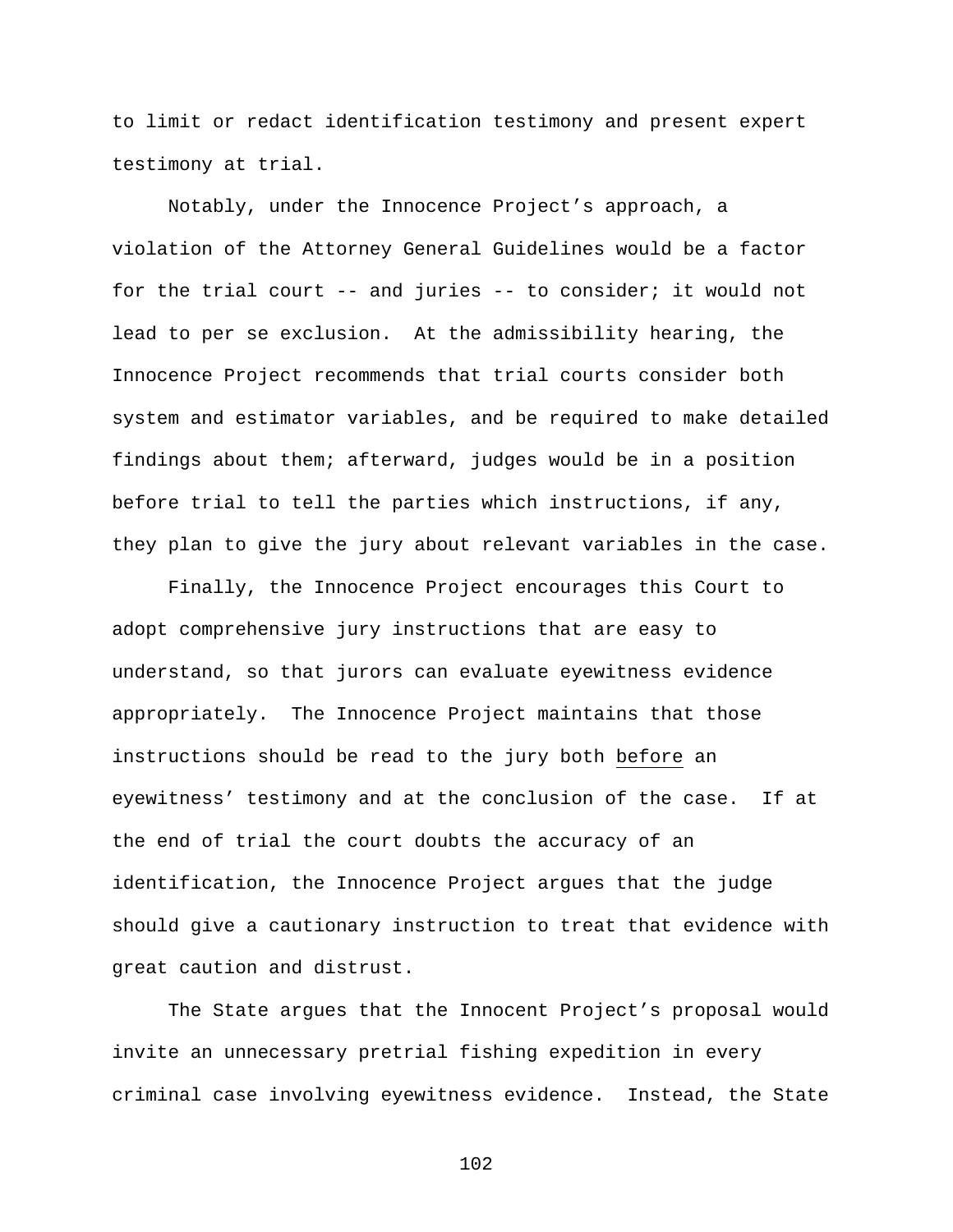to limit or redact identification testimony and present expert testimony at trial.

Notably, under the Innocence Project's approach, a violation of the Attorney General Guidelines would be a factor for the trial court -- and juries -- to consider; it would not lead to per se exclusion. At the admissibility hearing, the Innocence Project recommends that trial courts consider both system and estimator variables, and be required to make detailed findings about them; afterward, judges would be in a position before trial to tell the parties which instructions, if any, they plan to give the jury about relevant variables in the case.

Finally, the Innocence Project encourages this Court to adopt comprehensive jury instructions that are easy to understand, so that jurors can evaluate eyewitness evidence appropriately. The Innocence Project maintains that those instructions should be read to the jury both <u>before</u> an eyewitness' testimony and at the conclusion of the case. If at the end of trial the court doubts the accuracy of an identification, the Innocence Project argues that the judge should give a cautionary instruction to treat that evidence with great caution and distrust.

The State argues that the Innocent Project's proposal would invite an unnecessary pretrial fishing expedition in every criminal case involving eyewitness evidence. Instead, the State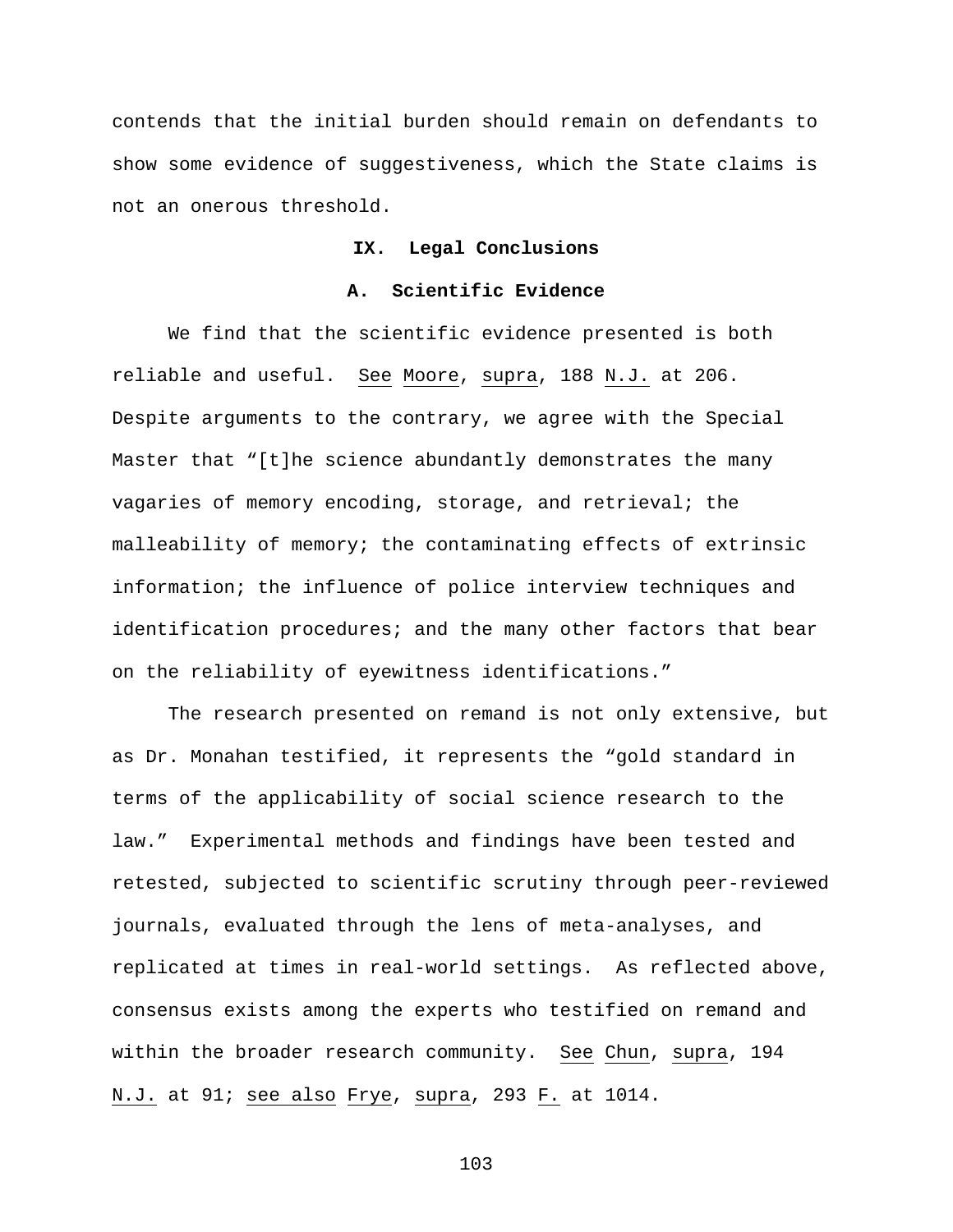contends that the initial burden should remain on defendants to show some evidence of suggestiveness, which the State claims is not an onerous threshold.

## IX. Legal Conclusions

### A. Scientific Evidence

We find that the scientific evidence presented is both reliable and useful. See Moore, supra, 188 N.J. at 206. Despite arguments to the contrary, we agree with the Special Master that "[t]he science abundantly demonstrates the many vagaries of memory encoding, storage, and retrieval; the malleability of memory; the contaminating effects of extrinsic information; the influence of police interview techniques and identification procedures; and the many other factors that bear on the reliability of eyewitness identifications."

The research presented on remand is not only extensive, but as Dr. Monahan testified, it represents the "gold standard in terms of the applicability of social science research to the law." Experimental methods and findings have been tested and retested, subjected to scientific scrutiny through peer-reviewed journals, evaluated through the lens of meta-analyses, and replicated at times in real-world settings. As reflected above, consensus exists among the experts who testified on remand and within the broader research community. See Chun, supra, 194 N.J. at 91; see also Frye, supra, 293 F. at 1014.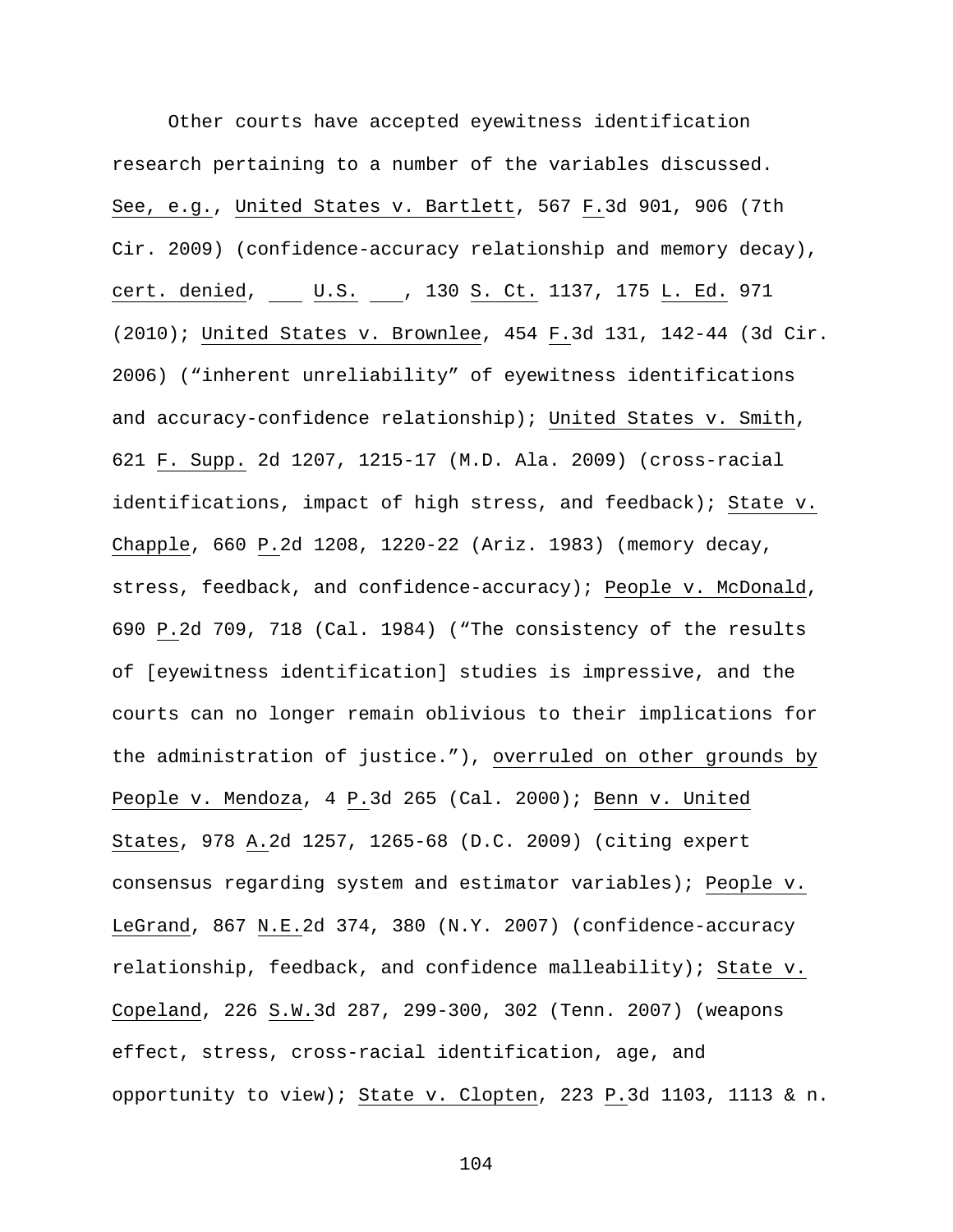Other courts have accepted eyewitness identification research pertaining to a number of the variables discussed. See, e.g., United States v. Bartlett, 567 F.3d 901, 906 (7th Cir. 2009) (confidence-accuracy relationship and memory decay), cert. denied, ___ U.S. ___, 130 S. Ct. 1137, 175 L. Ed. 971 (2010); United States v. Brownlee, 454 F.3d 131, 142-44 (3d Cir. 2006) ("inherent unreliability" of eyewitness identifications and accuracy-confidence relationship); United States v. Smith, 621 F. Supp. 2d 1207, 1215-17 (M.D. Ala. 2009) (cross-racial identifications, impact of high stress, and feedback); State v. Chapple, 660 P.2d 1208, 1220-22 (Ariz. 1983) (memory decay, stress, feedback, and confidence-accuracy); People v. McDonald, 690 P.2d 709, 718 (Cal. 1984) ("The consistency of the results of [eyewitness identification] studies is impressive, and the courts can no longer remain oblivious to their implications for the administration of justice."), overruled on other grounds by People v. Mendoza, 4 P.3d 265 (Cal. 2000); Benn v. United States, 978 A.2d 1257, 1265-68 (D.C. 2009) (citing expert consensus regarding system and estimator variables); People v. LeGrand, 867 N.E.2d 374, 380 (N.Y. 2007) (confidence-accuracy relationship, feedback, and confidence malleability); State v. Copeland, 226 S.W.3d 287, 299-300, 302 (Tenn. 2007) (weapons effect, stress, cross-racial identification, age, and opportunity to view); State v. Clopten, 223 P.3d 1103, 1113 & n.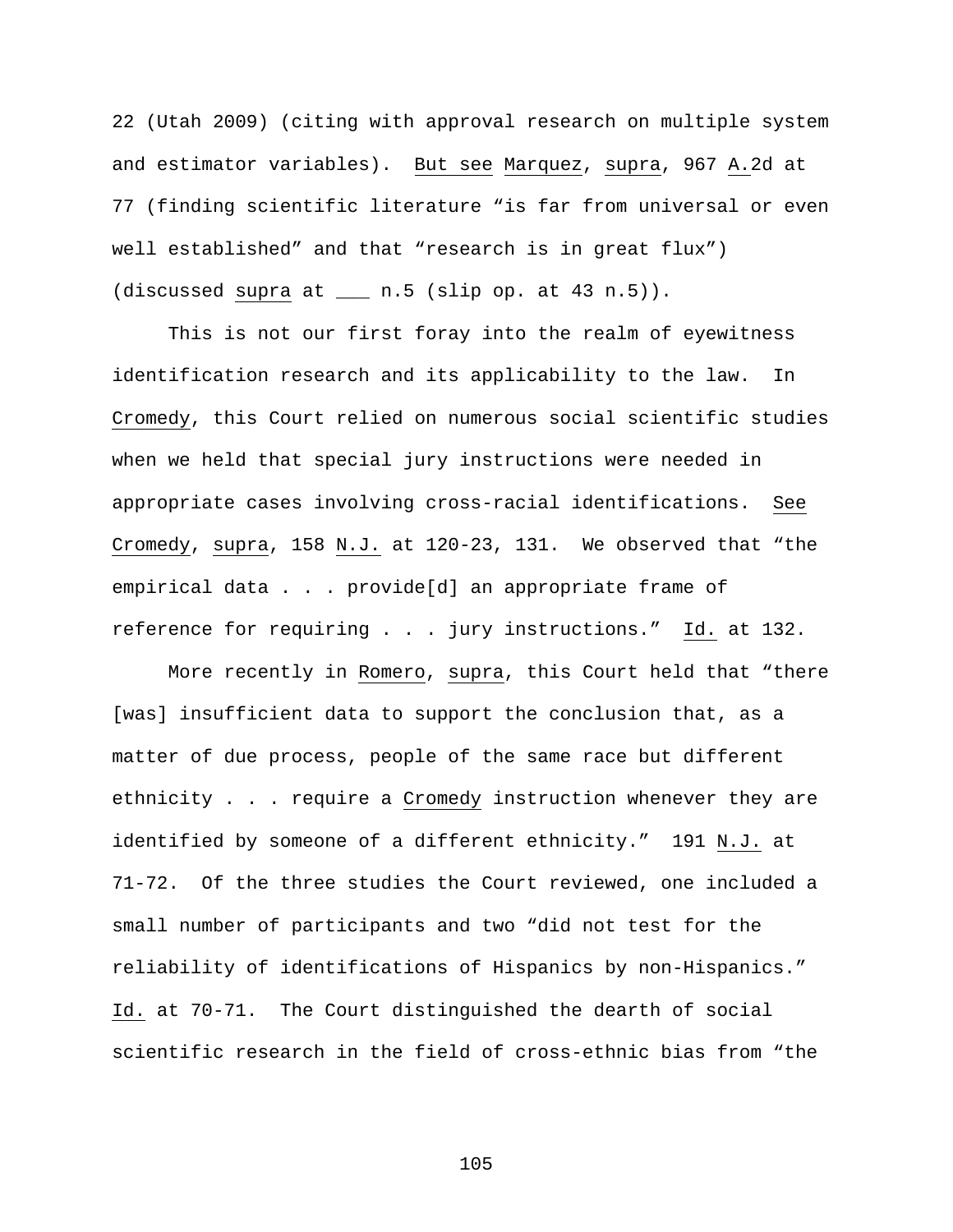22 (Utah 2009) (citing with approval research on multiple system and estimator variables). _But see_ _Marquez_, _supra_, 967 _A._2d at 77 (finding scientific literature "is far from universal or even well established" and that "research is in great flux") (discussed _supra_ at ___ n.5 (slip op. at 43 n.5)).

This is not our first foray into the realm of eyewitness identification research and its applicability to the law. In _Cromedy_, this Court relied on numerous social scientific studies when we held that special jury instructions were needed in appropriate cases involving cross-racial identifications. _See_ _Cromedy_, _supra_, 158 _N.J._ at 120-23, 131. We observed that "the empirical data . . . provide[d] an appropriate frame of reference for requiring . . . jury instructions." _Id._ at 132.

More recently in _Romero_, _supra_, this Court held that "there [was] insufficient data to support the conclusion that, as a matter of due process, people of the same race but different ethnicity . . . require a _Cromedy_ instruction whenever they are identified by someone of a different ethnicity." 191 _N.J._ at 71-72. Of the three studies the Court reviewed, one included a small number of participants and two "did not test for the reliability of identifications of Hispanics by non-Hispanics." _Id._ at 70-71. The Court distinguished the dearth of social scientific research in the field of cross-ethnic bias from "the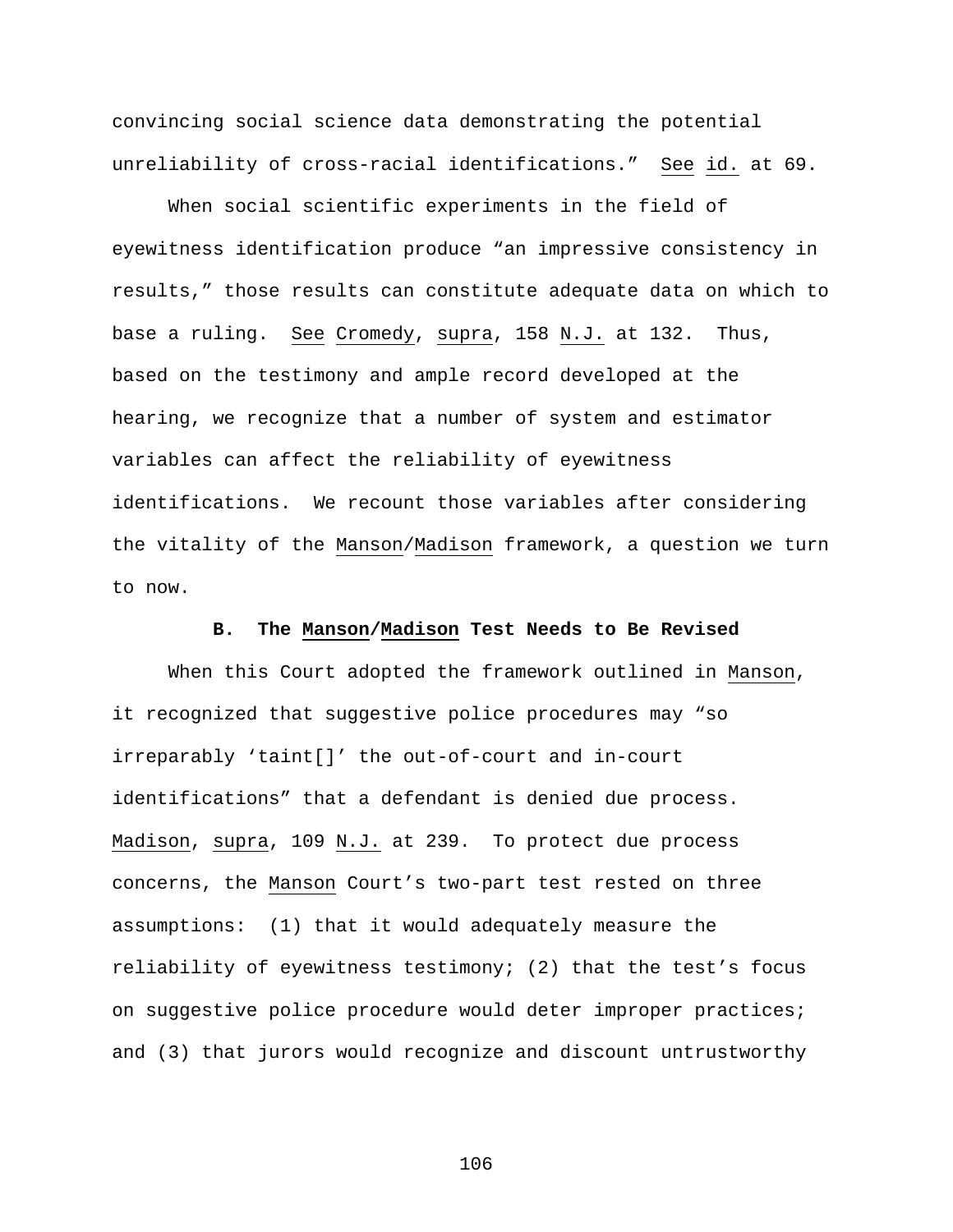convincing social science data demonstrating the potential unreliability of cross-racial identifications." See id. at 69.

When social scientific experiments in the field of eyewitness identification produce "an impressive consistency in results," those results can constitute adequate data on which to base a ruling. See Cromedy, supra, 158 N.J. at 132. Thus, based on the testimony and ample record developed at the hearing, we recognize that a number of system and estimator variables can affect the reliability of eyewitness identifications. We recount those variables after considering the vitality of the Manson/Madison framework, a question we turn to now.

### B. The Manson/Madison Test Needs to Be Revised

When this Court adopted the framework outlined in Manson, it recognized that suggestive police procedures may "so irreparably 'taint[]' the out-of-court and in-court identifications" that a defendant is denied due process. Madison, supra, 109 N.J. at 239. To protect due process concerns, the Manson Court's two-part test rested on three assumptions: (1) that it would adequately measure the reliability of eyewitness testimony; (2) that the test's focus on suggestive police procedure would deter improper practices; and (3) that jurors would recognize and discount untrustworthy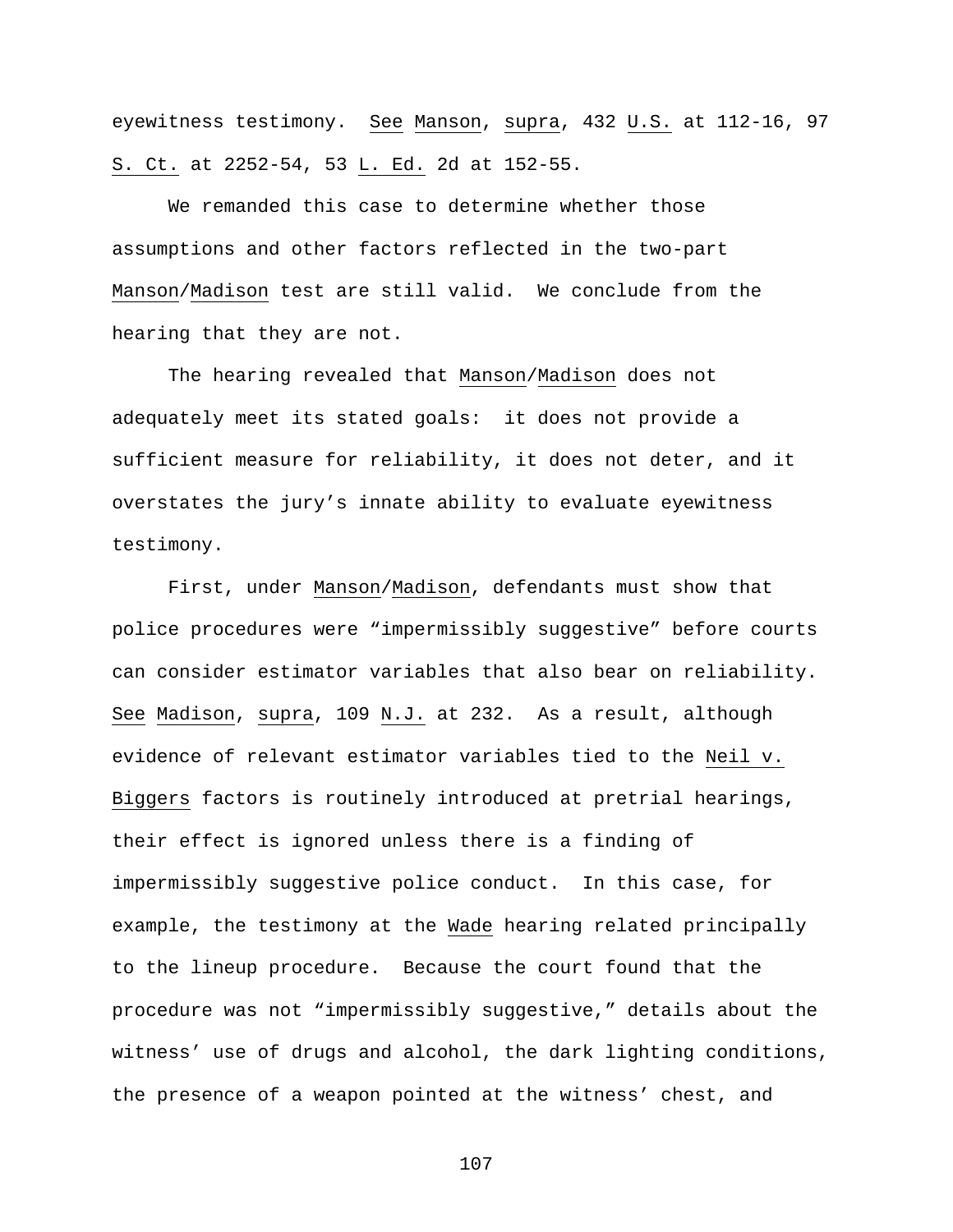eyewitness testimony. See Manson, supra, 432 U.S. at 112-16, 97 S. Ct. at 2252-54, 53 L. Ed. 2d at 152-55.

We remanded this case to determine whether those assumptions and other factors reflected in the two-part Manson/Madison test are still valid. We conclude from the hearing that they are not.

The hearing revealed that Manson/Madison does not adequately meet its stated goals: it does not provide a sufficient measure for reliability, it does not deter, and it overstates the jury's innate ability to evaluate eyewitness testimony.

First, under Manson/Madison, defendants must show that police procedures were "impermissibly suggestive" before courts can consider estimator variables that also bear on reliability. See Madison, supra, 109 N.J. at 232. As a result, although evidence of relevant estimator variables tied to the Neil v. Biggers factors is routinely introduced at pretrial hearings, their effect is ignored unless there is a finding of impermissibly suggestive police conduct. In this case, for example, the testimony at the Wade hearing related principally to the lineup procedure. Because the court found that the procedure was not "impermissibly suggestive," details about the witness' use of drugs and alcohol, the dark lighting conditions, the presence of a weapon pointed at the witness' chest, and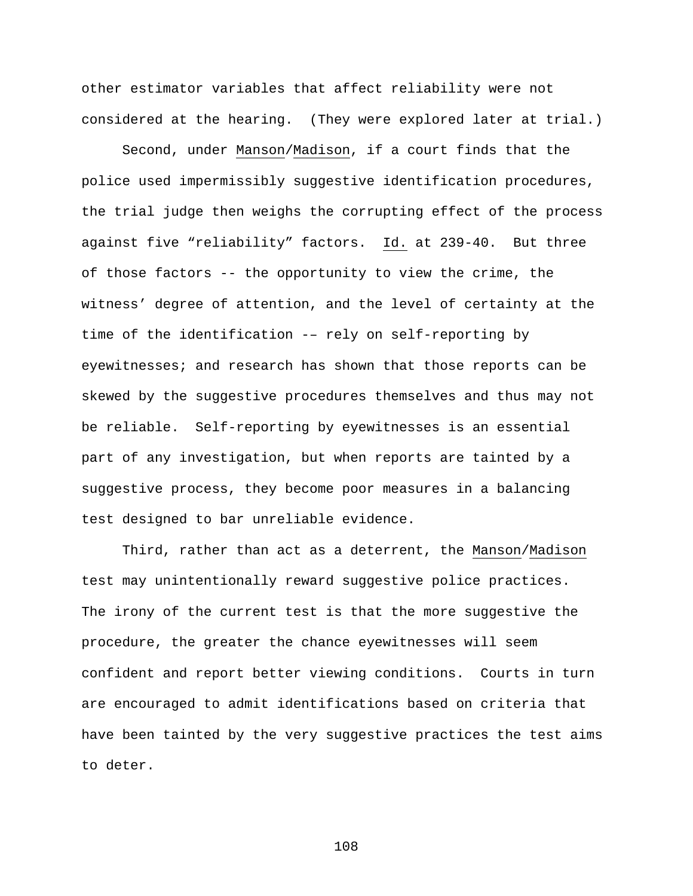other estimator variables that affect reliability were not considered at the hearing. (They were explored later at trial.)

Second, under Manson/Madison, if a court finds that the police used impermissibly suggestive identification procedures, the trial judge then weighs the corrupting effect of the process against five "reliability" factors. Id. at 239-40. But three of those factors -- the opportunity to view the crime, the witness' degree of attention, and the level of certainty at the time of the identification -– rely on self-reporting by eyewitnesses; and research has shown that those reports can be skewed by the suggestive procedures themselves and thus may not be reliable. Self-reporting by eyewitnesses is an essential part of any investigation, but when reports are tainted by a suggestive process, they become poor measures in a balancing test designed to bar unreliable evidence.

Third, rather than act as a deterrent, the Manson/Madison test may unintentionally reward suggestive police practices. The irony of the current test is that the more suggestive the procedure, the greater the chance eyewitnesses will seem confident and report better viewing conditions. Courts in turn are encouraged to admit identifications based on criteria that have been tainted by the very suggestive practices the test aims to deter.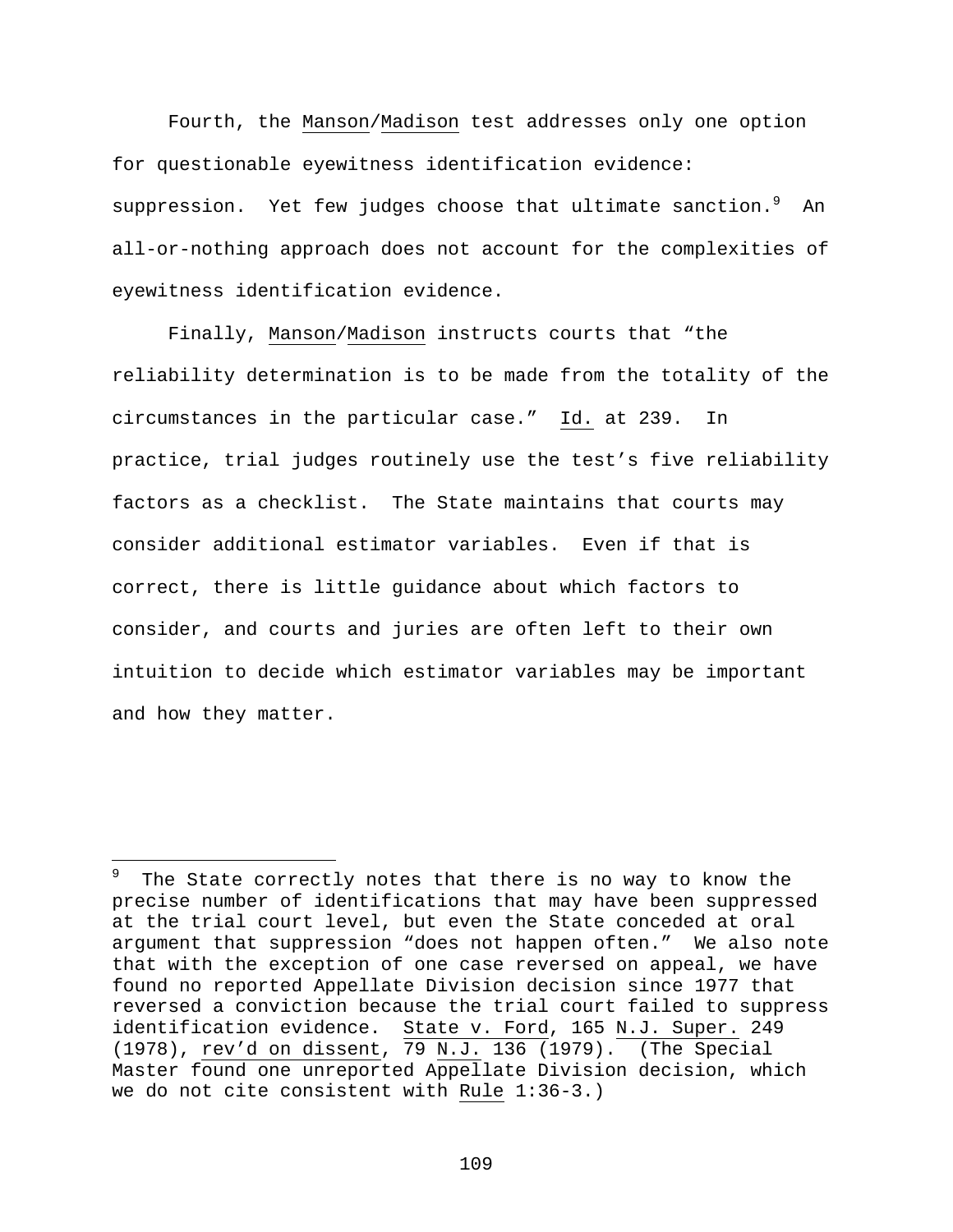Fourth, the _Manson_/_Madison_ test addresses only one option for questionable eyewitness identification evidence: suppression. Yet few judges choose that ultimate sanction.[9] An all-or-nothing approach does not account for the complexities of eyewitness identification evidence.

Finally, _Manson_/_Madison_ instructs courts that "the reliability determination is to be made from the totality of the circumstances in the particular case." _Id._ at 239. In practice, trial judges routinely use the test's five reliability factors as a checklist. The State maintains that courts may consider additional estimator variables. Even if that is correct, there is little guidance about which factors to consider, and courts and juries are often left to their own intuition to decide which estimator variables may be important and how they matter.

---

[9] The State correctly notes that there is no way to know the precise number of identifications that may have been suppressed at the trial court level, but even the State conceded at oral argument that suppression "does not happen often." We also note that with the exception of one case reversed on appeal, we have found no reported Appellate Division decision since 1977 that reversed a conviction because the trial court failed to suppress identification evidence. _State v. Ford_, 165 _N.J. Super._ 249 (1978), _rev'd on dissent_, 79 _N.J._ 136 (1979). (The Special Master found one unreported Appellate Division decision, which we do not cite consistent with _Rule_ 1:36-3.)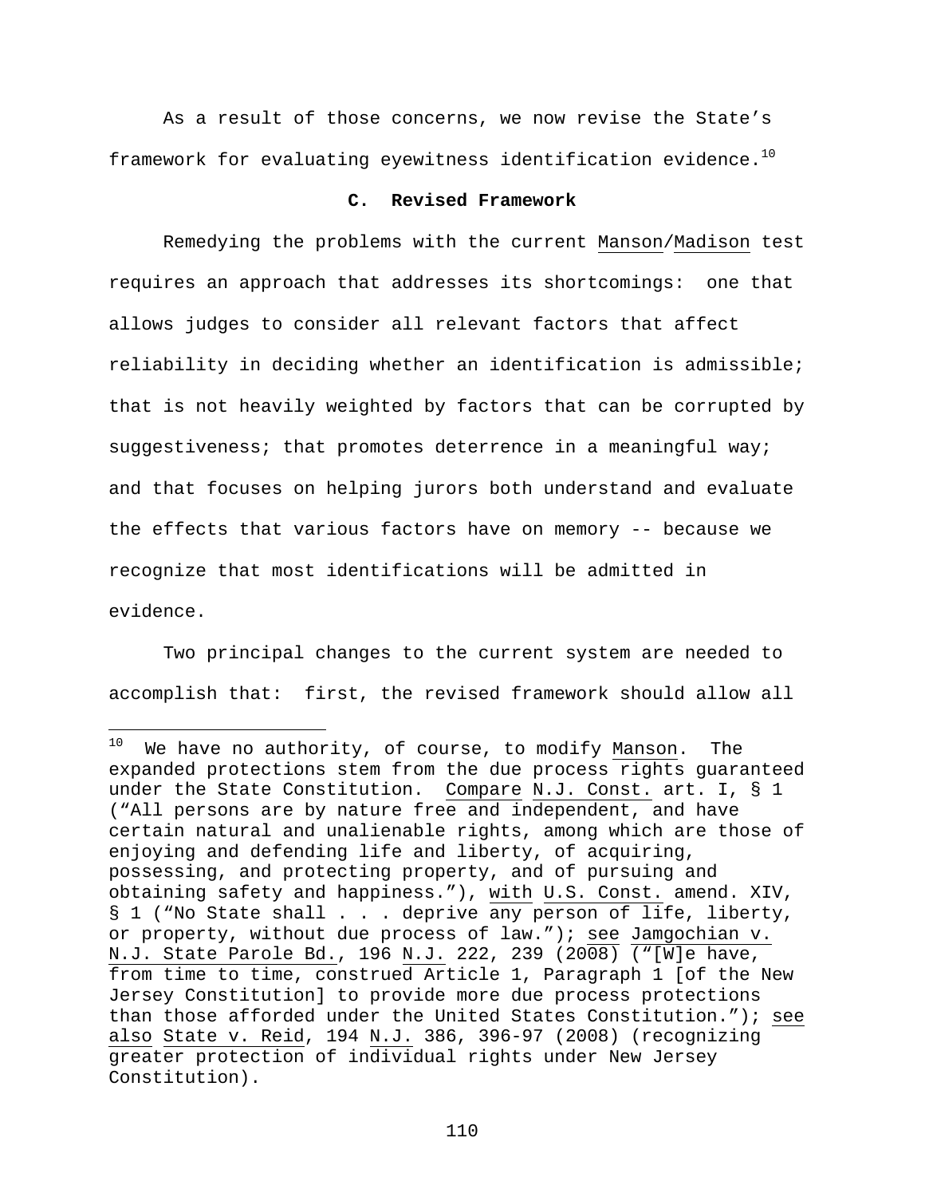As a result of those concerns, we now revise the State's framework for evaluating eyewitness identification evidence.[10]

### C. Revised Framework

Remedying the problems with the current Manson/Madison test requires an approach that addresses its shortcomings: one that allows judges to consider all relevant factors that affect reliability in deciding whether an identification is admissible; that is not heavily weighted by factors that can be corrupted by suggestiveness; that promotes deterrence in a meaningful way; and that focuses on helping jurors both understand and evaluate the effects that various factors have on memory -- because we recognize that most identifications will be admitted in evidence.

Two principal changes to the current system are needed to accomplish that: first, the revised framework should allow all

---

[10] We have no authority, of course, to modify Manson. The expanded protections stem from the due process rights guaranteed under the State Constitution. Compare N.J. Const. art. I, § 1 ("All persons are by nature free and independent, and have certain natural and unalienable rights, among which are those of enjoying and defending life and liberty, of acquiring, possessing, and protecting property, and of pursuing and obtaining safety and happiness."), with U.S. Const. amend. XIV, § 1 ("No State shall . . . deprive any person of life, liberty, or property, without due process of law."); see Jamgochian v. N.J. State Parole Bd., 196 N.J. 222, 239 (2008) ("[W]e have, from time to time, construed Article 1, Paragraph 1 [of the New Jersey Constitution] to provide more due process protections than those afforded under the United States Constitution."); see also State v. Reid, 194 N.J. 386, 396-97 (2008) (recognizing greater protection of individual rights under New Jersey Constitution).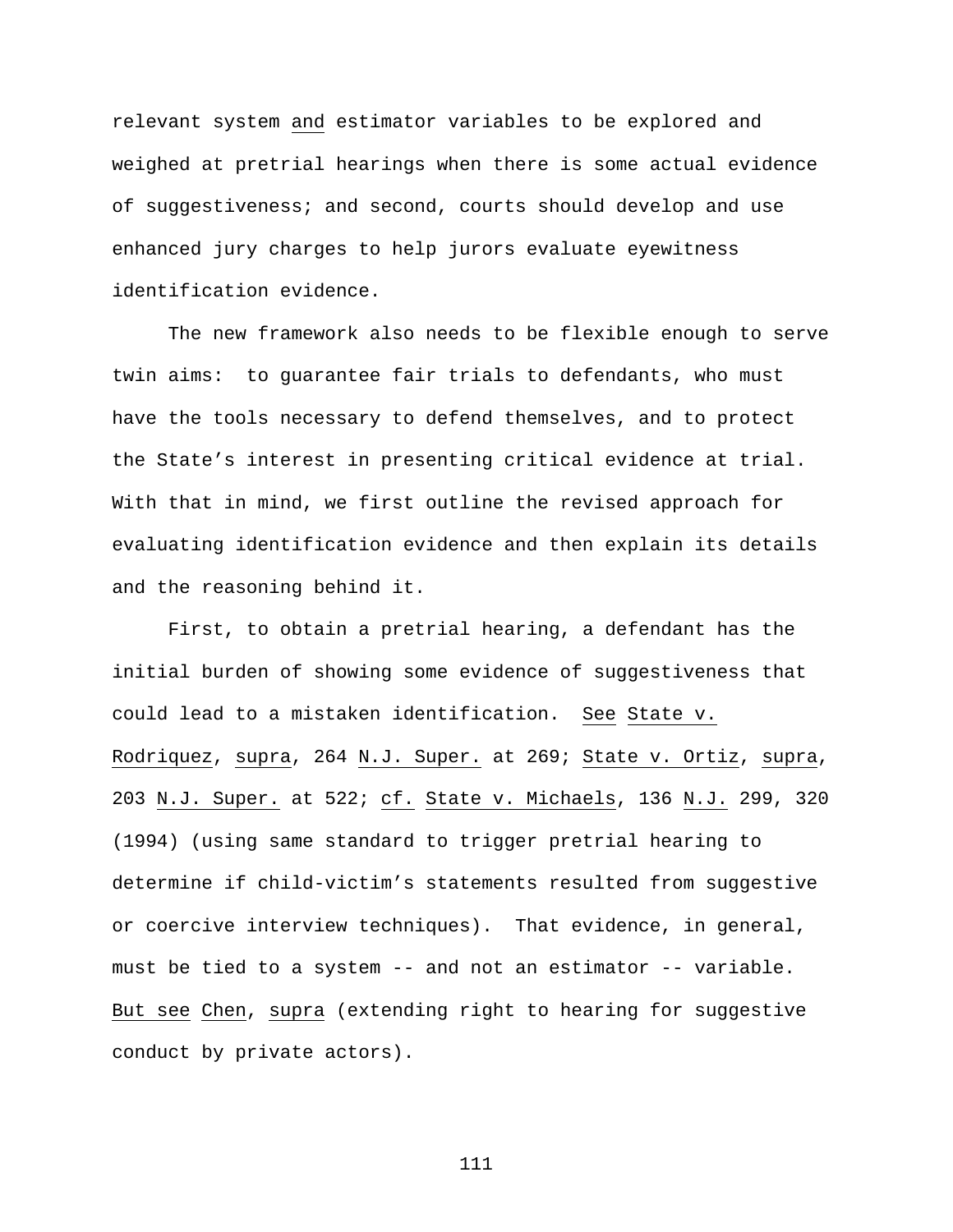relevant system _and_ estimator variables to be explored and weighed at pretrial hearings when there is some actual evidence of suggestiveness; and second, courts should develop and use enhanced jury charges to help jurors evaluate eyewitness identification evidence.

The new framework also needs to be flexible enough to serve twin aims: to guarantee fair trials to defendants, who must have the tools necessary to defend themselves, and to protect the State's interest in presenting critical evidence at trial. With that in mind, we first outline the revised approach for evaluating identification evidence and then explain its details and the reasoning behind it.

First, to obtain a pretrial hearing, a defendant has the initial burden of showing some evidence of suggestiveness that could lead to a mistaken identification. _See_ _State v. Rodriquez_, _supra_, 264 _N.J. Super._ at 269; _State v. Ortiz_, _supra_, 203 _N.J. Super._ at 522; _cf._ _State v. Michaels_, 136 _N.J._ 299, 320 (1994) (using same standard to trigger pretrial hearing to determine if child-victim's statements resulted from suggestive or coercive interview techniques). That evidence, in general, must be tied to a system -- and not an estimator -- variable. _But see_ _Chen_, _supra_ (extending right to hearing for suggestive conduct by private actors).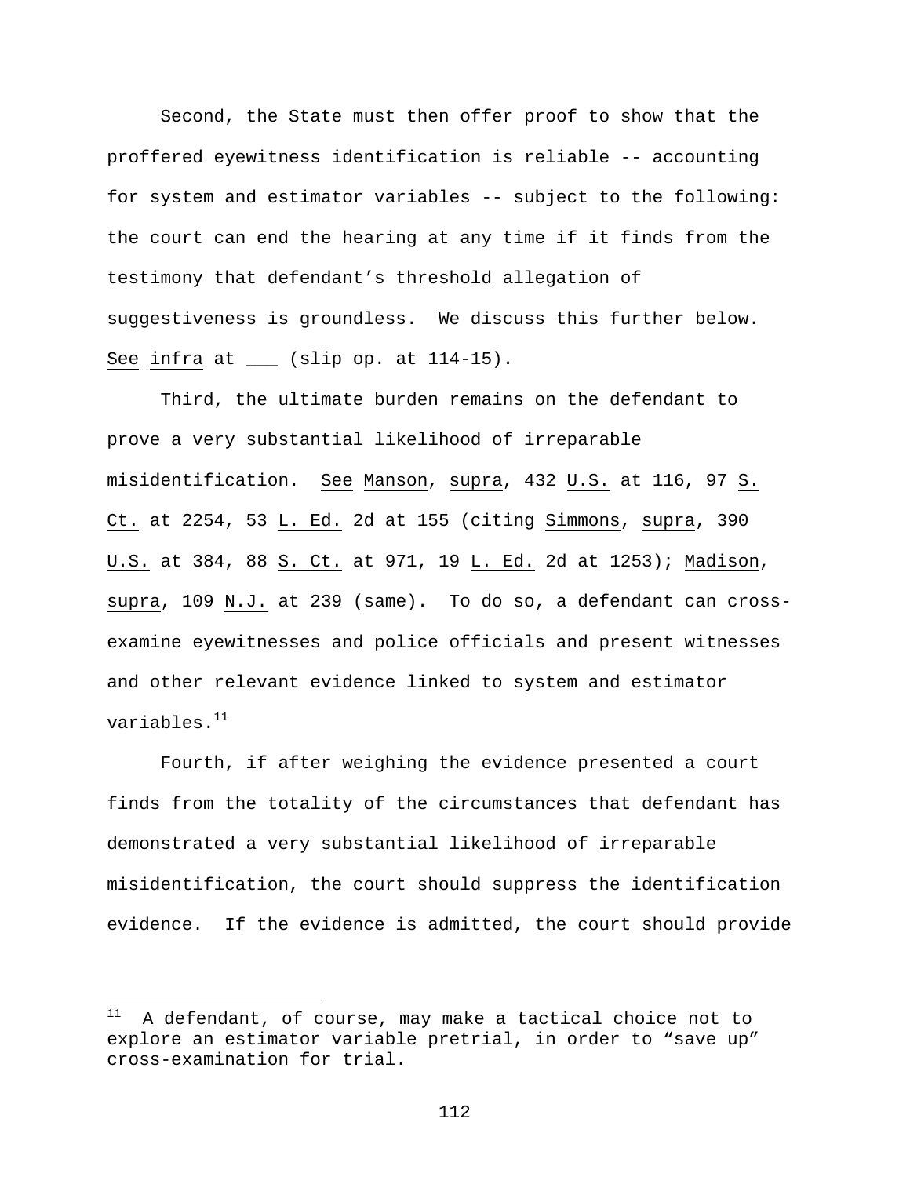Second, the State must then offer proof to show that the proffered eyewitness identification is reliable -- accounting for system and estimator variables -- subject to the following: the court can end the hearing at any time if it finds from the testimony that defendant's threshold allegation of suggestiveness is groundless. We discuss this further below. See infra at ___ (slip op. at 114-15).

Third, the ultimate burden remains on the defendant to prove a very substantial likelihood of irreparable misidentification. See Manson, supra, 432 U.S. at 116, 97 S. Ct. at 2254, 53 L. Ed. 2d at 155 (citing Simmons, supra, 390 U.S. at 384, 88 S. Ct. at 971, 19 L. Ed. 2d at 1253); Madison, supra, 109 N.J. at 239 (same). To do so, a defendant can cross-examine eyewitnesses and police officials and present witnesses and other relevant evidence linked to system and estimator variables.[11]

Fourth, if after weighing the evidence presented a court finds from the totality of the circumstances that defendant has demonstrated a very substantial likelihood of irreparable misidentification, the court should suppress the identification evidence. If the evidence is admitted, the court should provide

---

[11] A defendant, of course, may make a tactical choice not to explore an estimator variable pretrial, in order to "save up" cross-examination for trial.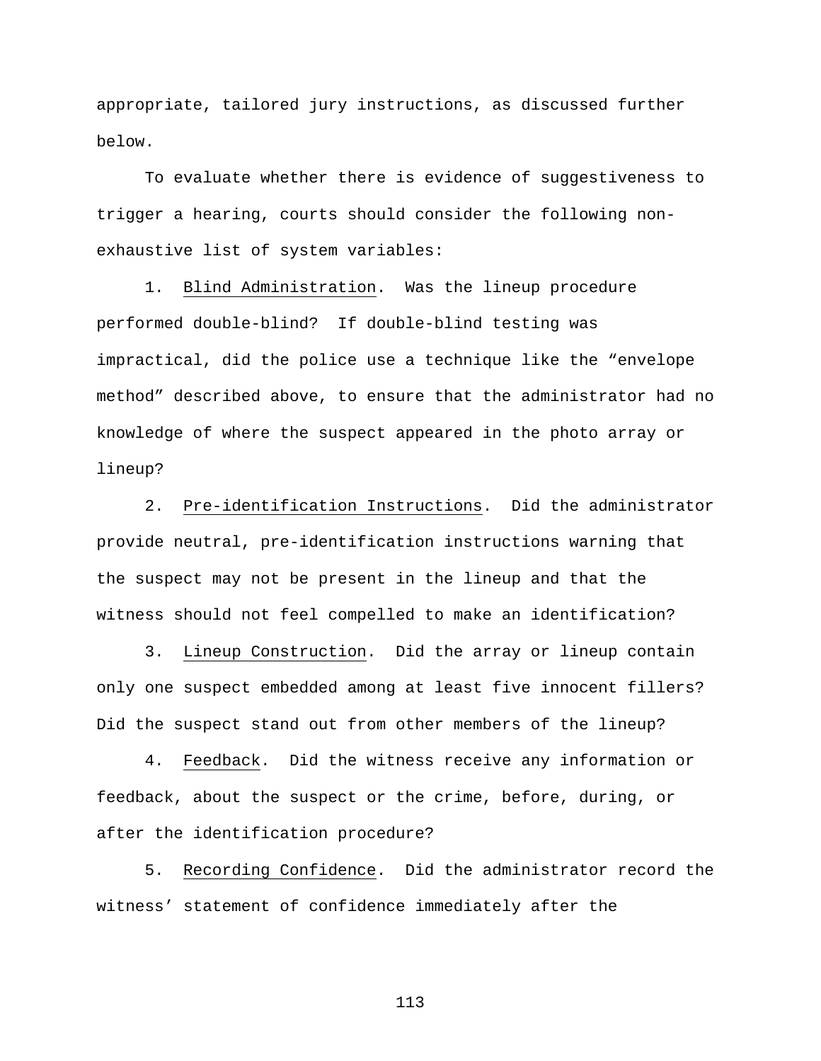appropriate, tailored jury instructions, as discussed further below.

To evaluate whether there is evidence of suggestiveness to trigger a hearing, courts should consider the following non-exhaustive list of system variables:

1. Blind Administration. Was the lineup procedure performed double-blind? If double-blind testing was impractical, did the police use a technique like the "envelope method" described above, to ensure that the administrator had no knowledge of where the suspect appeared in the photo array or lineup?

2. Pre-identification Instructions. Did the administrator provide neutral, pre-identification instructions warning that the suspect may not be present in the lineup and that the witness should not feel compelled to make an identification?

3. Lineup Construction. Did the array or lineup contain only one suspect embedded among at least five innocent fillers? Did the suspect stand out from other members of the lineup?

4. Feedback. Did the witness receive any information or feedback, about the suspect or the crime, before, during, or after the identification procedure?

5. Recording Confidence. Did the administrator record the witness' statement of confidence immediately after the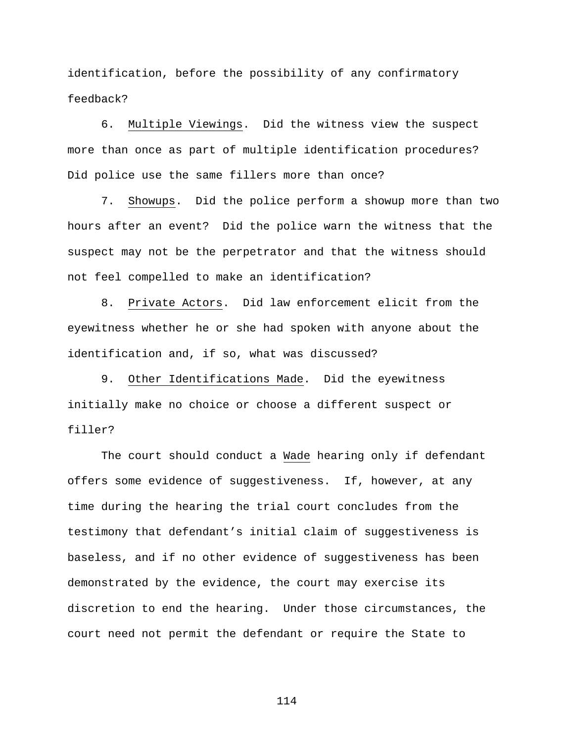identification, before the possibility of any confirmatory feedback?

6. Multiple Viewings. Did the witness view the suspect more than once as part of multiple identification procedures? Did police use the same fillers more than once?

7. Showups. Did the police perform a showup more than two hours after an event? Did the police warn the witness that the suspect may not be the perpetrator and that the witness should not feel compelled to make an identification?

8. Private Actors. Did law enforcement elicit from the eyewitness whether he or she had spoken with anyone about the identification and, if so, what was discussed?

9. Other Identifications Made. Did the eyewitness initially make no choice or choose a different suspect or filler?

The court should conduct a *Wade* hearing only if defendant offers some evidence of suggestiveness. If, however, at any time during the hearing the trial court concludes from the testimony that defendant's initial claim of suggestiveness is baseless, and if no other evidence of suggestiveness has been demonstrated by the evidence, the court may exercise its discretion to end the hearing. Under those circumstances, the court need not permit the defendant or require the State to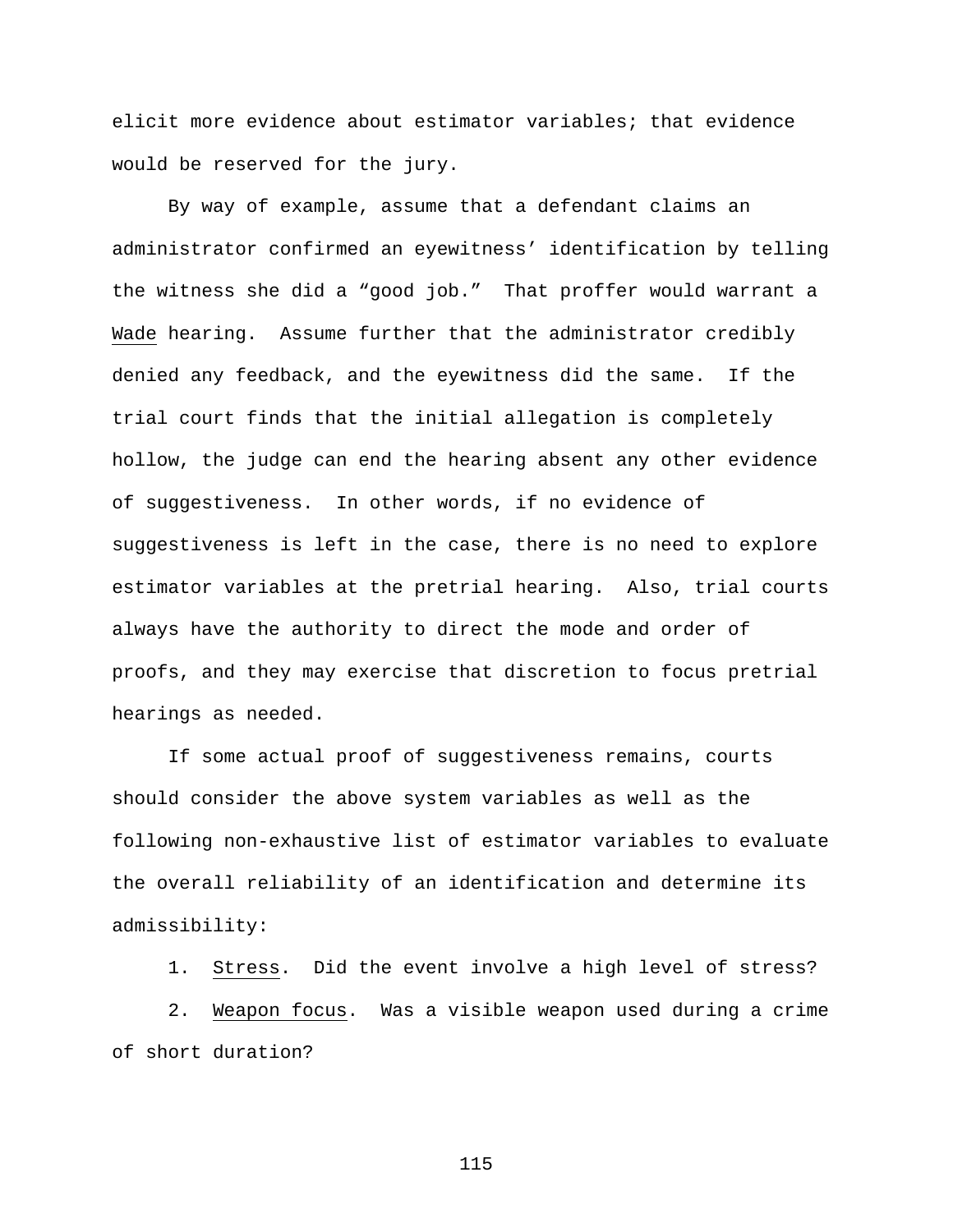elicit more evidence about estimator variables; that evidence would be reserved for the jury.

By way of example, assume that a defendant claims an administrator confirmed an eyewitness' identification by telling the witness she did a "good job." That proffer would warrant a Wade hearing. Assume further that the administrator credibly denied any feedback, and the eyewitness did the same. If the trial court finds that the initial allegation is completely hollow, the judge can end the hearing absent any other evidence of suggestiveness. In other words, if no evidence of suggestiveness is left in the case, there is no need to explore estimator variables at the pretrial hearing. Also, trial courts always have the authority to direct the mode and order of proofs, and they may exercise that discretion to focus pretrial hearings as needed.

If some actual proof of suggestiveness remains, courts should consider the above system variables as well as the following non-exhaustive list of estimator variables to evaluate the overall reliability of an identification and determine its admissibility:

1. Stress. Did the event involve a high level of stress?

2. Weapon focus. Was a visible weapon used during a crime of short duration?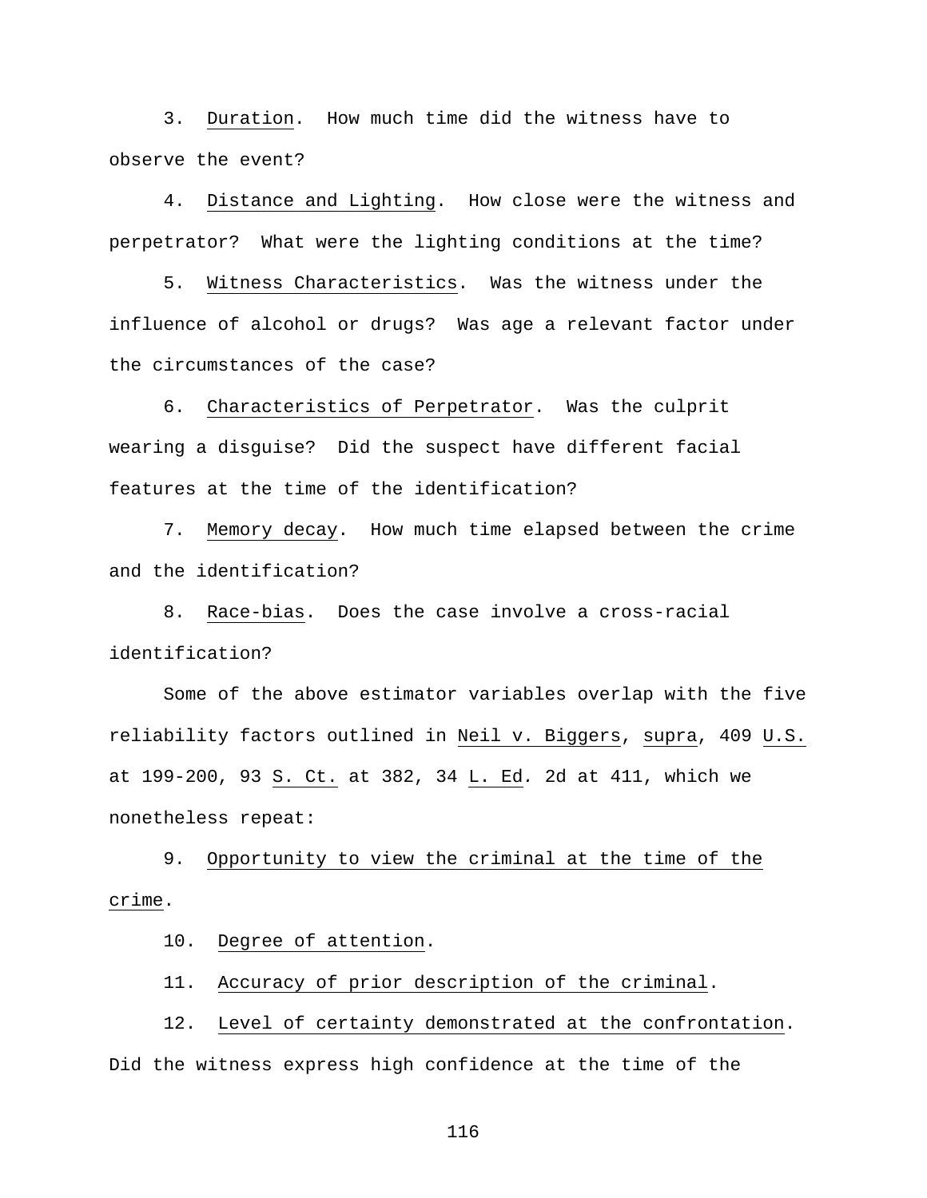3. Duration. How much time did the witness have to observe the event?

4. Distance and Lighting. How close were the witness and perpetrator? What were the lighting conditions at the time?

5. Witness Characteristics. Was the witness under the influence of alcohol or drugs? Was age a relevant factor under the circumstances of the case?

6. Characteristics of Perpetrator. Was the culprit wearing a disguise? Did the suspect have different facial features at the time of the identification?

7. Memory decay. How much time elapsed between the crime and the identification?

8. Race-bias. Does the case involve a cross-racial identification?

Some of the above estimator variables overlap with the five reliability factors outlined in Neil v. Biggers, supra, 409 U.S. at 199-200, 93 S. Ct. at 382, 34 L. Ed. 2d at 411, which we nonetheless repeat:

9. Opportunity to view the criminal at the time of the crime.

10. Degree of attention.

11. Accuracy of prior description of the criminal.

12. Level of certainty demonstrated at the confrontation. Did the witness express high confidence at the time of the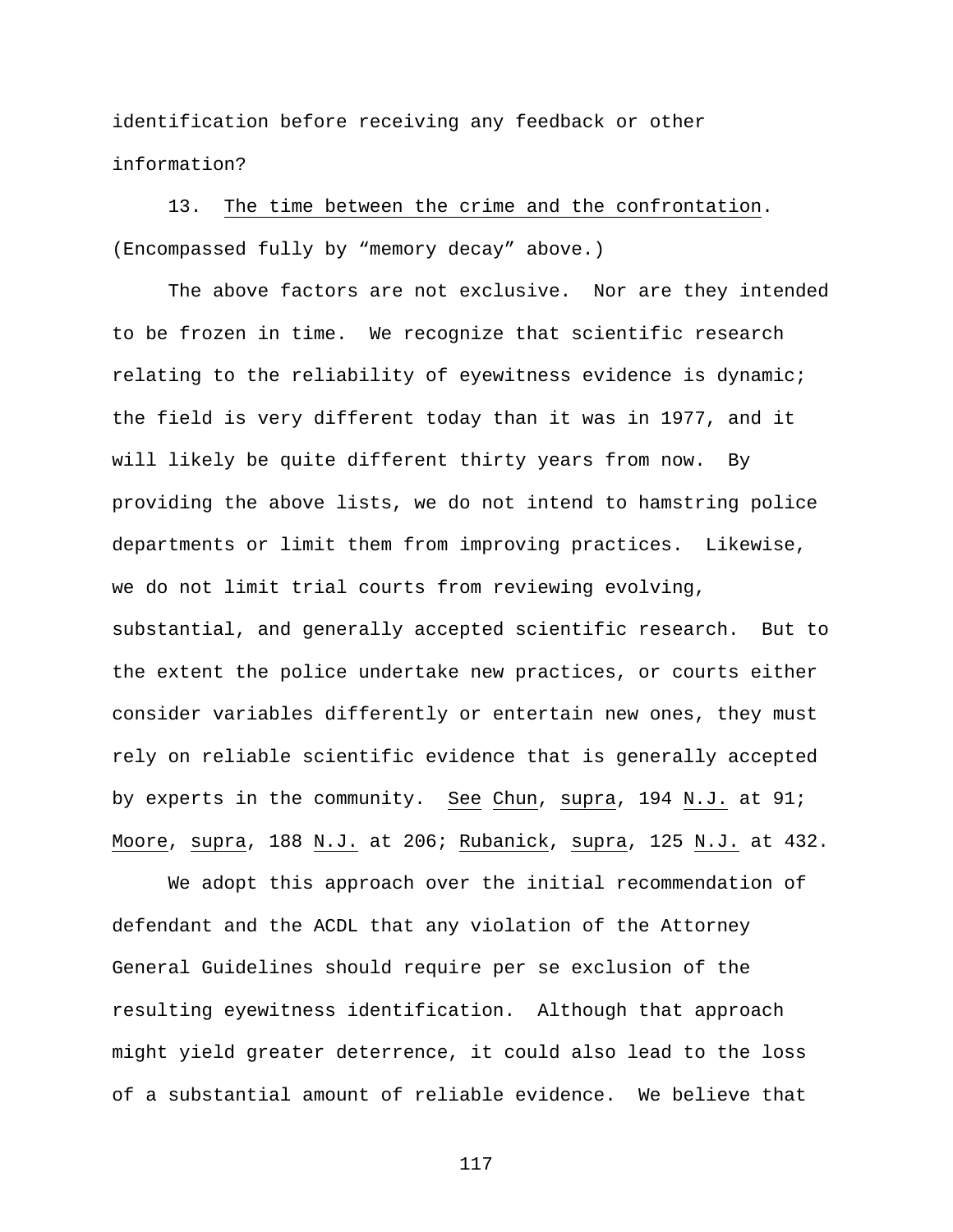identification before receiving any feedback or other information?

13. The time between the crime and the confrontation. (Encompassed fully by “memory decay” above.)

The above factors are not exclusive. Nor are they intended to be frozen in time. We recognize that scientific research relating to the reliability of eyewitness evidence is dynamic; the field is very different today than it was in 1977, and it will likely be quite different thirty years from now. By providing the above lists, we do not intend to hamstring police departments or limit them from improving practices. Likewise, we do not limit trial courts from reviewing evolving, substantial, and generally accepted scientific research. But to the extent the police undertake new practices, or courts either consider variables differently or entertain new ones, they must rely on reliable scientific evidence that is generally accepted by experts in the community. See Chun, supra, 194 N.J. at 91; Moore, supra, 188 N.J. at 206; Rubanick, supra, 125 N.J. at 432.

We adopt this approach over the initial recommendation of defendant and the ACDL that any violation of the Attorney General Guidelines should require per se exclusion of the resulting eyewitness identification. Although that approach might yield greater deterrence, it could also lead to the loss of a substantial amount of reliable evidence. We believe that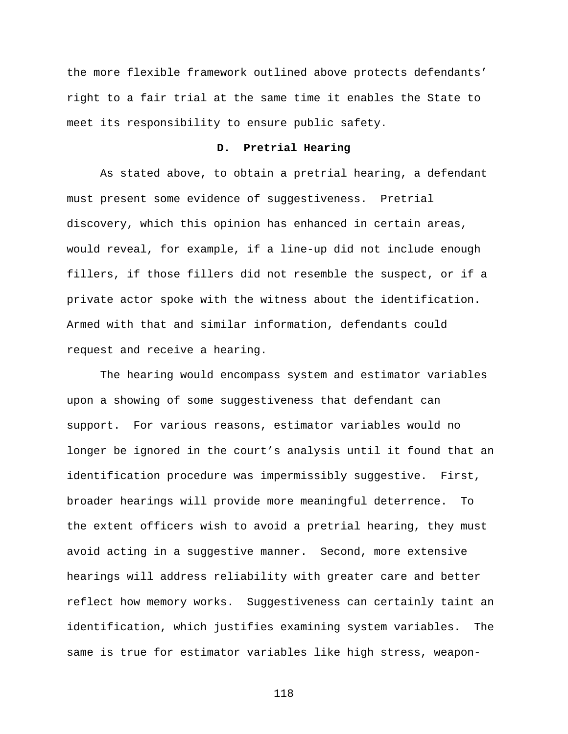the more flexible framework outlined above protects defendants' right to a fair trial at the same time it enables the State to meet its responsibility to ensure public safety.

### D. Pretrial Hearing

As stated above, to obtain a pretrial hearing, a defendant must present some evidence of suggestiveness. Pretrial discovery, which this opinion has enhanced in certain areas, would reveal, for example, if a line-up did not include enough fillers, if those fillers did not resemble the suspect, or if a private actor spoke with the witness about the identification. Armed with that and similar information, defendants could request and receive a hearing.

The hearing would encompass system and estimator variables upon a showing of some suggestiveness that defendant can support. For various reasons, estimator variables would no longer be ignored in the court's analysis until it found that an identification procedure was impermissibly suggestive. First, broader hearings will provide more meaningful deterrence. To the extent officers wish to avoid a pretrial hearing, they must avoid acting in a suggestive manner. Second, more extensive hearings will address reliability with greater care and better reflect how memory works. Suggestiveness can certainly taint an identification, which justifies examining system variables. The same is true for estimator variables like high stress, weapon-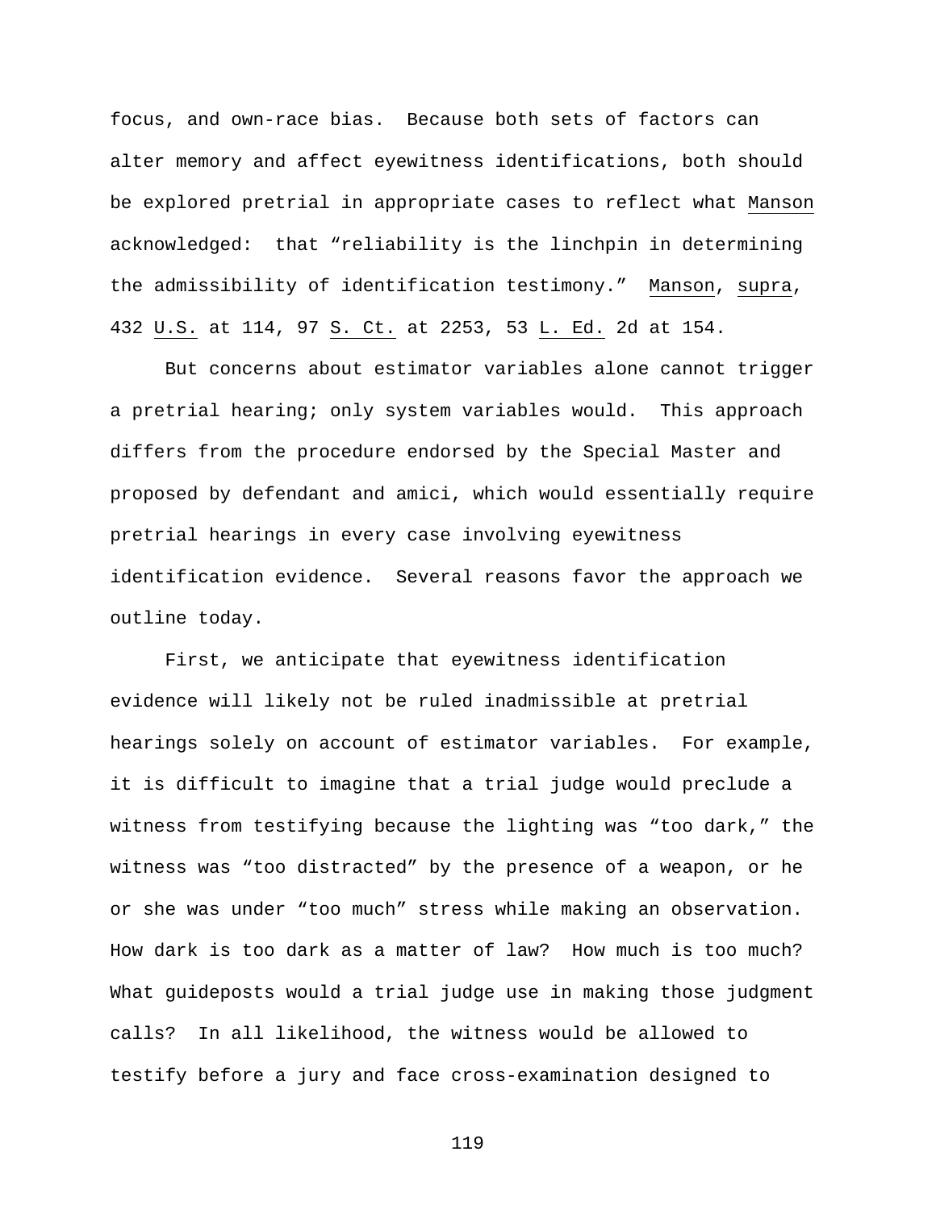focus, and own-race bias. Because both sets of factors can alter memory and affect eyewitness identifications, both should be explored pretrial in appropriate cases to reflect what Manson acknowledged: that "reliability is the linchpin in determining the admissibility of identification testimony." Manson, supra, 432 U.S. at 114, 97 S. Ct. at 2253, 53 L. Ed. 2d at 154.

But concerns about estimator variables alone cannot trigger a pretrial hearing; only system variables would. This approach differs from the procedure endorsed by the Special Master and proposed by defendant and amici, which would essentially require pretrial hearings in every case involving eyewitness identification evidence. Several reasons favor the approach we outline today.

First, we anticipate that eyewitness identification evidence will likely not be ruled inadmissible at pretrial hearings solely on account of estimator variables. For example, it is difficult to imagine that a trial judge would preclude a witness from testifying because the lighting was "too dark," the witness was "too distracted" by the presence of a weapon, or he or she was under "too much" stress while making an observation. How dark is too dark as a matter of law? How much is too much? What guideposts would a trial judge use in making those judgment calls? In all likelihood, the witness would be allowed to testify before a jury and face cross-examination designed to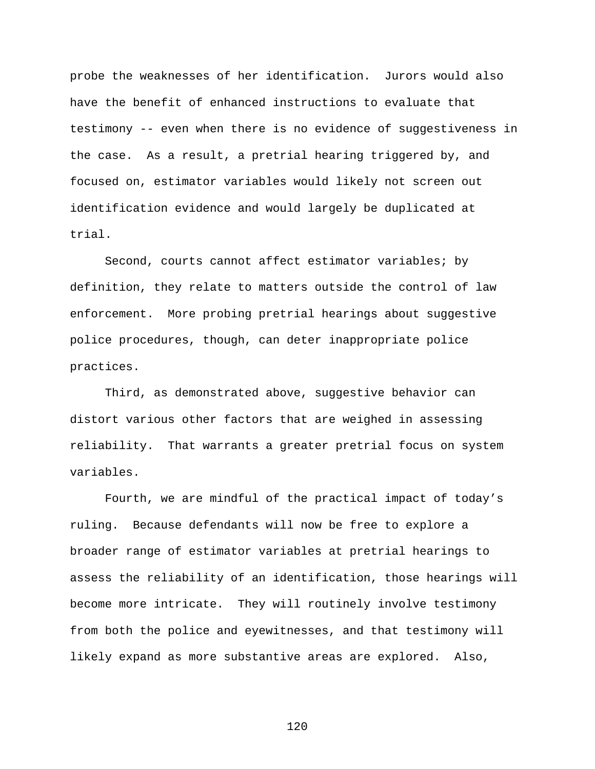probe the weaknesses of her identification. Jurors would also have the benefit of enhanced instructions to evaluate that testimony -- even when there is no evidence of suggestiveness in the case. As a result, a pretrial hearing triggered by, and focused on, estimator variables would likely not screen out identification evidence and would largely be duplicated at trial.

Second, courts cannot affect estimator variables; by definition, they relate to matters outside the control of law enforcement. More probing pretrial hearings about suggestive police procedures, though, can deter inappropriate police practices.

Third, as demonstrated above, suggestive behavior can distort various other factors that are weighed in assessing reliability. That warrants a greater pretrial focus on system variables.

Fourth, we are mindful of the practical impact of today's ruling. Because defendants will now be free to explore a broader range of estimator variables at pretrial hearings to assess the reliability of an identification, those hearings will become more intricate. They will routinely involve testimony from both the police and eyewitnesses, and that testimony will likely expand as more substantive areas are explored. Also,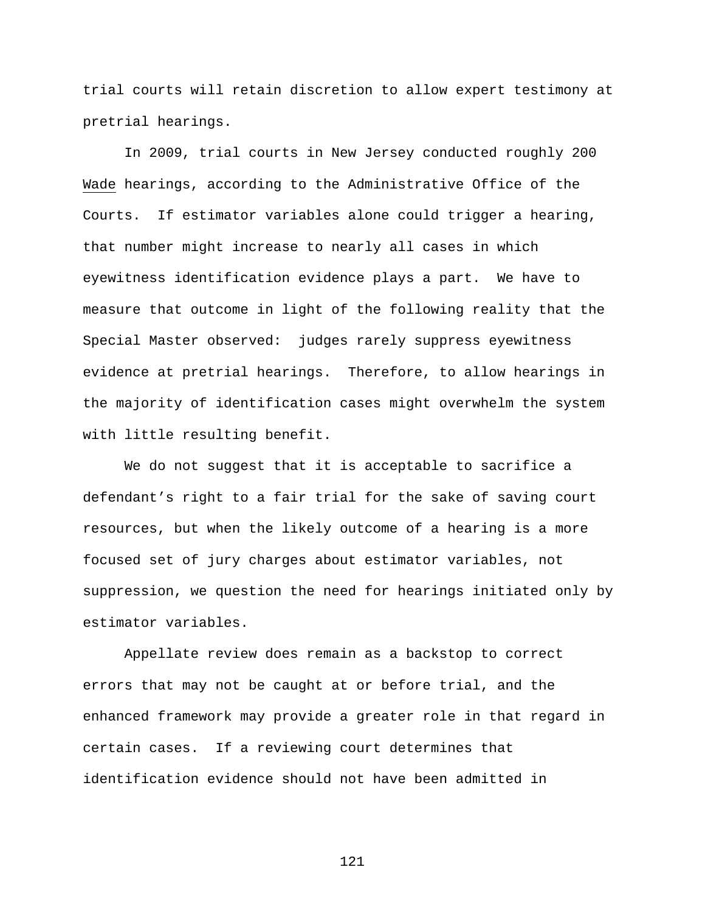trial courts will retain discretion to allow expert testimony at pretrial hearings.

In 2009, trial courts in New Jersey conducted roughly 200 Wade hearings, according to the Administrative Office of the Courts. If estimator variables alone could trigger a hearing, that number might increase to nearly all cases in which eyewitness identification evidence plays a part. We have to measure that outcome in light of the following reality that the Special Master observed: judges rarely suppress eyewitness evidence at pretrial hearings. Therefore, to allow hearings in the majority of identification cases might overwhelm the system with little resulting benefit.

We do not suggest that it is acceptable to sacrifice a defendant's right to a fair trial for the sake of saving court resources, but when the likely outcome of a hearing is a more focused set of jury charges about estimator variables, not suppression, we question the need for hearings initiated only by estimator variables.

Appellate review does remain as a backstop to correct errors that may not be caught at or before trial, and the enhanced framework may provide a greater role in that regard in certain cases. If a reviewing court determines that identification evidence should not have been admitted in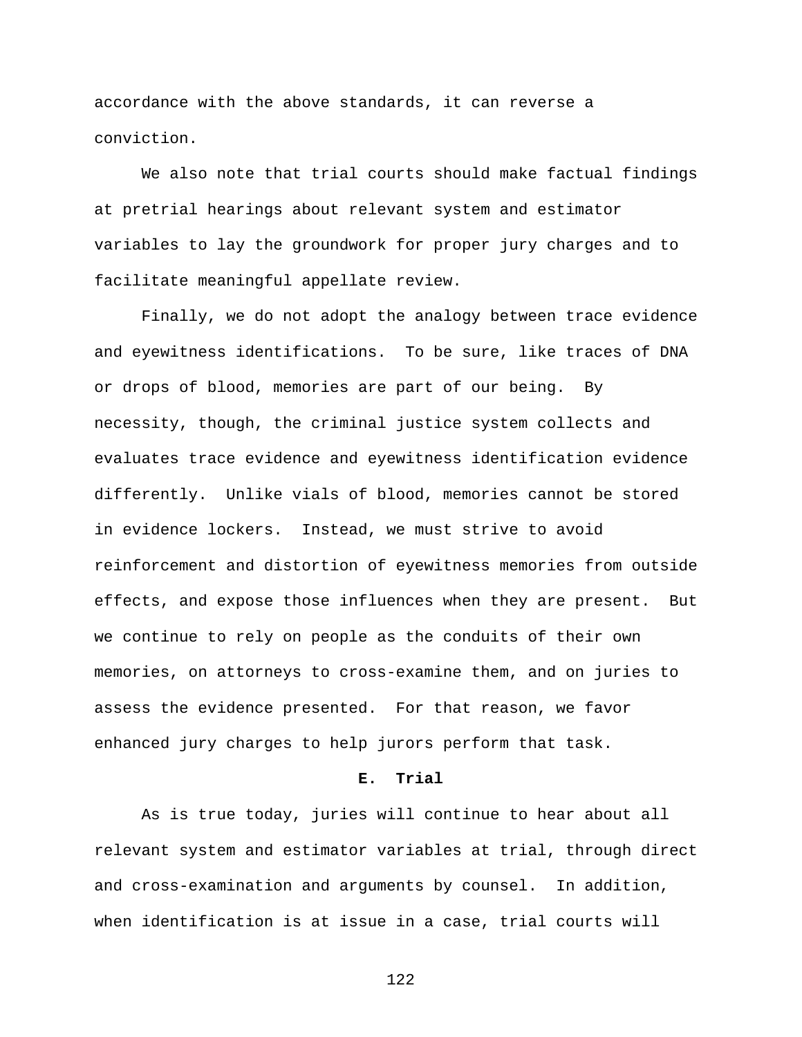accordance with the above standards, it can reverse a conviction.

We also note that trial courts should make factual findings at pretrial hearings about relevant system and estimator variables to lay the groundwork for proper jury charges and to facilitate meaningful appellate review.

Finally, we do not adopt the analogy between trace evidence and eyewitness identifications. To be sure, like traces of DNA or drops of blood, memories are part of our being. By necessity, though, the criminal justice system collects and evaluates trace evidence and eyewitness identification evidence differently. Unlike vials of blood, memories cannot be stored in evidence lockers. Instead, we must strive to avoid reinforcement and distortion of eyewitness memories from outside effects, and expose those influences when they are present. But we continue to rely on people as the conduits of their own memories, on attorneys to cross-examine them, and on juries to assess the evidence presented. For that reason, we favor enhanced jury charges to help jurors perform that task.

### E. Trial

As is true today, juries will continue to hear about all relevant system and estimator variables at trial, through direct and cross-examination and arguments by counsel. In addition, when identification is at issue in a case, trial courts will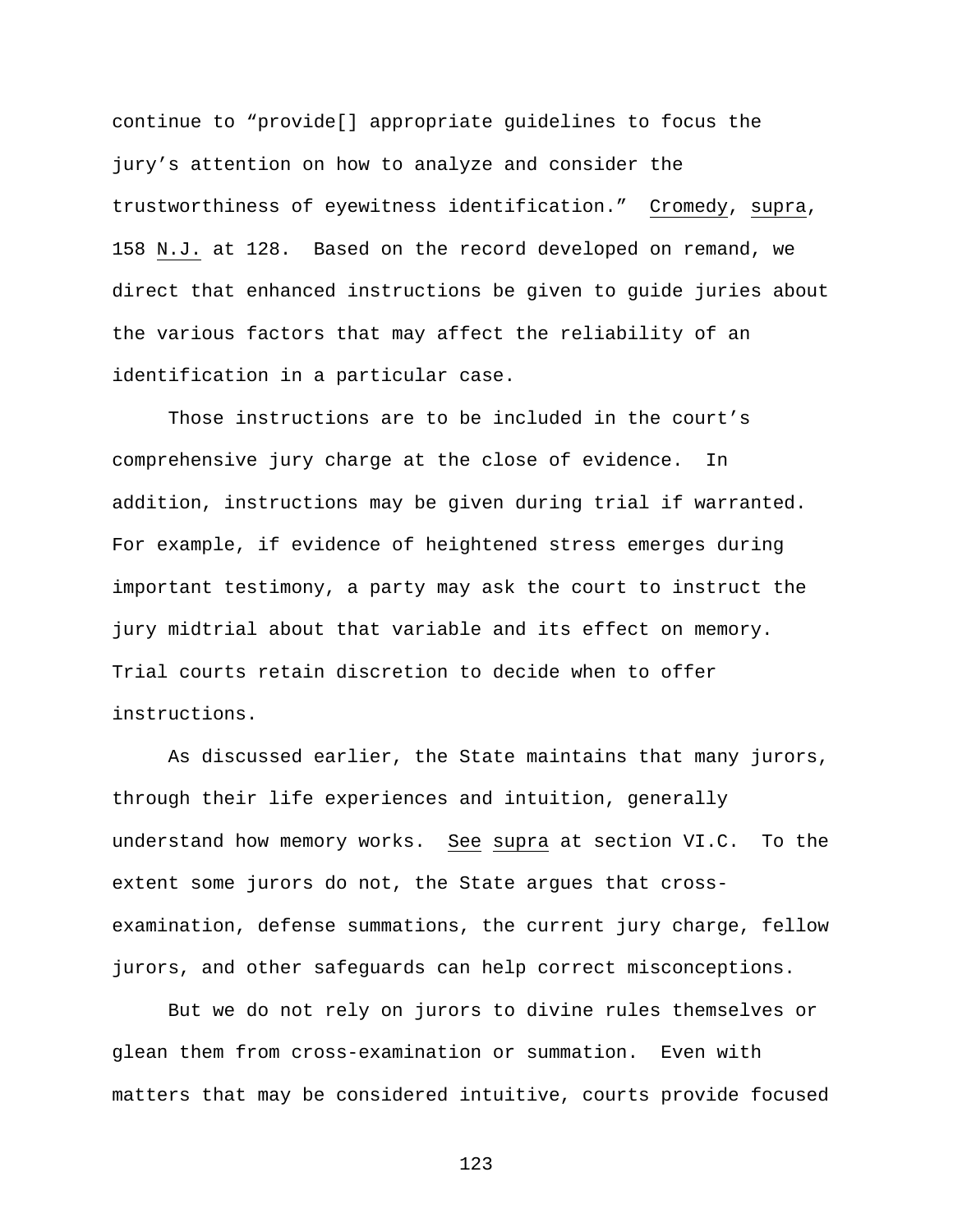continue to "provide[] appropriate guidelines to focus the jury's attention on how to analyze and consider the trustworthiness of eyewitness identification." Cromedy, supra, 158 N.J. at 128. Based on the record developed on remand, we direct that enhanced instructions be given to guide juries about the various factors that may affect the reliability of an identification in a particular case.

Those instructions are to be included in the court's comprehensive jury charge at the close of evidence. In addition, instructions may be given during trial if warranted. For example, if evidence of heightened stress emerges during important testimony, a party may ask the court to instruct the jury midtrial about that variable and its effect on memory. Trial courts retain discretion to decide when to offer instructions.

As discussed earlier, the State maintains that many jurors, through their life experiences and intuition, generally understand how memory works. See supra at section VI.C. To the extent some jurors do not, the State argues that cross-examination, defense summations, the current jury charge, fellow jurors, and other safeguards can help correct misconceptions.

But we do not rely on jurors to divine rules themselves or glean them from cross-examination or summation. Even with matters that may be considered intuitive, courts provide focused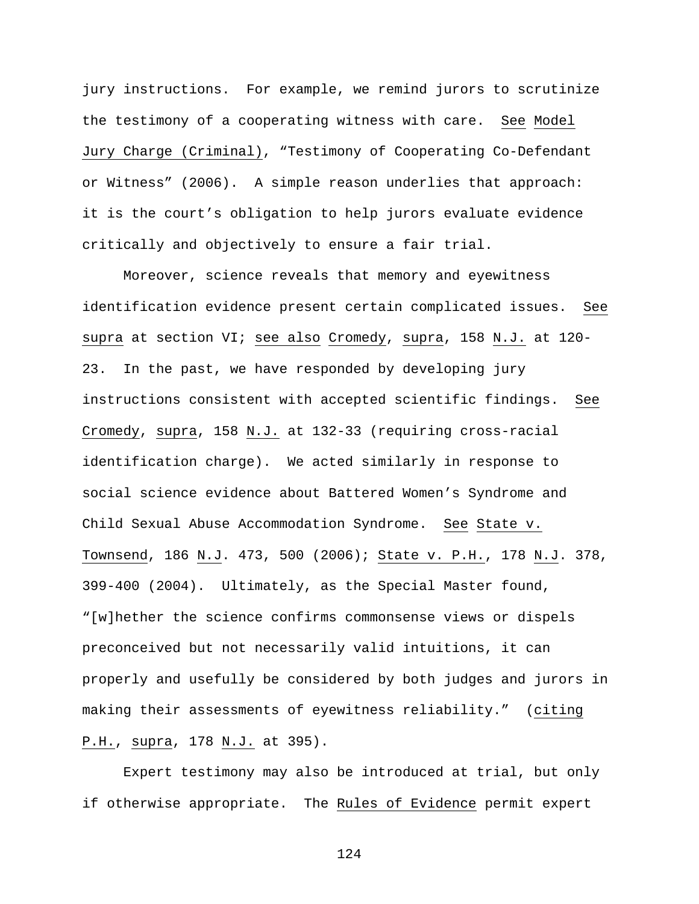jury instructions. For example, we remind jurors to scrutinize the testimony of a cooperating witness with care. See Model Jury Charge (Criminal), "Testimony of Cooperating Co-Defendant or Witness" (2006). A simple reason underlies that approach: it is the court's obligation to help jurors evaluate evidence critically and objectively to ensure a fair trial.

Moreover, science reveals that memory and eyewitness identification evidence present certain complicated issues. See supra at section VI; see also Cromedy, supra, 158 N.J. at 120-23. In the past, we have responded by developing jury instructions consistent with accepted scientific findings. See Cromedy, supra, 158 N.J. at 132-33 (requiring cross-racial identification charge). We acted similarly in response to social science evidence about Battered Women's Syndrome and Child Sexual Abuse Accommodation Syndrome. See State v. Townsend, 186 N.J. 473, 500 (2006); State v. P.H., 178 N.J. 378, 399-400 (2004). Ultimately, as the Special Master found, "[w]hether the science confirms commonsense views or dispels preconceived but not necessarily valid intuitions, it can properly and usefully be considered by both judges and jurors in making their assessments of eyewitness reliability." (citing P.H., supra, 178 N.J. at 395).

Expert testimony may also be introduced at trial, but only if otherwise appropriate. The Rules of Evidence permit expert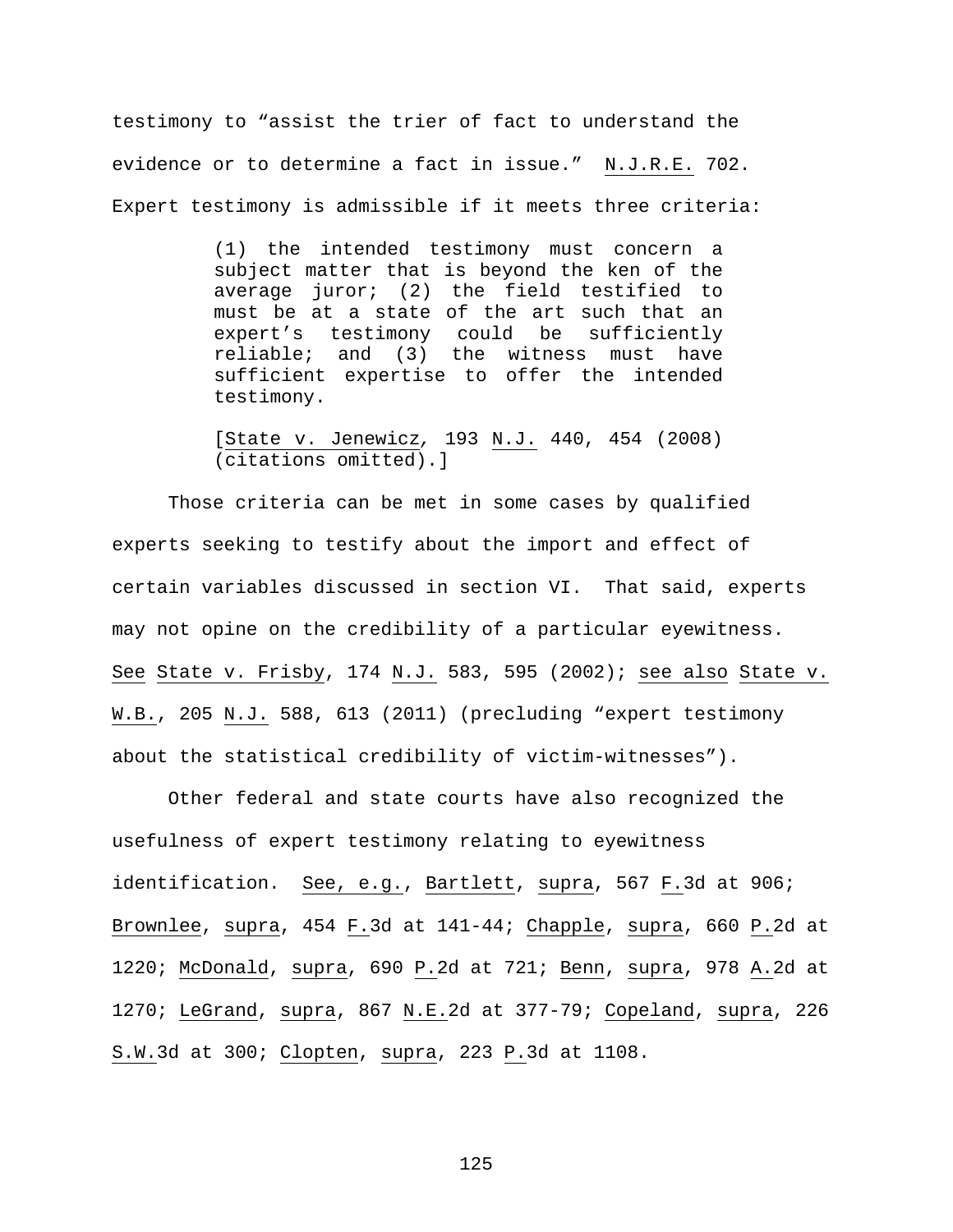testimony to "assist the trier of fact to understand the evidence or to determine a fact in issue." N.J.R.E. 702. Expert testimony is admissible if it meets three criteria:

> (1) the intended testimony must concern a subject matter that is beyond the ken of the average juror; (2) the field testified to must be at a state of the art such that an expert's testimony could be sufficiently reliable; and (3) the witness must have sufficient expertise to offer the intended testimony.
>
> [State v. Jenewicz, 193 N.J. 440, 454 (2008) (citations omitted).]

Those criteria can be met in some cases by qualified experts seeking to testify about the import and effect of certain variables discussed in section VI. That said, experts may not opine on the credibility of a particular eyewitness. See State v. Frisby, 174 N.J. 583, 595 (2002); see also State v. W.B., 205 N.J. 588, 613 (2011) (precluding "expert testimony about the statistical credibility of victim-witnesses").

Other federal and state courts have also recognized the usefulness of expert testimony relating to eyewitness identification. See, e.g., Bartlett, supra, 567 F.3d at 906; Brownlee, supra, 454 F.3d at 141-44; Chapple, supra, 660 P.2d at 1220; McDonald, supra, 690 P.2d at 721; Benn, supra, 978 A.2d at 1270; LeGrand, supra, 867 N.E.2d at 377-79; Copeland, supra, 226 S.W.3d at 300; Clopten, supra, 223 P.3d at 1108.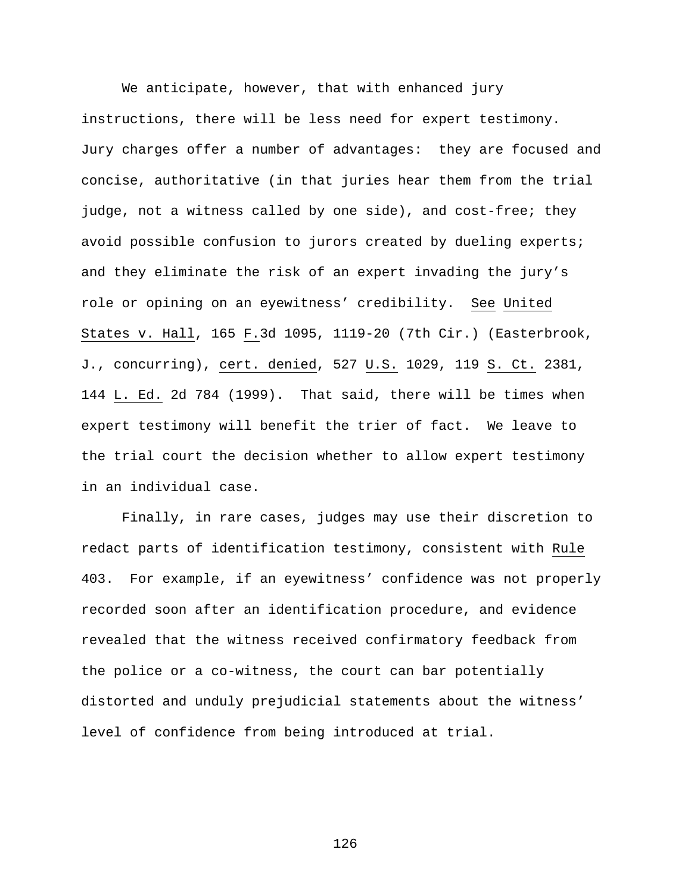We anticipate, however, that with enhanced jury instructions, there will be less need for expert testimony. Jury charges offer a number of advantages: they are focused and concise, authoritative (in that juries hear them from the trial judge, not a witness called by one side), and cost-free; they avoid possible confusion to jurors created by dueling experts; and they eliminate the risk of an expert invading the jury's role or opining on an eyewitness' credibility. See United States v. Hall, 165 F.3d 1095, 1119-20 (7th Cir.) (Easterbrook, J., concurring), cert. denied, 527 U.S. 1029, 119 S. Ct. 2381, 144 L. Ed. 2d 784 (1999). That said, there will be times when expert testimony will benefit the trier of fact. We leave to the trial court the decision whether to allow expert testimony in an individual case.

Finally, in rare cases, judges may use their discretion to redact parts of identification testimony, consistent with Rule 403. For example, if an eyewitness' confidence was not properly recorded soon after an identification procedure, and evidence revealed that the witness received confirmatory feedback from the police or a co-witness, the court can bar potentially distorted and unduly prejudicial statements about the witness' level of confidence from being introduced at trial.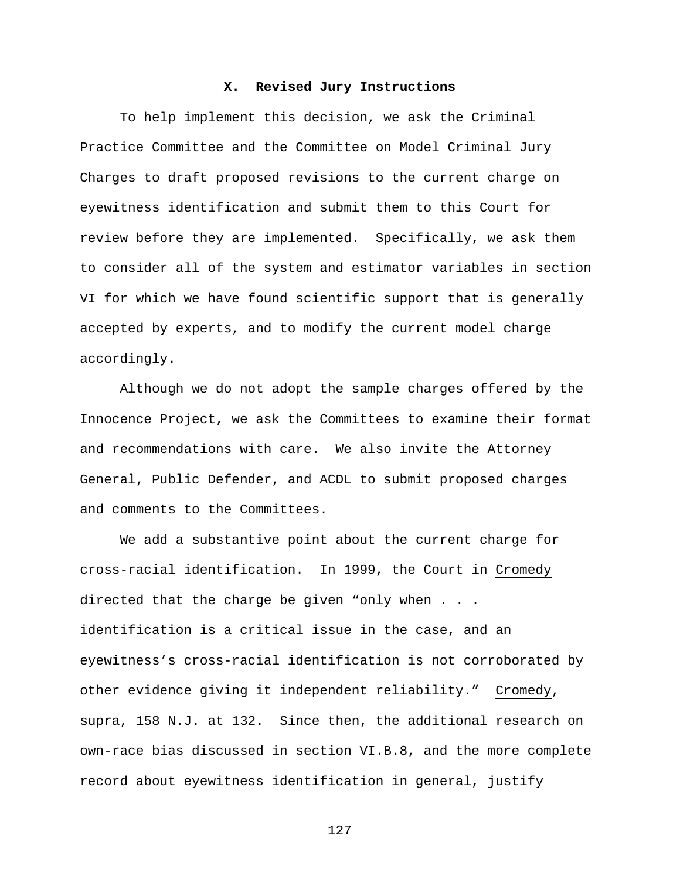## X. Revised Jury Instructions

To help implement this decision, we ask the Criminal Practice Committee and the Committee on Model Criminal Jury Charges to draft proposed revisions to the current charge on eyewitness identification and submit them to this Court for review before they are implemented. Specifically, we ask them to consider all of the system and estimator variables in section VI for which we have found scientific support that is generally accepted by experts, and to modify the current model charge accordingly.

Although we do not adopt the sample charges offered by the Innocence Project, we ask the Committees to examine their format and recommendations with care. We also invite the Attorney General, Public Defender, and ACDL to submit proposed charges and comments to the Committees.

We add a substantive point about the current charge for cross-racial identification. In 1999, the Court in Cromedy directed that the charge be given "only when . . . identification is a critical issue in the case, and an eyewitness's cross-racial identification is not corroborated by other evidence giving it independent reliability." Cromedy, supra, 158 N.J. at 132. Since then, the additional research on own-race bias discussed in section VI.B.8, and the more complete record about eyewitness identification in general, justify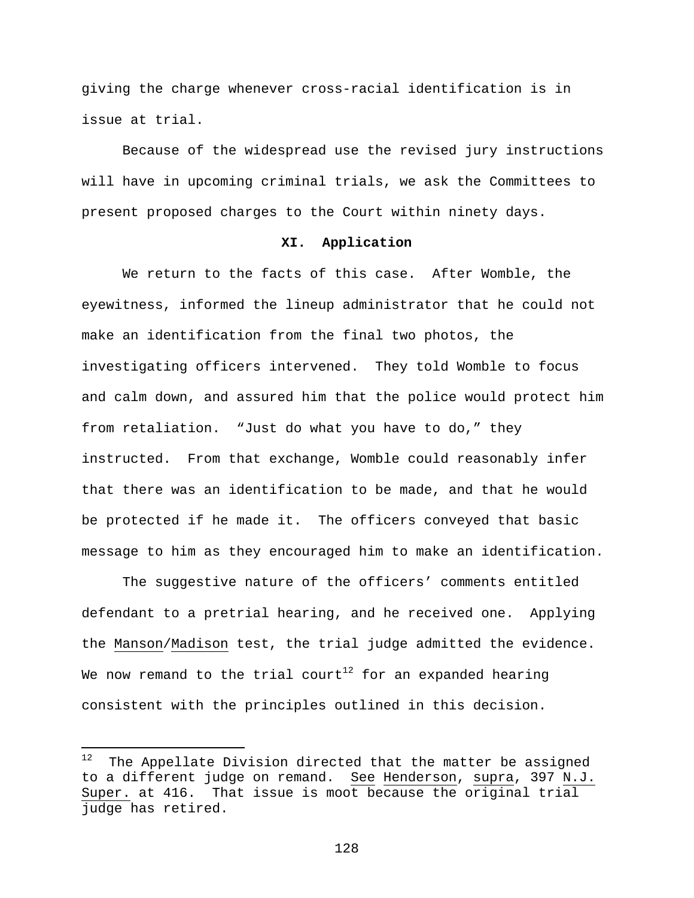giving the charge whenever cross-racial identification is in issue at trial.

Because of the widespread use the revised jury instructions will have in upcoming criminal trials, we ask the Committees to present proposed charges to the Court within ninety days.

## XI. Application

We return to the facts of this case. After Womble, the eyewitness, informed the lineup administrator that he could not make an identification from the final two photos, the investigating officers intervened. They told Womble to focus and calm down, and assured him that the police would protect him from retaliation. "Just do what you have to do," they instructed. From that exchange, Womble could reasonably infer that there was an identification to be made, and that he would be protected if he made it. The officers conveyed that basic message to him as they encouraged him to make an identification.

The suggestive nature of the officers' comments entitled defendant to a pretrial hearing, and he received one. Applying the Manson/Madison test, the trial judge admitted the evidence. We now remand to the trial court[12] for an expanded hearing consistent with the principles outlined in this decision.

---

[12] The Appellate Division directed that the matter be assigned to a different judge on remand. See Henderson, supra, 397 N.J. Super. at 416. That issue is moot because the original trial judge has retired.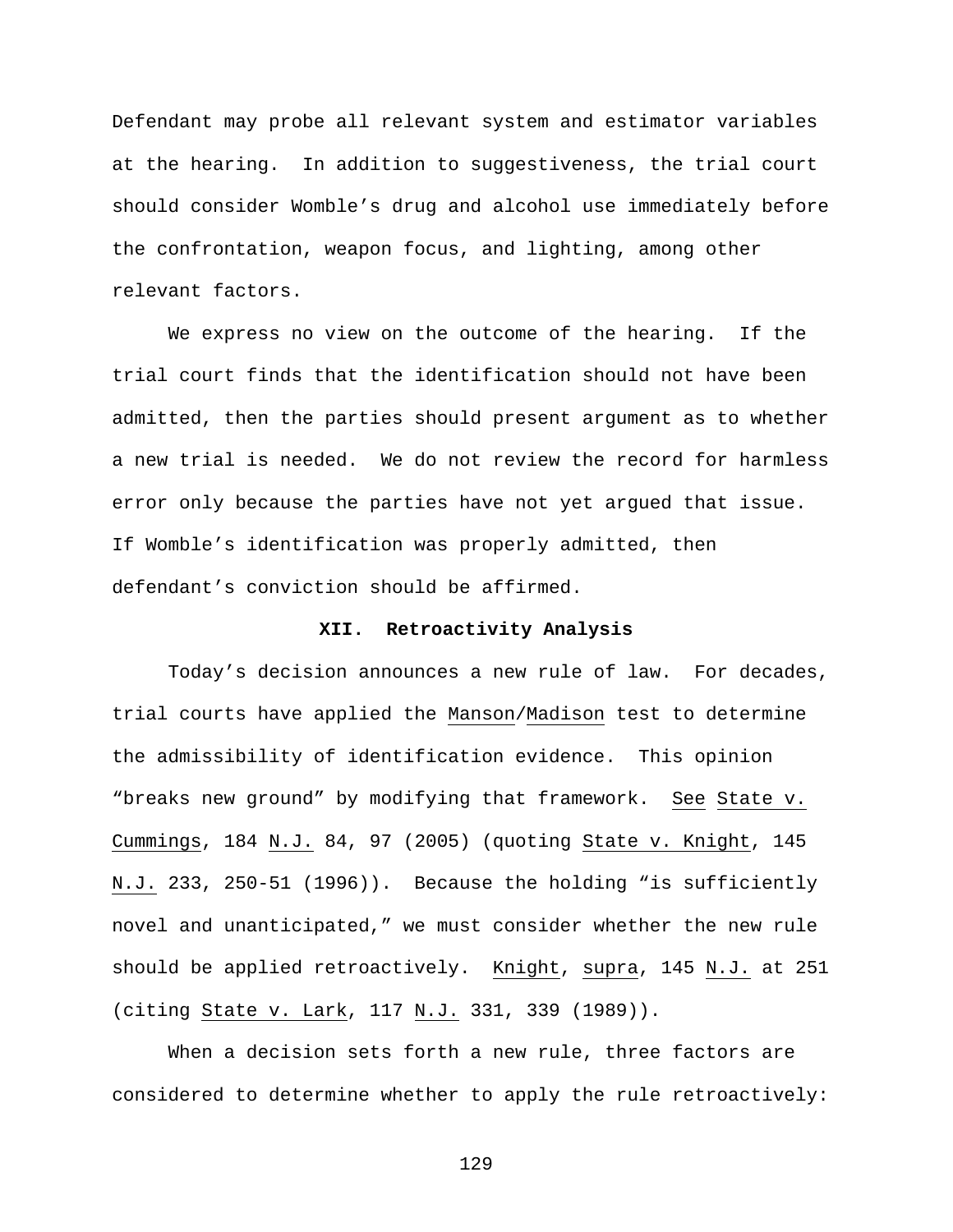Defendant may probe all relevant system and estimator variables at the hearing. In addition to suggestiveness, the trial court should consider Womble's drug and alcohol use immediately before the confrontation, weapon focus, and lighting, among other relevant factors.

We express no view on the outcome of the hearing. If the trial court finds that the identification should not have been admitted, then the parties should present argument as to whether a new trial is needed. We do not review the record for harmless error only because the parties have not yet argued that issue. If Womble's identification was properly admitted, then defendant's conviction should be affirmed.

### XII. Retroactivity Analysis

Today's decision announces a new rule of law. For decades, trial courts have applied the Manson/Madison test to determine the admissibility of identification evidence. This opinion "breaks new ground" by modifying that framework. See State v. Cummings, 184 N.J. 84, 97 (2005) (quoting State v. Knight, 145 N.J. 233, 250-51 (1996)). Because the holding "is sufficiently novel and unanticipated," we must consider whether the new rule should be applied retroactively. Knight, supra, 145 N.J. at 251 (citing State v. Lark, 117 N.J. 331, 339 (1989)).

When a decision sets forth a new rule, three factors are considered to determine whether to apply the rule retroactively: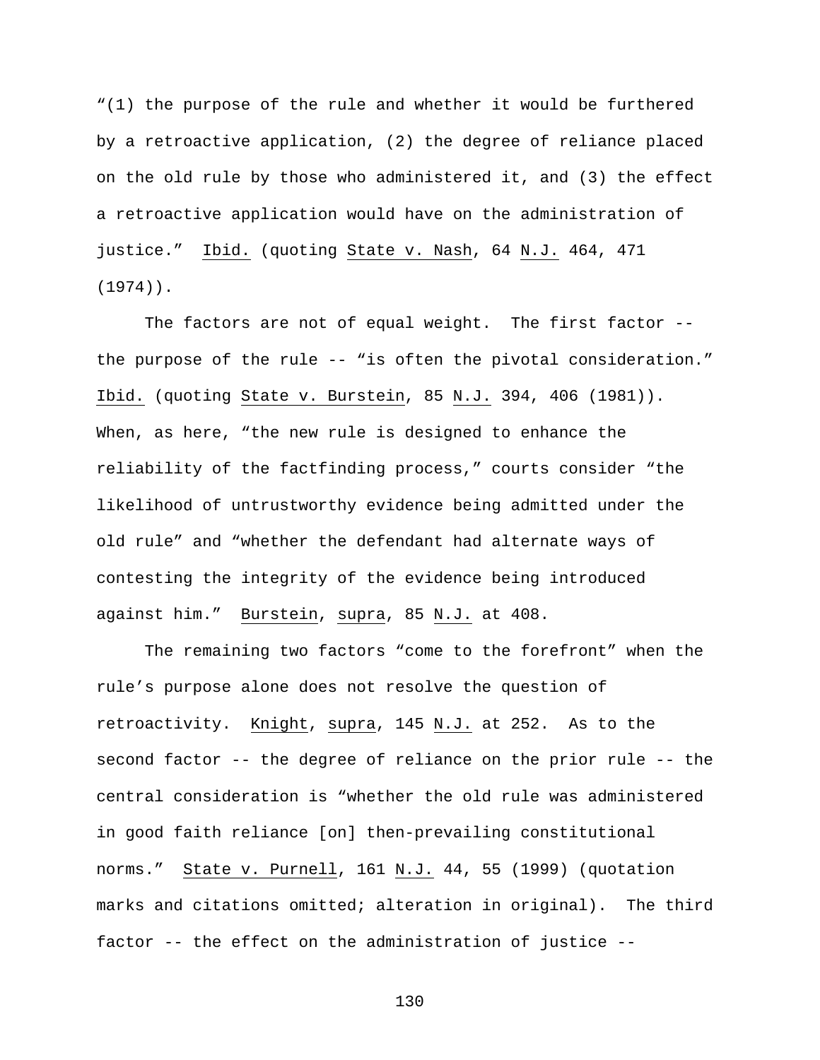"(1) the purpose of the rule and whether it would be furthered by a retroactive application, (2) the degree of reliance placed on the old rule by those who administered it, and (3) the effect a retroactive application would have on the administration of justice." Ibid. (quoting State v. Nash, 64 N.J. 464, 471 (1974)).

The factors are not of equal weight. The first factor -- the purpose of the rule -- "is often the pivotal consideration." Ibid. (quoting State v. Burstein, 85 N.J. 394, 406 (1981)). When, as here, "the new rule is designed to enhance the reliability of the factfinding process," courts consider "the likelihood of untrustworthy evidence being admitted under the old rule" and "whether the defendant had alternate ways of contesting the integrity of the evidence being introduced against him." Burstein, supra, 85 N.J. at 408.

The remaining two factors "come to the forefront" when the rule's purpose alone does not resolve the question of retroactivity. Knight, supra, 145 N.J. at 252. As to the second factor -- the degree of reliance on the prior rule -- the central consideration is "whether the old rule was administered in good faith reliance [on] then-prevailing constitutional norms." State v. Purnell, 161 N.J. 44, 55 (1999) (quotation marks and citations omitted; alteration in original). The third factor -- the effect on the administration of justice --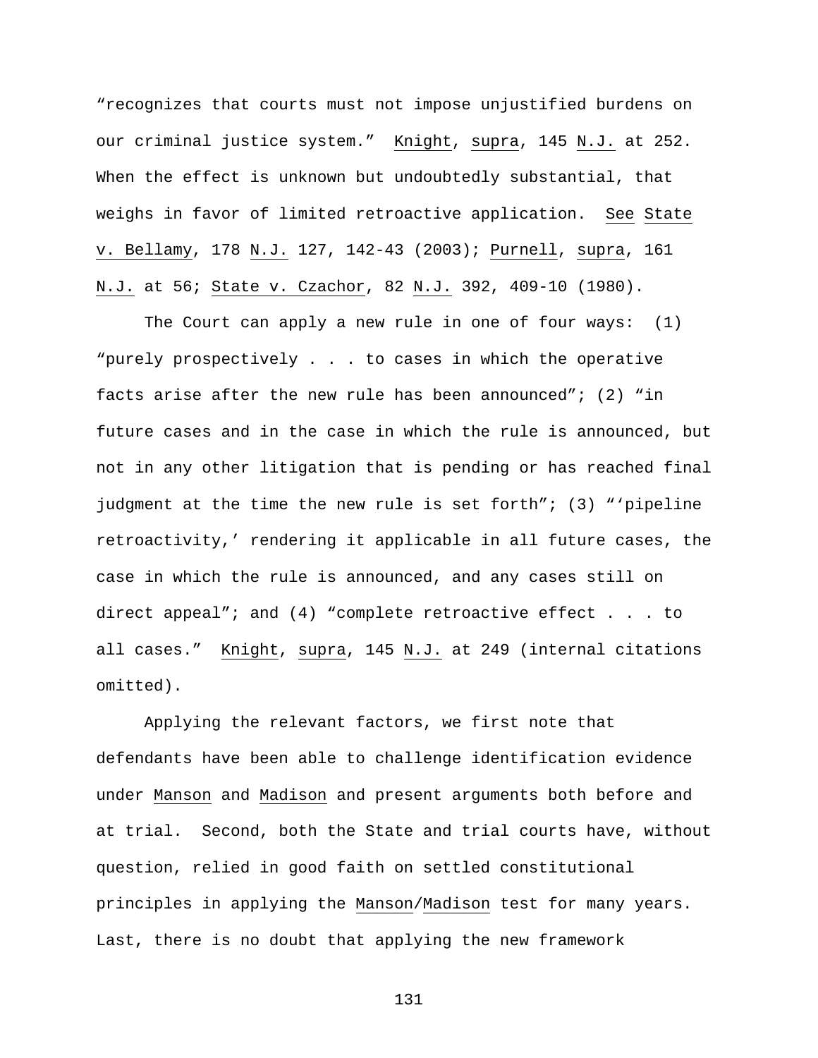"recognizes that courts must not impose unjustified burdens on our criminal justice system." Knight, supra, 145 N.J. at 252. When the effect is unknown but undoubtedly substantial, that weighs in favor of limited retroactive application. See State v. Bellamy, 178 N.J. 127, 142-43 (2003); Purnell, supra, 161 N.J. at 56; State v. Czachor, 82 N.J. 392, 409-10 (1980).

The Court can apply a new rule in one of four ways: (1) "purely prospectively . . . to cases in which the operative facts arise after the new rule has been announced"; (2) "in future cases and in the case in which the rule is announced, but not in any other litigation that is pending or has reached final judgment at the time the new rule is set forth"; (3) "'pipeline retroactivity,' rendering it applicable in all future cases, the case in which the rule is announced, and any cases still on direct appeal"; and (4) "complete retroactive effect . . . to all cases." Knight, supra, 145 N.J. at 249 (internal citations omitted).

Applying the relevant factors, we first note that defendants have been able to challenge identification evidence under Manson and Madison and present arguments both before and at trial. Second, both the State and trial courts have, without question, relied in good faith on settled constitutional principles in applying the Manson/Madison test for many years. Last, there is no doubt that applying the new framework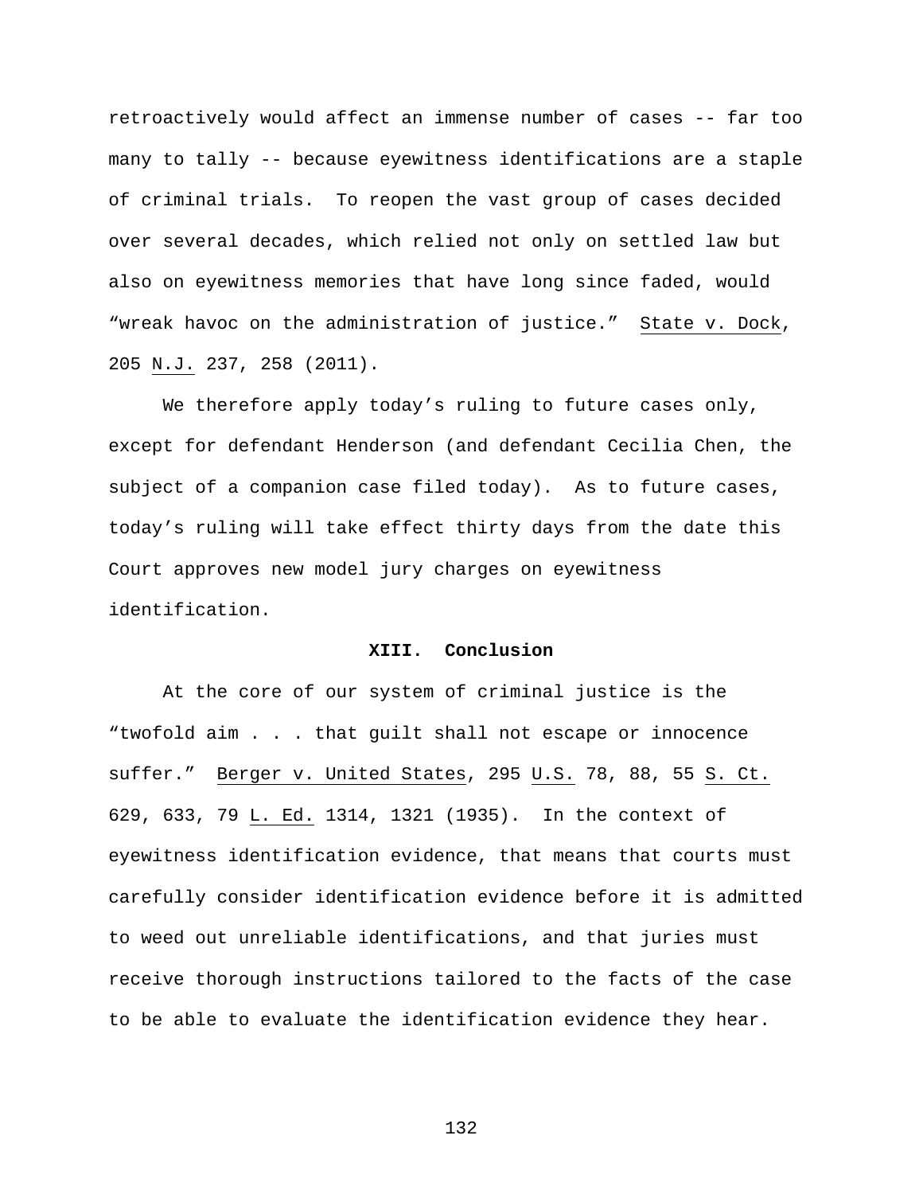retroactively would affect an immense number of cases -- far too many to tally -- because eyewitness identifications are a staple of criminal trials. To reopen the vast group of cases decided over several decades, which relied not only on settled law but also on eyewitness memories that have long since faded, would "wreak havoc on the administration of justice." State v. Dock, 205 N.J. 237, 258 (2011).

We therefore apply today's ruling to future cases only, except for defendant Henderson (and defendant Cecilia Chen, the subject of a companion case filed today). As to future cases, today's ruling will take effect thirty days from the date this Court approves new model jury charges on eyewitness identification.

## XIII. Conclusion

At the core of our system of criminal justice is the "twofold aim . . . that guilt shall not escape or innocence suffer." Berger v. United States, 295 U.S. 78, 88, 55 S. Ct. 629, 633, 79 L. Ed. 1314, 1321 (1935). In the context of eyewitness identification evidence, that means that courts must carefully consider identification evidence before it is admitted to weed out unreliable identifications, and that juries must receive thorough instructions tailored to the facts of the case to be able to evaluate the identification evidence they hear.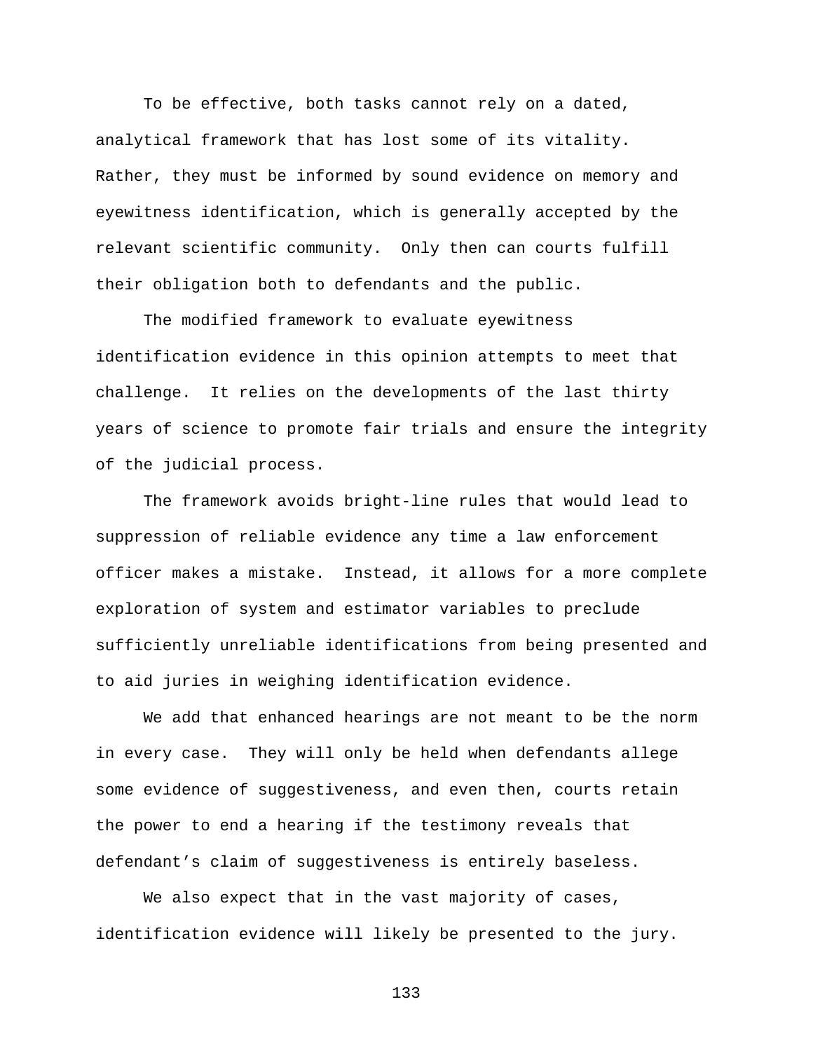To be effective, both tasks cannot rely on a dated, analytical framework that has lost some of its vitality. Rather, they must be informed by sound evidence on memory and eyewitness identification, which is generally accepted by the relevant scientific community. Only then can courts fulfill their obligation both to defendants and the public.

The modified framework to evaluate eyewitness identification evidence in this opinion attempts to meet that challenge. It relies on the developments of the last thirty years of science to promote fair trials and ensure the integrity of the judicial process.

The framework avoids bright-line rules that would lead to suppression of reliable evidence any time a law enforcement officer makes a mistake. Instead, it allows for a more complete exploration of system and estimator variables to preclude sufficiently unreliable identifications from being presented and to aid juries in weighing identification evidence.

We add that enhanced hearings are not meant to be the norm in every case. They will only be held when defendants allege some evidence of suggestiveness, and even then, courts retain the power to end a hearing if the testimony reveals that defendant's claim of suggestiveness is entirely baseless.

We also expect that in the vast majority of cases, identification evidence will likely be presented to the jury.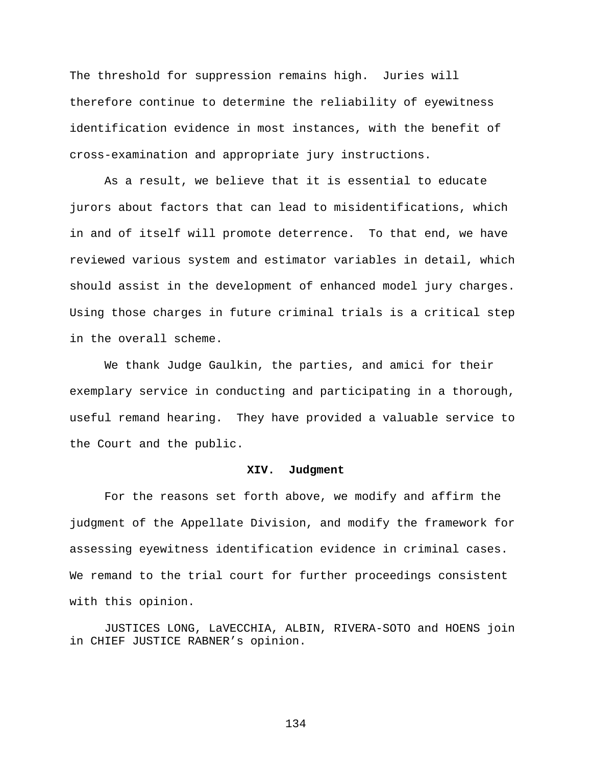The threshold for suppression remains high. Juries will therefore continue to determine the reliability of eyewitness identification evidence in most instances, with the benefit of cross-examination and appropriate jury instructions.

As a result, we believe that it is essential to educate jurors about factors that can lead to misidentifications, which in and of itself will promote deterrence. To that end, we have reviewed various system and estimator variables in detail, which should assist in the development of enhanced model jury charges. Using those charges in future criminal trials is a critical step in the overall scheme.

We thank Judge Gaulkin, the parties, and amici for their exemplary service in conducting and participating in a thorough, useful remand hearing. They have provided a valuable service to the Court and the public.

## XIV. Judgment

For the reasons set forth above, we modify and affirm the judgment of the Appellate Division, and modify the framework for assessing eyewitness identification evidence in criminal cases. We remand to the trial court for further proceedings consistent with this opinion.

JUSTICES LONG, LaVECCHIA, ALBIN, RIVERA-SOTO and HOENS join in CHIEF JUSTICE RABNER's opinion.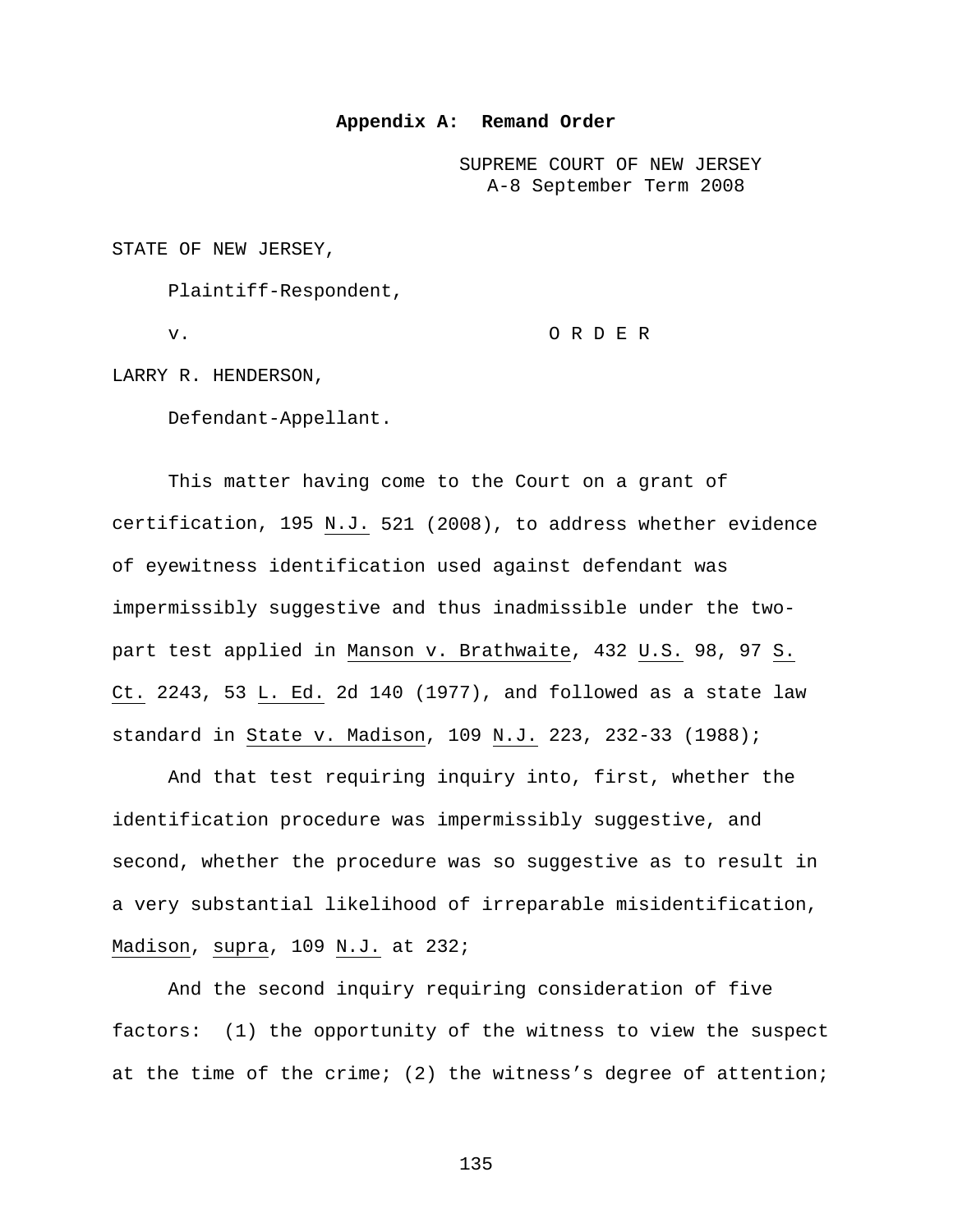## Appendix A: Remand Order

SUPREME COURT OF NEW JERSEY
A-8 September Term 2008

STATE OF NEW JERSEY,

Plaintiff-Respondent,

v. O R D E R

LARRY R. HENDERSON,

Defendant-Appellant.

This matter having come to the Court on a grant of certification, 195 N.J. 521 (2008), to address whether evidence of eyewitness identification used against defendant was impermissibly suggestive and thus inadmissible under the two-part test applied in Manson v. Brathwaite, 432 U.S. 98, 97 S. Ct. 2243, 53 L. Ed. 2d 140 (1977), and followed as a state law standard in State v. Madison, 109 N.J. 223, 232-33 (1988);

And that test requiring inquiry into, first, whether the identification procedure was impermissibly suggestive, and second, whether the procedure was so suggestive as to result in a very substantial likelihood of irreparable misidentification, Madison, supra, 109 N.J. at 232;

And the second inquiry requiring consideration of five factors: (1) the opportunity of the witness to view the suspect at the time of the crime; (2) the witness's degree of attention;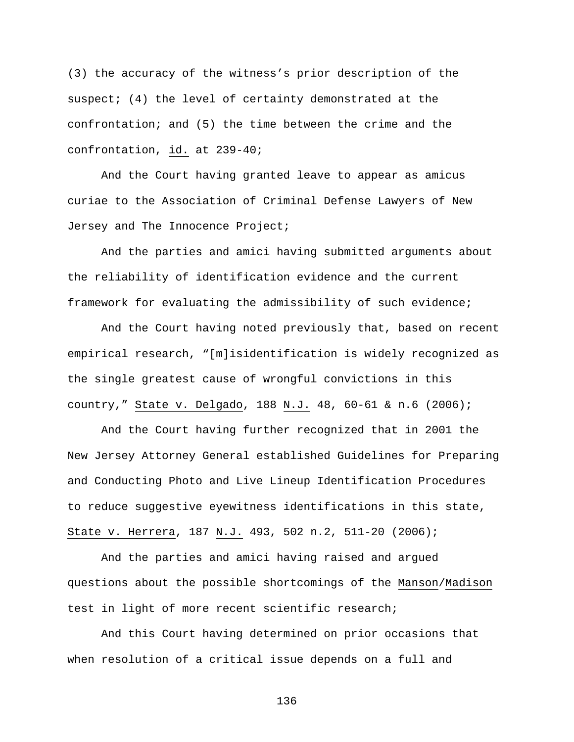(3) the accuracy of the witness's prior description of the suspect; (4) the level of certainty demonstrated at the confrontation; and (5) the time between the crime and the confrontation, id. at 239-40;

And the Court having granted leave to appear as amicus curiae to the Association of Criminal Defense Lawyers of New Jersey and The Innocence Project;

And the parties and amici having submitted arguments about the reliability of identification evidence and the current framework for evaluating the admissibility of such evidence;

And the Court having noted previously that, based on recent empirical research, "[m]isidentification is widely recognized as the single greatest cause of wrongful convictions in this country," State v. Delgado, 188 N.J. 48, 60-61 & n.6 (2006);

And the Court having further recognized that in 2001 the New Jersey Attorney General established Guidelines for Preparing and Conducting Photo and Live Lineup Identification Procedures to reduce suggestive eyewitness identifications in this state, State v. Herrera, 187 N.J. 493, 502 n.2, 511-20 (2006);

And the parties and amici having raised and argued questions about the possible shortcomings of the Manson/Madison test in light of more recent scientific research;

And this Court having determined on prior occasions that when resolution of a critical issue depends on a full and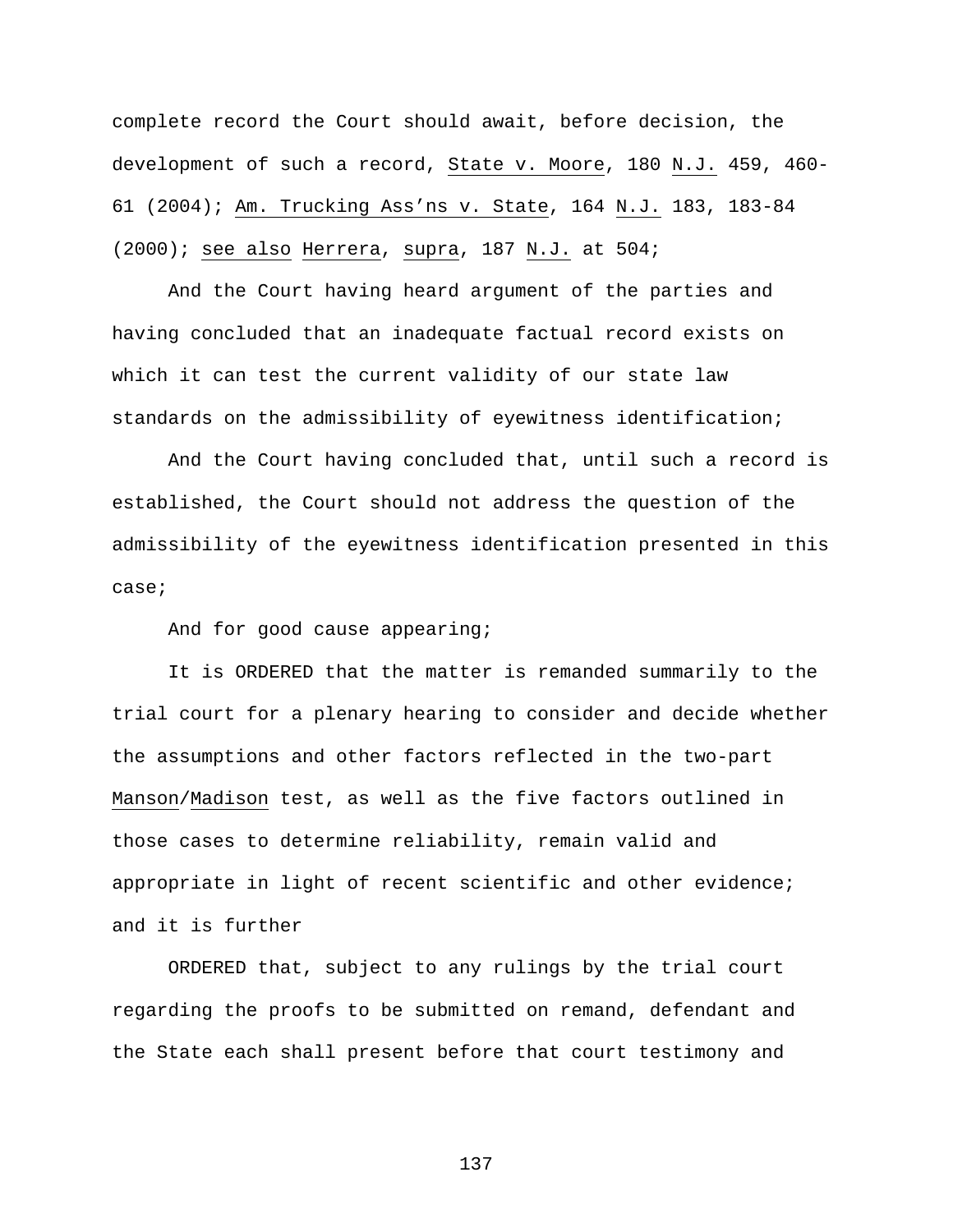complete record the Court should await, before decision, the development of such a record, State v. Moore, 180 N.J. 459, 460-61 (2004); Am. Trucking Ass'ns v. State, 164 N.J. 183, 183-84 (2000); see also Herrera, supra, 187 N.J. at 504;

And the Court having heard argument of the parties and having concluded that an inadequate factual record exists on which it can test the current validity of our state law standards on the admissibility of eyewitness identification;

And the Court having concluded that, until such a record is established, the Court should not address the question of the admissibility of the eyewitness identification presented in this case;

And for good cause appearing;

It is ORDERED that the matter is remanded summarily to the trial court for a plenary hearing to consider and decide whether the assumptions and other factors reflected in the two-part Manson/Madison test, as well as the five factors outlined in those cases to determine reliability, remain valid and appropriate in light of recent scientific and other evidence; and it is further

ORDERED that, subject to any rulings by the trial court regarding the proofs to be submitted on remand, defendant and the State each shall present before that court testimony and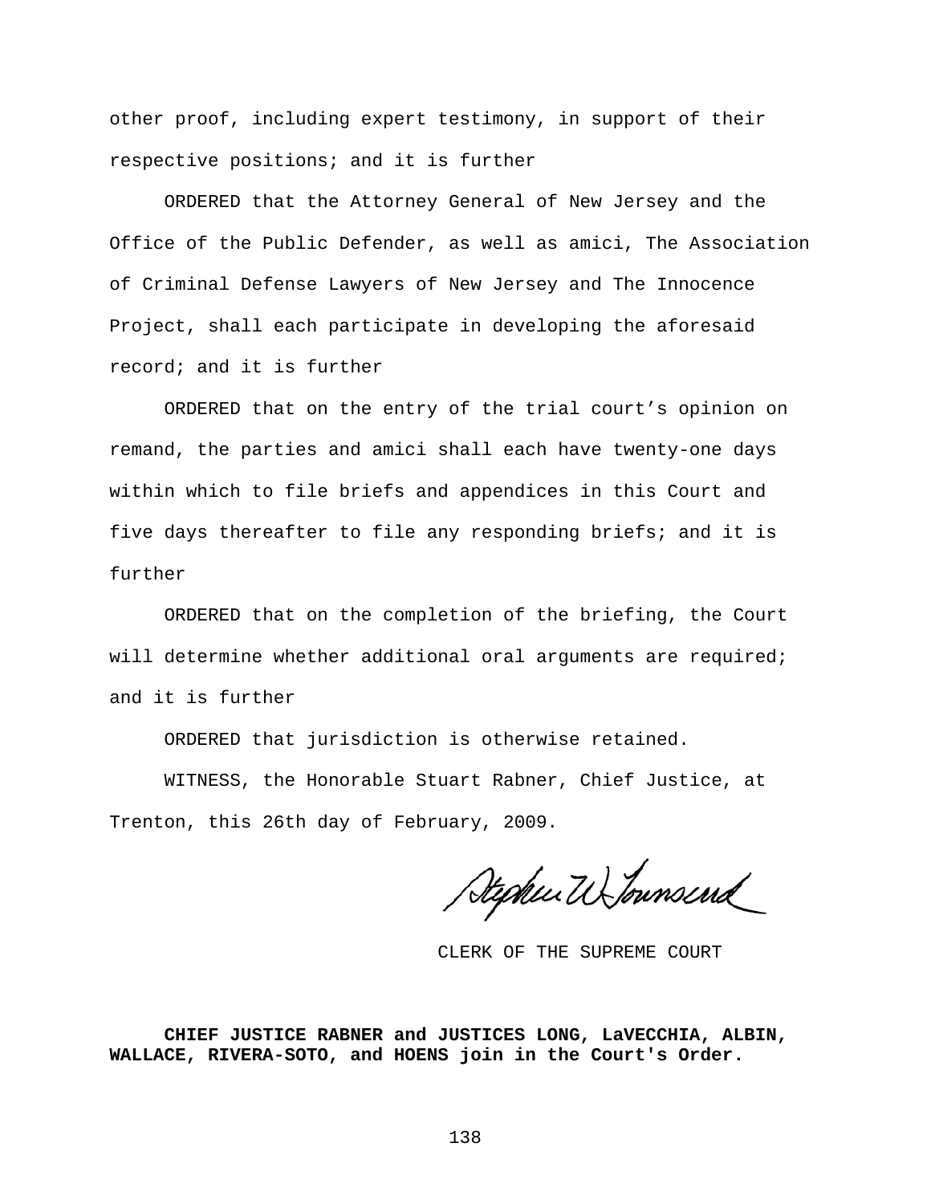other proof, including expert testimony, in support of their respective positions; and it is further

ORDERED that the Attorney General of New Jersey and the Office of the Public Defender, as well as amici, The Association of Criminal Defense Lawyers of New Jersey and The Innocence Project, shall each participate in developing the aforesaid record; and it is further

ORDERED that on the entry of the trial court's opinion on remand, the parties and amici shall each have twenty-one days within which to file briefs and appendices in this Court and five days thereafter to file any responding briefs; and it is further

ORDERED that on the completion of the briefing, the Court will determine whether additional oral arguments are required; and it is further

ORDERED that jurisdiction is otherwise retained.

WITNESS, the Honorable Stuart Rabner, Chief Justice, at Trenton, this 26th day of February, 2009.

Stephen W. Townsend

CLERK OF THE SUPREME COURT

**CHIEF JUSTICE RABNER and JUSTICES LONG, LaVECCHIA, ALBIN, WALLACE, RIVERA-SOTO, and HOENS join in the Court's Order.**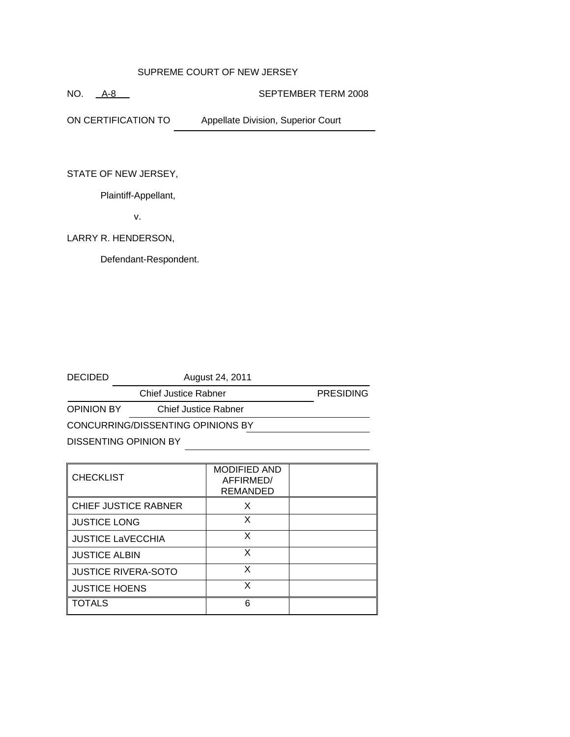SUPREME COURT OF NEW JERSEY

NO. A-8 SEPTEMBER TERM 2008

ON CERTIFICATION TO Appellate Division, Superior Court

STATE OF NEW JERSEY,

Plaintiff-Appellant,

v.

LARRY R. HENDERSON,

Defendant-Respondent.

DECIDED August 24, 2011

Chief Justice Rabner PRESIDING

OPINION BY Chief Justice Rabner

CONCURRING/DISSENTING OPINIONS BY

DISSENTING OPINION BY

| CHECKLIST | MODIFIED AND AFFIRMED/ REMANDED | |
|---|---|---|
| CHIEF JUSTICE RABNER | X | |
| JUSTICE LONG | X | |
| JUSTICE LaVECCHIA | X | |
| JUSTICE ALBIN | X | |
| JUSTICE RIVERA-SOTO | X | |
| JUSTICE HOENS | X | |
| TOTALS | 6 | |